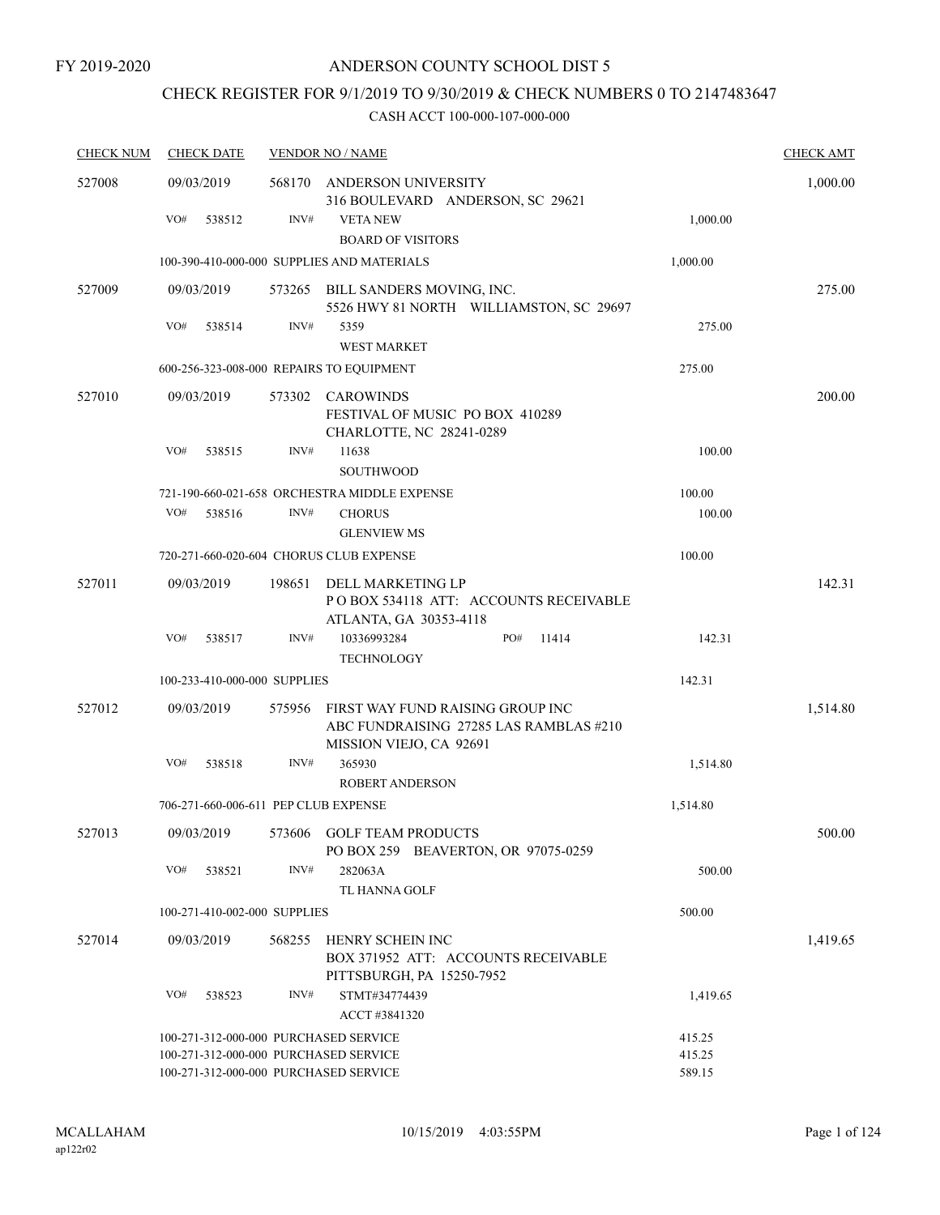FY 2019-2020

# ANDERSON COUNTY SCHOOL DIST 5

## CHECK REGISTER FOR 9/1/2019 TO 9/30/2019 & CHECK NUMBERS 0 TO 2147483647

### CASH ACCT 100-000-107-000-000

| CHECK NUM | CHECK DATE | VENDOR NO / NAME | | CHECK AMT |
|---|---|---|---|---|
| 527008 | 09/03/2019 | 568170 ANDERSON UNIVERSITY<br>316 BOULEVARD ANDERSON, SC 29621 | | 1,000.00 |
| | VO# 538512 | INV# VETA NEW<br>BOARD OF VISITORS | 1,000.00 | |
| | 100-390-410-000-000 SUPPLIES AND MATERIALS | | 1,000.00 | |
| 527009 | 09/03/2019 | 573265 BILL SANDERS MOVING, INC.<br>5526 HWY 81 NORTH WILLIAMSTON, SC 29697 | | 275.00 |
| | VO# 538514 | INV# 5359<br>WEST MARKET | 275.00 | |
| | 600-256-323-008-000 REPAIRS TO EQUIPMENT | | 275.00 | |
| 527010 | 09/03/2019 | 573302 CAROWINDS<br>FESTIVAL OF MUSIC PO BOX 410289<br>CHARLOTTE, NC 28241-0289 | | 200.00 |
| | VO# 538515 | INV# 11638<br>SOUTHWOOD | 100.00 | |
| | 721-190-660-021-658 ORCHESTRA MIDDLE EXPENSE | | 100.00 | |
| | VO# 538516 | INV# CHORUS<br>GLENVIEW MS | 100.00 | |
| | 720-271-660-020-604 CHORUS CLUB EXPENSE | | 100.00 | |
| 527011 | 09/03/2019 | 198651 DELL MARKETING LP<br>P O BOX 534118 ATT: ACCOUNTS RECEIVABLE<br>ATLANTA, GA 30353-4118 | | 142.31 |
| | VO# 538517 | INV# 10336993284 PO# 11414<br>TECHNOLOGY | 142.31 | |
| | 100-233-410-000-000 SUPPLIES | | 142.31 | |
| 527012 | 09/03/2019 | 575956 FIRST WAY FUND RAISING GROUP INC<br>ABC FUNDRAISING 27285 LAS RAMBLAS #210<br>MISSION VIEJO, CA 92691 | | 1,514.80 |
| | VO# 538518 | INV# 365930<br>ROBERT ANDERSON | 1,514.80 | |
| | 706-271-660-006-611 PEP CLUB EXPENSE | | 1,514.80 | |
| 527013 | 09/03/2019 | 573606 GOLF TEAM PRODUCTS<br>PO BOX 259 BEAVERTON, OR 97075-0259 | | 500.00 |
| | VO# 538521 | INV# 282063A<br>TL HANNA GOLF | 500.00 | |
| | 100-271-410-002-000 SUPPLIES | | 500.00 | |
| 527014 | 09/03/2019 | 568255 HENRY SCHEIN INC<br>BOX 371952 ATT: ACCOUNTS RECEIVABLE<br>PITTSBURGH, PA 15250-7952 | | 1,419.65 |
| | VO# 538523 | INV# STMT#34774439<br>ACCT #3841320 | 1,419.65 | |
| | 100-271-312-000-000 PURCHASED SERVICE | | 415.25 | |
| | 100-271-312-000-000 PURCHASED SERVICE | | 415.25 | |
| | 100-271-312-000-000 PURCHASED SERVICE | | 589.15 | |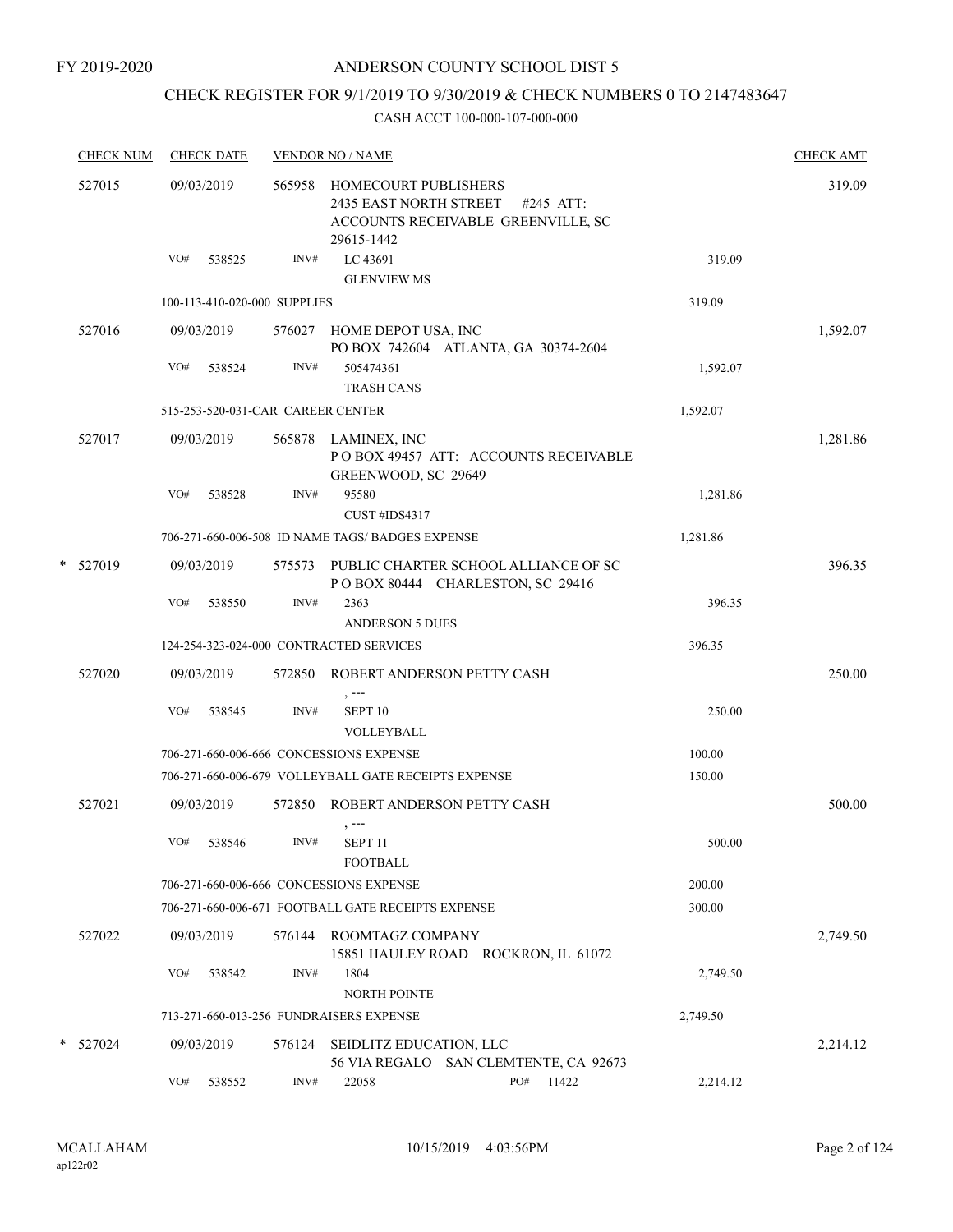FY 2019-2020

# ANDERSON COUNTY SCHOOL DIST 5

## CHECK REGISTER FOR 9/1/2019 TO 9/30/2019 & CHECK NUMBERS 0 TO 2147483647

### CASH ACCT 100-000-107-000-000

| CHECK NUM | CHECK DATE | VENDOR NO / NAME | | CHECK AMT |
|---|---|---|---|---|
| 527015 | 09/03/2019 | 565958 HOMECOURT PUBLISHERS<br>2435 EAST NORTH STREET #245 ATT: ACCOUNTS RECEIVABLE GREENVILLE, SC 29615-1442 | | 319.09 |
| | VO# 538525 | INV# LC 43691<br>GLENVIEW MS | 319.09 | |
| | 100-113-410-020-000 SUPPLIES | | 319.09 | |
| 527016 | 09/03/2019 | 576027 HOME DEPOT USA, INC<br>PO BOX 742604 ATLANTA, GA 30374-2604 | | 1,592.07 |
| | VO# 538524 | INV# 505474361<br>TRASH CANS | 1,592.07 | |
| | 515-253-520-031-CAR CAREER CENTER | | 1,592.07 | |
| 527017 | 09/03/2019 | 565878 LAMINEX, INC<br>P O BOX 49457 ATT: ACCOUNTS RECEIVABLE GREENWOOD, SC 29649 | | 1,281.86 |
| | VO# 538528 | INV# 95580<br>CUST #IDS4317 | 1,281.86 | |
| | 706-271-660-006-508 ID NAME TAGS/ BADGES EXPENSE | | 1,281.86 | |
| * 527019 | 09/03/2019 | 575573 PUBLIC CHARTER SCHOOL ALLIANCE OF SC<br>P O BOX 80444 CHARLESTON, SC 29416 | | 396.35 |
| | VO# 538550 | INV# 2363<br>ANDERSON 5 DUES | 396.35 | |
| | 124-254-323-024-000 CONTRACTED SERVICES | | 396.35 | |
| 527020 | 09/03/2019 | 572850 ROBERT ANDERSON PETTY CASH<br>, --- | | 250.00 |
| | VO# 538545 | INV# SEPT 10<br>VOLLEYBALL | 250.00 | |
| | 706-271-660-006-666 CONCESSIONS EXPENSE | | 100.00 | |
| | 706-271-660-006-679 VOLLEYBALL GATE RECEIPTS EXPENSE | | 150.00 | |
| 527021 | 09/03/2019 | 572850 ROBERT ANDERSON PETTY CASH<br>, --- | | 500.00 |
| | VO# 538546 | INV# SEPT 11<br>FOOTBALL | 500.00 | |
| | 706-271-660-006-666 CONCESSIONS EXPENSE | | 200.00 | |
| | 706-271-660-006-671 FOOTBALL GATE RECEIPTS EXPENSE | | 300.00 | |
| 527022 | 09/03/2019 | 576144 ROOMTAGZ COMPANY<br>15851 HAULEY ROAD ROCKRON, IL 61072 | | 2,749.50 |
| | VO# 538542 | INV# 1804<br>NORTH POINTE | 2,749.50 | |
| | 713-271-660-013-256 FUNDRAISERS EXPENSE | | 2,749.50 | |
| * 527024 | 09/03/2019 | 576124 SEIDLITZ EDUCATION, LLC<br>56 VIA REGALO SAN CLEMTENTE, CA 92673 | | 2,214.12 |
| | VO# 538552 | INV# 22058 PO# 11422 | 2,214.12 | |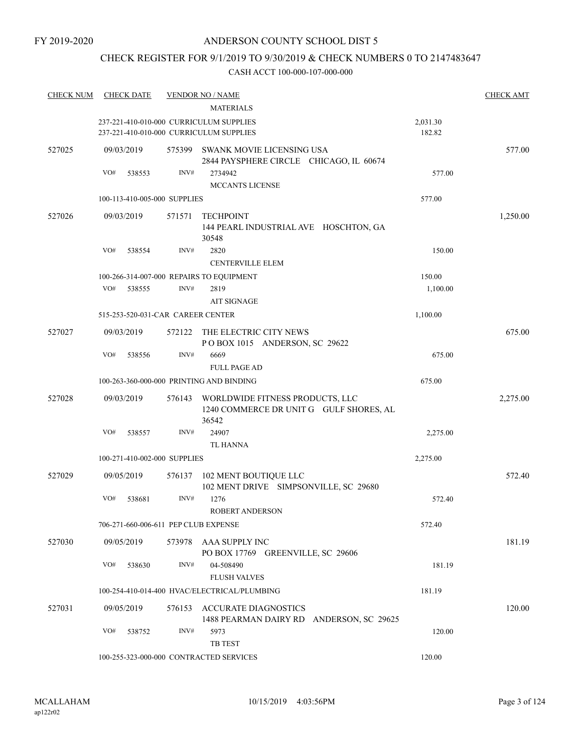FY 2019-2020

# ANDERSON COUNTY SCHOOL DIST 5

## CHECK REGISTER FOR 9/1/2019 TO 9/30/2019 & CHECK NUMBERS 0 TO 2147483647

### CASH ACCT 100-000-107-000-000

| CHECK NUM | CHECK DATE | VENDOR NO / NAME | | CHECK AMT |
|---|---|---|---|---|
| | | MATERIALS | | |
| | 237-221-410-010-000 CURRICULUM SUPPLIES | | 2,031.30 | |
| | 237-221-410-010-000 CURRICULUM SUPPLIES | | 182.82 | |
| 527025 | 09/03/2019 | 575399 SWANK MOVIE LICENSING USA<br>2844 PAYSPHERE CIRCLE CHICAGO, IL 60674 | | 577.00 |
| | VO# 538553 | INV# 2734942<br>MCCANTS LICENSE | 577.00 | |
| | 100-113-410-005-000 SUPPLIES | | 577.00 | |
| 527026 | 09/03/2019 | 571571 TECHPOINT<br>144 PEARL INDUSTRIAL AVE HOSCHTON, GA 30548 | | 1,250.00 |
| | VO# 538554 | INV# 2820<br>CENTERVILLE ELEM | 150.00 | |
| | 100-266-314-007-000 REPAIRS TO EQUIPMENT | | 150.00 | |
| | VO# 538555 | INV# 2819<br>AIT SIGNAGE | 1,100.00 | |
| | 515-253-520-031-CAR CAREER CENTER | | 1,100.00 | |
| 527027 | 09/03/2019 | 572122 THE ELECTRIC CITY NEWS<br>P O BOX 1015 ANDERSON, SC 29622 | | 675.00 |
| | VO# 538556 | INV# 6669<br>FULL PAGE AD | 675.00 | |
| | 100-263-360-000-000 PRINTING AND BINDING | | 675.00 | |
| 527028 | 09/03/2019 | 576143 WORLDWIDE FITNESS PRODUCTS, LLC<br>1240 COMMERCE DR UNIT G GULF SHORES, AL 36542 | | 2,275.00 |
| | VO# 538557 | INV# 24907<br>TL HANNA | 2,275.00 | |
| | 100-271-410-002-000 SUPPLIES | | 2,275.00 | |
| 527029 | 09/05/2019 | 576137 102 MENT BOUTIQUE LLC<br>102 MENT DRIVE SIMPSONVILLE, SC 29680 | | 572.40 |
| | VO# 538681 | INV# 1276<br>ROBERT ANDERSON | 572.40 | |
| | 706-271-660-006-611 PEP CLUB EXPENSE | | 572.40 | |
| 527030 | 09/05/2019 | 573978 AAA SUPPLY INC<br>PO BOX 17769 GREENVILLE, SC 29606 | | 181.19 |
| | VO# 538630 | INV# 04-508490<br>FLUSH VALVES | 181.19 | |
| | 100-254-410-014-400 HVAC/ELECTRICAL/PLUMBING | | 181.19 | |
| 527031 | 09/05/2019 | 576153 ACCURATE DIAGNOSTICS<br>1488 PEARMAN DAIRY RD ANDERSON, SC 29625 | | 120.00 |
| | VO# 538752 | INV# 5973<br>TB TEST | 120.00 | |
| | 100-255-323-000-000 CONTRACTED SERVICES | | 120.00 | |

MCALLAHAM
ap122r02

10/15/2019 4:03:56PM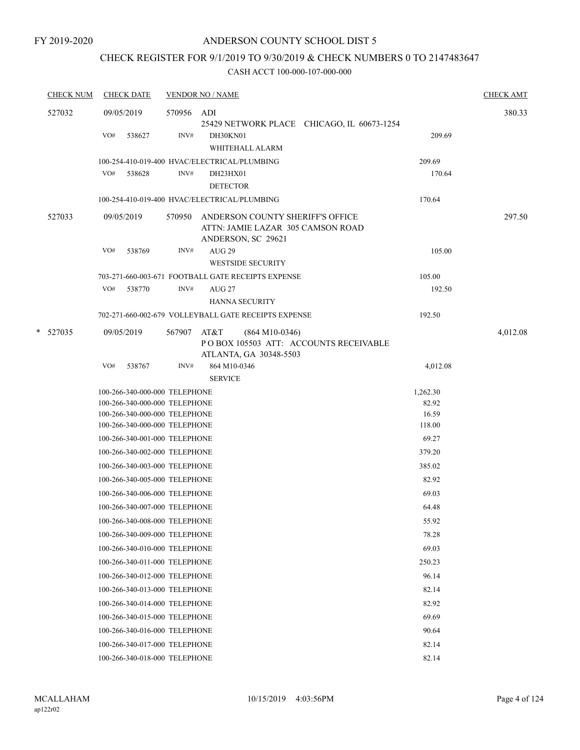FY 2019-2020

# ANDERSON COUNTY SCHOOL DIST 5

## CHECK REGISTER FOR 9/1/2019 TO 9/30/2019 & CHECK NUMBERS 0 TO 2147483647

### CASH ACCT 100-000-107-000-000

| CHECK NUM | CHECK DATE | VENDOR NO / NAME | | CHECK AMT |
|---|---|---|---|---|
| 527032 | 09/05/2019 | 570956 ADI<br>25429 NETWORK PLACE CHICAGO, IL 60673-1254 | | 380.33 |
| | VO# 538627 | INV# DH30KN01<br>WHITEHALL ALARM | 209.69 | |
| | | 100-254-410-019-400 HVAC/ELECTRICAL/PLUMBING | 209.69 | |
| | VO# 538628 | INV# DH23HX01<br>DETECTOR | 170.64 | |
| | | 100-254-410-019-400 HVAC/ELECTRICAL/PLUMBING | 170.64 | |
| 527033 | 09/05/2019 | 570950 ANDERSON COUNTY SHERIFF'S OFFICE<br>ATTN: JAMIE LAZAR 305 CAMSON ROAD<br>ANDERSON, SC 29621 | | 297.50 |
| | VO# 538769 | INV# AUG 29<br>WESTSIDE SECURITY | 105.00 | |
| | | 703-271-660-003-671 FOOTBALL GATE RECEIPTS EXPENSE | 105.00 | |
| | VO# 538770 | INV# AUG 27<br>HANNA SECURITY | 192.50 | |
| | | 702-271-660-002-679 VOLLEYBALL GATE RECEIPTS EXPENSE | 192.50 | |
| * 527035 | 09/05/2019 | 567907 AT&T (864 M10-0346)<br>P O BOX 105503 ATT: ACCOUNTS RECEIVABLE<br>ATLANTA, GA 30348-5503 | | 4,012.08 |
| | VO# 538767 | INV# 864 M10-0346<br>SERVICE | 4,012.08 | |
| | | 100-266-340-000-000 TELEPHONE | 1,262.30 | |
| | | 100-266-340-000-000 TELEPHONE | 82.92 | |
| | | 100-266-340-000-000 TELEPHONE | 16.59 | |
| | | 100-266-340-000-000 TELEPHONE | 118.00 | |
| | | 100-266-340-001-000 TELEPHONE | 69.27 | |
| | | 100-266-340-002-000 TELEPHONE | 379.20 | |
| | | 100-266-340-003-000 TELEPHONE | 385.02 | |
| | | 100-266-340-005-000 TELEPHONE | 82.92 | |
| | | 100-266-340-006-000 TELEPHONE | 69.03 | |
| | | 100-266-340-007-000 TELEPHONE | 64.48 | |
| | | 100-266-340-008-000 TELEPHONE | 55.92 | |
| | | 100-266-340-009-000 TELEPHONE | 78.28 | |
| | | 100-266-340-010-000 TELEPHONE | 69.03 | |
| | | 100-266-340-011-000 TELEPHONE | 250.23 | |
| | | 100-266-340-012-000 TELEPHONE | 96.14 | |
| | | 100-266-340-013-000 TELEPHONE | 82.14 | |
| | | 100-266-340-014-000 TELEPHONE | 82.92 | |
| | | 100-266-340-015-000 TELEPHONE | 69.69 | |
| | | 100-266-340-016-000 TELEPHONE | 90.64 | |
| | | 100-266-340-017-000 TELEPHONE | 82.14 | |
| | | 100-266-340-018-000 TELEPHONE | 82.14 | |

MCALLAHAM
ap122r02
10/15/2019 4:03:56PM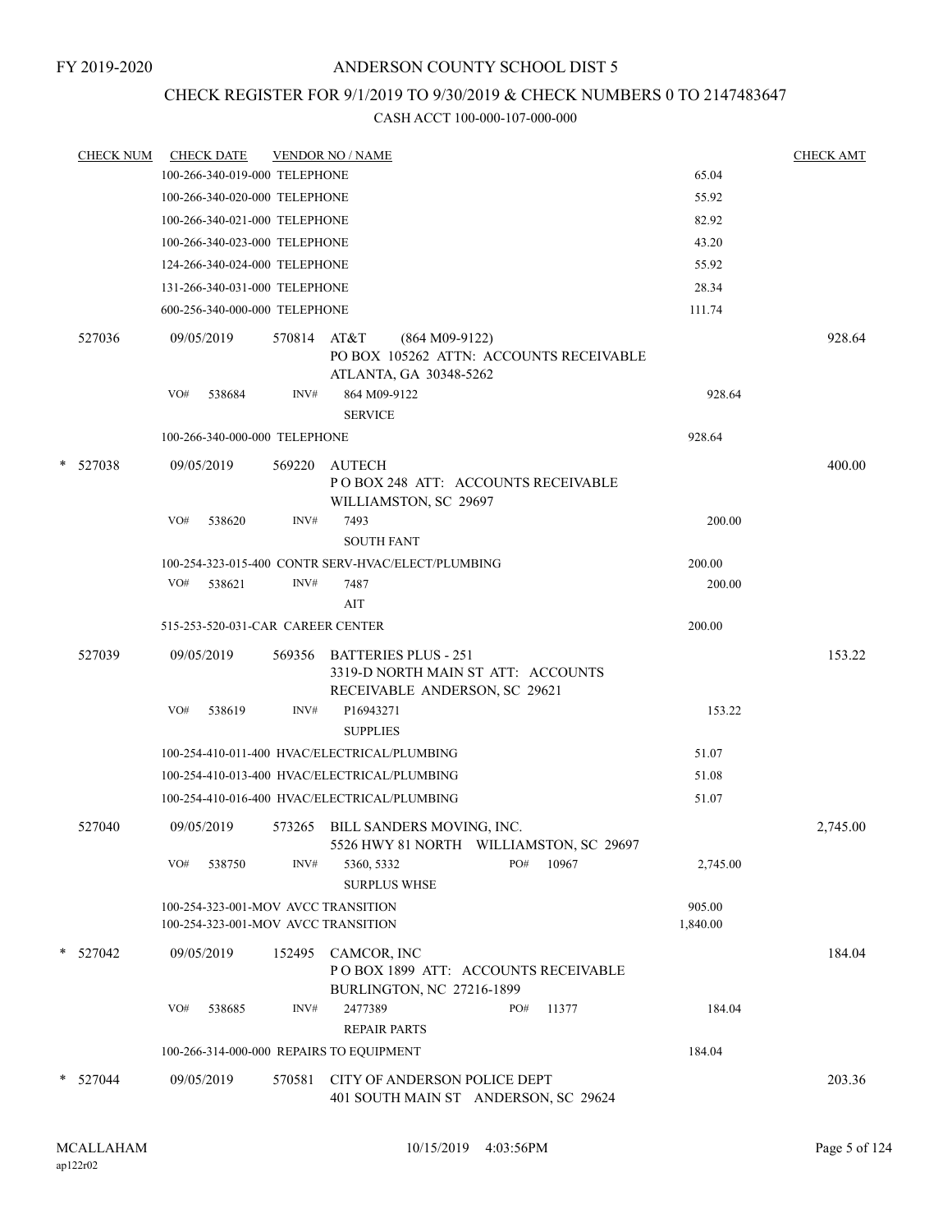FY 2019-2020

# ANDERSON COUNTY SCHOOL DIST 5

## CHECK REGISTER FOR 9/1/2019 TO 9/30/2019 & CHECK NUMBERS 0 TO 2147483647

### CASH ACCT 100-000-107-000-000

| CHECK NUM | CHECK DATE | VENDOR NO / NAME | | CHECK AMT |
|---|---|---|---|---|
| | 100-266-340-019-000 TELEPHONE | | 65.04 | |
| | 100-266-340-020-000 TELEPHONE | | 55.92 | |
| | 100-266-340-021-000 TELEPHONE | | 82.92 | |
| | 100-266-340-023-000 TELEPHONE | | 43.20 | |
| | 124-266-340-024-000 TELEPHONE | | 55.92 | |
| | 131-266-340-031-000 TELEPHONE | | 28.34 | |
| | 600-256-340-000-000 TELEPHONE | | 111.74 | |
| 527036 | 09/05/2019 | 570814 AT&T (864 M09-9122) PO BOX 105262 ATTN: ACCOUNTS RECEIVABLE ATLANTA, GA 30348-5262 | | 928.64 |
| | VO# 538684 | INV# 864 M09-9122 SERVICE | 928.64 | |
| | 100-266-340-000-000 TELEPHONE | | 928.64 | |
| * 527038 | 09/05/2019 | 569220 AUTECH P O BOX 248 ATT: ACCOUNTS RECEIVABLE WILLIAMSTON, SC 29697 | | 400.00 |
| | VO# 538620 | INV# 7493 SOUTH FANT | 200.00 | |
| | 100-254-323-015-400 CONTR SERV-HVAC/ELECT/PLUMBING | | 200.00 | |
| | VO# 538621 | INV# 7487 AIT | 200.00 | |
| | 515-253-520-031-CAR CAREER CENTER | | 200.00 | |
| 527039 | 09/05/2019 | 569356 BATTERIES PLUS - 251 3319-D NORTH MAIN ST ATT: ACCOUNTS RECEIVABLE ANDERSON, SC 29621 | | 153.22 |
| | VO# 538619 | INV# P16943271 SUPPLIES | 153.22 | |
| | 100-254-410-011-400 HVAC/ELECTRICAL/PLUMBING | | 51.07 | |
| | 100-254-410-013-400 HVAC/ELECTRICAL/PLUMBING | | 51.08 | |
| | 100-254-410-016-400 HVAC/ELECTRICAL/PLUMBING | | 51.07 | |
| 527040 | 09/05/2019 | 573265 BILL SANDERS MOVING, INC. 5526 HWY 81 NORTH WILLIAMSTON, SC 29697 | | 2,745.00 |
| | VO# 538750 | INV# 5360, 5332 PO# 10967 SURPLUS WHSE | 2,745.00 | |
| | 100-254-323-001-MOV AVCC TRANSITION | | 905.00 | |
| | 100-254-323-001-MOV AVCC TRANSITION | | 1,840.00 | |
| * 527042 | 09/05/2019 | 152495 CAMCOR, INC P O BOX 1899 ATT: ACCOUNTS RECEIVABLE BURLINGTON, NC 27216-1899 | | 184.04 |
| | VO# 538685 | INV# 2477389 PO# 11377 REPAIR PARTS | 184.04 | |
| | 100-266-314-000-000 REPAIRS TO EQUIPMENT | | 184.04 | |
| * 527044 | 09/05/2019 | 570581 CITY OF ANDERSON POLICE DEPT 401 SOUTH MAIN ST ANDERSON, SC 29624 | | 203.36 |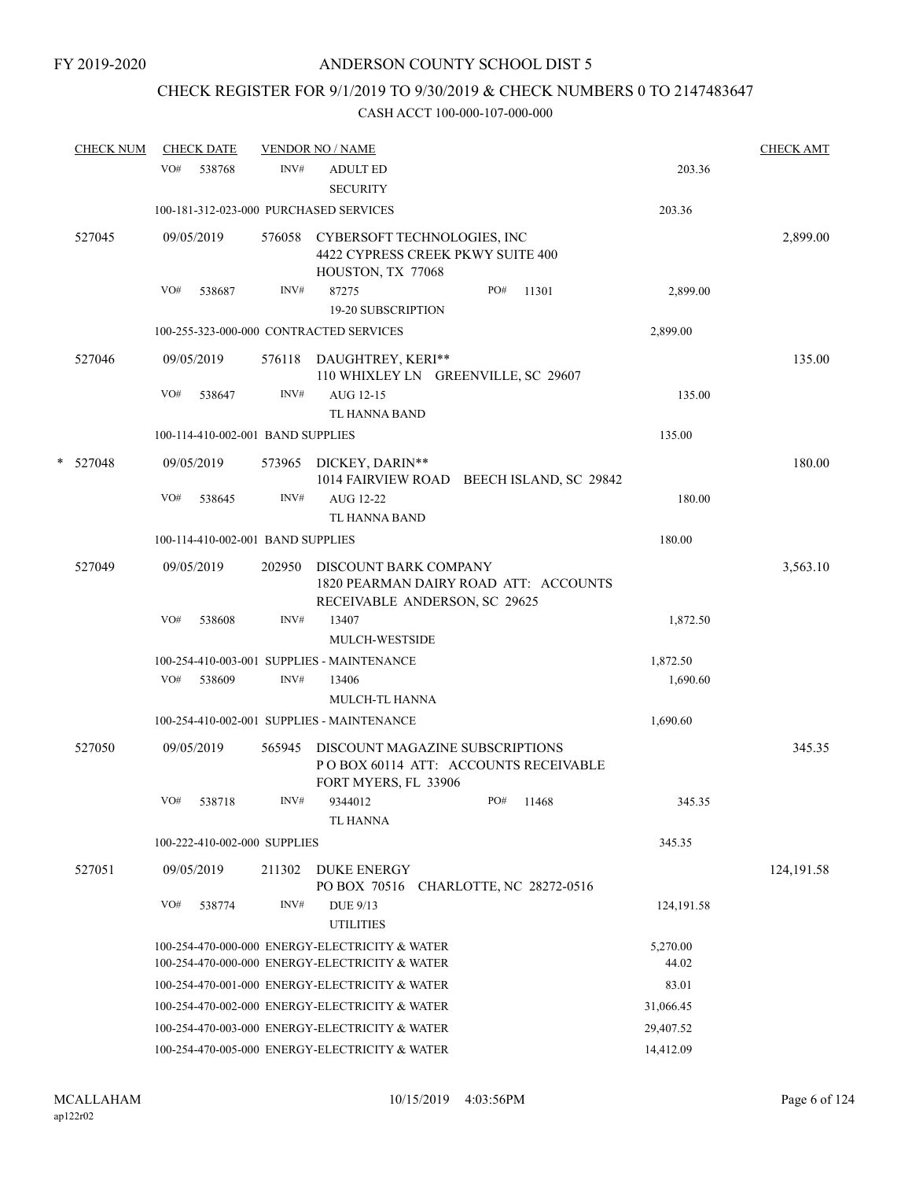FY 2019-2020

# ANDERSON COUNTY SCHOOL DIST 5

## CHECK REGISTER FOR 9/1/2019 TO 9/30/2019 & CHECK NUMBERS 0 TO 2147483647

### CASH ACCT 100-000-107-000-000

| CHECK NUM | CHECK DATE | VENDOR NO / NAME | | CHECK AMT |
|---|---|---|---|---|
| | VO# 538768 | INV# ADULT ED<br>SECURITY | 203.36 | |
| | 100-181-312-023-000 PURCHASED SERVICES | | 203.36 | |
| 527045 | 09/05/2019 | 576058 CYBERSOFT TECHNOLOGIES, INC<br>4422 CYPRESS CREEK PKWY SUITE 400<br>HOUSTON, TX 77068 | | 2,899.00 |
| | VO# 538687 | INV# 87275 PO# 11301<br>19-20 SUBSCRIPTION | 2,899.00 | |
| | 100-255-323-000-000 CONTRACTED SERVICES | | 2,899.00 | |
| 527046 | 09/05/2019 | 576118 DAUGHTREY, KERI**<br>110 WHIXLEY LN GREENVILLE, SC 29607 | | 135.00 |
| | VO# 538647 | INV# AUG 12-15<br>TL HANNA BAND | 135.00 | |
| | 100-114-410-002-001 BAND SUPPLIES | | 135.00 | |
| * 527048 | 09/05/2019 | 573965 DICKEY, DARIN**<br>1014 FAIRVIEW ROAD BEECH ISLAND, SC 29842 | | 180.00 |
| | VO# 538645 | INV# AUG 12-22<br>TL HANNA BAND | 180.00 | |
| | 100-114-410-002-001 BAND SUPPLIES | | 180.00 | |
| 527049 | 09/05/2019 | 202950 DISCOUNT BARK COMPANY<br>1820 PEARMAN DAIRY ROAD ATT: ACCOUNTS<br>RECEIVABLE ANDERSON, SC 29625 | | 3,563.10 |
| | VO# 538608 | INV# 13407<br>MULCH-WESTSIDE | 1,872.50 | |
| | 100-254-410-003-001 SUPPLIES - MAINTENANCE | | 1,872.50 | |
| | VO# 538609 | INV# 13406<br>MULCH-TL HANNA | 1,690.60 | |
| | 100-254-410-002-001 SUPPLIES - MAINTENANCE | | 1,690.60 | |
| 527050 | 09/05/2019 | 565945 DISCOUNT MAGAZINE SUBSCRIPTIONS<br>P O BOX 60114 ATT: ACCOUNTS RECEIVABLE<br>FORT MYERS, FL 33906 | | 345.35 |
| | VO# 538718 | INV# 9344012 PO# 11468<br>TL HANNA | 345.35 | |
| | 100-222-410-002-000 SUPPLIES | | 345.35 | |
| 527051 | 09/05/2019 | 211302 DUKE ENERGY<br>PO BOX 70516 CHARLOTTE, NC 28272-0516 | | 124,191.58 |
| | VO# 538774 | INV# DUE 9/13<br>UTILITIES | 124,191.58 | |
| | 100-254-470-000-000 ENERGY-ELECTRICITY & WATER | | 5,270.00 | |
| | 100-254-470-000-000 ENERGY-ELECTRICITY & WATER | | 44.02 | |
| | 100-254-470-001-000 ENERGY-ELECTRICITY & WATER | | 83.01 | |
| | 100-254-470-002-000 ENERGY-ELECTRICITY & WATER | | 31,066.45 | |
| | 100-254-470-003-000 ENERGY-ELECTRICITY & WATER | | 29,407.52 | |
| | 100-254-470-005-000 ENERGY-ELECTRICITY & WATER | | 14,412.09 | |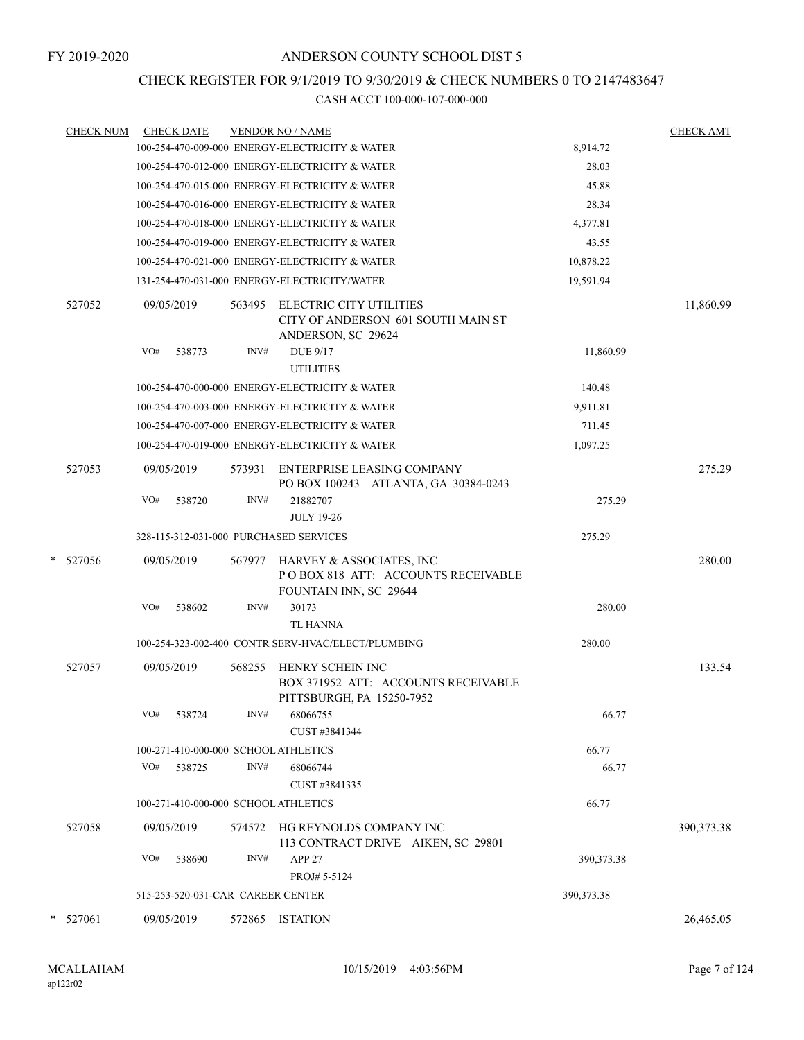FY 2019-2020

# ANDERSON COUNTY SCHOOL DIST 5

## CHECK REGISTER FOR 9/1/2019 TO 9/30/2019 & CHECK NUMBERS 0 TO 2147483647

CASH ACCT 100-000-107-000-000

| CHECK NUM | CHECK DATE | VENDOR NO / NAME | | CHECK AMT |
|---|---|---|---|---|
| | | 100-254-470-009-000 ENERGY-ELECTRICITY & WATER | 8,914.72 | |
| | | 100-254-470-012-000 ENERGY-ELECTRICITY & WATER | 28.03 | |
| | | 100-254-470-015-000 ENERGY-ELECTRICITY & WATER | 45.88 | |
| | | 100-254-470-016-000 ENERGY-ELECTRICITY & WATER | 28.34 | |
| | | 100-254-470-018-000 ENERGY-ELECTRICITY & WATER | 4,377.81 | |
| | | 100-254-470-019-000 ENERGY-ELECTRICITY & WATER | 43.55 | |
| | | 100-254-470-021-000 ENERGY-ELECTRICITY & WATER | 10,878.22 | |
| | | 131-254-470-031-000 ENERGY-ELECTRICITY/WATER | 19,591.94 | |
| 527052 | 09/05/2019 | 563495 ELECTRIC CITY UTILITIES<br>CITY OF ANDERSON 601 SOUTH MAIN ST<br>ANDERSON, SC 29624 | | 11,860.99 |
| | VO# 538773 | INV# DUE 9/17<br>UTILITIES | 11,860.99 | |
| | | 100-254-470-000-000 ENERGY-ELECTRICITY & WATER | 140.48 | |
| | | 100-254-470-003-000 ENERGY-ELECTRICITY & WATER | 9,911.81 | |
| | | 100-254-470-007-000 ENERGY-ELECTRICITY & WATER | 711.45 | |
| | | 100-254-470-019-000 ENERGY-ELECTRICITY & WATER | 1,097.25 | |
| 527053 | 09/05/2019 | 573931 ENTERPRISE LEASING COMPANY<br>PO BOX 100243 ATLANTA, GA 30384-0243 | | 275.29 |
| | VO# 538720 | INV# 21882707<br>JULY 19-26 | 275.29 | |
| | | 328-115-312-031-000 PURCHASED SERVICES | 275.29 | |
| * 527056 | 09/05/2019 | 567977 HARVEY & ASSOCIATES, INC<br>P O BOX 818 ATT: ACCOUNTS RECEIVABLE<br>FOUNTAIN INN, SC 29644 | | 280.00 |
| | VO# 538602 | INV# 30173<br>TL HANNA | 280.00 | |
| | | 100-254-323-002-400 CONTR SERV-HVAC/ELECT/PLUMBING | 280.00 | |
| 527057 | 09/05/2019 | 568255 HENRY SCHEIN INC<br>BOX 371952 ATT: ACCOUNTS RECEIVABLE<br>PITTSBURGH, PA 15250-7952 | | 133.54 |
| | VO# 538724 | INV# 68066755<br>CUST #3841344 | 66.77 | |
| | | 100-271-410-000-000 SCHOOL ATHLETICS | 66.77 | |
| | VO# 538725 | INV# 68066744<br>CUST #3841335 | 66.77 | |
| | | 100-271-410-000-000 SCHOOL ATHLETICS | 66.77 | |
| 527058 | 09/05/2019 | 574572 HG REYNOLDS COMPANY INC<br>113 CONTRACT DRIVE AIKEN, SC 29801 | | 390,373.38 |
| | VO# 538690 | INV# APP 27<br>PROJ# 5-5124 | 390,373.38 | |
| | | 515-253-520-031-CAR CAREER CENTER | 390,373.38 | |
| * 527061 | 09/05/2019 | 572865 ISTATION | | 26,465.05 |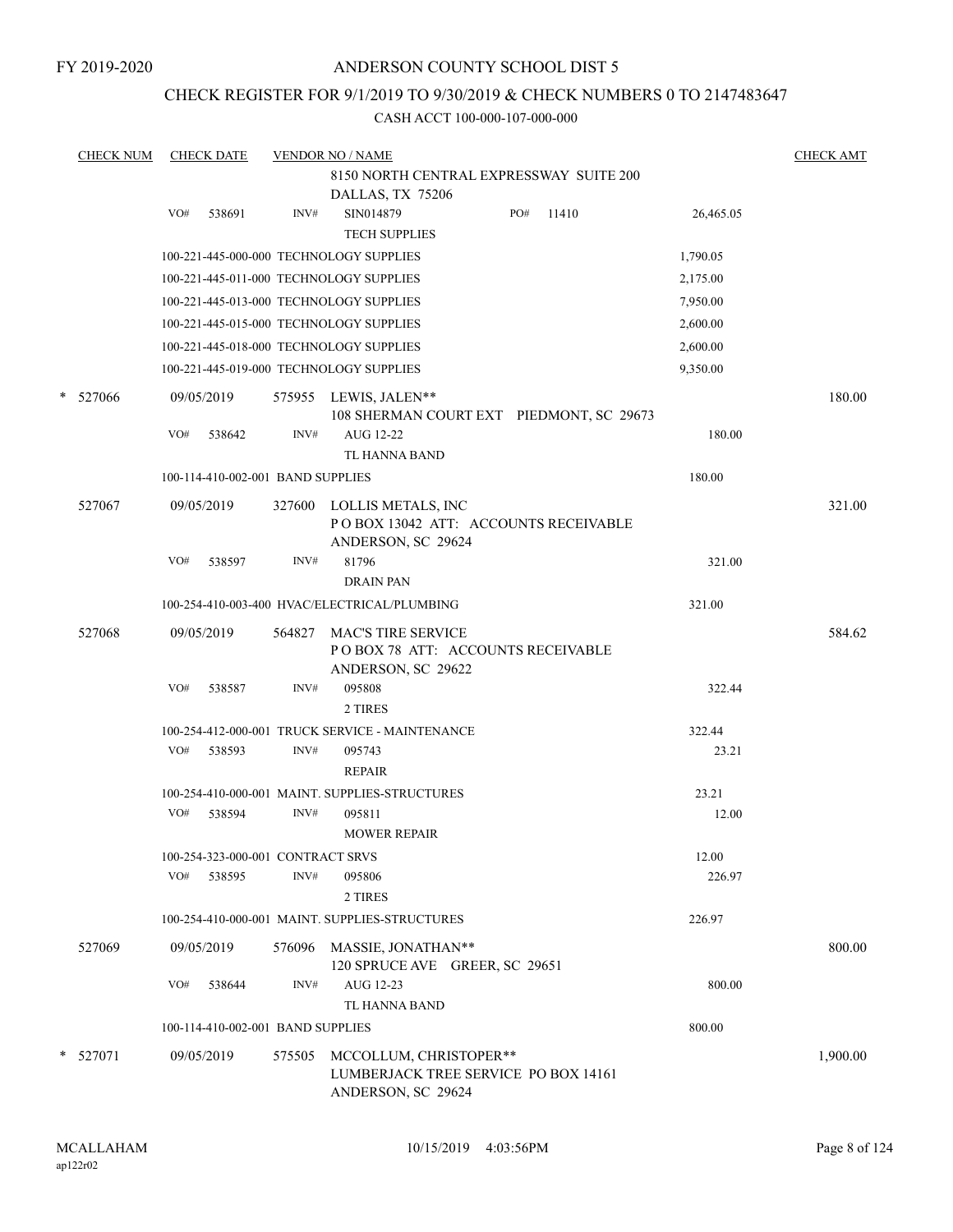FY 2019-2020

# ANDERSON COUNTY SCHOOL DIST 5

## CHECK REGISTER FOR 9/1/2019 TO 9/30/2019 & CHECK NUMBERS 0 TO 2147483647

CASH ACCT 100-000-107-000-000

| CHECK NUM | CHECK DATE | VENDOR NO / NAME | | CHECK AMT |
|---|---|---|---|---|
| | | 8150 NORTH CENTRAL EXPRESSWAY SUITE 200<br>DALLAS, TX 75206 | | |
| | VO# 538691 | INV# SIN014879 PO# 11410<br>TECH SUPPLIES | 26,465.05 | |
| | | 100-221-445-000-000 TECHNOLOGY SUPPLIES | 1,790.05 | |
| | | 100-221-445-011-000 TECHNOLOGY SUPPLIES | 2,175.00 | |
| | | 100-221-445-013-000 TECHNOLOGY SUPPLIES | 7,950.00 | |
| | | 100-221-445-015-000 TECHNOLOGY SUPPLIES | 2,600.00 | |
| | | 100-221-445-018-000 TECHNOLOGY SUPPLIES | 2,600.00 | |
| | | 100-221-445-019-000 TECHNOLOGY SUPPLIES | 9,350.00 | |
| * 527066 | 09/05/2019 | 575955 LEWIS, JALEN**<br>108 SHERMAN COURT EXT PIEDMONT, SC 29673 | | 180.00 |
| | VO# 538642 | INV# AUG 12-22<br>TL HANNA BAND | 180.00 | |
| | | 100-114-410-002-001 BAND SUPPLIES | 180.00 | |
| 527067 | 09/05/2019 | 327600 LOLLIS METALS, INC<br>P O BOX 13042 ATT: ACCOUNTS RECEIVABLE<br>ANDERSON, SC 29624 | | 321.00 |
| | VO# 538597 | INV# 81796<br>DRAIN PAN | 321.00 | |
| | | 100-254-410-003-400 HVAC/ELECTRICAL/PLUMBING | 321.00 | |
| 527068 | 09/05/2019 | 564827 MAC'S TIRE SERVICE<br>P O BOX 78 ATT: ACCOUNTS RECEIVABLE<br>ANDERSON, SC 29622 | | 584.62 |
| | VO# 538587 | INV# 095808<br>2 TIRES | 322.44 | |
| | | 100-254-412-000-001 TRUCK SERVICE - MAINTENANCE | 322.44 | |
| | VO# 538593 | INV# 095743<br>REPAIR | 23.21 | |
| | | 100-254-410-000-001 MAINT. SUPPLIES-STRUCTURES | 23.21 | |
| | VO# 538594 | INV# 095811<br>MOWER REPAIR | 12.00 | |
| | | 100-254-323-000-001 CONTRACT SRVS | 12.00 | |
| | VO# 538595 | INV# 095806<br>2 TIRES | 226.97 | |
| | | 100-254-410-000-001 MAINT. SUPPLIES-STRUCTURES | 226.97 | |
| 527069 | 09/05/2019 | 576096 MASSIE, JONATHAN**<br>120 SPRUCE AVE GREER, SC 29651 | | 800.00 |
| | VO# 538644 | INV# AUG 12-23<br>TL HANNA BAND | 800.00 | |
| | | 100-114-410-002-001 BAND SUPPLIES | 800.00 | |
| * 527071 | 09/05/2019 | 575505 MCCOLLUM, CHRISTOPER**<br>LUMBERJACK TREE SERVICE PO BOX 14161<br>ANDERSON, SC 29624 | | 1,900.00 |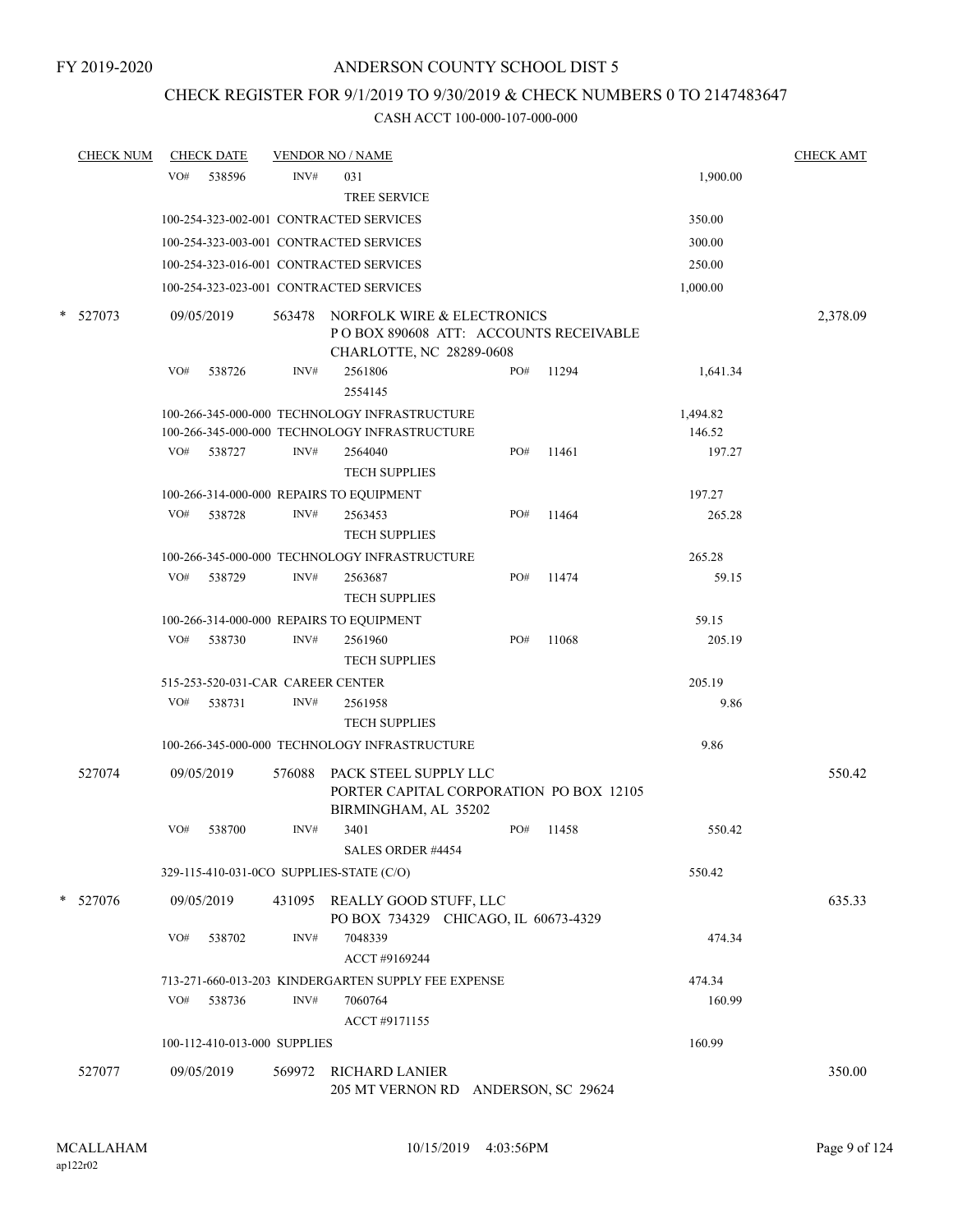FY 2019-2020

# ANDERSON COUNTY SCHOOL DIST 5

## CHECK REGISTER FOR 9/1/2019 TO 9/30/2019 & CHECK NUMBERS 0 TO 2147483647

### CASH ACCT 100-000-107-000-000

| CHECK NUM | CHECK DATE | VENDOR NO / NAME | | | CHECK AMT |
|---|---|---|---|---|---|
| | VO# 538596 | INV# 031 TREE SERVICE | | 1,900.00 | |
| | 100-254-323-002-001 CONTRACTED SERVICES | | | 350.00 | |
| | 100-254-323-003-001 CONTRACTED SERVICES | | | 300.00 | |
| | 100-254-323-016-001 CONTRACTED SERVICES | | | 250.00 | |
| | 100-254-323-023-001 CONTRACTED SERVICES | | | 1,000.00 | |
| * 527073 | 09/05/2019 | 563478 NORFOLK WIRE & ELECTRONICS P O BOX 890608 ATT: ACCOUNTS RECEIVABLE CHARLOTTE, NC 28289-0608 | | | 2,378.09 |
| | VO# 538726 | INV# 2561806 2554145 | PO# 11294 | 1,641.34 | |
| | 100-266-345-000-000 TECHNOLOGY INFRASTRUCTURE | | | 1,494.82 | |
| | 100-266-345-000-000 TECHNOLOGY INFRASTRUCTURE | | | 146.52 | |
| | VO# 538727 | INV# 2564040 TECH SUPPLIES | PO# 11461 | 197.27 | |
| | 100-266-314-000-000 REPAIRS TO EQUIPMENT | | | 197.27 | |
| | VO# 538728 | INV# 2563453 TECH SUPPLIES | PO# 11464 | 265.28 | |
| | 100-266-345-000-000 TECHNOLOGY INFRASTRUCTURE | | | 265.28 | |
| | VO# 538729 | INV# 2563687 TECH SUPPLIES | PO# 11474 | 59.15 | |
| | 100-266-314-000-000 REPAIRS TO EQUIPMENT | | | 59.15 | |
| | VO# 538730 | INV# 2561960 TECH SUPPLIES | PO# 11068 | 205.19 | |
| | 515-253-520-031-CAR CAREER CENTER | | | 205.19 | |
| | VO# 538731 | INV# 2561958 TECH SUPPLIES | | 9.86 | |
| | 100-266-345-000-000 TECHNOLOGY INFRASTRUCTURE | | | 9.86 | |
| 527074 | 09/05/2019 | 576088 PACK STEEL SUPPLY LLC PORTER CAPITAL CORPORATION PO BOX 12105 BIRMINGHAM, AL 35202 | | | 550.42 |
| | VO# 538700 | INV# 3401 SALES ORDER #4454 | PO# 11458 | 550.42 | |
| | 329-115-410-031-0CO SUPPLIES-STATE (C/O) | | | 550.42 | |
| * 527076 | 09/05/2019 | 431095 REALLY GOOD STUFF, LLC PO BOX 734329 CHICAGO, IL 60673-4329 | | | 635.33 |
| | VO# 538702 | INV# 7048339 ACCT #9169244 | | 474.34 | |
| | 713-271-660-013-203 KINDERGARTEN SUPPLY FEE EXPENSE | | | 474.34 | |
| | VO# 538736 | INV# 7060764 ACCT #9171155 | | 160.99 | |
| | 100-112-410-013-000 SUPPLIES | | | 160.99 | |
| 527077 | 09/05/2019 | 569972 RICHARD LANIER 205 MT VERNON RD ANDERSON, SC 29624 | | | 350.00 |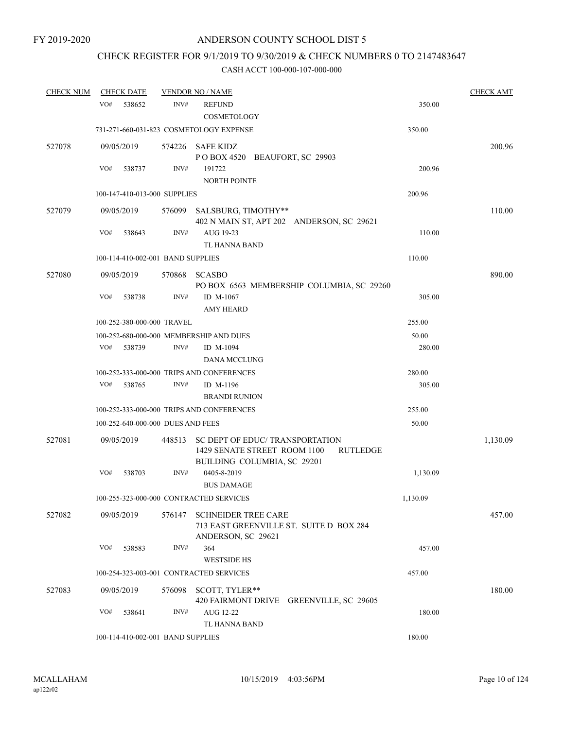FY 2019-2020

# ANDERSON COUNTY SCHOOL DIST 5

## CHECK REGISTER FOR 9/1/2019 TO 9/30/2019 & CHECK NUMBERS 0 TO 2147483647

### CASH ACCT 100-000-107-000-000

| CHECK NUM | CHECK DATE | VENDOR NO / NAME | | | CHECK AMT |
|---|---|---|---|---|---|
| | VO# 538652 | INV# | REFUND<br>COSMETOLOGY | 350.00 | |
| | 731-271-660-031-823 COSMETOLOGY EXPENSE | | | 350.00 | |
| 527078 | 09/05/2019 | 574226 | SAFE KIDZ<br>P O BOX 4520 BEAUFORT, SC 29903 | | 200.96 |
| | VO# 538737 | INV# | 191722<br>NORTH POINTE | 200.96 | |
| | 100-147-410-013-000 SUPPLIES | | | 200.96 | |
| 527079 | 09/05/2019 | 576099 | SALSBURG, TIMOTHY**<br>402 N MAIN ST, APT 202 ANDERSON, SC 29621 | | 110.00 |
| | VO# 538643 | INV# | AUG 19-23<br>TL HANNA BAND | 110.00 | |
| | 100-114-410-002-001 BAND SUPPLIES | | | 110.00 | |
| 527080 | 09/05/2019 | 570868 | SCASBO<br>PO BOX 6563 MEMBERSHIP COLUMBIA, SC 29260 | | 890.00 |
| | VO# 538738 | INV# | ID M-1067<br>AMY HEARD | 305.00 | |
| | 100-252-380-000-000 TRAVEL | | | 255.00 | |
| | 100-252-680-000-000 MEMBERSHIP AND DUES | | | 50.00 | |
| | VO# 538739 | INV# | ID M-1094<br>DANA MCCLUNG | 280.00 | |
| | 100-252-333-000-000 TRIPS AND CONFERENCES | | | 280.00 | |
| | VO# 538765 | INV# | ID M-1196<br>BRANDI RUNION | 305.00 | |
| | 100-252-333-000-000 TRIPS AND CONFERENCES | | | 255.00 | |
| | 100-252-640-000-000 DUES AND FEES | | | 50.00 | |
| 527081 | 09/05/2019 | 448513 | SC DEPT OF EDUC/ TRANSPORTATION<br>1429 SENATE STREET ROOM 1100 RUTLEDGE BUILDING COLUMBIA, SC 29201 | | 1,130.09 |
| | VO# 538703 | INV# | 0405-8-2019<br>BUS DAMAGE | 1,130.09 | |
| | 100-255-323-000-000 CONTRACTED SERVICES | | | 1,130.09 | |
| 527082 | 09/05/2019 | 576147 | SCHNEIDER TREE CARE<br>713 EAST GREENVILLE ST. SUITE D BOX 284 ANDERSON, SC 29621 | | 457.00 |
| | VO# 538583 | INV# | 364<br>WESTSIDE HS | 457.00 | |
| | 100-254-323-003-001 CONTRACTED SERVICES | | | 457.00 | |
| 527083 | 09/05/2019 | 576098 | SCOTT, TYLER**<br>420 FAIRMONT DRIVE GREENVILLE, SC 29605 | | 180.00 |
| | VO# 538641 | INV# | AUG 12-22<br>TL HANNA BAND | 180.00 | |
| | 100-114-410-002-001 BAND SUPPLIES | | | 180.00 | |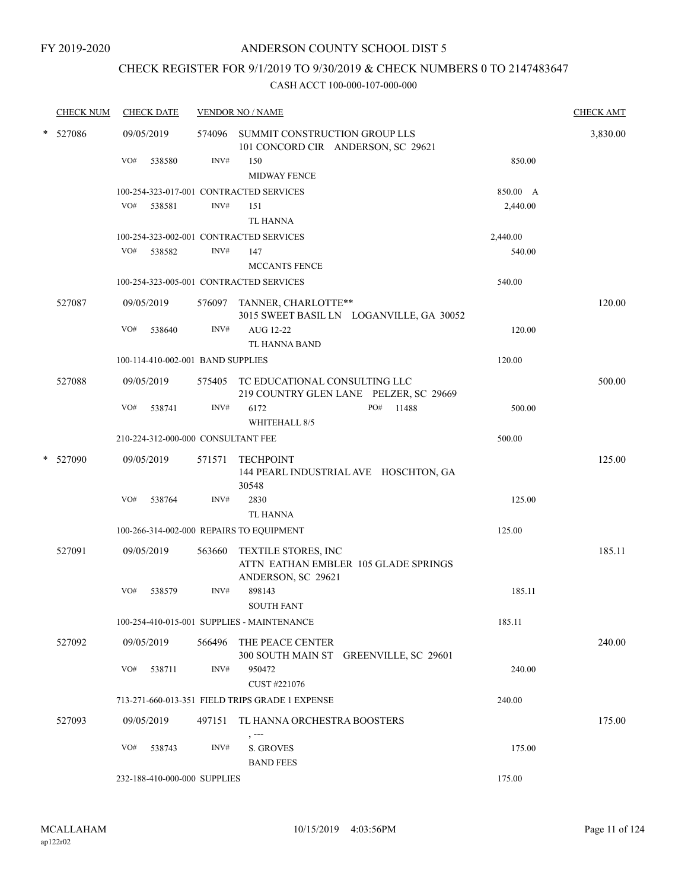FY 2019-2020

# ANDERSON COUNTY SCHOOL DIST 5

## CHECK REGISTER FOR 9/1/2019 TO 9/30/2019 & CHECK NUMBERS 0 TO 2147483647

### CASH ACCT 100-000-107-000-000

| CHECK NUM | CHECK DATE | VENDOR NO / NAME | | CHECK AMT |
|---|---|---|---|---|
| * 527086 | 09/05/2019 | 574096 SUMMIT CONSTRUCTION GROUP LLS<br>101 CONCORD CIR ANDERSON, SC 29621 | | 3,830.00 |
| | VO# 538580 | INV# 150<br>MIDWAY FENCE | 850.00 | |
| | 100-254-323-017-001 CONTRACTED SERVICES | | 850.00 A | |
| | VO# 538581 | INV# 151<br>TL HANNA | 2,440.00 | |
| | 100-254-323-002-001 CONTRACTED SERVICES | | 2,440.00 | |
| | VO# 538582 | INV# 147<br>MCCANTS FENCE | 540.00 | |
| | 100-254-323-005-001 CONTRACTED SERVICES | | 540.00 | |
| 527087 | 09/05/2019 | 576097 TANNER, CHARLOTTE**<br>3015 SWEET BASIL LN LOGANVILLE, GA 30052 | | 120.00 |
| | VO# 538640 | INV# AUG 12-22<br>TL HANNA BAND | 120.00 | |
| | 100-114-410-002-001 BAND SUPPLIES | | 120.00 | |
| 527088 | 09/05/2019 | 575405 TC EDUCATIONAL CONSULTING LLC<br>219 COUNTRY GLEN LANE PELZER, SC 29669 | | 500.00 |
| | VO# 538741 | INV# 6172 PO# 11488<br>WHITEHALL 8/5 | 500.00 | |
| | 210-224-312-000-000 CONSULTANT FEE | | 500.00 | |
| * 527090 | 09/05/2019 | 571571 TECHPOINT<br>144 PEARL INDUSTRIAL AVE HOSCHTON, GA 30548 | | 125.00 |
| | VO# 538764 | INV# 2830<br>TL HANNA | 125.00 | |
| | 100-266-314-002-000 REPAIRS TO EQUIPMENT | | 125.00 | |
| 527091 | 09/05/2019 | 563660 TEXTILE STORES, INC<br>ATTN EATHAN EMBLER 105 GLADE SPRINGS<br>ANDERSON, SC 29621 | | 185.11 |
| | VO# 538579 | INV# 898143<br>SOUTH FANT | 185.11 | |
| | 100-254-410-015-001 SUPPLIES - MAINTENANCE | | 185.11 | |
| 527092 | 09/05/2019 | 566496 THE PEACE CENTER<br>300 SOUTH MAIN ST GREENVILLE, SC 29601 | | 240.00 |
| | VO# 538711 | INV# 950472<br>CUST #221076 | 240.00 | |
| | 713-271-660-013-351 FIELD TRIPS GRADE 1 EXPENSE | | 240.00 | |
| 527093 | 09/05/2019 | 497151 TL HANNA ORCHESTRA BOOSTERS<br>, --- | | 175.00 |
| | VO# 538743 | INV# S. GROVES<br>BAND FEES | 175.00 | |
| | 232-188-410-000-000 SUPPLIES | | 175.00 | |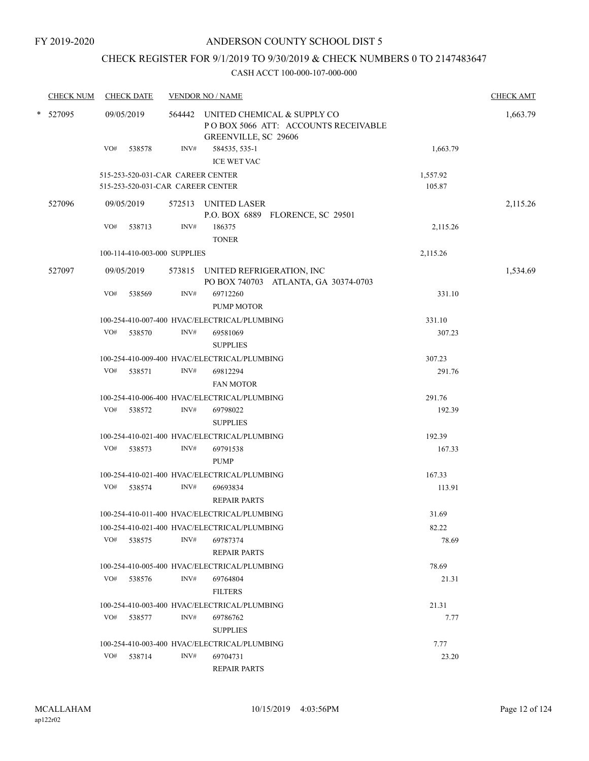FY 2019-2020

# ANDERSON COUNTY SCHOOL DIST 5

## CHECK REGISTER FOR 9/1/2019 TO 9/30/2019 & CHECK NUMBERS 0 TO 2147483647

CASH ACCT 100-000-107-000-000

| CHECK NUM | CHECK DATE | VENDOR NO / NAME | | CHECK AMT |
|---|---|---|---|---|
| * 527095 | 09/05/2019 | 564442 UNITED CHEMICAL & SUPPLY CO<br>P O BOX 5066 ATT: ACCOUNTS RECEIVABLE<br>GREENVILLE, SC 29606 | | 1,663.79 |
| | VO# 538578 | INV# 584535, 535-1<br>ICE WET VAC | 1,663.79 | |
| | 515-253-520-031-CAR CAREER CENTER | | 1,557.92 | |
| | 515-253-520-031-CAR CAREER CENTER | | 105.87 | |
| 527096 | 09/05/2019 | 572513 UNITED LASER<br>P.O. BOX 6889 FLORENCE, SC 29501 | | 2,115.26 |
| | VO# 538713 | INV# 186375<br>TONER | 2,115.26 | |
| | 100-114-410-003-000 SUPPLIES | | 2,115.26 | |
| 527097 | 09/05/2019 | 573815 UNITED REFRIGERATION, INC<br>PO BOX 740703 ATLANTA, GA 30374-0703 | | 1,534.69 |
| | VO# 538569 | INV# 69712260<br>PUMP MOTOR | 331.10 | |
| | 100-254-410-007-400 HVAC/ELECTRICAL/PLUMBING | | 331.10 | |
| | VO# 538570 | INV# 69581069<br>SUPPLIES | 307.23 | |
| | 100-254-410-009-400 HVAC/ELECTRICAL/PLUMBING | | 307.23 | |
| | VO# 538571 | INV# 69812294<br>FAN MOTOR | 291.76 | |
| | 100-254-410-006-400 HVAC/ELECTRICAL/PLUMBING | | 291.76 | |
| | VO# 538572 | INV# 69798022<br>SUPPLIES | 192.39 | |
| | 100-254-410-021-400 HVAC/ELECTRICAL/PLUMBING | | 192.39 | |
| | VO# 538573 | INV# 69791538<br>PUMP | 167.33 | |
| | 100-254-410-021-400 HVAC/ELECTRICAL/PLUMBING | | 167.33 | |
| | VO# 538574 | INV# 69693834<br>REPAIR PARTS | 113.91 | |
| | 100-254-410-011-400 HVAC/ELECTRICAL/PLUMBING | | 31.69 | |
| | 100-254-410-021-400 HVAC/ELECTRICAL/PLUMBING | | 82.22 | |
| | VO# 538575 | INV# 69787374<br>REPAIR PARTS | 78.69 | |
| | 100-254-410-005-400 HVAC/ELECTRICAL/PLUMBING | | 78.69 | |
| | VO# 538576 | INV# 69764804<br>FILTERS | 21.31 | |
| | 100-254-410-003-400 HVAC/ELECTRICAL/PLUMBING | | 21.31 | |
| | VO# 538577 | INV# 69786762<br>SUPPLIES | 7.77 | |
| | 100-254-410-003-400 HVAC/ELECTRICAL/PLUMBING | | 7.77 | |
| | VO# 538714 | INV# 69704731<br>REPAIR PARTS | 23.20 | |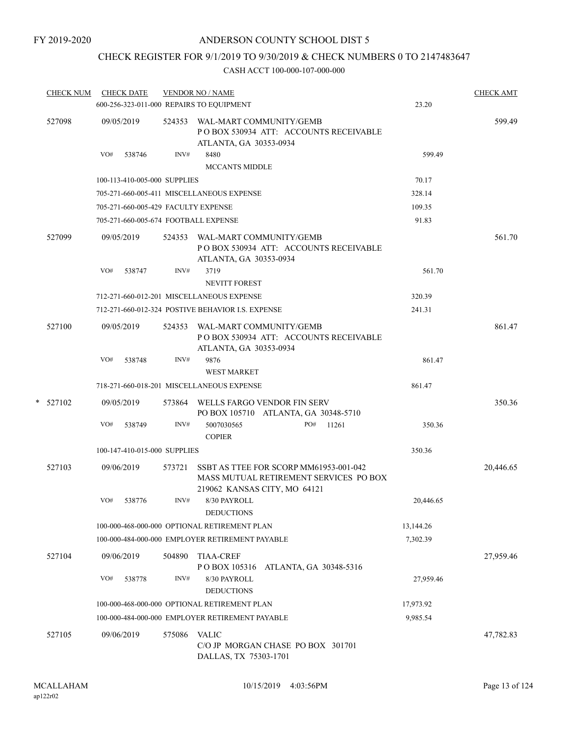FY 2019-2020

# ANDERSON COUNTY SCHOOL DIST 5

## CHECK REGISTER FOR 9/1/2019 TO 9/30/2019 & CHECK NUMBERS 0 TO 2147483647

### CASH ACCT 100-000-107-000-000

| CHECK NUM | CHECK DATE | VENDOR NO / NAME | | CHECK AMT |
|---|---|---|---|---|
| | 600-256-323-011-000 REPAIRS TO EQUIPMENT | | 23.20 | |
| 527098 | 09/05/2019 | 524353 WAL-MART COMMUNITY/GEMB<br>P O BOX 530934 ATT: ACCOUNTS RECEIVABLE<br>ATLANTA, GA 30353-0934 | | 599.49 |
| | VO# 538746 | INV# 8480<br>MCCANTS MIDDLE | 599.49 | |
| | 100-113-410-005-000 SUPPLIES | | 70.17 | |
| | 705-271-660-005-411 MISCELLANEOUS EXPENSE | | 328.14 | |
| | 705-271-660-005-429 FACULTY EXPENSE | | 109.35 | |
| | 705-271-660-005-674 FOOTBALL EXPENSE | | 91.83 | |
| 527099 | 09/05/2019 | 524353 WAL-MART COMMUNITY/GEMB<br>P O BOX 530934 ATT: ACCOUNTS RECEIVABLE<br>ATLANTA, GA 30353-0934 | | 561.70 |
| | VO# 538747 | INV# 3719<br>NEVITT FOREST | 561.70 | |
| | 712-271-660-012-201 MISCELLANEOUS EXPENSE | | 320.39 | |
| | 712-271-660-012-324 POSTIVE BEHAVIOR I.S. EXPENSE | | 241.31 | |
| 527100 | 09/05/2019 | 524353 WAL-MART COMMUNITY/GEMB<br>P O BOX 530934 ATT: ACCOUNTS RECEIVABLE<br>ATLANTA, GA 30353-0934 | | 861.47 |
| | VO# 538748 | INV# 9876<br>WEST MARKET | 861.47 | |
| | 718-271-660-018-201 MISCELLANEOUS EXPENSE | | 861.47 | |
| * 527102 | 09/05/2019 | 573864 WELLS FARGO VENDOR FIN SERV<br>PO BOX 105710 ATLANTA, GA 30348-5710 | | 350.36 |
| | VO# 538749 | INV# 5007030565 PO# 11261<br>COPIER | 350.36 | |
| | 100-147-410-015-000 SUPPLIES | | 350.36 | |
| 527103 | 09/06/2019 | 573721 SSBT AS TTEE FOR SCORP MM61953-001-042<br>MASS MUTUAL RETIREMENT SERVICES PO BOX<br>219062 KANSAS CITY, MO 64121 | | 20,446.65 |
| | VO# 538776 | INV# 8/30 PAYROLL<br>DEDUCTIONS | 20,446.65 | |
| | 100-000-468-000-000 OPTIONAL RETIREMENT PLAN | | 13,144.26 | |
| | 100-000-484-000-000 EMPLOYER RETIREMENT PAYABLE | | 7,302.39 | |
| 527104 | 09/06/2019 | 504890 TIAA-CREF<br>P O BOX 105316 ATLANTA, GA 30348-5316 | | 27,959.46 |
| | VO# 538778 | INV# 8/30 PAYROLL<br>DEDUCTIONS | 27,959.46 | |
| | 100-000-468-000-000 OPTIONAL RETIREMENT PLAN | | 17,973.92 | |
| | 100-000-484-000-000 EMPLOYER RETIREMENT PAYABLE | | 9,985.54 | |
| 527105 | 09/06/2019 | 575086 VALIC<br>C/O JP MORGAN CHASE PO BOX 301701<br>DALLAS, TX 75303-1701 | | 47,782.83 |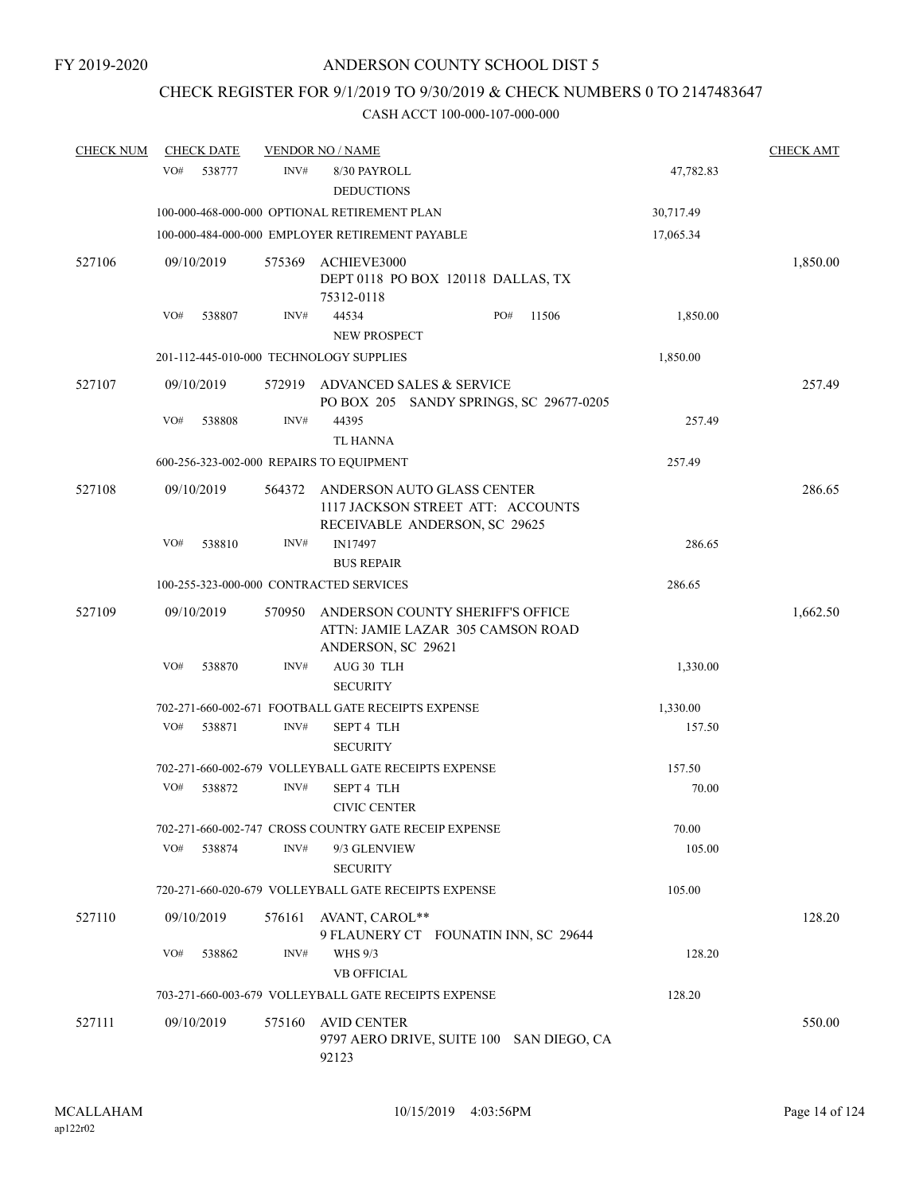FY 2019-2020

# ANDERSON COUNTY SCHOOL DIST 5

## CHECK REGISTER FOR 9/1/2019 TO 9/30/2019 & CHECK NUMBERS 0 TO 2147483647

### CASH ACCT 100-000-107-000-000

| CHECK NUM | CHECK DATE | VENDOR NO / NAME | | CHECK AMT |
|---|---|---|---|---|
| | VO# 538777 | INV# 8/30 PAYROLL DEDUCTIONS | 47,782.83 | |
| | | 100-000-468-000-000 OPTIONAL RETIREMENT PLAN | 30,717.49 | |
| | | 100-000-484-000-000 EMPLOYER RETIREMENT PAYABLE | 17,065.34 | |
| 527106 | 09/10/2019 | 575369 ACHIEVE3000 DEPT 0118 PO BOX 120118 DALLAS, TX 75312-0118 | | 1,850.00 |
| | VO# 538807 | INV# 44534 PO# 11506 NEW PROSPECT | 1,850.00 | |
| | | 201-112-445-010-000 TECHNOLOGY SUPPLIES | 1,850.00 | |
| 527107 | 09/10/2019 | 572919 ADVANCED SALES & SERVICE PO BOX 205 SANDY SPRINGS, SC 29677-0205 | | 257.49 |
| | VO# 538808 | INV# 44395 TL HANNA | 257.49 | |
| | | 600-256-323-002-000 REPAIRS TO EQUIPMENT | 257.49 | |
| 527108 | 09/10/2019 | 564372 ANDERSON AUTO GLASS CENTER 1117 JACKSON STREET ATT: ACCOUNTS RECEIVABLE ANDERSON, SC 29625 | | 286.65 |
| | VO# 538810 | INV# IN17497 BUS REPAIR | 286.65 | |
| | | 100-255-323-000-000 CONTRACTED SERVICES | 286.65 | |
| 527109 | 09/10/2019 | 570950 ANDERSON COUNTY SHERIFF'S OFFICE ATTN: JAMIE LAZAR 305 CAMSON ROAD ANDERSON, SC 29621 | | 1,662.50 |
| | VO# 538870 | INV# AUG 30 TLH SECURITY | 1,330.00 | |
| | | 702-271-660-002-671 FOOTBALL GATE RECEIPTS EXPENSE | 1,330.00 | |
| | VO# 538871 | INV# SEPT 4 TLH SECURITY | 157.50 | |
| | | 702-271-660-002-679 VOLLEYBALL GATE RECEIPTS EXPENSE | 157.50 | |
| | VO# 538872 | INV# SEPT 4 TLH CIVIC CENTER | 70.00 | |
| | | 702-271-660-002-747 CROSS COUNTRY GATE RECEIP EXPENSE | 70.00 | |
| | VO# 538874 | INV# 9/3 GLENVIEW SECURITY | 105.00 | |
| | | 720-271-660-020-679 VOLLEYBALL GATE RECEIPTS EXPENSE | 105.00 | |
| 527110 | 09/10/2019 | 576161 AVANT, CAROL** 9 FLAUNERY CT FOUNATIN INN, SC 29644 | | 128.20 |
| | VO# 538862 | INV# WHS 9/3 VB OFFICIAL | 128.20 | |
| | | 703-271-660-003-679 VOLLEYBALL GATE RECEIPTS EXPENSE | 128.20 | |
| 527111 | 09/10/2019 | 575160 AVID CENTER 9797 AERO DRIVE, SUITE 100 SAN DIEGO, CA 92123 | | 550.00 |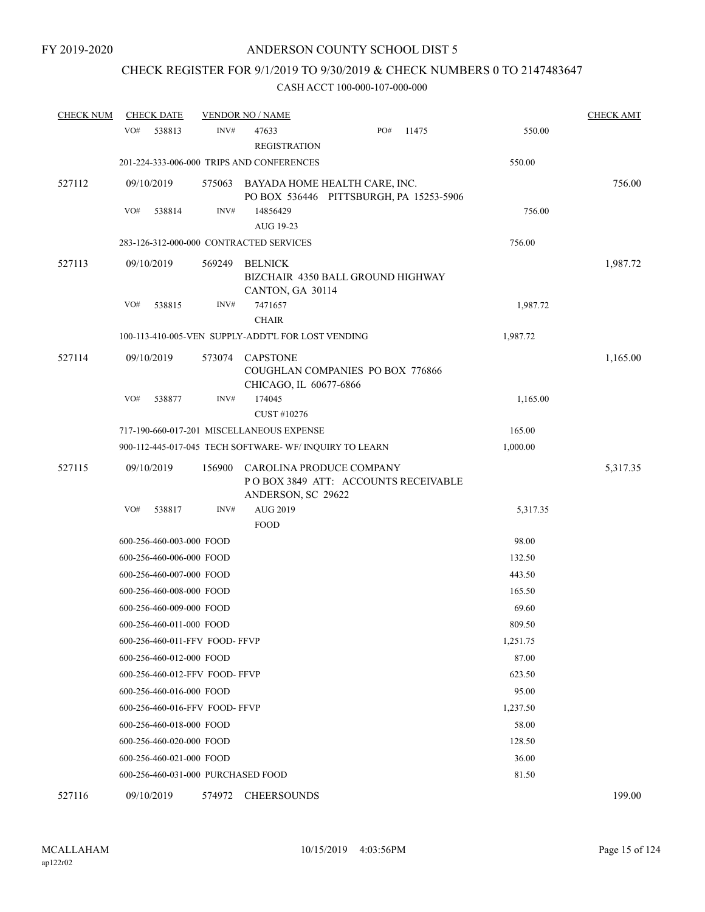FY 2019-2020

# ANDERSON COUNTY SCHOOL DIST 5

## CHECK REGISTER FOR 9/1/2019 TO 9/30/2019 & CHECK NUMBERS 0 TO 2147483647

### CASH ACCT 100-000-107-000-000

| CHECK NUM | CHECK DATE | VENDOR NO / NAME | | CHECK AMT |
|---|---|---|---|---|
| | VO# 538813 | INV# 47633 PO# 11475<br>REGISTRATION | 550.00 | |
| | 201-224-333-006-000 TRIPS AND CONFERENCES | | 550.00 | |
| 527112 | 09/10/2019 | 575063 BAYADA HOME HEALTH CARE, INC.<br>PO BOX 536446 PITTSBURGH, PA 15253-5906 | | 756.00 |
| | VO# 538814 | INV# 14856429<br>AUG 19-23 | 756.00 | |
| | 283-126-312-000-000 CONTRACTED SERVICES | | 756.00 | |
| 527113 | 09/10/2019 | 569249 BELNICK<br>BIZCHAIR 4350 BALL GROUND HIGHWAY<br>CANTON, GA 30114 | | 1,987.72 |
| | VO# 538815 | INV# 7471657<br>CHAIR | 1,987.72 | |
| | 100-113-410-005-VEN SUPPLY-ADDT'L FOR LOST VENDING | | 1,987.72 | |
| 527114 | 09/10/2019 | 573074 CAPSTONE<br>COUGHLAN COMPANIES PO BOX 776866<br>CHICAGO, IL 60677-6866 | | 1,165.00 |
| | VO# 538877 | INV# 174045<br>CUST #10276 | 1,165.00 | |
| | 717-190-660-017-201 MISCELLANEOUS EXPENSE | | 165.00 | |
| | 900-112-445-017-045 TECH SOFTWARE- WF/ INQUIRY TO LEARN | | 1,000.00 | |
| 527115 | 09/10/2019 | 156900 CAROLINA PRODUCE COMPANY<br>P O BOX 3849 ATT: ACCOUNTS RECEIVABLE<br>ANDERSON, SC 29622 | | 5,317.35 |
| | VO# 538817 | INV# AUG 2019<br>FOOD | 5,317.35 | |
| | 600-256-460-003-000 FOOD | | 98.00 | |
| | 600-256-460-006-000 FOOD | | 132.50 | |
| | 600-256-460-007-000 FOOD | | 443.50 | |
| | 600-256-460-008-000 FOOD | | 165.50 | |
| | 600-256-460-009-000 FOOD | | 69.60 | |
| | 600-256-460-011-000 FOOD | | 809.50 | |
| | 600-256-460-011-FFV FOOD- FFVP | | 1,251.75 | |
| | 600-256-460-012-000 FOOD | | 87.00 | |
| | 600-256-460-012-FFV FOOD- FFVP | | 623.50 | |
| | 600-256-460-016-000 FOOD | | 95.00 | |
| | 600-256-460-016-FFV FOOD- FFVP | | 1,237.50 | |
| | 600-256-460-018-000 FOOD | | 58.00 | |
| | 600-256-460-020-000 FOOD | | 128.50 | |
| | 600-256-460-021-000 FOOD | | 36.00 | |
| | 600-256-460-031-000 PURCHASED FOOD | | 81.50 | |
| 527116 | 09/10/2019 | 574972 CHEERSOUNDS | | 199.00 |

MCALLAHAM ap122r02 10/15/2019 4:03:56PM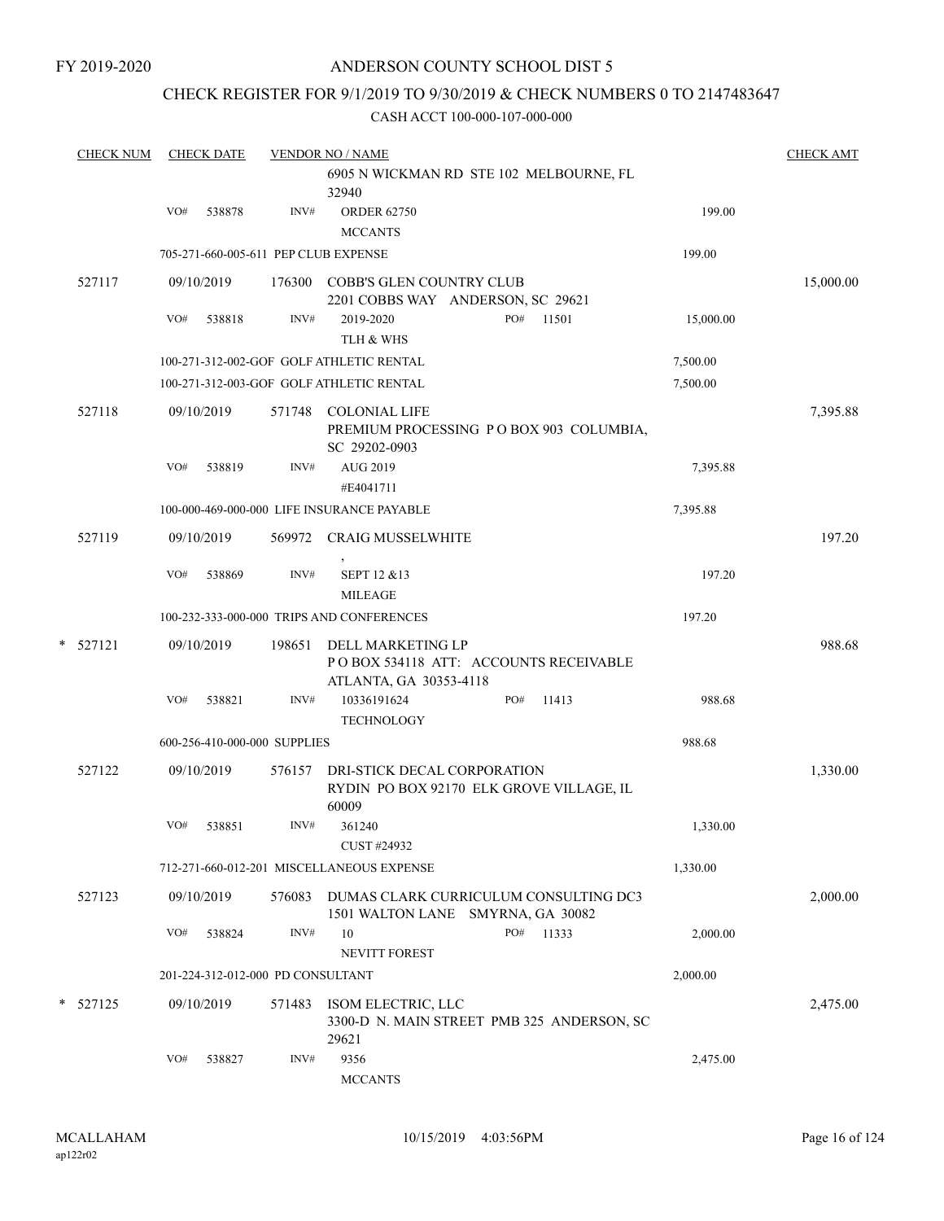FY 2019-2020

# ANDERSON COUNTY SCHOOL DIST 5

## CHECK REGISTER FOR 9/1/2019 TO 9/30/2019 & CHECK NUMBERS 0 TO 2147483647

CASH ACCT 100-000-107-000-000

| CHECK NUM | CHECK DATE | VENDOR NO / NAME | | CHECK AMT |
|---|---|---|---|---|
| | | 6905 N WICKMAN RD STE 102 MELBOURNE, FL 32940 | | |
| | VO# 538878 | INV# ORDER 62750 MCCANTS | 199.00 | |
| | 705-271-660-005-611 PEP CLUB EXPENSE | | 199.00 | |
| 527117 | 09/10/2019 | 176300 COBB'S GLEN COUNTRY CLUB 2201 COBBS WAY ANDERSON, SC 29621 | | 15,000.00 |
| | VO# 538818 | INV# 2019-2020 TLH & WHS PO# 11501 | 15,000.00 | |
| | 100-271-312-002-GOF GOLF ATHLETIC RENTAL | | 7,500.00 | |
| | 100-271-312-003-GOF GOLF ATHLETIC RENTAL | | 7,500.00 | |
| 527118 | 09/10/2019 | 571748 COLONIAL LIFE PREMIUM PROCESSING P O BOX 903 COLUMBIA, SC 29202-0903 | | 7,395.88 |
| | VO# 538819 | INV# AUG 2019 #E4041711 | 7,395.88 | |
| | 100-000-469-000-000 LIFE INSURANCE PAYABLE | | 7,395.88 | |
| 527119 | 09/10/2019 | 569972 CRAIG MUSSELWHITE , | | 197.20 |
| | VO# 538869 | INV# SEPT 12 &13 MILEAGE | 197.20 | |
| | 100-232-333-000-000 TRIPS AND CONFERENCES | | 197.20 | |
| * 527121 | 09/10/2019 | 198651 DELL MARKETING LP P O BOX 534118 ATT: ACCOUNTS RECEIVABLE ATLANTA, GA 30353-4118 | | 988.68 |
| | VO# 538821 | INV# 10336191624 TECHNOLOGY PO# 11413 | 988.68 | |
| | 600-256-410-000-000 SUPPLIES | | 988.68 | |
| 527122 | 09/10/2019 | 576157 DRI-STICK DECAL CORPORATION RYDIN PO BOX 92170 ELK GROVE VILLAGE, IL 60009 | | 1,330.00 |
| | VO# 538851 | INV# 361240 CUST #24932 | 1,330.00 | |
| | 712-271-660-012-201 MISCELLANEOUS EXPENSE | | 1,330.00 | |
| 527123 | 09/10/2019 | 576083 DUMAS CLARK CURRICULUM CONSULTING DC3 1501 WALTON LANE SMYRNA, GA 30082 | | 2,000.00 |
| | VO# 538824 | INV# 10 NEVITT FOREST PO# 11333 | 2,000.00 | |
| | 201-224-312-012-000 PD CONSULTANT | | 2,000.00 | |
| * 527125 | 09/10/2019 | 571483 ISOM ELECTRIC, LLC 3300-D N. MAIN STREET PMB 325 ANDERSON, SC 29621 | | 2,475.00 |
| | VO# 538827 | INV# 9356 MCCANTS | 2,475.00 | |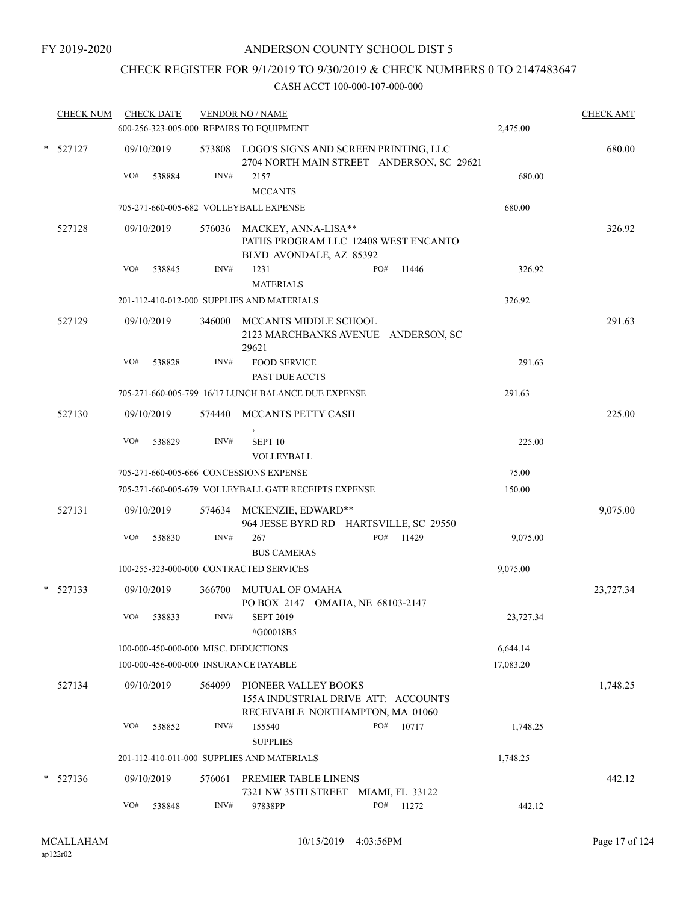FY 2019-2020

# ANDERSON COUNTY SCHOOL DIST 5

## CHECK REGISTER FOR 9/1/2019 TO 9/30/2019 & CHECK NUMBERS 0 TO 2147483647

### CASH ACCT 100-000-107-000-000

| CHECK NUM | CHECK DATE | VENDOR NO / NAME | | CHECK AMT |
|---|---|---|---|---|
| | | 600-256-323-005-000 REPAIRS TO EQUIPMENT | 2,475.00 | |
| * 527127 | 09/10/2019 | 573808 LOGO'S SIGNS AND SCREEN PRINTING, LLC<br>2704 NORTH MAIN STREET ANDERSON, SC 29621 | | 680.00 |
| | VO# 538884 | INV# 2157<br>MCCANTS | 680.00 | |
| | | 705-271-660-005-682 VOLLEYBALL EXPENSE | 680.00 | |
| 527128 | 09/10/2019 | 576036 MACKEY, ANNA-LISA**<br>PATHS PROGRAM LLC 12408 WEST ENCANTO BLVD AVONDALE, AZ 85392 | | 326.92 |
| | VO# 538845 | INV# 1231 PO# 11446<br>MATERIALS | 326.92 | |
| | | 201-112-410-012-000 SUPPLIES AND MATERIALS | 326.92 | |
| 527129 | 09/10/2019 | 346000 MCCANTS MIDDLE SCHOOL<br>2123 MARCHBANKS AVENUE ANDERSON, SC 29621 | | 291.63 |
| | VO# 538828 | INV# FOOD SERVICE<br>PAST DUE ACCTS | 291.63 | |
| | | 705-271-660-005-799 16/17 LUNCH BALANCE DUE EXPENSE | 291.63 | |
| 527130 | 09/10/2019 | 574440 MCCANTS PETTY CASH<br>, | | 225.00 |
| | VO# 538829 | INV# SEPT 10<br>VOLLEYBALL | 225.00 | |
| | | 705-271-660-005-666 CONCESSIONS EXPENSE | 75.00 | |
| | | 705-271-660-005-679 VOLLEYBALL GATE RECEIPTS EXPENSE | 150.00 | |
| 527131 | 09/10/2019 | 574634 MCKENZIE, EDWARD**<br>964 JESSE BYRD RD HARTSVILLE, SC 29550 | | 9,075.00 |
| | VO# 538830 | INV# 267 PO# 11429<br>BUS CAMERAS | 9,075.00 | |
| | | 100-255-323-000-000 CONTRACTED SERVICES | 9,075.00 | |
| * 527133 | 09/10/2019 | 366700 MUTUAL OF OMAHA<br>PO BOX 2147 OMAHA, NE 68103-2147 | | 23,727.34 |
| | VO# 538833 | INV# SEPT 2019<br>#G00018B5 | 23,727.34 | |
| | | 100-000-450-000-000 MISC. DEDUCTIONS | 6,644.14 | |
| | | 100-000-456-000-000 INSURANCE PAYABLE | 17,083.20 | |
| 527134 | 09/10/2019 | 564099 PIONEER VALLEY BOOKS<br>155A INDUSTRIAL DRIVE ATT: ACCOUNTS RECEIVABLE NORTHAMPTON, MA 01060 | | 1,748.25 |
| | VO# 538852 | INV# 155540 PO# 10717<br>SUPPLIES | 1,748.25 | |
| | | 201-112-410-011-000 SUPPLIES AND MATERIALS | 1,748.25 | |
| * 527136 | 09/10/2019 | 576061 PREMIER TABLE LINENS<br>7321 NW 35TH STREET MIAMI, FL 33122 | | 442.12 |
| | VO# 538848 | INV# 97838PP PO# 11272 | 442.12 | |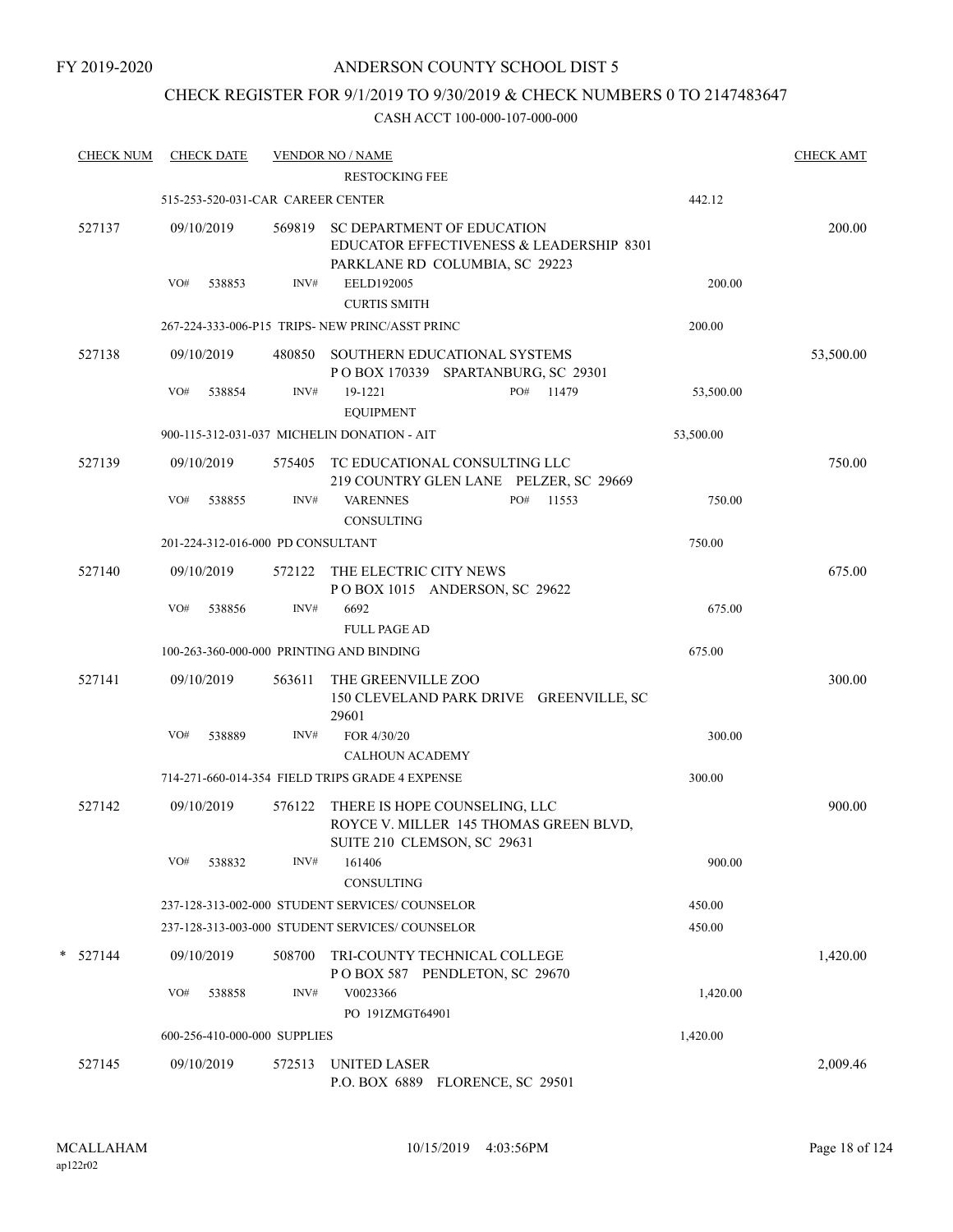FY 2019-2020

# ANDERSON COUNTY SCHOOL DIST 5

## CHECK REGISTER FOR 9/1/2019 TO 9/30/2019 & CHECK NUMBERS 0 TO 2147483647

CASH ACCT 100-000-107-000-000

| CHECK NUM | CHECK DATE | VENDOR NO / NAME | | CHECK AMT |
|---|---|---|---|---|
| | | RESTOCKING FEE | | |
| | 515-253-520-031-CAR CAREER CENTER | | 442.12 | |
| 527137 | 09/10/2019 | 569819 SC DEPARTMENT OF EDUCATION EDUCATOR EFFECTIVENESS & LEADERSHIP 8301 PARKLANE RD COLUMBIA, SC 29223 | | 200.00 |
| | VO# 538853 | INV# EELD192005 CURTIS SMITH | 200.00 | |
| | 267-224-333-006-P15 TRIPS- NEW PRINC/ASST PRINC | | 200.00 | |
| 527138 | 09/10/2019 | 480850 SOUTHERN EDUCATIONAL SYSTEMS P O BOX 170339 SPARTANBURG, SC 29301 | | 53,500.00 |
| | VO# 538854 | INV# 19-1221 PO# 11479 EQUIPMENT | 53,500.00 | |
| | 900-115-312-031-037 MICHELIN DONATION - AIT | | 53,500.00 | |
| 527139 | 09/10/2019 | 575405 TC EDUCATIONAL CONSULTING LLC 219 COUNTRY GLEN LANE PELZER, SC 29669 | | 750.00 |
| | VO# 538855 | INV# VARENNES PO# 11553 CONSULTING | 750.00 | |
| | 201-224-312-016-000 PD CONSULTANT | | 750.00 | |
| 527140 | 09/10/2019 | 572122 THE ELECTRIC CITY NEWS P O BOX 1015 ANDERSON, SC 29622 | | 675.00 |
| | VO# 538856 | INV# 6692 FULL PAGE AD | 675.00 | |
| | 100-263-360-000-000 PRINTING AND BINDING | | 675.00 | |
| 527141 | 09/10/2019 | 563611 THE GREENVILLE ZOO 150 CLEVELAND PARK DRIVE GREENVILLE, SC 29601 | | 300.00 |
| | VO# 538889 | INV# FOR 4/30/20 CALHOUN ACADEMY | 300.00 | |
| | 714-271-660-014-354 FIELD TRIPS GRADE 4 EXPENSE | | 300.00 | |
| 527142 | 09/10/2019 | 576122 THERE IS HOPE COUNSELING, LLC ROYCE V. MILLER 145 THOMAS GREEN BLVD, SUITE 210 CLEMSON, SC 29631 | | 900.00 |
| | VO# 538832 | INV# 161406 CONSULTING | 900.00 | |
| | 237-128-313-002-000 STUDENT SERVICES/ COUNSELOR | | 450.00 | |
| | 237-128-313-003-000 STUDENT SERVICES/ COUNSELOR | | 450.00 | |
| * 527144 | 09/10/2019 | 508700 TRI-COUNTY TECHNICAL COLLEGE P O BOX 587 PENDLETON, SC 29670 | | 1,420.00 |
| | VO# 538858 | INV# V0023366 PO 191ZMGT64901 | 1,420.00 | |
| | 600-256-410-000-000 SUPPLIES | | 1,420.00 | |
| 527145 | 09/10/2019 | 572513 UNITED LASER P.O. BOX 6889 FLORENCE, SC 29501 | | 2,009.46 |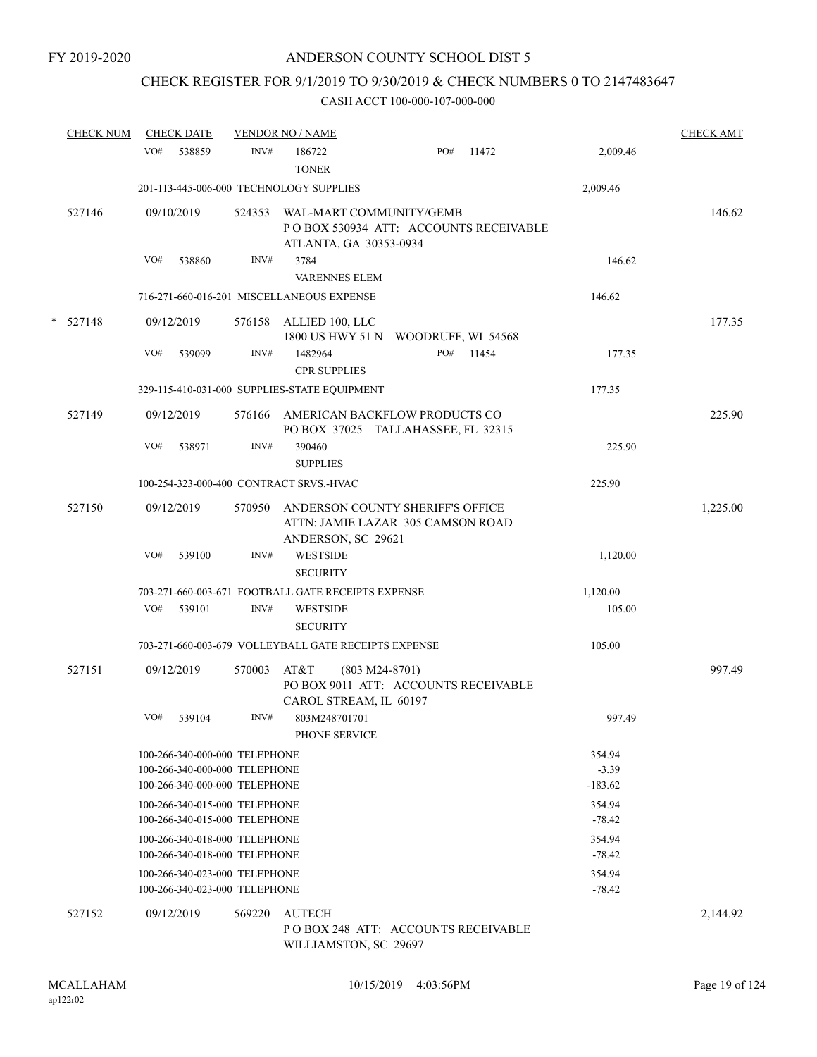FY 2019-2020

# ANDERSON COUNTY SCHOOL DIST 5

## CHECK REGISTER FOR 9/1/2019 TO 9/30/2019 & CHECK NUMBERS 0 TO 2147483647

### CASH ACCT 100-000-107-000-000

| CHECK NUM | CHECK DATE | VENDOR NO / NAME | | | CHECK AMT |
|---|---|---|---|---|---|
| | VO# 538859 | INV# 186722 TONER | PO# 11472 | 2,009.46 | |
| | 201-113-445-006-000 TECHNOLOGY SUPPLIES | | | 2,009.46 | |
| 527146 | 09/10/2019 | 524353 WAL-MART COMMUNITY/GEMB P O BOX 530934 ATT: ACCOUNTS RECEIVABLE ATLANTA, GA 30353-0934 | | | 146.62 |
| | VO# 538860 | INV# 3784 VARENNES ELEM | | 146.62 | |
| | 716-271-660-016-201 MISCELLANEOUS EXPENSE | | | 146.62 | |
| * 527148 | 09/12/2019 | 576158 ALLIED 100, LLC 1800 US HWY 51 N WOODRUFF, WI 54568 | | | 177.35 |
| | VO# 539099 | INV# 1482964 CPR SUPPLIES | PO# 11454 | 177.35 | |
| | 329-115-410-031-000 SUPPLIES-STATE EQUIPMENT | | | 177.35 | |
| 527149 | 09/12/2019 | 576166 AMERICAN BACKFLOW PRODUCTS CO PO BOX 37025 TALLAHASSEE, FL 32315 | | | 225.90 |
| | VO# 538971 | INV# 390460 SUPPLIES | | 225.90 | |
| | 100-254-323-000-400 CONTRACT SRVS.-HVAC | | | 225.90 | |
| 527150 | 09/12/2019 | 570950 ANDERSON COUNTY SHERIFF'S OFFICE ATTN: JAMIE LAZAR 305 CAMSON ROAD ANDERSON, SC 29621 | | | 1,225.00 |
| | VO# 539100 | INV# WESTSIDE SECURITY | | 1,120.00 | |
| | 703-271-660-003-671 FOOTBALL GATE RECEIPTS EXPENSE | | | 1,120.00 | |
| | VO# 539101 | INV# WESTSIDE SECURITY | | 105.00 | |
| | 703-271-660-003-679 VOLLEYBALL GATE RECEIPTS EXPENSE | | | 105.00 | |
| 527151 | 09/12/2019 | 570003 AT&T (803 M24-8701) PO BOX 9011 ATT: ACCOUNTS RECEIVABLE CAROL STREAM, IL 60197 | | | 997.49 |
| | VO# 539104 | INV# 803M248701701 PHONE SERVICE | | 997.49 | |
| | 100-266-340-000-000 TELEPHONE | | | 354.94 | |
| | 100-266-340-000-000 TELEPHONE | | | -3.39 | |
| | 100-266-340-000-000 TELEPHONE | | | -183.62 | |
| | 100-266-340-015-000 TELEPHONE | | | 354.94 | |
| | 100-266-340-015-000 TELEPHONE | | | -78.42 | |
| | 100-266-340-018-000 TELEPHONE | | | 354.94 | |
| | 100-266-340-018-000 TELEPHONE | | | -78.42 | |
| | 100-266-340-023-000 TELEPHONE | | | 354.94 | |
| | 100-266-340-023-000 TELEPHONE | | | -78.42 | |
| 527152 | 09/12/2019 | 569220 AUTECH P O BOX 248 ATT: ACCOUNTS RECEIVABLE WILLIAMSTON, SC 29697 | | | 2,144.92 |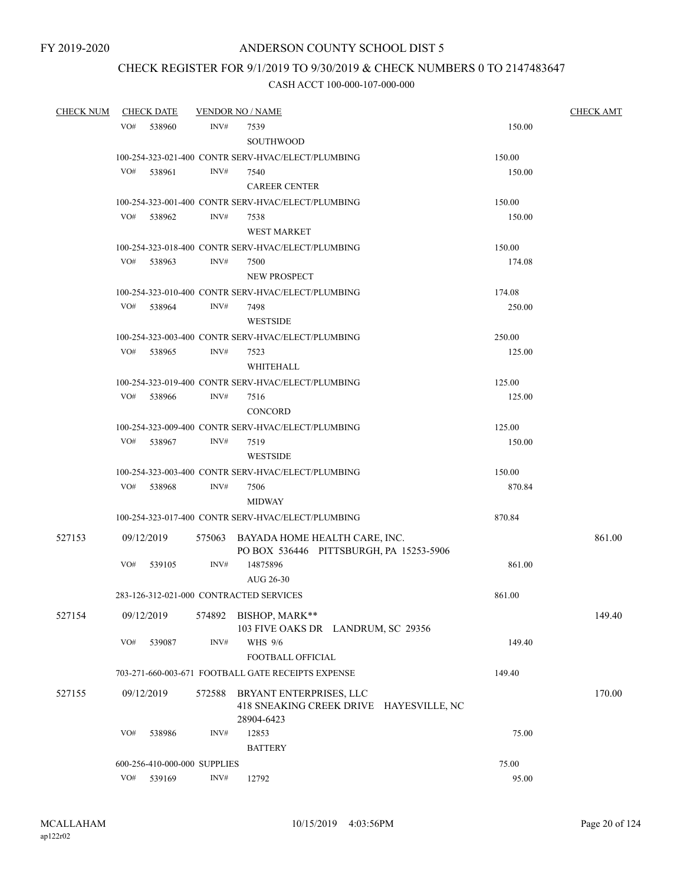FY 2019-2020

# ANDERSON COUNTY SCHOOL DIST 5

## CHECK REGISTER FOR 9/1/2019 TO 9/30/2019 & CHECK NUMBERS 0 TO 2147483647

### CASH ACCT 100-000-107-000-000

| CHECK NUM | CHECK DATE | VENDOR NO / NAME | | CHECK AMT |
|---|---|---|---|---|
| | VO# 538960 | INV# 7539 SOUTHWOOD | 150.00 | |
| | 100-254-323-021-400 CONTR SERV-HVAC/ELECT/PLUMBING | | 150.00 | |
| | VO# 538961 | INV# 7540 CAREER CENTER | 150.00 | |
| | 100-254-323-001-400 CONTR SERV-HVAC/ELECT/PLUMBING | | 150.00 | |
| | VO# 538962 | INV# 7538 WEST MARKET | 150.00 | |
| | 100-254-323-018-400 CONTR SERV-HVAC/ELECT/PLUMBING | | 150.00 | |
| | VO# 538963 | INV# 7500 NEW PROSPECT | 174.08 | |
| | 100-254-323-010-400 CONTR SERV-HVAC/ELECT/PLUMBING | | 174.08 | |
| | VO# 538964 | INV# 7498 WESTSIDE | 250.00 | |
| | 100-254-323-003-400 CONTR SERV-HVAC/ELECT/PLUMBING | | 250.00 | |
| | VO# 538965 | INV# 7523 WHITEHALL | 125.00 | |
| | 100-254-323-019-400 CONTR SERV-HVAC/ELECT/PLUMBING | | 125.00 | |
| | VO# 538966 | INV# 7516 CONCORD | 125.00 | |
| | 100-254-323-009-400 CONTR SERV-HVAC/ELECT/PLUMBING | | 125.00 | |
| | VO# 538967 | INV# 7519 WESTSIDE | 150.00 | |
| | 100-254-323-003-400 CONTR SERV-HVAC/ELECT/PLUMBING | | 150.00 | |
| | VO# 538968 | INV# 7506 MIDWAY | 870.84 | |
| | 100-254-323-017-400 CONTR SERV-HVAC/ELECT/PLUMBING | | 870.84 | |
| 527153 | 09/12/2019 | 575063 BAYADA HOME HEALTH CARE, INC. PO BOX 536446 PITTSBURGH, PA 15253-5906 | | 861.00 |
| | VO# 539105 | INV# 14875896 AUG 26-30 | 861.00 | |
| | 283-126-312-021-000 CONTRACTED SERVICES | | 861.00 | |
| 527154 | 09/12/2019 | 574892 BISHOP, MARK** 103 FIVE OAKS DR LANDRUM, SC 29356 | | 149.40 |
| | VO# 539087 | INV# WHS 9/6 FOOTBALL OFFICIAL | 149.40 | |
| | 703-271-660-003-671 FOOTBALL GATE RECEIPTS EXPENSE | | 149.40 | |
| 527155 | 09/12/2019 | 572588 BRYANT ENTERPRISES, LLC 418 SNEAKING CREEK DRIVE HAYESVILLE, NC 28904-6423 | | 170.00 |
| | VO# 538986 | INV# 12853 BATTERY | 75.00 | |
| | 600-256-410-000-000 SUPPLIES | | 75.00 | |
| | VO# 539169 | INV# 12792 | 95.00 | |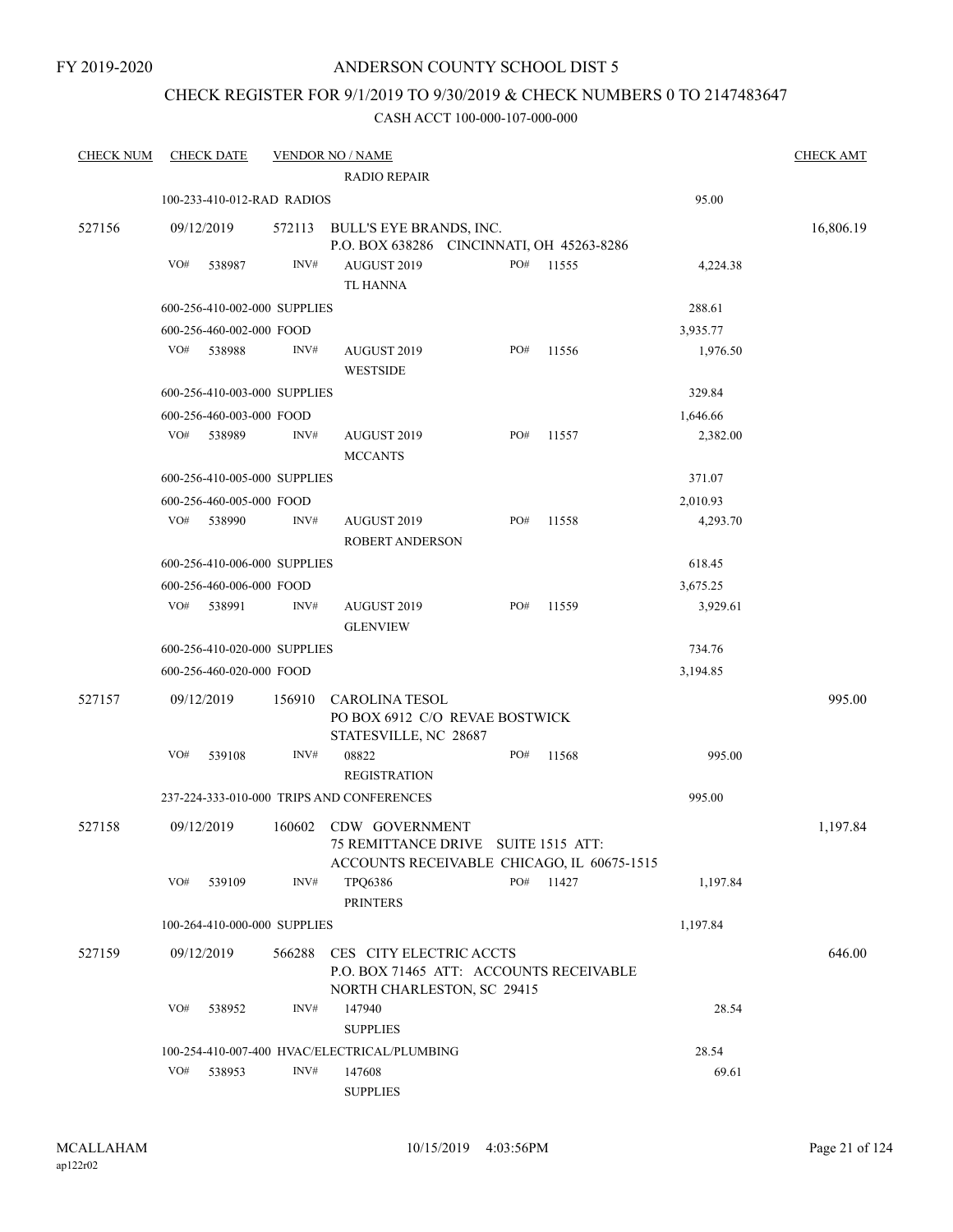FY 2019-2020

# ANDERSON COUNTY SCHOOL DIST 5

## CHECK REGISTER FOR 9/1/2019 TO 9/30/2019 & CHECK NUMBERS 0 TO 2147483647

### CASH ACCT 100-000-107-000-000

| CHECK NUM | CHECK DATE | VENDOR NO / NAME | | | CHECK AMT |
|---|---|---|---|---|---|
| | | RADIO REPAIR | | | |
| | 100-233-410-012-RAD RADIOS | | | 95.00 | |
| 527156 | 09/12/2019 | 572113 BULL'S EYE BRANDS, INC.<br>P.O. BOX 638286 CINCINNATI, OH 45263-8286 | | | 16,806.19 |
| | VO# 538987 | INV# AUGUST 2019<br>TL HANNA | PO# 11555 | 4,224.38 | |
| | 600-256-410-002-000 SUPPLIES | | | 288.61 | |
| | 600-256-460-002-000 FOOD | | | 3,935.77 | |
| | VO# 538988 | INV# AUGUST 2019<br>WESTSIDE | PO# 11556 | 1,976.50 | |
| | 600-256-410-003-000 SUPPLIES | | | 329.84 | |
| | 600-256-460-003-000 FOOD | | | 1,646.66 | |
| | VO# 538989 | INV# AUGUST 2019<br>MCCANTS | PO# 11557 | 2,382.00 | |
| | 600-256-410-005-000 SUPPLIES | | | 371.07 | |
| | 600-256-460-005-000 FOOD | | | 2,010.93 | |
| | VO# 538990 | INV# AUGUST 2019<br>ROBERT ANDERSON | PO# 11558 | 4,293.70 | |
| | 600-256-410-006-000 SUPPLIES | | | 618.45 | |
| | 600-256-460-006-000 FOOD | | | 3,675.25 | |
| | VO# 538991 | INV# AUGUST 2019<br>GLENVIEW | PO# 11559 | 3,929.61 | |
| | 600-256-410-020-000 SUPPLIES | | | 734.76 | |
| | 600-256-460-020-000 FOOD | | | 3,194.85 | |
| 527157 | 09/12/2019 | 156910 CAROLINA TESOL<br>PO BOX 6912 C/O REVAE BOSTWICK<br>STATESVILLE, NC 28687 | | | 995.00 |
| | VO# 539108 | INV# 08822<br>REGISTRATION | PO# 11568 | 995.00 | |
| | 237-224-333-010-000 TRIPS AND CONFERENCES | | | 995.00 | |
| 527158 | 09/12/2019 | 160602 CDW GOVERNMENT<br>75 REMITTANCE DRIVE SUITE 1515 ATT:<br>ACCOUNTS RECEIVABLE CHICAGO, IL 60675-1515 | | | 1,197.84 |
| | VO# 539109 | INV# TPQ6386<br>PRINTERS | PO# 11427 | 1,197.84 | |
| | 100-264-410-000-000 SUPPLIES | | | 1,197.84 | |
| 527159 | 09/12/2019 | 566288 CES CITY ELECTRIC ACCTS<br>P.O. BOX 71465 ATT: ACCOUNTS RECEIVABLE<br>NORTH CHARLESTON, SC 29415 | | | 646.00 |
| | VO# 538952 | INV# 147940<br>SUPPLIES | | 28.54 | |
| | 100-254-410-007-400 HVAC/ELECTRICAL/PLUMBING | | | 28.54 | |
| | VO# 538953 | INV# 147608<br>SUPPLIES | | 69.61 | |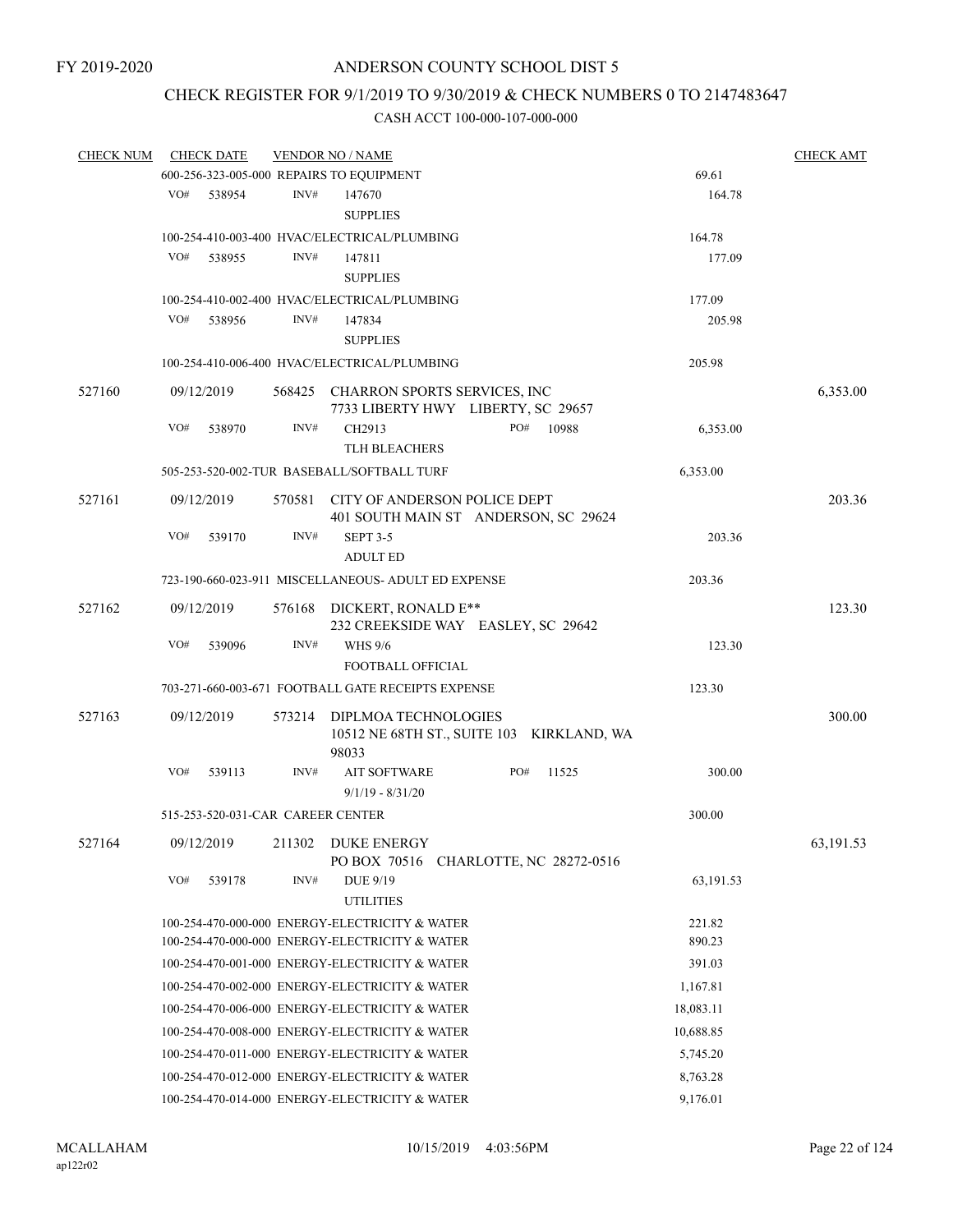FY 2019-2020

# ANDERSON COUNTY SCHOOL DIST 5

## CHECK REGISTER FOR 9/1/2019 TO 9/30/2019 & CHECK NUMBERS 0 TO 2147483647

### CASH ACCT 100-000-107-000-000

| CHECK NUM | CHECK DATE | VENDOR NO / NAME | | CHECK AMT |
|---|---|---|---|---|
| | | 600-256-323-005-000 REPAIRS TO EQUIPMENT | 69.61 | |
| | VO# 538954 | INV# 147670 SUPPLIES | 164.78 | |
| | | 100-254-410-003-400 HVAC/ELECTRICAL/PLUMBING | 164.78 | |
| | VO# 538955 | INV# 147811 SUPPLIES | 177.09 | |
| | | 100-254-410-002-400 HVAC/ELECTRICAL/PLUMBING | 177.09 | |
| | VO# 538956 | INV# 147834 SUPPLIES | 205.98 | |
| | | 100-254-410-006-400 HVAC/ELECTRICAL/PLUMBING | 205.98 | |
| 527160 | 09/12/2019 | 568425 CHARRON SPORTS SERVICES, INC 7733 LIBERTY HWY LIBERTY, SC 29657 | | 6,353.00 |
| | VO# 538970 | INV# CH2913 PO# 10988 TLH BLEACHERS | 6,353.00 | |
| | | 505-253-520-002-TUR BASEBALL/SOFTBALL TURF | 6,353.00 | |
| 527161 | 09/12/2019 | 570581 CITY OF ANDERSON POLICE DEPT 401 SOUTH MAIN ST ANDERSON, SC 29624 | | 203.36 |
| | VO# 539170 | INV# SEPT 3-5 ADULT ED | 203.36 | |
| | | 723-190-660-023-911 MISCELLANEOUS- ADULT ED EXPENSE | 203.36 | |
| 527162 | 09/12/2019 | 576168 DICKERT, RONALD E** 232 CREEKSIDE WAY EASLEY, SC 29642 | | 123.30 |
| | VO# 539096 | INV# WHS 9/6 FOOTBALL OFFICIAL | 123.30 | |
| | | 703-271-660-003-671 FOOTBALL GATE RECEIPTS EXPENSE | 123.30 | |
| 527163 | 09/12/2019 | 573214 DIPLMOA TECHNOLOGIES 10512 NE 68TH ST., SUITE 103 KIRKLAND, WA 98033 | | 300.00 |
| | VO# 539113 | INV# AIT SOFTWARE PO# 11525 9/1/19 - 8/31/20 | 300.00 | |
| | | 515-253-520-031-CAR CAREER CENTER | 300.00 | |
| 527164 | 09/12/2019 | 211302 DUKE ENERGY PO BOX 70516 CHARLOTTE, NC 28272-0516 | | 63,191.53 |
| | VO# 539178 | INV# DUE 9/19 UTILITIES | 63,191.53 | |
| | | 100-254-470-000-000 ENERGY-ELECTRICITY & WATER | 221.82 | |
| | | 100-254-470-000-000 ENERGY-ELECTRICITY & WATER | 890.23 | |
| | | 100-254-470-001-000 ENERGY-ELECTRICITY & WATER | 391.03 | |
| | | 100-254-470-002-000 ENERGY-ELECTRICITY & WATER | 1,167.81 | |
| | | 100-254-470-006-000 ENERGY-ELECTRICITY & WATER | 18,083.11 | |
| | | 100-254-470-008-000 ENERGY-ELECTRICITY & WATER | 10,688.85 | |
| | | 100-254-470-011-000 ENERGY-ELECTRICITY & WATER | 5,745.20 | |
| | | 100-254-470-012-000 ENERGY-ELECTRICITY & WATER | 8,763.28 | |
| | | 100-254-470-014-000 ENERGY-ELECTRICITY & WATER | 9,176.01 | |

MCALLAHAM ap122r02 10/15/2019 4:03:56PM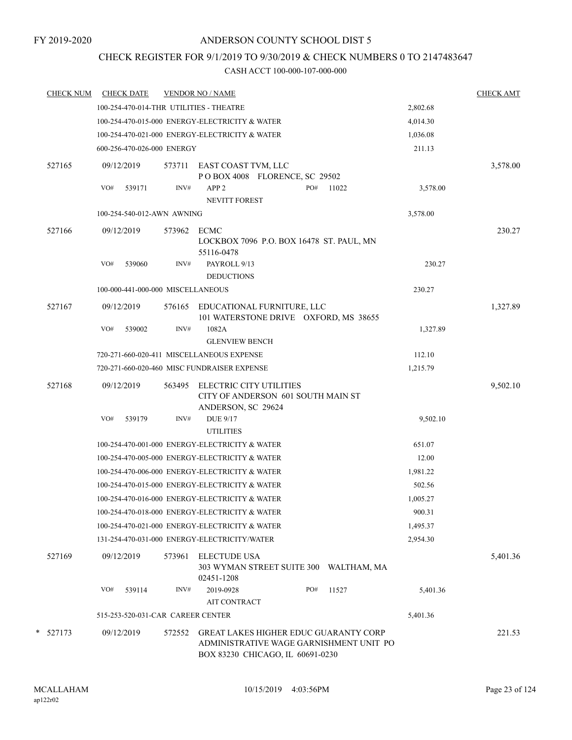FY 2019-2020

# ANDERSON COUNTY SCHOOL DIST 5

## CHECK REGISTER FOR 9/1/2019 TO 9/30/2019 & CHECK NUMBERS 0 TO 2147483647

### CASH ACCT 100-000-107-000-000

| CHECK NUM | CHECK DATE | VENDOR NO / NAME | | CHECK AMT |
|---|---|---|---|---|
| | 100-254-470-014-THR UTILITIES - THEATRE | | 2,802.68 | |
| | 100-254-470-015-000 ENERGY-ELECTRICITY & WATER | | 4,014.30 | |
| | 100-254-470-021-000 ENERGY-ELECTRICITY & WATER | | 1,036.08 | |
| | 600-256-470-026-000 ENERGY | | 211.13 | |
| 527165 | 09/12/2019 | 573711 EAST COAST TVM, LLC<br>P O BOX 4008 FLORENCE, SC 29502 | | 3,578.00 |
| | VO# 539171 | INV# APP 2<br>NEVITT FOREST PO# 11022 | 3,578.00 | |
| | 100-254-540-012-AWN AWNING | | 3,578.00 | |
| 527166 | 09/12/2019 | 573962 ECMC<br>LOCKBOX 7096 P.O. BOX 16478 ST. PAUL, MN 55116-0478 | | 230.27 |
| | VO# 539060 | INV# PAYROLL 9/13<br>DEDUCTIONS | 230.27 | |
| | 100-000-441-000-000 MISCELLANEOUS | | 230.27 | |
| 527167 | 09/12/2019 | 576165 EDUCATIONAL FURNITURE, LLC<br>101 WATERSTONE DRIVE OXFORD, MS 38655 | | 1,327.89 |
| | VO# 539002 | INV# 1082A<br>GLENVIEW BENCH | 1,327.89 | |
| | 720-271-660-020-411 MISCELLANEOUS EXPENSE | | 112.10 | |
| | 720-271-660-020-460 MISC FUNDRAISER EXPENSE | | 1,215.79 | |
| 527168 | 09/12/2019 | 563495 ELECTRIC CITY UTILITIES<br>CITY OF ANDERSON 601 SOUTH MAIN ST ANDERSON, SC 29624 | | 9,502.10 |
| | VO# 539179 | INV# DUE 9/17<br>UTILITIES | 9,502.10 | |
| | 100-254-470-001-000 ENERGY-ELECTRICITY & WATER | | 651.07 | |
| | 100-254-470-005-000 ENERGY-ELECTRICITY & WATER | | 12.00 | |
| | 100-254-470-006-000 ENERGY-ELECTRICITY & WATER | | 1,981.22 | |
| | 100-254-470-015-000 ENERGY-ELECTRICITY & WATER | | 502.56 | |
| | 100-254-470-016-000 ENERGY-ELECTRICITY & WATER | | 1,005.27 | |
| | 100-254-470-018-000 ENERGY-ELECTRICITY & WATER | | 900.31 | |
| | 100-254-470-021-000 ENERGY-ELECTRICITY & WATER | | 1,495.37 | |
| | 131-254-470-031-000 ENERGY-ELECTRICITY/WATER | | 2,954.30 | |
| 527169 | 09/12/2019 | 573961 ELECTUDE USA<br>303 WYMAN STREET SUITE 300 WALTHAM, MA 02451-1208 | | 5,401.36 |
| | VO# 539114 | INV# 2019-0928<br>AIT CONTRACT PO# 11527 | 5,401.36 | |
| | 515-253-520-031-CAR CAREER CENTER | | 5,401.36 | |
| * 527173 | 09/12/2019 | 572552 GREAT LAKES HIGHER EDUC GUARANTY CORP<br>ADMINISTRATIVE WAGE GARNISHMENT UNIT PO BOX 83230 CHICAGO, IL 60691-0230 | | 221.53 |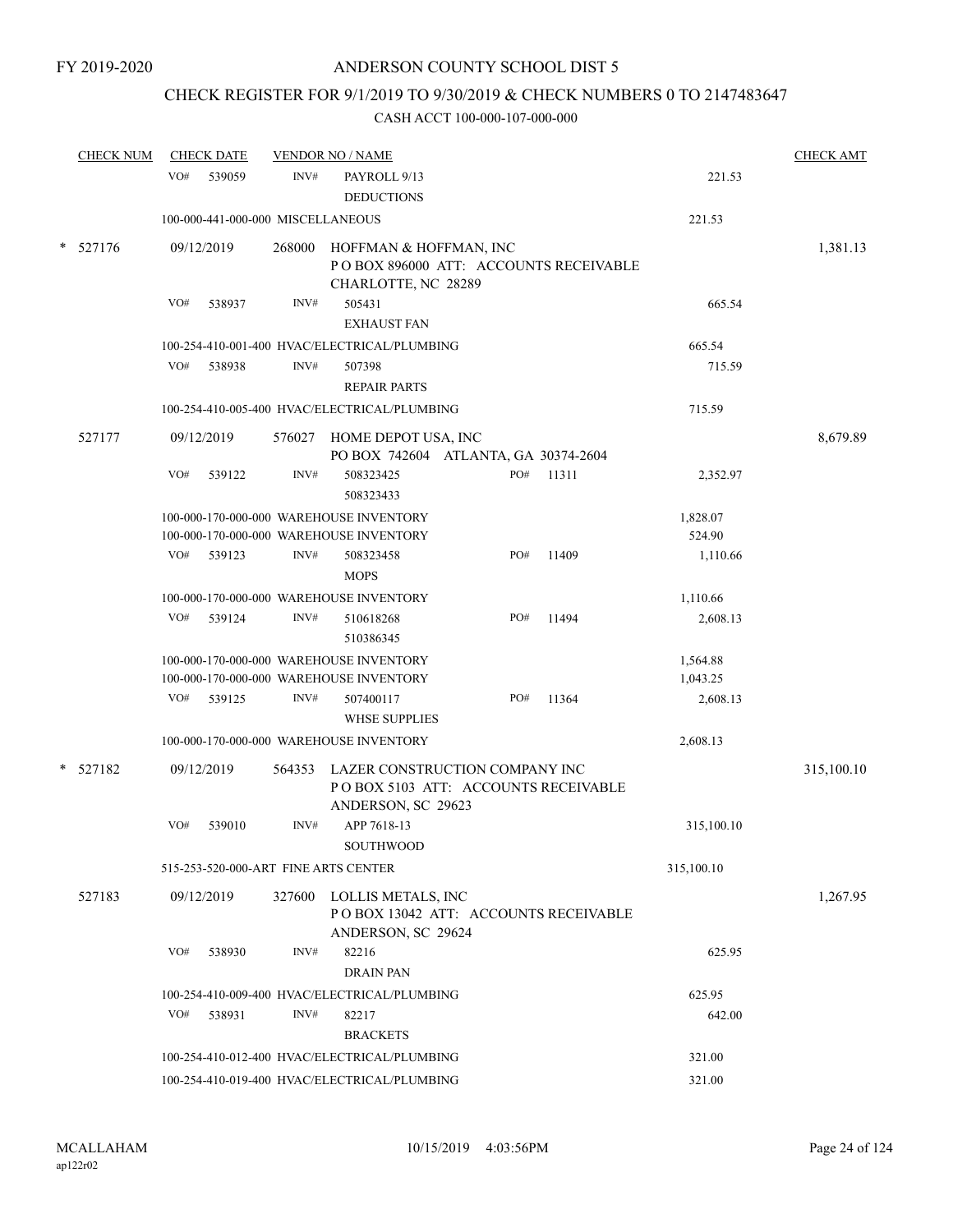FY 2019-2020

# ANDERSON COUNTY SCHOOL DIST 5

## CHECK REGISTER FOR 9/1/2019 TO 9/30/2019 & CHECK NUMBERS 0 TO 2147483647

### CASH ACCT 100-000-107-000-000

| CHECK NUM | CHECK DATE | VENDOR NO / NAME | | | | CHECK AMT |
|---|---|---|---|---|---|---|
| | VO# 539059 | INV# | PAYROLL 9/13 DEDUCTIONS | | 221.53 | |
| | 100-000-441-000-000 MISCELLANEOUS | | | | 221.53 | |
| * 527176 | 09/12/2019 | 268000 | HOFFMAN & HOFFMAN, INC P O BOX 896000 ATT: ACCOUNTS RECEIVABLE CHARLOTTE, NC 28289 | | | 1,381.13 |
| | VO# 538937 | INV# | 505431 EXHAUST FAN | | 665.54 | |
| | 100-254-410-001-400 HVAC/ELECTRICAL/PLUMBING | | | | 665.54 | |
| | VO# 538938 | INV# | 507398 REPAIR PARTS | | 715.59 | |
| | 100-254-410-005-400 HVAC/ELECTRICAL/PLUMBING | | | | 715.59 | |
| 527177 | 09/12/2019 | 576027 | HOME DEPOT USA, INC PO BOX 742604 ATLANTA, GA 30374-2604 | | | 8,679.89 |
| | VO# 539122 | INV# | 508323425 508323433 | PO# 11311 | 2,352.97 | |
| | 100-000-170-000-000 WAREHOUSE INVENTORY | | | | 1,828.07 | |
| | 100-000-170-000-000 WAREHOUSE INVENTORY | | | | 524.90 | |
| | VO# 539123 | INV# | 508323458 MOPS | PO# 11409 | 1,110.66 | |
| | 100-000-170-000-000 WAREHOUSE INVENTORY | | | | 1,110.66 | |
| | VO# 539124 | INV# | 510618268 510386345 | PO# 11494 | 2,608.13 | |
| | 100-000-170-000-000 WAREHOUSE INVENTORY | | | | 1,564.88 | |
| | 100-000-170-000-000 WAREHOUSE INVENTORY | | | | 1,043.25 | |
| | VO# 539125 | INV# | 507400117 WHSE SUPPLIES | PO# 11364 | 2,608.13 | |
| | 100-000-170-000-000 WAREHOUSE INVENTORY | | | | 2,608.13 | |
| * 527182 | 09/12/2019 | 564353 | LAZER CONSTRUCTION COMPANY INC P O BOX 5103 ATT: ACCOUNTS RECEIVABLE ANDERSON, SC 29623 | | | 315,100.10 |
| | VO# 539010 | INV# | APP 7618-13 SOUTHWOOD | | 315,100.10 | |
| | 515-253-520-000-ART FINE ARTS CENTER | | | | 315,100.10 | |
| 527183 | 09/12/2019 | 327600 | LOLLIS METALS, INC P O BOX 13042 ATT: ACCOUNTS RECEIVABLE ANDERSON, SC 29624 | | | 1,267.95 |
| | VO# 538930 | INV# | 82216 DRAIN PAN | | 625.95 | |
| | 100-254-410-009-400 HVAC/ELECTRICAL/PLUMBING | | | | 625.95 | |
| | VO# 538931 | INV# | 82217 BRACKETS | | 642.00 | |
| | 100-254-410-012-400 HVAC/ELECTRICAL/PLUMBING | | | | 321.00 | |
| | 100-254-410-019-400 HVAC/ELECTRICAL/PLUMBING | | | | 321.00 | |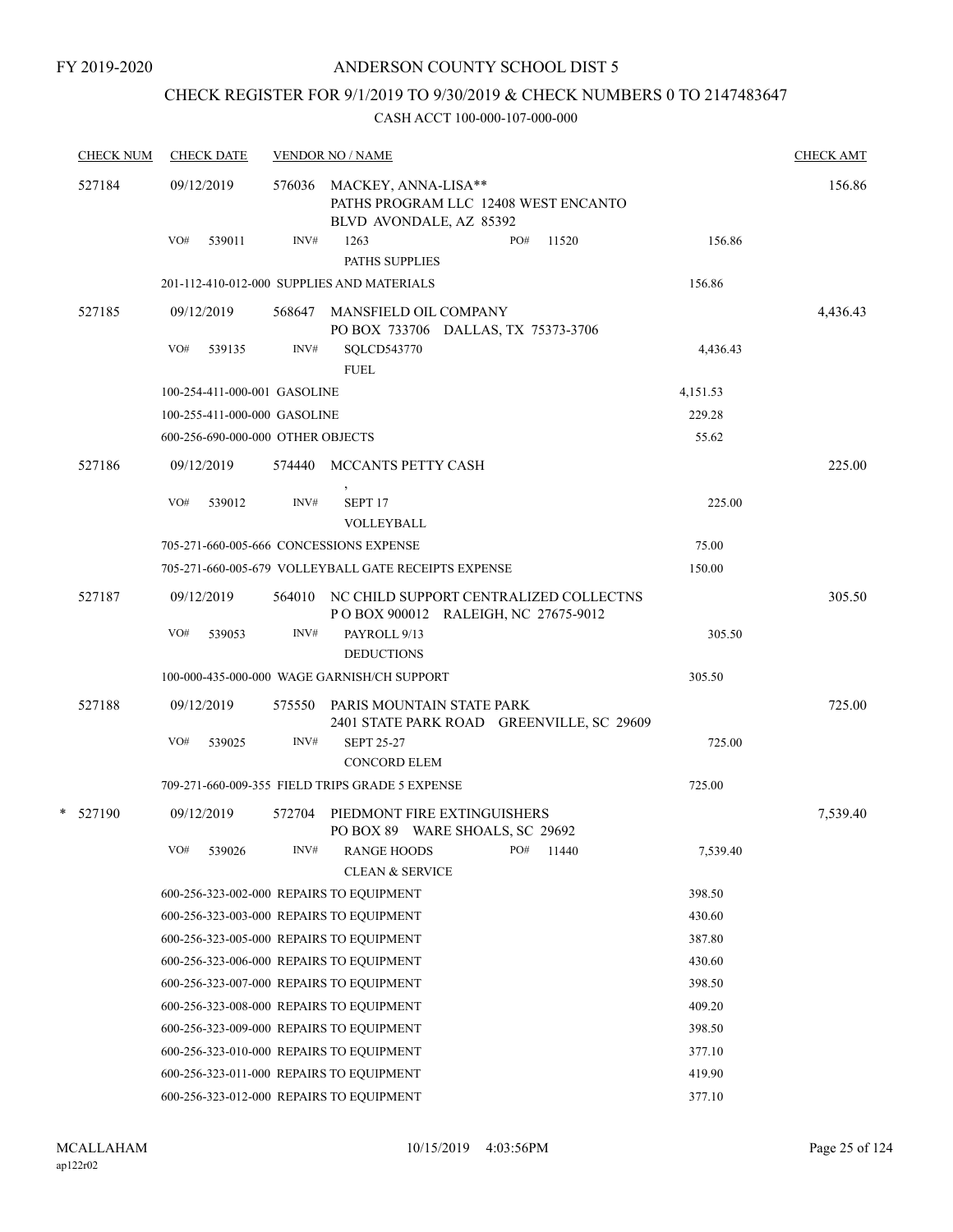FY 2019-2020

# ANDERSON COUNTY SCHOOL DIST 5

## CHECK REGISTER FOR 9/1/2019 TO 9/30/2019 & CHECK NUMBERS 0 TO 2147483647

### CASH ACCT 100-000-107-000-000

| CHECK NUM | CHECK DATE | VENDOR NO / NAME | | CHECK AMT |
|---|---|---|---|---|
| 527184 | 09/12/2019 | 576036 MACKEY, ANNA-LISA** PATHS PROGRAM LLC 12408 WEST ENCANTO BLVD AVONDALE, AZ 85392 | | 156.86 |
| | VO# 539011 | INV# 1263 PO# 11520 PATHS SUPPLIES | 156.86 | |
| | | 201-112-410-012-000 SUPPLIES AND MATERIALS | 156.86 | |
| 527185 | 09/12/2019 | 568647 MANSFIELD OIL COMPANY PO BOX 733706 DALLAS, TX 75373-3706 | | 4,436.43 |
| | VO# 539135 | INV# SQLCD543770 FUEL | 4,436.43 | |
| | | 100-254-411-000-001 GASOLINE | 4,151.53 | |
| | | 100-255-411-000-000 GASOLINE | 229.28 | |
| | | 600-256-690-000-000 OTHER OBJECTS | 55.62 | |
| 527186 | 09/12/2019 | 574440 MCCANTS PETTY CASH , | | 225.00 |
| | VO# 539012 | INV# SEPT 17 VOLLEYBALL | 225.00 | |
| | | 705-271-660-005-666 CONCESSIONS EXPENSE | 75.00 | |
| | | 705-271-660-005-679 VOLLEYBALL GATE RECEIPTS EXPENSE | 150.00 | |
| 527187 | 09/12/2019 | 564010 NC CHILD SUPPORT CENTRALIZED COLLECTNS P O BOX 900012 RALEIGH, NC 27675-9012 | | 305.50 |
| | VO# 539053 | INV# PAYROLL 9/13 DEDUCTIONS | 305.50 | |
| | | 100-000-435-000-000 WAGE GARNISH/CH SUPPORT | 305.50 | |
| 527188 | 09/12/2019 | 575550 PARIS MOUNTAIN STATE PARK 2401 STATE PARK ROAD GREENVILLE, SC 29609 | | 725.00 |
| | VO# 539025 | INV# SEPT 25-27 CONCORD ELEM | 725.00 | |
| | | 709-271-660-009-355 FIELD TRIPS GRADE 5 EXPENSE | 725.00 | |
| * 527190 | 09/12/2019 | 572704 PIEDMONT FIRE EXTINGUISHERS PO BOX 89 WARE SHOALS, SC 29692 | | 7,539.40 |
| | VO# 539026 | INV# RANGE HOODS PO# 11440 CLEAN & SERVICE | 7,539.40 | |
| | | 600-256-323-002-000 REPAIRS TO EQUIPMENT | 398.50 | |
| | | 600-256-323-003-000 REPAIRS TO EQUIPMENT | 430.60 | |
| | | 600-256-323-005-000 REPAIRS TO EQUIPMENT | 387.80 | |
| | | 600-256-323-006-000 REPAIRS TO EQUIPMENT | 430.60 | |
| | | 600-256-323-007-000 REPAIRS TO EQUIPMENT | 398.50 | |
| | | 600-256-323-008-000 REPAIRS TO EQUIPMENT | 409.20 | |
| | | 600-256-323-009-000 REPAIRS TO EQUIPMENT | 398.50 | |
| | | 600-256-323-010-000 REPAIRS TO EQUIPMENT | 377.10 | |
| | | 600-256-323-011-000 REPAIRS TO EQUIPMENT | 419.90 | |
| | | 600-256-323-012-000 REPAIRS TO EQUIPMENT | 377.10 | |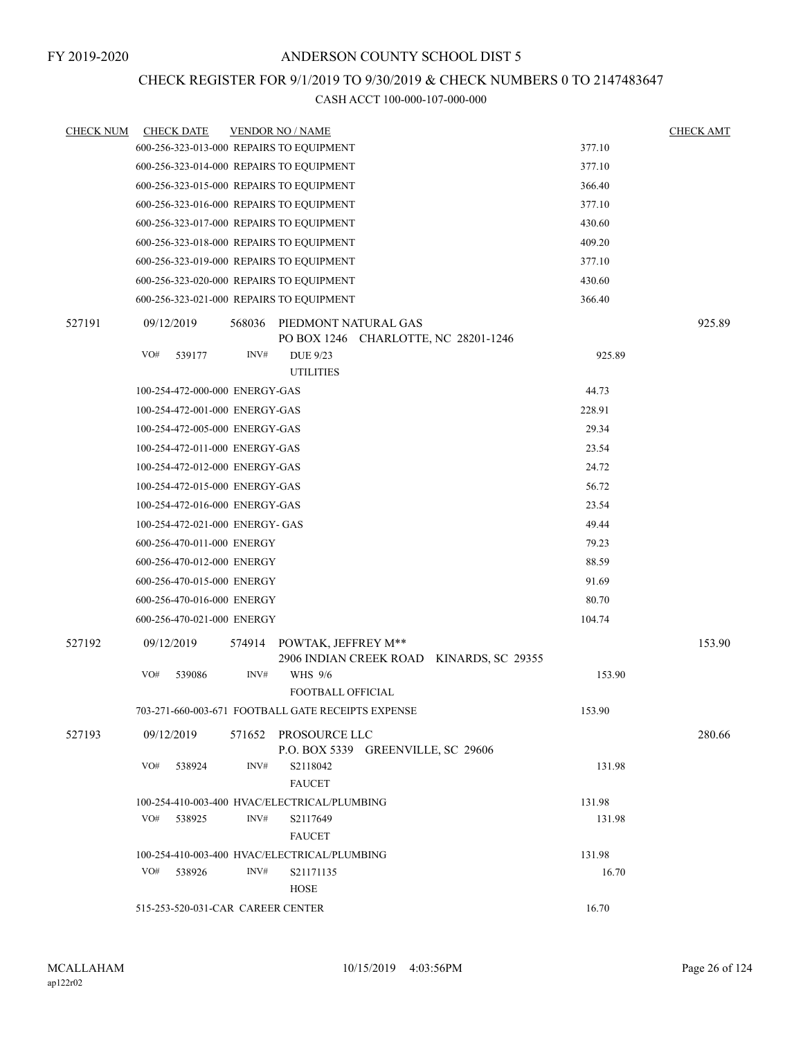FY 2019-2020

ANDERSON COUNTY SCHOOL DIST 5

CHECK REGISTER FOR 9/1/2019 TO 9/30/2019 & CHECK NUMBERS 0 TO 2147483647

CASH ACCT 100-000-107-000-000

| CHECK NUM | CHECK DATE | VENDOR NO / NAME | | CHECK AMT |
|---|---|---|---|---|
| | 600-256-323-013-000 REPAIRS TO EQUIPMENT | | 377.10 | |
| | 600-256-323-014-000 REPAIRS TO EQUIPMENT | | 377.10 | |
| | 600-256-323-015-000 REPAIRS TO EQUIPMENT | | 366.40 | |
| | 600-256-323-016-000 REPAIRS TO EQUIPMENT | | 377.10 | |
| | 600-256-323-017-000 REPAIRS TO EQUIPMENT | | 430.60 | |
| | 600-256-323-018-000 REPAIRS TO EQUIPMENT | | 409.20 | |
| | 600-256-323-019-000 REPAIRS TO EQUIPMENT | | 377.10 | |
| | 600-256-323-020-000 REPAIRS TO EQUIPMENT | | 430.60 | |
| | 600-256-323-021-000 REPAIRS TO EQUIPMENT | | 366.40 | |
| 527191 | 09/12/2019 | 568036 PIEDMONT NATURAL GAS<br>PO BOX 1246 CHARLOTTE, NC 28201-1246 | | 925.89 |
| | VO# 539177 | INV# DUE 9/23<br>UTILITIES | 925.89 | |
| | 100-254-472-000-000 ENERGY-GAS | | 44.73 | |
| | 100-254-472-001-000 ENERGY-GAS | | 228.91 | |
| | 100-254-472-005-000 ENERGY-GAS | | 29.34 | |
| | 100-254-472-011-000 ENERGY-GAS | | 23.54 | |
| | 100-254-472-012-000 ENERGY-GAS | | 24.72 | |
| | 100-254-472-015-000 ENERGY-GAS | | 56.72 | |
| | 100-254-472-016-000 ENERGY-GAS | | 23.54 | |
| | 100-254-472-021-000 ENERGY- GAS | | 49.44 | |
| | 600-256-470-011-000 ENERGY | | 79.23 | |
| | 600-256-470-012-000 ENERGY | | 88.59 | |
| | 600-256-470-015-000 ENERGY | | 91.69 | |
| | 600-256-470-016-000 ENERGY | | 80.70 | |
| | 600-256-470-021-000 ENERGY | | 104.74 | |
| 527192 | 09/12/2019 | 574914 POWTAK, JEFFREY M**<br>2906 INDIAN CREEK ROAD KINARDS, SC 29355 | | 153.90 |
| | VO# 539086 | INV# WHS 9/6<br>FOOTBALL OFFICIAL | 153.90 | |
| | 703-271-660-003-671 FOOTBALL GATE RECEIPTS EXPENSE | | 153.90 | |
| 527193 | 09/12/2019 | 571652 PROSOURCE LLC<br>P.O. BOX 5339 GREENVILLE, SC 29606 | | 280.66 |
| | VO# 538924 | INV# S2118042<br>FAUCET | 131.98 | |
| | 100-254-410-003-400 HVAC/ELECTRICAL/PLUMBING | | 131.98 | |
| | VO# 538925 | INV# S2117649<br>FAUCET | 131.98 | |
| | 100-254-410-003-400 HVAC/ELECTRICAL/PLUMBING | | 131.98 | |
| | VO# 538926 | INV# S21171135<br>HOSE | 16.70 | |
| | 515-253-520-031-CAR CAREER CENTER | | 16.70 | |

MCALLAHAM ap122r02 10/15/2019 4:03:56PM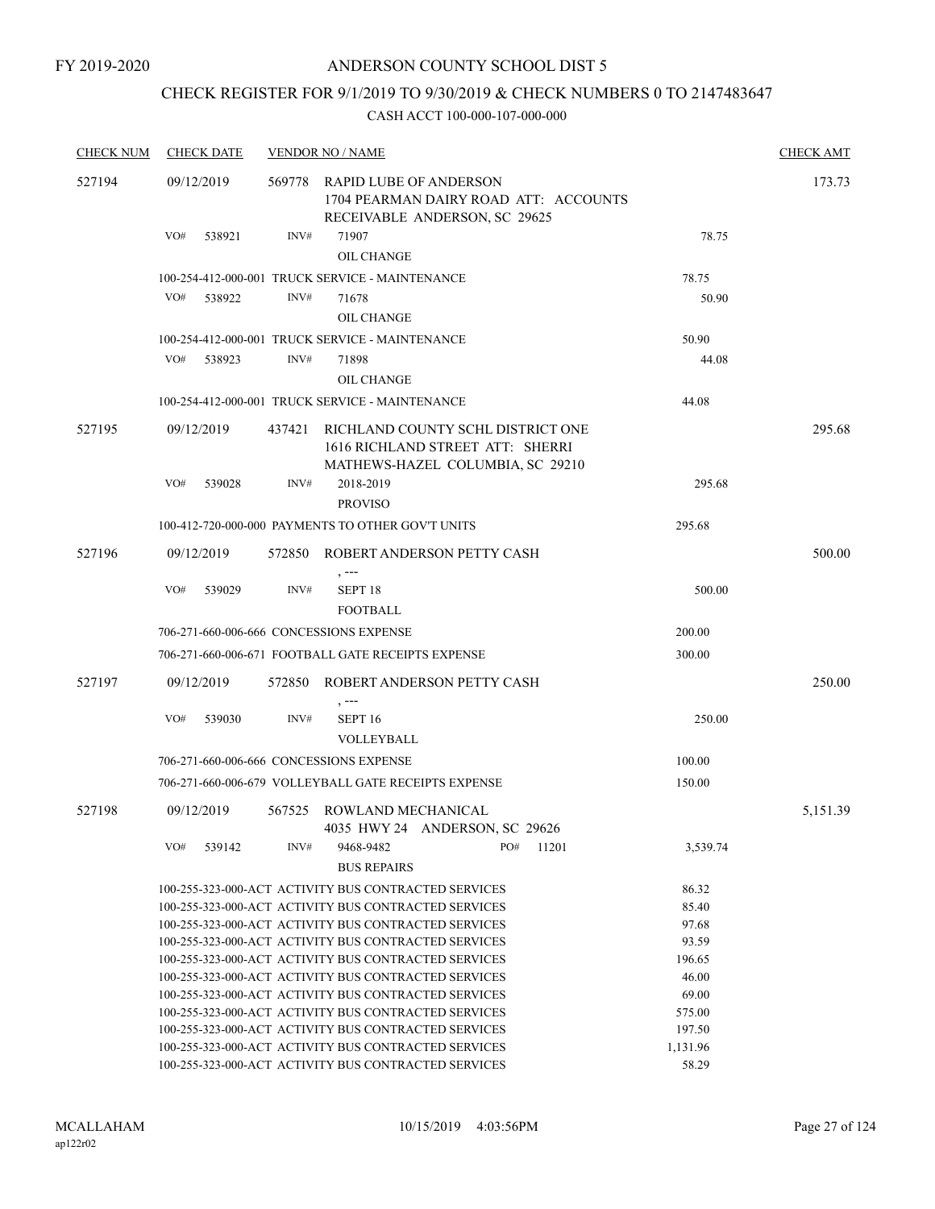FY 2019-2020

# ANDERSON COUNTY SCHOOL DIST 5

## CHECK REGISTER FOR 9/1/2019 TO 9/30/2019 & CHECK NUMBERS 0 TO 2147483647

### CASH ACCT 100-000-107-000-000

| CHECK NUM | CHECK DATE | VENDOR NO / NAME | | CHECK AMT |
|---|---|---|---|---|
| 527194 | 09/12/2019 | 569778 RAPID LUBE OF ANDERSON<br>1704 PEARMAN DAIRY ROAD ATT: ACCOUNTS RECEIVABLE ANDERSON, SC 29625 | | 173.73 |
| | VO# 538921 | INV# 71907<br>OIL CHANGE | 78.75 | |
| | | 100-254-412-000-001 TRUCK SERVICE - MAINTENANCE | 78.75 | |
| | VO# 538922 | INV# 71678<br>OIL CHANGE | 50.90 | |
| | | 100-254-412-000-001 TRUCK SERVICE - MAINTENANCE | 50.90 | |
| | VO# 538923 | INV# 71898<br>OIL CHANGE | 44.08 | |
| | | 100-254-412-000-001 TRUCK SERVICE - MAINTENANCE | 44.08 | |
| 527195 | 09/12/2019 | 437421 RICHLAND COUNTY SCHL DISTRICT ONE<br>1616 RICHLAND STREET ATT: SHERRI MATHEWS-HAZEL COLUMBIA, SC 29210 | | 295.68 |
| | VO# 539028 | INV# 2018-2019<br>PROVISO | 295.68 | |
| | | 100-412-720-000-000 PAYMENTS TO OTHER GOV'T UNITS | 295.68 | |
| 527196 | 09/12/2019 | 572850 ROBERT ANDERSON PETTY CASH<br>, --- | | 500.00 |
| | VO# 539029 | INV# SEPT 18<br>FOOTBALL | 500.00 | |
| | | 706-271-660-006-666 CONCESSIONS EXPENSE | 200.00 | |
| | | 706-271-660-006-671 FOOTBALL GATE RECEIPTS EXPENSE | 300.00 | |
| 527197 | 09/12/2019 | 572850 ROBERT ANDERSON PETTY CASH<br>, --- | | 250.00 |
| | VO# 539030 | INV# SEPT 16<br>VOLLEYBALL | 250.00 | |
| | | 706-271-660-006-666 CONCESSIONS EXPENSE | 100.00 | |
| | | 706-271-660-006-679 VOLLEYBALL GATE RECEIPTS EXPENSE | 150.00 | |
| 527198 | 09/12/2019 | 567525 ROWLAND MECHANICAL<br>4035 HWY 24 ANDERSON, SC 29626 | | 5,151.39 |
| | VO# 539142 | INV# 9468-9482 PO# 11201<br>BUS REPAIRS | 3,539.74 | |
| | | 100-255-323-000-ACT ACTIVITY BUS CONTRACTED SERVICES | 86.32 | |
| | | 100-255-323-000-ACT ACTIVITY BUS CONTRACTED SERVICES | 85.40 | |
| | | 100-255-323-000-ACT ACTIVITY BUS CONTRACTED SERVICES | 97.68 | |
| | | 100-255-323-000-ACT ACTIVITY BUS CONTRACTED SERVICES | 93.59 | |
| | | 100-255-323-000-ACT ACTIVITY BUS CONTRACTED SERVICES | 196.65 | |
| | | 100-255-323-000-ACT ACTIVITY BUS CONTRACTED SERVICES | 46.00 | |
| | | 100-255-323-000-ACT ACTIVITY BUS CONTRACTED SERVICES | 69.00 | |
| | | 100-255-323-000-ACT ACTIVITY BUS CONTRACTED SERVICES | 575.00 | |
| | | 100-255-323-000-ACT ACTIVITY BUS CONTRACTED SERVICES | 197.50 | |
| | | 100-255-323-000-ACT ACTIVITY BUS CONTRACTED SERVICES | 1,131.96 | |
| | | 100-255-323-000-ACT ACTIVITY BUS CONTRACTED SERVICES | 58.29 | |

MCALLAHAM
ap122r02

10/15/2019 4:03:56PM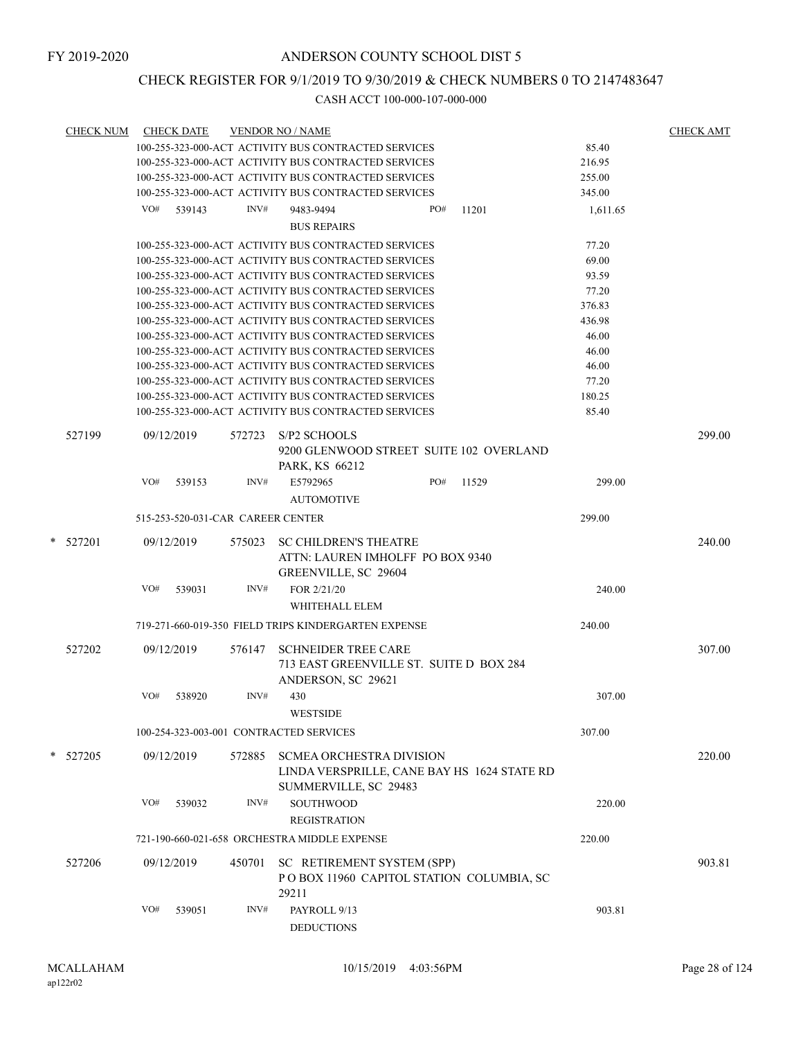FY 2019-2020

# ANDERSON COUNTY SCHOOL DIST 5

## CHECK REGISTER FOR 9/1/2019 TO 9/30/2019 & CHECK NUMBERS 0 TO 2147483647

### CASH ACCT 100-000-107-000-000

| CHECK NUM | CHECK DATE | VENDOR NO / NAME | | CHECK AMT |
|---|---|---|---|---|
| | | 100-255-323-000-ACT ACTIVITY BUS CONTRACTED SERVICES | 85.40 | |
| | | 100-255-323-000-ACT ACTIVITY BUS CONTRACTED SERVICES | 216.95 | |
| | | 100-255-323-000-ACT ACTIVITY BUS CONTRACTED SERVICES | 255.00 | |
| | | 100-255-323-000-ACT ACTIVITY BUS CONTRACTED SERVICES | 345.00 | |
| | VO# 539143 | INV# 9483-9494 PO# 11201<br>BUS REPAIRS | 1,611.65 | |
| | | 100-255-323-000-ACT ACTIVITY BUS CONTRACTED SERVICES | 77.20 | |
| | | 100-255-323-000-ACT ACTIVITY BUS CONTRACTED SERVICES | 69.00 | |
| | | 100-255-323-000-ACT ACTIVITY BUS CONTRACTED SERVICES | 93.59 | |
| | | 100-255-323-000-ACT ACTIVITY BUS CONTRACTED SERVICES | 77.20 | |
| | | 100-255-323-000-ACT ACTIVITY BUS CONTRACTED SERVICES | 376.83 | |
| | | 100-255-323-000-ACT ACTIVITY BUS CONTRACTED SERVICES | 436.98 | |
| | | 100-255-323-000-ACT ACTIVITY BUS CONTRACTED SERVICES | 46.00 | |
| | | 100-255-323-000-ACT ACTIVITY BUS CONTRACTED SERVICES | 46.00 | |
| | | 100-255-323-000-ACT ACTIVITY BUS CONTRACTED SERVICES | 46.00 | |
| | | 100-255-323-000-ACT ACTIVITY BUS CONTRACTED SERVICES | 77.20 | |
| | | 100-255-323-000-ACT ACTIVITY BUS CONTRACTED SERVICES | 180.25 | |
| | | 100-255-323-000-ACT ACTIVITY BUS CONTRACTED SERVICES | 85.40 | |
| 527199 | 09/12/2019 | 572723 S/P2 SCHOOLS<br>9200 GLENWOOD STREET SUITE 102 OVERLAND PARK, KS 66212 | | 299.00 |
| | VO# 539153 | INV# E5792965 PO# 11529<br>AUTOMOTIVE | 299.00 | |
| | | 515-253-520-031-CAR CAREER CENTER | 299.00 | |
| * 527201 | 09/12/2019 | 575023 SC CHILDREN'S THEATRE<br>ATTN: LAUREN IMHOLFF PO BOX 9340 GREENVILLE, SC 29604 | | 240.00 |
| | VO# 539031 | INV# FOR 2/21/20<br>WHITEHALL ELEM | 240.00 | |
| | | 719-271-660-019-350 FIELD TRIPS KINDERGARTEN EXPENSE | 240.00 | |
| 527202 | 09/12/2019 | 576147 SCHNEIDER TREE CARE<br>713 EAST GREENVILLE ST. SUITE D BOX 284 ANDERSON, SC 29621 | | 307.00 |
| | VO# 538920 | INV# 430<br>WESTSIDE | 307.00 | |
| | | 100-254-323-003-001 CONTRACTED SERVICES | 307.00 | |
| * 527205 | 09/12/2019 | 572885 SCMEA ORCHESTRA DIVISION<br>LINDA VERSPRILLE, CANE BAY HS 1624 STATE RD SUMMERVILLE, SC 29483 | | 220.00 |
| | VO# 539032 | INV# SOUTHWOOD<br>REGISTRATION | 220.00 | |
| | | 721-190-660-021-658 ORCHESTRA MIDDLE EXPENSE | 220.00 | |
| 527206 | 09/12/2019 | 450701 SC RETIREMENT SYSTEM (SPP)<br>P O BOX 11960 CAPITOL STATION COLUMBIA, SC 29211 | | 903.81 |
| | VO# 539051 | INV# PAYROLL 9/13<br>DEDUCTIONS | 903.81 | |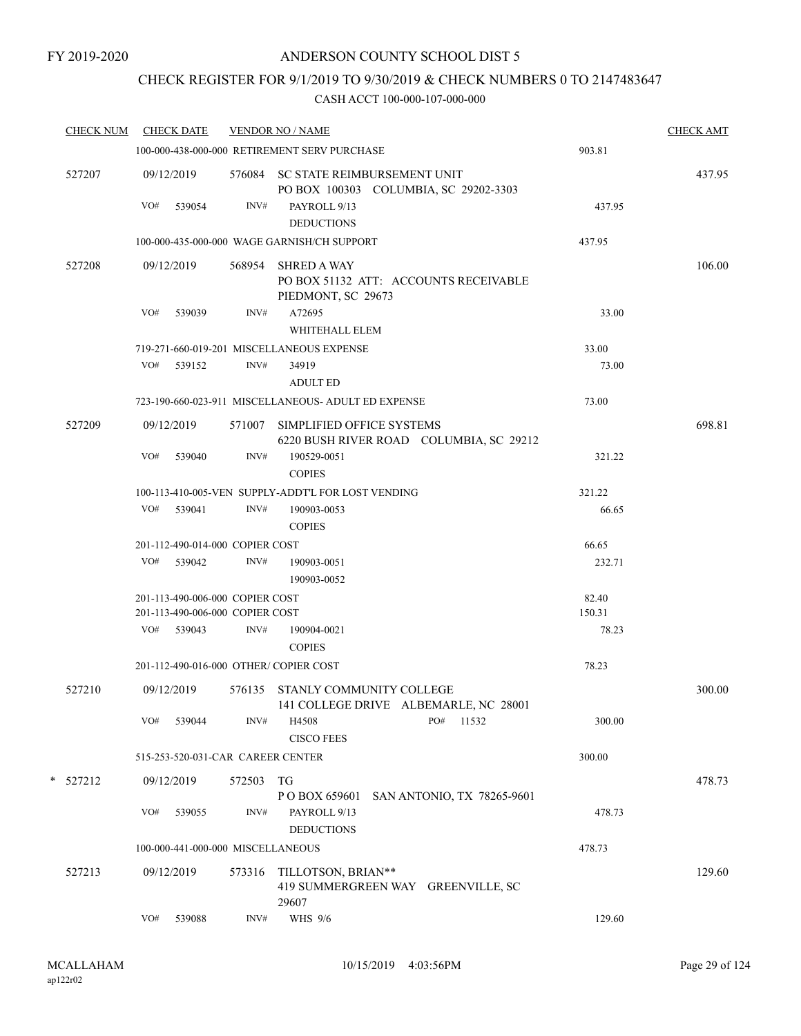FY 2019-2020

# ANDERSON COUNTY SCHOOL DIST 5

## CHECK REGISTER FOR 9/1/2019 TO 9/30/2019 & CHECK NUMBERS 0 TO 2147483647

CASH ACCT 100-000-107-000-000

| CHECK NUM | CHECK DATE | VENDOR NO / NAME | | CHECK AMT |
|---|---|---|---|---|
| | | 100-000-438-000-000 RETIREMENT SERV PURCHASE | 903.81 | |
| 527207 | 09/12/2019 | 576084 SC STATE REIMBURSEMENT UNIT<br>PO BOX 100303 COLUMBIA, SC 29202-3303 | | 437.95 |
| | VO# 539054 | INV# PAYROLL 9/13<br>DEDUCTIONS | 437.95 | |
| | | 100-000-435-000-000 WAGE GARNISH/CH SUPPORT | 437.95 | |
| 527208 | 09/12/2019 | 568954 SHRED A WAY<br>PO BOX 51132 ATT: ACCOUNTS RECEIVABLE<br>PIEDMONT, SC 29673 | | 106.00 |
| | VO# 539039 | INV# A72695<br>WHITEHALL ELEM | 33.00 | |
| | | 719-271-660-019-201 MISCELLANEOUS EXPENSE | 33.00 | |
| | VO# 539152 | INV# 34919<br>ADULT ED | 73.00 | |
| | | 723-190-660-023-911 MISCELLANEOUS- ADULT ED EXPENSE | 73.00 | |
| 527209 | 09/12/2019 | 571007 SIMPLIFIED OFFICE SYSTEMS<br>6220 BUSH RIVER ROAD COLUMBIA, SC 29212 | | 698.81 |
| | VO# 539040 | INV# 190529-0051<br>COPIES | 321.22 | |
| | | 100-113-410-005-VEN SUPPLY-ADDT'L FOR LOST VENDING | 321.22 | |
| | VO# 539041 | INV# 190903-0053<br>COPIES | 66.65 | |
| | | 201-112-490-014-000 COPIER COST | 66.65 | |
| | VO# 539042 | INV# 190903-0051<br>190903-0052 | 232.71 | |
| | | 201-113-490-006-000 COPIER COST | 82.40 | |
| | | 201-113-490-006-000 COPIER COST | 150.31 | |
| | VO# 539043 | INV# 190904-0021<br>COPIES | 78.23 | |
| | | 201-112-490-016-000 OTHER/ COPIER COST | 78.23 | |
| 527210 | 09/12/2019 | 576135 STANLY COMMUNITY COLLEGE<br>141 COLLEGE DRIVE ALBEMARLE, NC 28001 | | 300.00 |
| | VO# 539044 | INV# H4508 PO# 11532<br>CISCO FEES | 300.00 | |
| | | 515-253-520-031-CAR CAREER CENTER | 300.00 | |
| * 527212 | 09/12/2019 | 572503 TG<br>P O BOX 659601 SAN ANTONIO, TX 78265-9601 | | 478.73 |
| | VO# 539055 | INV# PAYROLL 9/13<br>DEDUCTIONS | 478.73 | |
| | | 100-000-441-000-000 MISCELLANEOUS | 478.73 | |
| 527213 | 09/12/2019 | 573316 TILLOTSON, BRIAN**<br>419 SUMMERGREEN WAY GREENVILLE, SC 29607 | | 129.60 |
| | VO# 539088 | INV# WHS 9/6 | 129.60 | |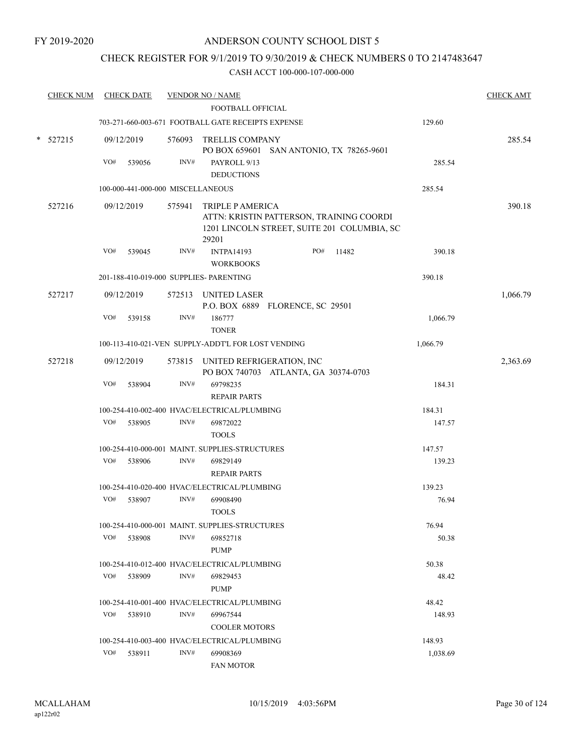FY 2019-2020

# ANDERSON COUNTY SCHOOL DIST 5

## CHECK REGISTER FOR 9/1/2019 TO 9/30/2019 & CHECK NUMBERS 0 TO 2147483647

### CASH ACCT 100-000-107-000-000

| CHECK NUM | CHECK DATE | VENDOR NO / NAME | | CHECK AMT |
|---|---|---|---|---|
| | | FOOTBALL OFFICIAL | | |
| | | 703-271-660-003-671 FOOTBALL GATE RECEIPTS EXPENSE | 129.60 | |
| * 527215 | 09/12/2019 | 576093 TRELLIS COMPANY<br>PO BOX 659601 SAN ANTONIO, TX 78265-9601 | | 285.54 |
| | VO# 539056 | INV# PAYROLL 9/13<br>DEDUCTIONS | 285.54 | |
| | | 100-000-441-000-000 MISCELLANEOUS | 285.54 | |
| 527216 | 09/12/2019 | 575941 TRIPLE P AMERICA<br>ATTN: KRISTIN PATTERSON, TRAINING COORDI<br>1201 LINCOLN STREET, SUITE 201 COLUMBIA, SC 29201 | | 390.18 |
| | VO# 539045 | INV# INTPA14193 PO# 11482<br>WORKBOOKS | 390.18 | |
| | | 201-188-410-019-000 SUPPLIES- PARENTING | 390.18 | |
| 527217 | 09/12/2019 | 572513 UNITED LASER<br>P.O. BOX 6889 FLORENCE, SC 29501 | | 1,066.79 |
| | VO# 539158 | INV# 186777<br>TONER | 1,066.79 | |
| | | 100-113-410-021-VEN SUPPLY-ADDT'L FOR LOST VENDING | 1,066.79 | |
| 527218 | 09/12/2019 | 573815 UNITED REFRIGERATION, INC<br>PO BOX 740703 ATLANTA, GA 30374-0703 | | 2,363.69 |
| | VO# 538904 | INV# 69798235<br>REPAIR PARTS | 184.31 | |
| | | 100-254-410-002-400 HVAC/ELECTRICAL/PLUMBING | 184.31 | |
| | VO# 538905 | INV# 69872022<br>TOOLS | 147.57 | |
| | | 100-254-410-000-001 MAINT. SUPPLIES-STRUCTURES | 147.57 | |
| | VO# 538906 | INV# 69829149<br>REPAIR PARTS | 139.23 | |
| | | 100-254-410-020-400 HVAC/ELECTRICAL/PLUMBING | 139.23 | |
| | VO# 538907 | INV# 69908490<br>TOOLS | 76.94 | |
| | | 100-254-410-000-001 MAINT. SUPPLIES-STRUCTURES | 76.94 | |
| | VO# 538908 | INV# 69852718<br>PUMP | 50.38 | |
| | | 100-254-410-012-400 HVAC/ELECTRICAL/PLUMBING | 50.38 | |
| | VO# 538909 | INV# 69829453<br>PUMP | 48.42 | |
| | | 100-254-410-001-400 HVAC/ELECTRICAL/PLUMBING | 48.42 | |
| | VO# 538910 | INV# 69967544<br>COOLER MOTORS | 148.93 | |
| | | 100-254-410-003-400 HVAC/ELECTRICAL/PLUMBING | 148.93 | |
| | VO# 538911 | INV# 69908369<br>FAN MOTOR | 1,038.69 | |

MCALLAHAM
ap122r02

10/15/2019 4:03:56PM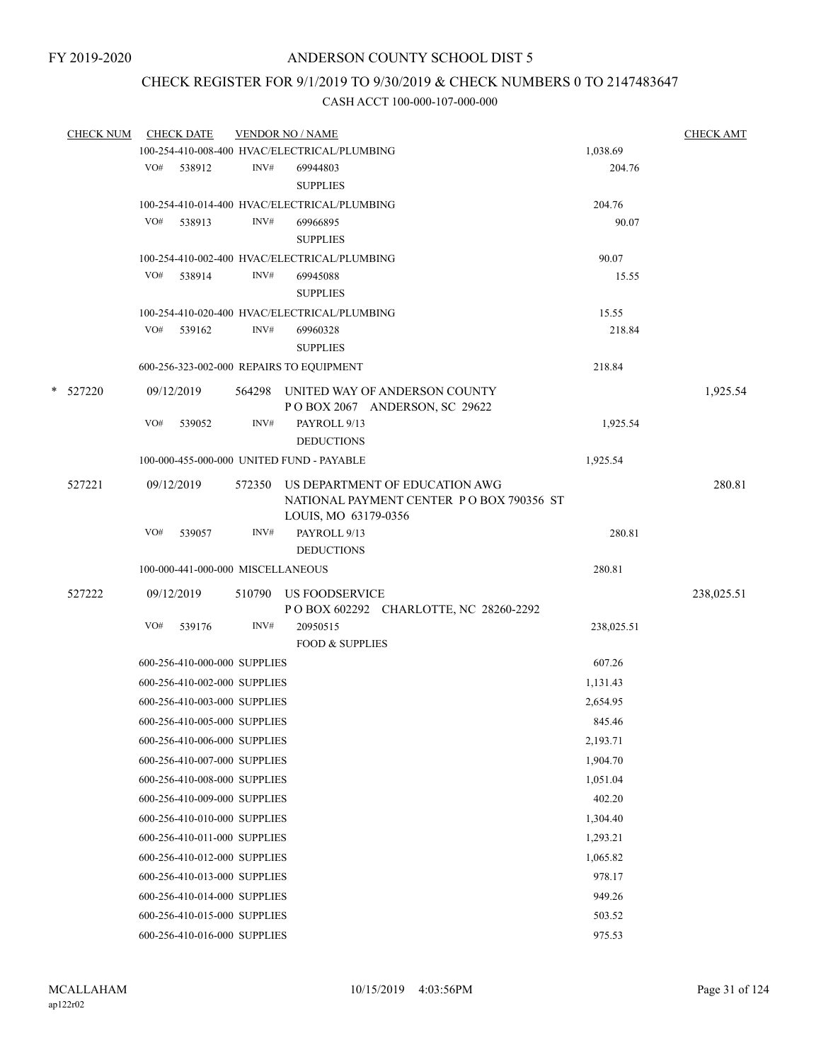FY 2019-2020

# ANDERSON COUNTY SCHOOL DIST 5

## CHECK REGISTER FOR 9/1/2019 TO 9/30/2019 & CHECK NUMBERS 0 TO 2147483647

### CASH ACCT 100-000-107-000-000

| CHECK NUM | CHECK DATE | VENDOR NO / NAME | | CHECK AMT |
|---|---|---|---|---|
| | 100-254-410-008-400 HVAC/ELECTRICAL/PLUMBING | | 1,038.69 | |
| | VO# 538912 | INV# 69944803 SUPPLIES | 204.76 | |
| | 100-254-410-014-400 HVAC/ELECTRICAL/PLUMBING | | 204.76 | |
| | VO# 538913 | INV# 69966895 SUPPLIES | 90.07 | |
| | 100-254-410-002-400 HVAC/ELECTRICAL/PLUMBING | | 90.07 | |
| | VO# 538914 | INV# 69945088 SUPPLIES | 15.55 | |
| | 100-254-410-020-400 HVAC/ELECTRICAL/PLUMBING | | 15.55 | |
| | VO# 539162 | INV# 69960328 SUPPLIES | 218.84 | |
| | 600-256-323-002-000 REPAIRS TO EQUIPMENT | | 218.84 | |
| * 527220 | 09/12/2019 | 564298 UNITED WAY OF ANDERSON COUNTY P O BOX 2067 ANDERSON, SC 29622 | | 1,925.54 |
| | VO# 539052 | INV# PAYROLL 9/13 DEDUCTIONS | 1,925.54 | |
| | 100-000-455-000-000 UNITED FUND - PAYABLE | | 1,925.54 | |
| 527221 | 09/12/2019 | 572350 US DEPARTMENT OF EDUCATION AWG NATIONAL PAYMENT CENTER P O BOX 790356 ST LOUIS, MO 63179-0356 | | 280.81 |
| | VO# 539057 | INV# PAYROLL 9/13 DEDUCTIONS | 280.81 | |
| | 100-000-441-000-000 MISCELLANEOUS | | 280.81 | |
| 527222 | 09/12/2019 | 510790 US FOODSERVICE P O BOX 602292 CHARLOTTE, NC 28260-2292 | | 238,025.51 |
| | VO# 539176 | INV# 20950515 FOOD & SUPPLIES | 238,025.51 | |
| | 600-256-410-000-000 SUPPLIES | | 607.26 | |
| | 600-256-410-002-000 SUPPLIES | | 1,131.43 | |
| | 600-256-410-003-000 SUPPLIES | | 2,654.95 | |
| | 600-256-410-005-000 SUPPLIES | | 845.46 | |
| | 600-256-410-006-000 SUPPLIES | | 2,193.71 | |
| | 600-256-410-007-000 SUPPLIES | | 1,904.70 | |
| | 600-256-410-008-000 SUPPLIES | | 1,051.04 | |
| | 600-256-410-009-000 SUPPLIES | | 402.20 | |
| | 600-256-410-010-000 SUPPLIES | | 1,304.40 | |
| | 600-256-410-011-000 SUPPLIES | | 1,293.21 | |
| | 600-256-410-012-000 SUPPLIES | | 1,065.82 | |
| | 600-256-410-013-000 SUPPLIES | | 978.17 | |
| | 600-256-410-014-000 SUPPLIES | | 949.26 | |
| | 600-256-410-015-000 SUPPLIES | | 503.52 | |
| | 600-256-410-016-000 SUPPLIES | | 975.53 | |

MCALLAHAM
ap122r02

10/15/2019 4:03:56PM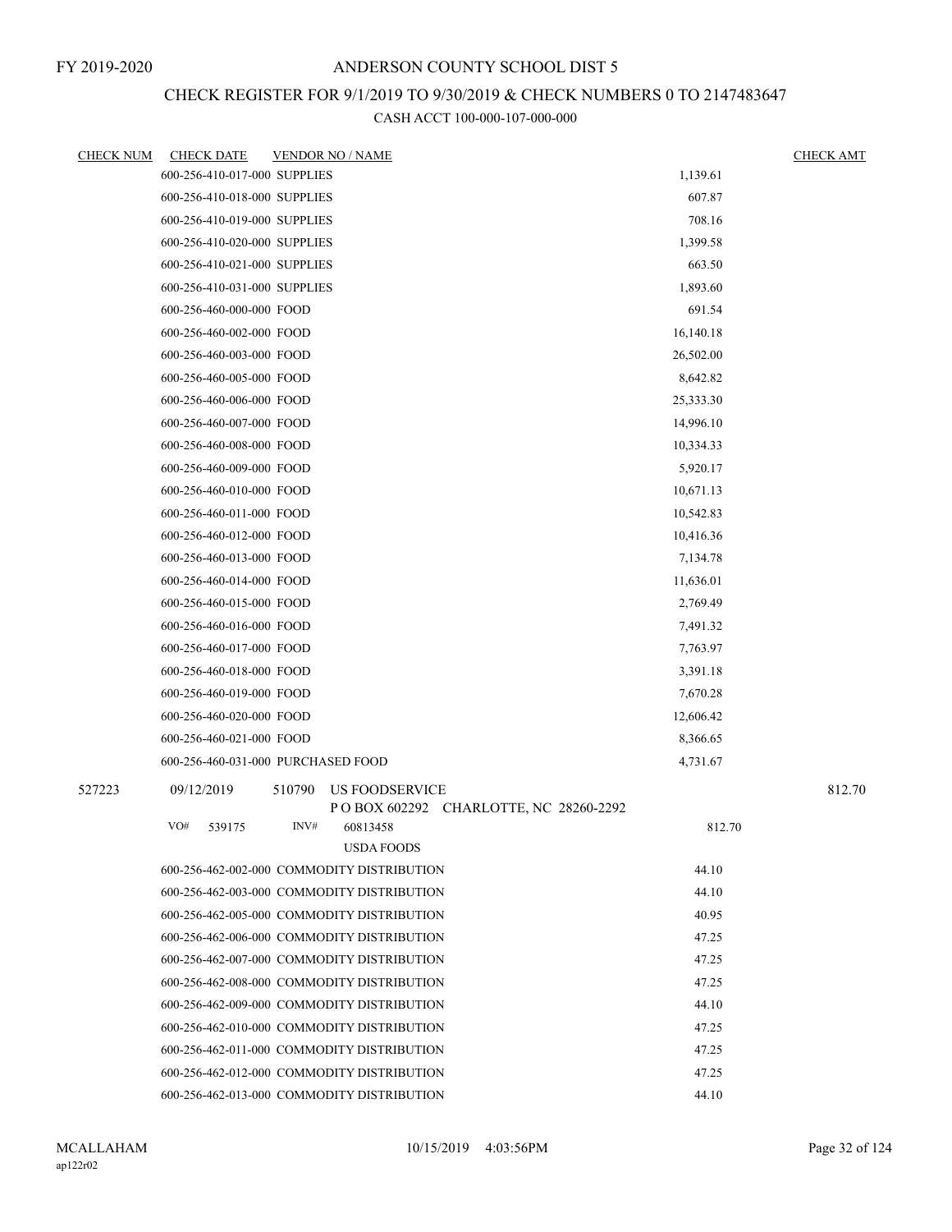FY 2019-2020

# ANDERSON COUNTY SCHOOL DIST 5

## CHECK REGISTER FOR 9/1/2019 TO 9/30/2019 & CHECK NUMBERS 0 TO 2147483647

### CASH ACCT 100-000-107-000-000

| CHECK NUM | CHECK DATE | VENDOR NO / NAME | | CHECK AMT |
|---|---|---|---|---|
| | 600-256-410-017-000 SUPPLIES | | 1,139.61 | |
| | 600-256-410-018-000 SUPPLIES | | 607.87 | |
| | 600-256-410-019-000 SUPPLIES | | 708.16 | |
| | 600-256-410-020-000 SUPPLIES | | 1,399.58 | |
| | 600-256-410-021-000 SUPPLIES | | 663.50 | |
| | 600-256-410-031-000 SUPPLIES | | 1,893.60 | |
| | 600-256-460-000-000 FOOD | | 691.54 | |
| | 600-256-460-002-000 FOOD | | 16,140.18 | |
| | 600-256-460-003-000 FOOD | | 26,502.00 | |
| | 600-256-460-005-000 FOOD | | 8,642.82 | |
| | 600-256-460-006-000 FOOD | | 25,333.30 | |
| | 600-256-460-007-000 FOOD | | 14,996.10 | |
| | 600-256-460-008-000 FOOD | | 10,334.33 | |
| | 600-256-460-009-000 FOOD | | 5,920.17 | |
| | 600-256-460-010-000 FOOD | | 10,671.13 | |
| | 600-256-460-011-000 FOOD | | 10,542.83 | |
| | 600-256-460-012-000 FOOD | | 10,416.36 | |
| | 600-256-460-013-000 FOOD | | 7,134.78 | |
| | 600-256-460-014-000 FOOD | | 11,636.01 | |
| | 600-256-460-015-000 FOOD | | 2,769.49 | |
| | 600-256-460-016-000 FOOD | | 7,491.32 | |
| | 600-256-460-017-000 FOOD | | 7,763.97 | |
| | 600-256-460-018-000 FOOD | | 3,391.18 | |
| | 600-256-460-019-000 FOOD | | 7,670.28 | |
| | 600-256-460-020-000 FOOD | | 12,606.42 | |
| | 600-256-460-021-000 FOOD | | 8,366.65 | |
| | 600-256-460-031-000 PURCHASED FOOD | | 4,731.67 | |
| 527223 | 09/12/2019 | 510790 US FOODSERVICE<br>P O BOX 602292 CHARLOTTE, NC 28260-2292 | | 812.70 |
| | VO# 539175 | INV# 60813458<br>USDA FOODS | 812.70 | |
| | 600-256-462-002-000 COMMODITY DISTRIBUTION | | 44.10 | |
| | 600-256-462-003-000 COMMODITY DISTRIBUTION | | 44.10 | |
| | 600-256-462-005-000 COMMODITY DISTRIBUTION | | 40.95 | |
| | 600-256-462-006-000 COMMODITY DISTRIBUTION | | 47.25 | |
| | 600-256-462-007-000 COMMODITY DISTRIBUTION | | 47.25 | |
| | 600-256-462-008-000 COMMODITY DISTRIBUTION | | 47.25 | |
| | 600-256-462-009-000 COMMODITY DISTRIBUTION | | 44.10 | |
| | 600-256-462-010-000 COMMODITY DISTRIBUTION | | 47.25 | |
| | 600-256-462-011-000 COMMODITY DISTRIBUTION | | 47.25 | |
| | 600-256-462-012-000 COMMODITY DISTRIBUTION | | 47.25 | |
| | 600-256-462-013-000 COMMODITY DISTRIBUTION | | 44.10 | |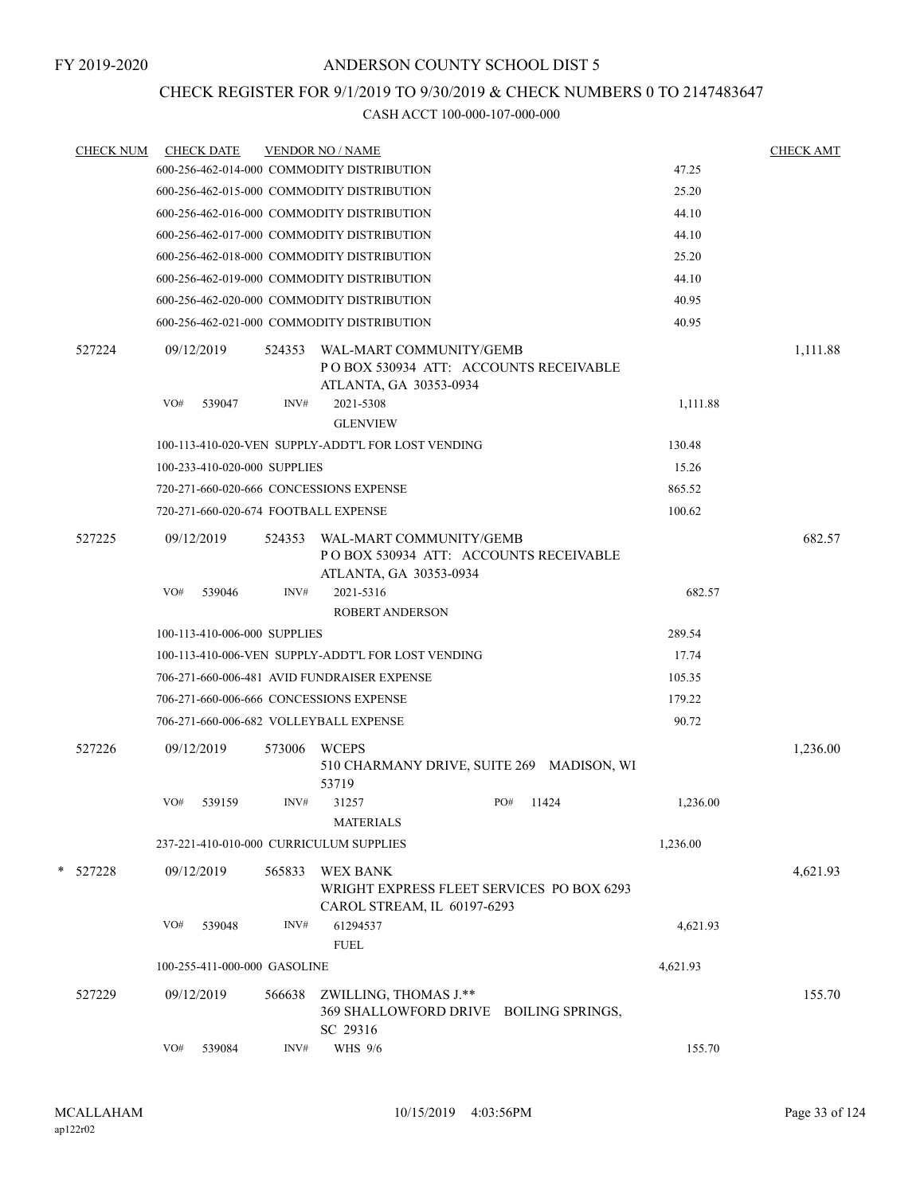FY 2019-2020

# ANDERSON COUNTY SCHOOL DIST 5

## CHECK REGISTER FOR 9/1/2019 TO 9/30/2019 & CHECK NUMBERS 0 TO 2147483647

### CASH ACCT 100-000-107-000-000

| CHECK NUM | CHECK DATE | VENDOR NO / NAME | | CHECK AMT |
|---|---|---|---|---|
| | | 600-256-462-014-000 COMMODITY DISTRIBUTION | 47.25 | |
| | | 600-256-462-015-000 COMMODITY DISTRIBUTION | 25.20 | |
| | | 600-256-462-016-000 COMMODITY DISTRIBUTION | 44.10 | |
| | | 600-256-462-017-000 COMMODITY DISTRIBUTION | 44.10 | |
| | | 600-256-462-018-000 COMMODITY DISTRIBUTION | 25.20 | |
| | | 600-256-462-019-000 COMMODITY DISTRIBUTION | 44.10 | |
| | | 600-256-462-020-000 COMMODITY DISTRIBUTION | 40.95 | |
| | | 600-256-462-021-000 COMMODITY DISTRIBUTION | 40.95 | |
| 527224 | 09/12/2019 | 524353 WAL-MART COMMUNITY/GEMB<br>P O BOX 530934 ATT: ACCOUNTS RECEIVABLE<br>ATLANTA, GA 30353-0934 | | 1,111.88 |
| | VO# 539047 | INV# 2021-5308<br>GLENVIEW | 1,111.88 | |
| | | 100-113-410-020-VEN SUPPLY-ADDT'L FOR LOST VENDING | 130.48 | |
| | | 100-233-410-020-000 SUPPLIES | 15.26 | |
| | | 720-271-660-020-666 CONCESSIONS EXPENSE | 865.52 | |
| | | 720-271-660-020-674 FOOTBALL EXPENSE | 100.62 | |
| 527225 | 09/12/2019 | 524353 WAL-MART COMMUNITY/GEMB<br>P O BOX 530934 ATT: ACCOUNTS RECEIVABLE<br>ATLANTA, GA 30353-0934 | | 682.57 |
| | VO# 539046 | INV# 2021-5316<br>ROBERT ANDERSON | 682.57 | |
| | | 100-113-410-006-000 SUPPLIES | 289.54 | |
| | | 100-113-410-006-VEN SUPPLY-ADDT'L FOR LOST VENDING | 17.74 | |
| | | 706-271-660-006-481 AVID FUNDRAISER EXPENSE | 105.35 | |
| | | 706-271-660-006-666 CONCESSIONS EXPENSE | 179.22 | |
| | | 706-271-660-006-682 VOLLEYBALL EXPENSE | 90.72 | |
| 527226 | 09/12/2019 | 573006 WCEPS<br>510 CHARMANY DRIVE, SUITE 269 MADISON, WI 53719 | | 1,236.00 |
| | VO# 539159 | INV# 31257 PO# 11424<br>MATERIALS | 1,236.00 | |
| | | 237-221-410-010-000 CURRICULUM SUPPLIES | 1,236.00 | |
| * 527228 | 09/12/2019 | 565833 WEX BANK<br>WRIGHT EXPRESS FLEET SERVICES PO BOX 6293<br>CAROL STREAM, IL 60197-6293 | | 4,621.93 |
| | VO# 539048 | INV# 61294537<br>FUEL | 4,621.93 | |
| | | 100-255-411-000-000 GASOLINE | 4,621.93 | |
| 527229 | 09/12/2019 | 566638 ZWILLING, THOMAS J.**<br>369 SHALLOWFORD DRIVE BOILING SPRINGS, SC 29316 | | 155.70 |
| | VO# 539084 | INV# WHS 9/6 | 155.70 | |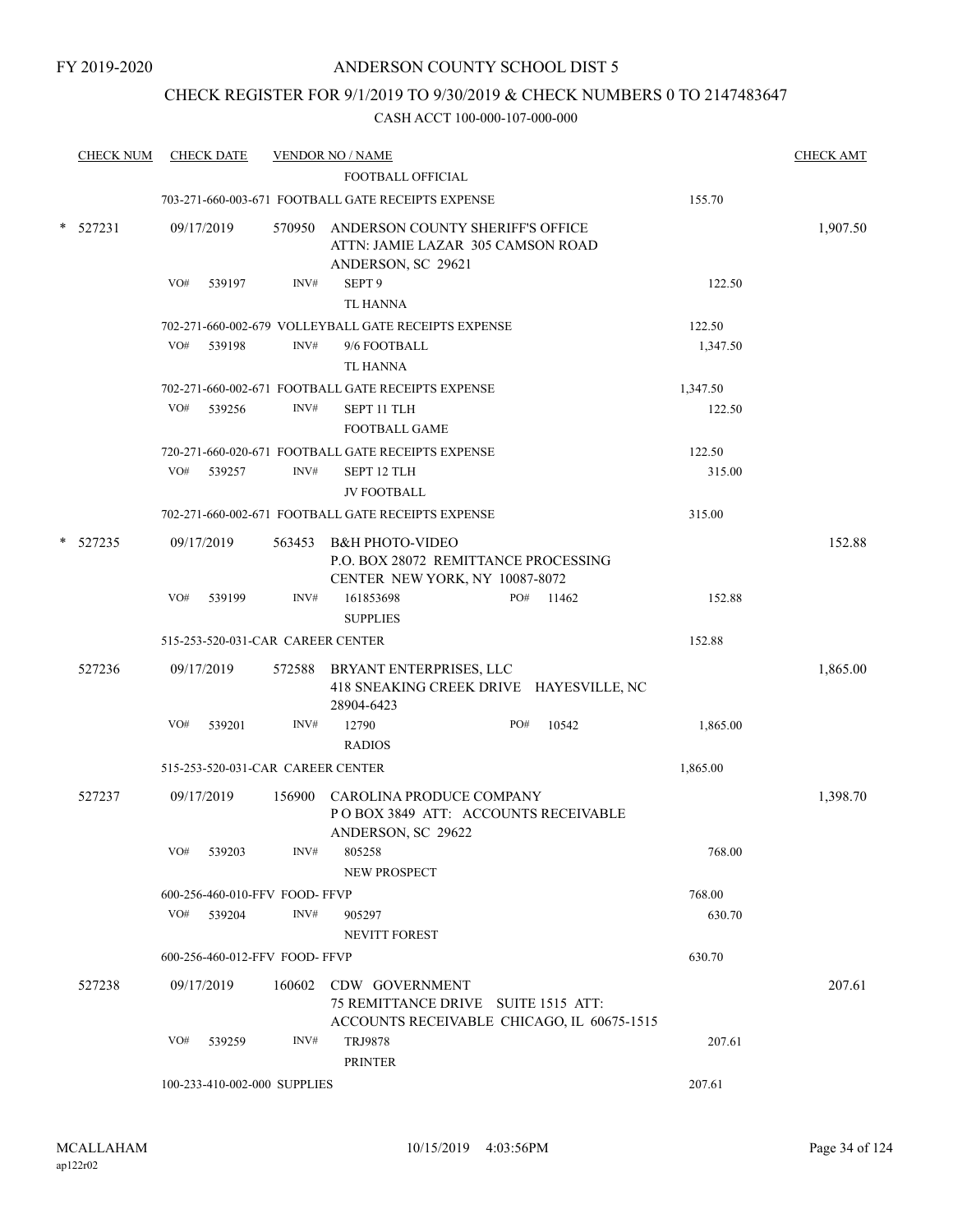FY 2019-2020

# ANDERSON COUNTY SCHOOL DIST 5

## CHECK REGISTER FOR 9/1/2019 TO 9/30/2019 & CHECK NUMBERS 0 TO 2147483647

CASH ACCT 100-000-107-000-000

| CHECK NUM | CHECK DATE | VENDOR NO / NAME | | CHECK AMT |
|---|---|---|---|---|
| | | FOOTBALL OFFICIAL | | |
| | | 703-271-660-003-671 FOOTBALL GATE RECEIPTS EXPENSE | 155.70 | |
| * 527231 | 09/17/2019 | 570950 ANDERSON COUNTY SHERIFF'S OFFICE ATTN: JAMIE LAZAR 305 CAMSON ROAD ANDERSON, SC 29621 | | 1,907.50 |
| | VO# 539197 | INV# SEPT 9 TL HANNA | 122.50 | |
| | | 702-271-660-002-679 VOLLEYBALL GATE RECEIPTS EXPENSE | 122.50 | |
| | VO# 539198 | INV# 9/6 FOOTBALL TL HANNA | 1,347.50 | |
| | | 702-271-660-002-671 FOOTBALL GATE RECEIPTS EXPENSE | 1,347.50 | |
| | VO# 539256 | INV# SEPT 11 TLH FOOTBALL GAME | 122.50 | |
| | | 720-271-660-020-671 FOOTBALL GATE RECEIPTS EXPENSE | 122.50 | |
| | VO# 539257 | INV# SEPT 12 TLH JV FOOTBALL | 315.00 | |
| | | 702-271-660-002-671 FOOTBALL GATE RECEIPTS EXPENSE | 315.00 | |
| * 527235 | 09/17/2019 | 563453 B&H PHOTO-VIDEO P.O. BOX 28072 REMITTANCE PROCESSING CENTER NEW YORK, NY 10087-8072 | | 152.88 |
| | VO# 539199 | INV# 161853698 PO# 11462 SUPPLIES | 152.88 | |
| | | 515-253-520-031-CAR CAREER CENTER | 152.88 | |
| 527236 | 09/17/2019 | 572588 BRYANT ENTERPRISES, LLC 418 SNEAKING CREEK DRIVE HAYESVILLE, NC 28904-6423 | | 1,865.00 |
| | VO# 539201 | INV# 12790 PO# 10542 RADIOS | 1,865.00 | |
| | | 515-253-520-031-CAR CAREER CENTER | 1,865.00 | |
| 527237 | 09/17/2019 | 156900 CAROLINA PRODUCE COMPANY P O BOX 3849 ATT: ACCOUNTS RECEIVABLE ANDERSON, SC 29622 | | 1,398.70 |
| | VO# 539203 | INV# 805258 NEW PROSPECT | 768.00 | |
| | | 600-256-460-010-FFV FOOD- FFVP | 768.00 | |
| | VO# 539204 | INV# 905297 NEVITT FOREST | 630.70 | |
| | | 600-256-460-012-FFV FOOD- FFVP | 630.70 | |
| 527238 | 09/17/2019 | 160602 CDW GOVERNMENT 75 REMITTANCE DRIVE SUITE 1515 ATT: ACCOUNTS RECEIVABLE CHICAGO, IL 60675-1515 | | 207.61 |
| | VO# 539259 | INV# TRJ9878 PRINTER | 207.61 | |
| | | 100-233-410-002-000 SUPPLIES | 207.61 | |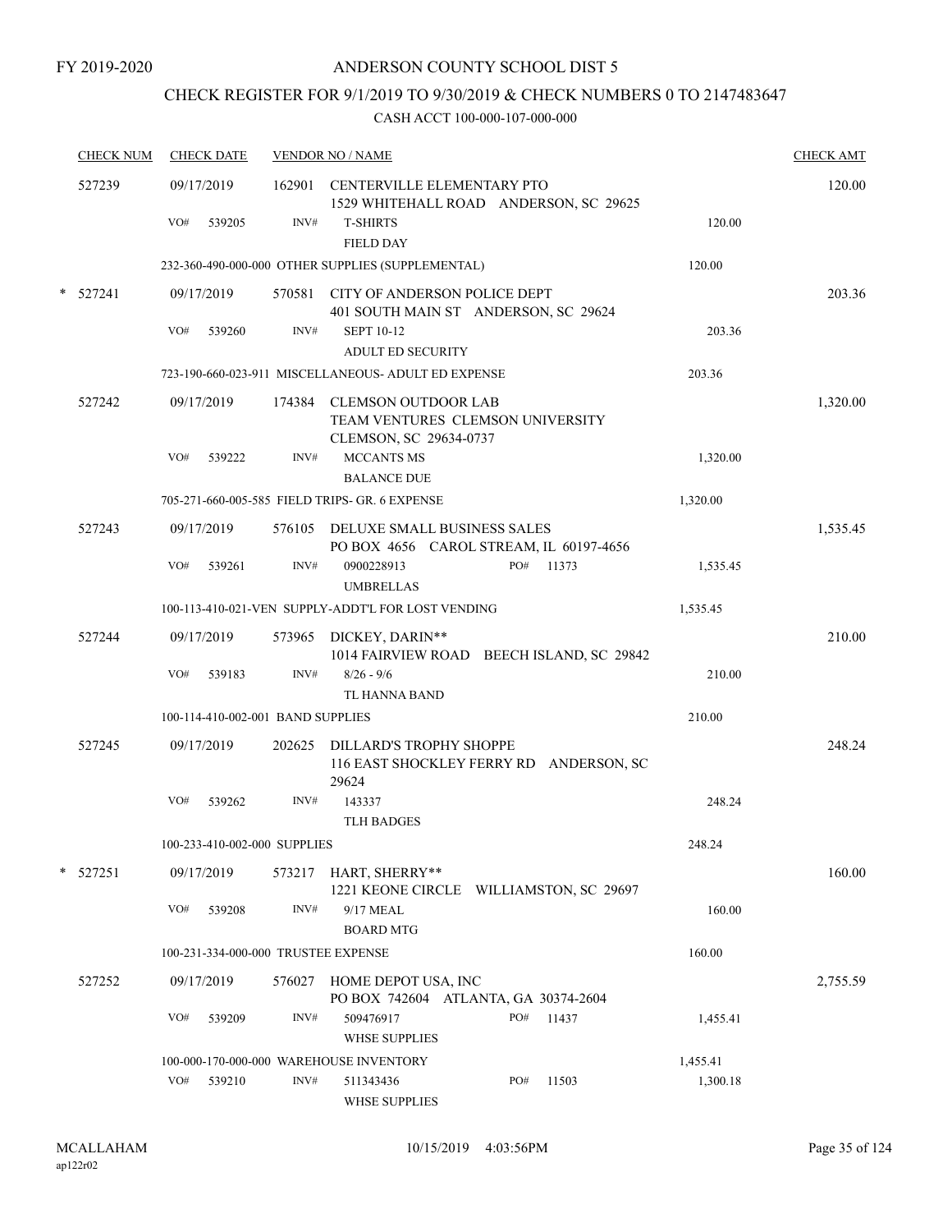FY 2019-2020

# ANDERSON COUNTY SCHOOL DIST 5

## CHECK REGISTER FOR 9/1/2019 TO 9/30/2019 & CHECK NUMBERS 0 TO 2147483647

### CASH ACCT 100-000-107-000-000

| CHECK NUM | CHECK DATE | VENDOR NO / NAME | | | CHECK AMT |
|---|---|---|---|---|---|
| 527239 | 09/17/2019 | 162901 CENTERVILLE ELEMENTARY PTO<br>1529 WHITEHALL ROAD ANDERSON, SC 29625 | | | 120.00 |
| | VO# 539205 | INV# T-SHIRTS<br>FIELD DAY | | 120.00 | |
| | 232-360-490-000-000 OTHER SUPPLIES (SUPPLEMENTAL) | | | 120.00 | |
| * 527241 | 09/17/2019 | 570581 CITY OF ANDERSON POLICE DEPT<br>401 SOUTH MAIN ST ANDERSON, SC 29624 | | | 203.36 |
| | VO# 539260 | INV# SEPT 10-12<br>ADULT ED SECURITY | | 203.36 | |
| | 723-190-660-023-911 MISCELLANEOUS- ADULT ED EXPENSE | | | 203.36 | |
| 527242 | 09/17/2019 | 174384 CLEMSON OUTDOOR LAB<br>TEAM VENTURES CLEMSON UNIVERSITY<br>CLEMSON, SC 29634-0737 | | | 1,320.00 |
| | VO# 539222 | INV# MCCANTS MS<br>BALANCE DUE | | 1,320.00 | |
| | 705-271-660-005-585 FIELD TRIPS- GR. 6 EXPENSE | | | 1,320.00 | |
| 527243 | 09/17/2019 | 576105 DELUXE SMALL BUSINESS SALES<br>PO BOX 4656 CAROL STREAM, IL 60197-4656 | | | 1,535.45 |
| | VO# 539261 | INV# 0900228913<br>UMBRELLAS | PO# 11373 | 1,535.45 | |
| | 100-113-410-021-VEN SUPPLY-ADDT'L FOR LOST VENDING | | | 1,535.45 | |
| 527244 | 09/17/2019 | 573965 DICKEY, DARIN**<br>1014 FAIRVIEW ROAD BEECH ISLAND, SC 29842 | | | 210.00 |
| | VO# 539183 | INV# 8/26 - 9/6<br>TL HANNA BAND | | 210.00 | |
| | 100-114-410-002-001 BAND SUPPLIES | | | 210.00 | |
| 527245 | 09/17/2019 | 202625 DILLARD'S TROPHY SHOPPE<br>116 EAST SHOCKLEY FERRY RD ANDERSON, SC 29624 | | | 248.24 |
| | VO# 539262 | INV# 143337<br>TLH BADGES | | 248.24 | |
| | 100-233-410-002-000 SUPPLIES | | | 248.24 | |
| * 527251 | 09/17/2019 | 573217 HART, SHERRY**<br>1221 KEONE CIRCLE WILLIAMSTON, SC 29697 | | | 160.00 |
| | VO# 539208 | INV# 9/17 MEAL<br>BOARD MTG | | 160.00 | |
| | 100-231-334-000-000 TRUSTEE EXPENSE | | | 160.00 | |
| 527252 | 09/17/2019 | 576027 HOME DEPOT USA, INC<br>PO BOX 742604 ATLANTA, GA 30374-2604 | | | 2,755.59 |
| | VO# 539209 | INV# 509476917<br>WHSE SUPPLIES | PO# 11437 | 1,455.41 | |
| | 100-000-170-000-000 WAREHOUSE INVENTORY | | | 1,455.41 | |
| | VO# 539210 | INV# 511343436<br>WHSE SUPPLIES | PO# 11503 | 1,300.18 | |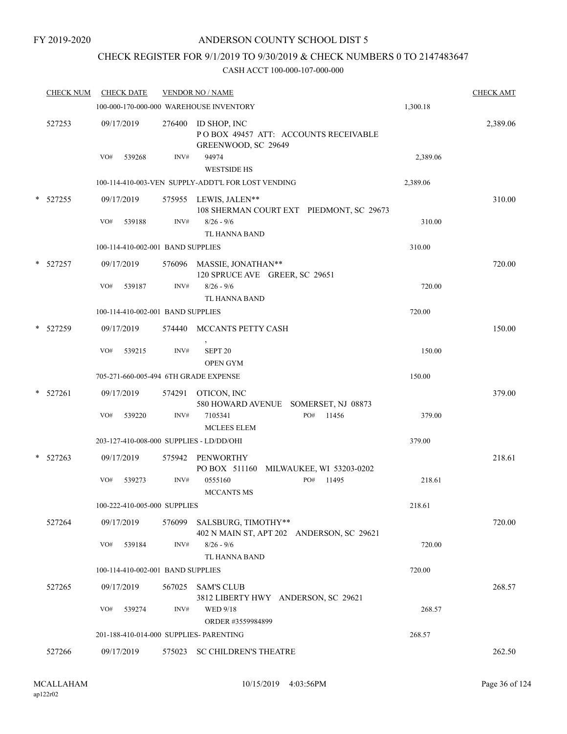FY 2019-2020

# ANDERSON COUNTY SCHOOL DIST 5

## CHECK REGISTER FOR 9/1/2019 TO 9/30/2019 & CHECK NUMBERS 0 TO 2147483647

CASH ACCT 100-000-107-000-000

| CHECK NUM | CHECK DATE | VENDOR NO / NAME | | CHECK AMT |
|---|---|---|---|---|
| | 100-000-170-000-000 WAREHOUSE INVENTORY | | 1,300.18 | |
| 527253 | 09/17/2019 | 276400 ID SHOP, INC<br>P O BOX 49457 ATT: ACCOUNTS RECEIVABLE<br>GREENWOOD, SC 29649 | | 2,389.06 |
| | VO# 539268 | INV# 94974<br>WESTSIDE HS | 2,389.06 | |
| | 100-114-410-003-VEN SUPPLY-ADDT'L FOR LOST VENDING | | 2,389.06 | |
| * 527255 | 09/17/2019 | 575955 LEWIS, JALEN**<br>108 SHERMAN COURT EXT PIEDMONT, SC 29673 | | 310.00 |
| | VO# 539188 | INV# 8/26 - 9/6<br>TL HANNA BAND | 310.00 | |
| | 100-114-410-002-001 BAND SUPPLIES | | 310.00 | |
| * 527257 | 09/17/2019 | 576096 MASSIE, JONATHAN**<br>120 SPRUCE AVE GREER, SC 29651 | | 720.00 |
| | VO# 539187 | INV# 8/26 - 9/6<br>TL HANNA BAND | 720.00 | |
| | 100-114-410-002-001 BAND SUPPLIES | | 720.00 | |
| * 527259 | 09/17/2019 | 574440 MCCANTS PETTY CASH<br>, | | 150.00 |
| | VO# 539215 | INV# SEPT 20<br>OPEN GYM | 150.00 | |
| | 705-271-660-005-494 6TH GRADE EXPENSE | | 150.00 | |
| * 527261 | 09/17/2019 | 574291 OTICON, INC<br>580 HOWARD AVENUE SOMERSET, NJ 08873 | | 379.00 |
| | VO# 539220 | INV# 7105341 PO# 11456<br>MCLEES ELEM | 379.00 | |
| | 203-127-410-008-000 SUPPLIES - LD/DD/OHI | | 379.00 | |
| * 527263 | 09/17/2019 | 575942 PENWORTHY<br>PO BOX 511160 MILWAUKEE, WI 53203-0202 | | 218.61 |
| | VO# 539273 | INV# 0555160 PO# 11495<br>MCCANTS MS | 218.61 | |
| | 100-222-410-005-000 SUPPLIES | | 218.61 | |
| 527264 | 09/17/2019 | 576099 SALSBURG, TIMOTHY**<br>402 N MAIN ST, APT 202 ANDERSON, SC 29621 | | 720.00 |
| | VO# 539184 | INV# 8/26 - 9/6<br>TL HANNA BAND | 720.00 | |
| | 100-114-410-002-001 BAND SUPPLIES | | 720.00 | |
| 527265 | 09/17/2019 | 567025 SAM'S CLUB<br>3812 LIBERTY HWY ANDERSON, SC 29621 | | 268.57 |
| | VO# 539274 | INV# WED 9/18<br>ORDER #3559984899 | 268.57 | |
| | 201-188-410-014-000 SUPPLIES- PARENTING | | 268.57 | |
| 527266 | 09/17/2019 | 575023 SC CHILDREN'S THEATRE | | 262.50 |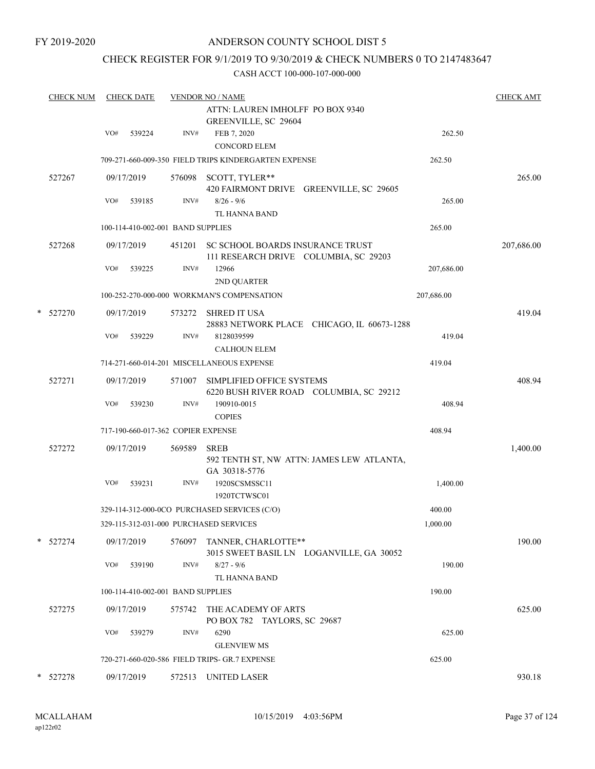FY 2019-2020

# ANDERSON COUNTY SCHOOL DIST 5

## CHECK REGISTER FOR 9/1/2019 TO 9/30/2019 & CHECK NUMBERS 0 TO 2147483647

### CASH ACCT 100-000-107-000-000

| CHECK NUM | CHECK DATE | VENDOR NO / NAME | | CHECK AMT |
|---|---|---|---|---|
| | | ATTN: LAUREN IMHOLFF PO BOX 9340 GREENVILLE, SC 29604 | | |
| | VO# 539224 | INV# FEB 7, 2020 CONCORD ELEM | 262.50 | |
| | | 709-271-660-009-350 FIELD TRIPS KINDERGARTEN EXPENSE | 262.50 | |
| 527267 | 09/17/2019 | 576098 SCOTT, TYLER** 420 FAIRMONT DRIVE GREENVILLE, SC 29605 | | 265.00 |
| | VO# 539185 | INV# 8/26 - 9/6 TL HANNA BAND | 265.00 | |
| | | 100-114-410-002-001 BAND SUPPLIES | 265.00 | |
| 527268 | 09/17/2019 | 451201 SC SCHOOL BOARDS INSURANCE TRUST 111 RESEARCH DRIVE COLUMBIA, SC 29203 | | 207,686.00 |
| | VO# 539225 | INV# 12966 2ND QUARTER | 207,686.00 | |
| | | 100-252-270-000-000 WORKMAN'S COMPENSATION | 207,686.00 | |
| * 527270 | 09/17/2019 | 573272 SHRED IT USA 28883 NETWORK PLACE CHICAGO, IL 60673-1288 | | 419.04 |
| | VO# 539229 | INV# 8128039599 CALHOUN ELEM | 419.04 | |
| | | 714-271-660-014-201 MISCELLANEOUS EXPENSE | 419.04 | |
| 527271 | 09/17/2019 | 571007 SIMPLIFIED OFFICE SYSTEMS 6220 BUSH RIVER ROAD COLUMBIA, SC 29212 | | 408.94 |
| | VO# 539230 | INV# 190910-0015 COPIES | 408.94 | |
| | | 717-190-660-017-362 COPIER EXPENSE | 408.94 | |
| 527272 | 09/17/2019 | 569589 SREB 592 TENTH ST, NW ATTN: JAMES LEW ATLANTA, GA 30318-5776 | | 1,400.00 |
| | VO# 539231 | INV# 1920SCSMSSC11 1920TCTWSC01 | 1,400.00 | |
| | | 329-114-312-000-0CO PURCHASED SERVICES (C/O) | 400.00 | |
| | | 329-115-312-031-000 PURCHASED SERVICES | 1,000.00 | |
| * 527274 | 09/17/2019 | 576097 TANNER, CHARLOTTE** 3015 SWEET BASIL LN LOGANVILLE, GA 30052 | | 190.00 |
| | VO# 539190 | INV# 8/27 - 9/6 TL HANNA BAND | 190.00 | |
| | | 100-114-410-002-001 BAND SUPPLIES | 190.00 | |
| 527275 | 09/17/2019 | 575742 THE ACADEMY OF ARTS PO BOX 782 TAYLORS, SC 29687 | | 625.00 |
| | VO# 539279 | INV# 6290 GLENVIEW MS | 625.00 | |
| | | 720-271-660-020-586 FIELD TRIPS- GR.7 EXPENSE | 625.00 | |
| * 527278 | 09/17/2019 | 572513 UNITED LASER | | 930.18 |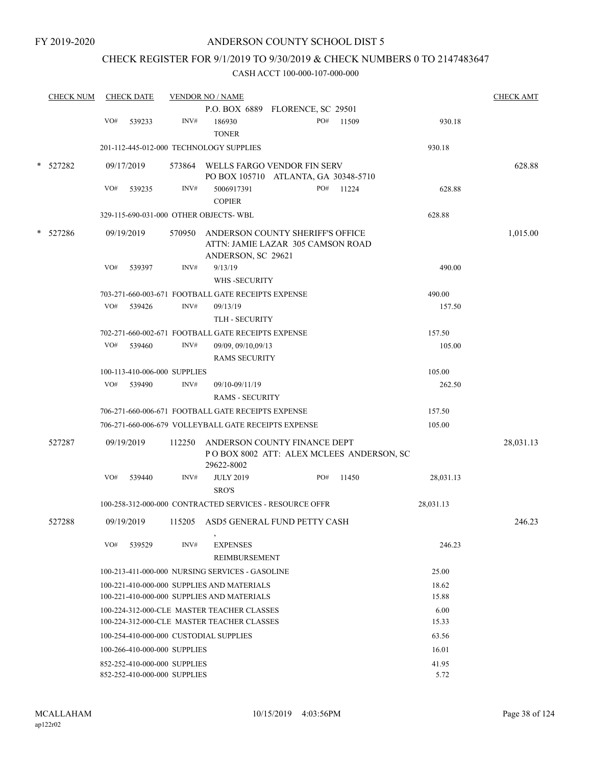FY 2019-2020

# ANDERSON COUNTY SCHOOL DIST 5

## CHECK REGISTER FOR 9/1/2019 TO 9/30/2019 & CHECK NUMBERS 0 TO 2147483647

### CASH ACCT 100-000-107-000-000

| CHECK NUM | CHECK DATE | VENDOR NO / NAME | | | CHECK AMT |
|---|---|---|---|---|---|
| | | P.O. BOX 6889 FLORENCE, SC 29501 | | | |
| | VO# 539233 | INV# 186930 TONER | PO# 11509 | 930.18 | |
| | | 201-112-445-012-000 TECHNOLOGY SUPPLIES | | 930.18 | |
| * 527282 | 09/17/2019 | 573864 WELLS FARGO VENDOR FIN SERV PO BOX 105710 ATLANTA, GA 30348-5710 | | | 628.88 |
| | VO# 539235 | INV# 5006917391 COPIER | PO# 11224 | 628.88 | |
| | | 329-115-690-031-000 OTHER OBJECTS- WBL | | 628.88 | |
| * 527286 | 09/19/2019 | 570950 ANDERSON COUNTY SHERIFF'S OFFICE ATTN: JAMIE LAZAR 305 CAMSON ROAD ANDERSON, SC 29621 | | | 1,015.00 |
| | VO# 539397 | INV# 9/13/19 WHS -SECURITY | | 490.00 | |
| | | 703-271-660-003-671 FOOTBALL GATE RECEIPTS EXPENSE | | 490.00 | |
| | VO# 539426 | INV# 09/13/19 TLH - SECURITY | | 157.50 | |
| | | 702-271-660-002-671 FOOTBALL GATE RECEIPTS EXPENSE | | 157.50 | |
| | VO# 539460 | INV# 09/09, 09/10,09/13 RAMS SECURITY | | 105.00 | |
| | | 100-113-410-006-000 SUPPLIES | | 105.00 | |
| | VO# 539490 | INV# 09/10-09/11/19 RAMS - SECURITY | | 262.50 | |
| | | 706-271-660-006-671 FOOTBALL GATE RECEIPTS EXPENSE | | 157.50 | |
| | | 706-271-660-006-679 VOLLEYBALL GATE RECEIPTS EXPENSE | | 105.00 | |
| 527287 | 09/19/2019 | 112250 ANDERSON COUNTY FINANCE DEPT P O BOX 8002 ATT: ALEX MCLEES ANDERSON, SC 29622-8002 | | | 28,031.13 |
| | VO# 539440 | INV# JULY 2019 SRO'S | PO# 11450 | 28,031.13 | |
| | | 100-258-312-000-000 CONTRACTED SERVICES - RESOURCE OFFR | | 28,031.13 | |
| 527288 | 09/19/2019 | 115205 ASD5 GENERAL FUND PETTY CASH , | | | 246.23 |
| | VO# 539529 | INV# EXPENSES REIMBURSEMENT | | 246.23 | |
| | | 100-213-411-000-000 NURSING SERVICES - GASOLINE | | 25.00 | |
| | | 100-221-410-000-000 SUPPLIES AND MATERIALS | | 18.62 | |
| | | 100-221-410-000-000 SUPPLIES AND MATERIALS | | 15.88 | |
| | | 100-224-312-000-CLE MASTER TEACHER CLASSES | | 6.00 | |
| | | 100-224-312-000-CLE MASTER TEACHER CLASSES | | 15.33 | |
| | | 100-254-410-000-000 CUSTODIAL SUPPLIES | | 63.56 | |
| | | 100-266-410-000-000 SUPPLIES | | 16.01 | |
| | | 852-252-410-000-000 SUPPLIES | | 41.95 | |
| | | 852-252-410-000-000 SUPPLIES | | 5.72 | |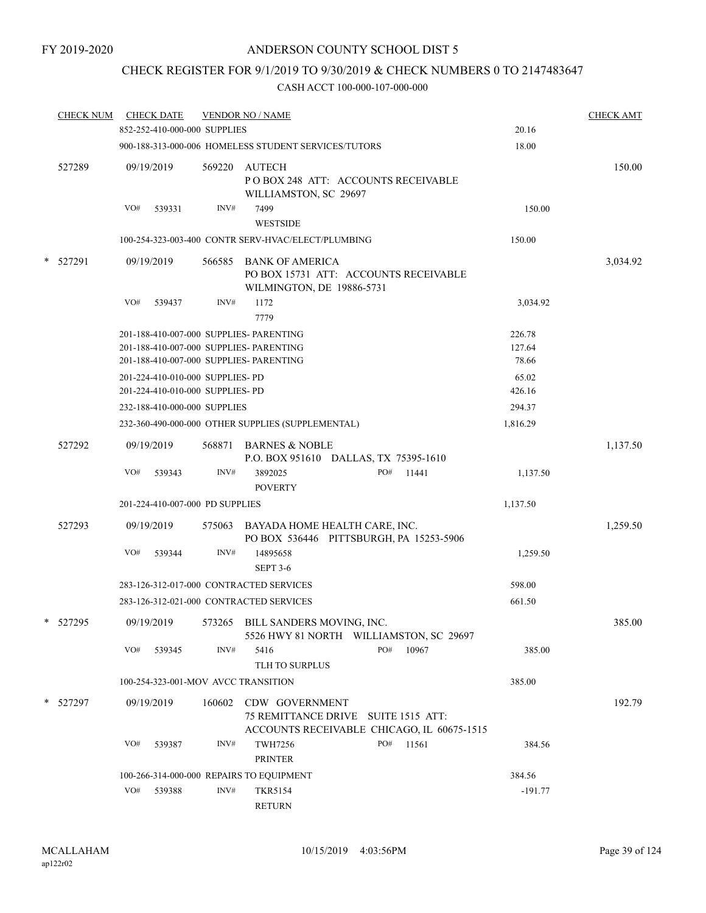FY 2019-2020

# ANDERSON COUNTY SCHOOL DIST 5

## CHECK REGISTER FOR 9/1/2019 TO 9/30/2019 & CHECK NUMBERS 0 TO 2147483647

### CASH ACCT 100-000-107-000-000

| CHECK NUM | CHECK DATE | VENDOR NO / NAME | | CHECK AMT |
|---|---|---|---|---|
| | 852-252-410-000-000 SUPPLIES | | 20.16 | |
| | 900-188-313-000-006 HOMELESS STUDENT SERVICES/TUTORS | | 18.00 | |
| 527289 | 09/19/2019 | 569220 AUTECH<br>P O BOX 248 ATT: ACCOUNTS RECEIVABLE<br>WILLIAMSTON, SC 29697 | | 150.00 |
| | VO# 539331 | INV# 7499<br>WESTSIDE | 150.00 | |
| | 100-254-323-003-400 CONTR SERV-HVAC/ELECT/PLUMBING | | 150.00 | |
| * 527291 | 09/19/2019 | 566585 BANK OF AMERICA<br>PO BOX 15731 ATT: ACCOUNTS RECEIVABLE<br>WILMINGTON, DE 19886-5731 | | 3,034.92 |
| | VO# 539437 | INV# 1172<br>7779 | 3,034.92 | |
| | 201-188-410-007-000 SUPPLIES- PARENTING | | 226.78 | |
| | 201-188-410-007-000 SUPPLIES- PARENTING | | 127.64 | |
| | 201-188-410-007-000 SUPPLIES- PARENTING | | 78.66 | |
| | 201-224-410-010-000 SUPPLIES- PD | | 65.02 | |
| | 201-224-410-010-000 SUPPLIES- PD | | 426.16 | |
| | 232-188-410-000-000 SUPPLIES | | 294.37 | |
| | 232-360-490-000-000 OTHER SUPPLIES (SUPPLEMENTAL) | | 1,816.29 | |
| 527292 | 09/19/2019 | 568871 BARNES & NOBLE<br>P.O. BOX 951610 DALLAS, TX 75395-1610 | | 1,137.50 |
| | VO# 539343 | INV# 3892025 PO# 11441<br>POVERTY | 1,137.50 | |
| | 201-224-410-007-000 PD SUPPLIES | | 1,137.50 | |
| 527293 | 09/19/2019 | 575063 BAYADA HOME HEALTH CARE, INC.<br>PO BOX 536446 PITTSBURGH, PA 15253-5906 | | 1,259.50 |
| | VO# 539344 | INV# 14895658<br>SEPT 3-6 | 1,259.50 | |
| | 283-126-312-017-000 CONTRACTED SERVICES | | 598.00 | |
| | 283-126-312-021-000 CONTRACTED SERVICES | | 661.50 | |
| * 527295 | 09/19/2019 | 573265 BILL SANDERS MOVING, INC.<br>5526 HWY 81 NORTH WILLIAMSTON, SC 29697 | | 385.00 |
| | VO# 539345 | INV# 5416 PO# 10967<br>TLH TO SURPLUS | 385.00 | |
| | 100-254-323-001-MOV AVCC TRANSITION | | 385.00 | |
| * 527297 | 09/19/2019 | 160602 CDW GOVERNMENT<br>75 REMITTANCE DRIVE SUITE 1515 ATT:<br>ACCOUNTS RECEIVABLE CHICAGO, IL 60675-1515 | | 192.79 |
| | VO# 539387 | INV# TWH7256 PO# 11561<br>PRINTER | 384.56 | |
| | 100-266-314-000-000 REPAIRS TO EQUIPMENT | | 384.56 | |
| | VO# 539388 | INV# TKR5154<br>RETURN | -191.77 | |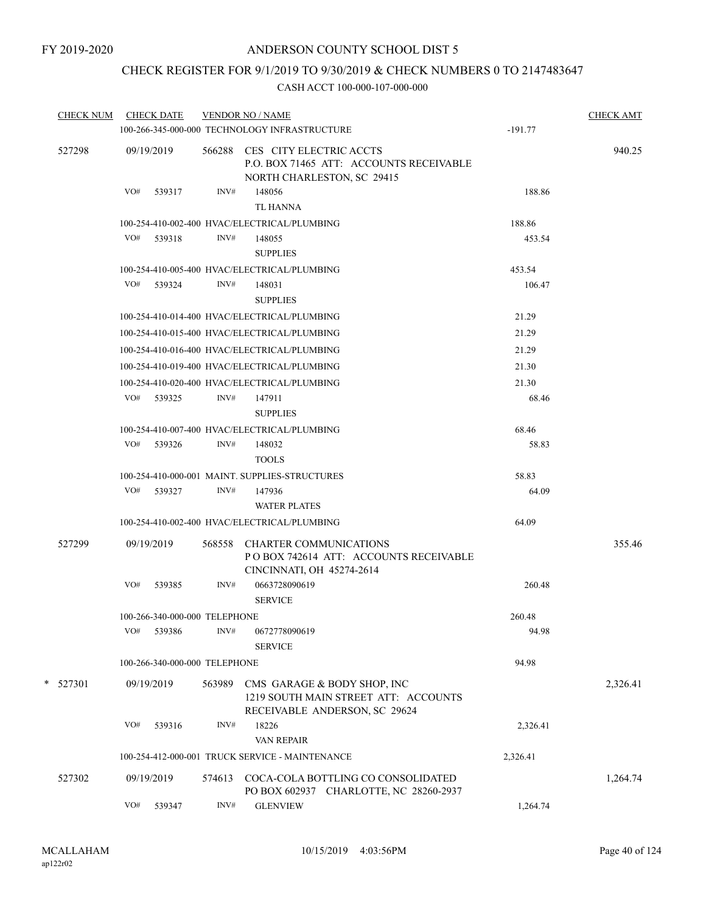FY 2019-2020

# ANDERSON COUNTY SCHOOL DIST 5

## CHECK REGISTER FOR 9/1/2019 TO 9/30/2019 & CHECK NUMBERS 0 TO 2147483647

### CASH ACCT 100-000-107-000-000

| CHECK NUM | CHECK DATE | VENDOR NO / NAME | | CHECK AMT |
|---|---|---|---|---|
| | | 100-266-345-000-000 TECHNOLOGY INFRASTRUCTURE | -191.77 | |
| 527298 | 09/19/2019 | 566288 CES CITY ELECTRIC ACCTS<br>P.O. BOX 71465 ATT: ACCOUNTS RECEIVABLE<br>NORTH CHARLESTON, SC 29415 | | 940.25 |
| | VO# 539317 | INV# 148056<br>TL HANNA | 188.86 | |
| | | 100-254-410-002-400 HVAC/ELECTRICAL/PLUMBING | 188.86 | |
| | VO# 539318 | INV# 148055<br>SUPPLIES | 453.54 | |
| | | 100-254-410-005-400 HVAC/ELECTRICAL/PLUMBING | 453.54 | |
| | VO# 539324 | INV# 148031<br>SUPPLIES | 106.47 | |
| | | 100-254-410-014-400 HVAC/ELECTRICAL/PLUMBING | 21.29 | |
| | | 100-254-410-015-400 HVAC/ELECTRICAL/PLUMBING | 21.29 | |
| | | 100-254-410-016-400 HVAC/ELECTRICAL/PLUMBING | 21.29 | |
| | | 100-254-410-019-400 HVAC/ELECTRICAL/PLUMBING | 21.30 | |
| | | 100-254-410-020-400 HVAC/ELECTRICAL/PLUMBING | 21.30 | |
| | VO# 539325 | INV# 147911<br>SUPPLIES | 68.46 | |
| | | 100-254-410-007-400 HVAC/ELECTRICAL/PLUMBING | 68.46 | |
| | VO# 539326 | INV# 148032<br>TOOLS | 58.83 | |
| | | 100-254-410-000-001 MAINT. SUPPLIES-STRUCTURES | 58.83 | |
| | VO# 539327 | INV# 147936<br>WATER PLATES | 64.09 | |
| | | 100-254-410-002-400 HVAC/ELECTRICAL/PLUMBING | 64.09 | |
| 527299 | 09/19/2019 | 568558 CHARTER COMMUNICATIONS<br>P O BOX 742614 ATT: ACCOUNTS RECEIVABLE<br>CINCINNATI, OH 45274-2614 | | 355.46 |
| | VO# 539385 | INV# 0663728090619<br>SERVICE | 260.48 | |
| | | 100-266-340-000-000 TELEPHONE | 260.48 | |
| | VO# 539386 | INV# 0672778090619<br>SERVICE | 94.98 | |
| | | 100-266-340-000-000 TELEPHONE | 94.98 | |
| * 527301 | 09/19/2019 | 563989 CMS GARAGE & BODY SHOP, INC<br>1219 SOUTH MAIN STREET ATT: ACCOUNTS<br>RECEIVABLE ANDERSON, SC 29624 | | 2,326.41 |
| | VO# 539316 | INV# 18226<br>VAN REPAIR | 2,326.41 | |
| | | 100-254-412-000-001 TRUCK SERVICE - MAINTENANCE | 2,326.41 | |
| 527302 | 09/19/2019 | 574613 COCA-COLA BOTTLING CO CONSOLIDATED<br>PO BOX 602937 CHARLOTTE, NC 28260-2937 | | 1,264.74 |
| | VO# 539347 | INV# GLENVIEW | 1,264.74 | |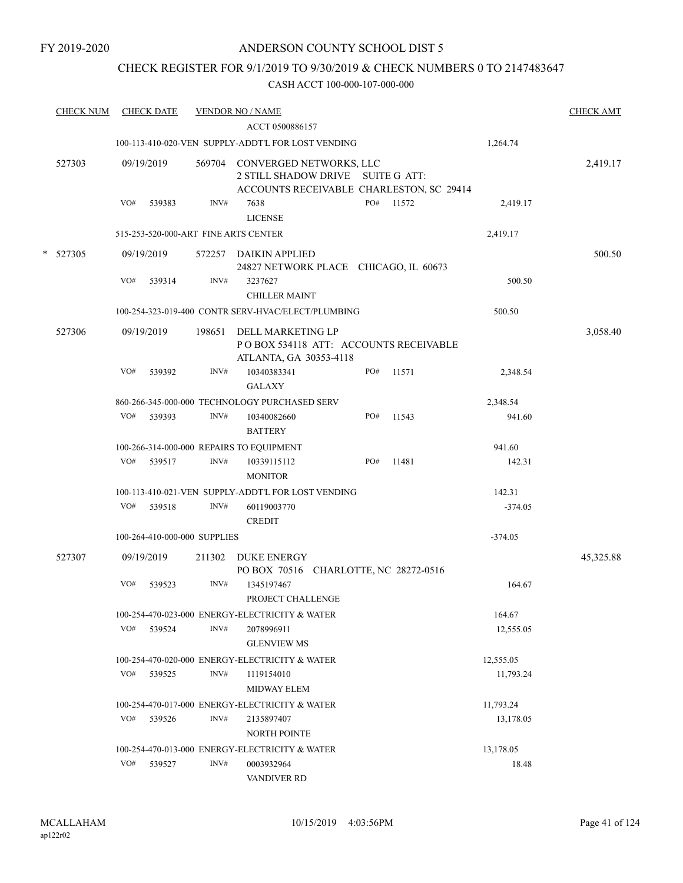FY 2019-2020

# ANDERSON COUNTY SCHOOL DIST 5

## CHECK REGISTER FOR 9/1/2019 TO 9/30/2019 & CHECK NUMBERS 0 TO 2147483647

### CASH ACCT 100-000-107-000-000

| CHECK NUM | CHECK DATE | VENDOR NO / NAME | | | CHECK AMT |
|---|---|---|---|---|---|
| | | ACCT 0500886157 | | | |
| | | 100-113-410-020-VEN SUPPLY-ADDT'L FOR LOST VENDING | | 1,264.74 | |
| 527303 | 09/19/2019 | 569704 CONVERGED NETWORKS, LLC<br>2 STILL SHADOW DRIVE SUITE G ATT:<br>ACCOUNTS RECEIVABLE CHARLESTON, SC 29414 | | | 2,419.17 |
| | VO# 539383 | INV# 7638<br>LICENSE | PO# 11572 | 2,419.17 | |
| | | 515-253-520-000-ART FINE ARTS CENTER | | 2,419.17 | |
| * 527305 | 09/19/2019 | 572257 DAIKIN APPLIED<br>24827 NETWORK PLACE CHICAGO, IL 60673 | | | 500.50 |
| | VO# 539314 | INV# 3237627<br>CHILLER MAINT | | 500.50 | |
| | | 100-254-323-019-400 CONTR SERV-HVAC/ELECT/PLUMBING | | 500.50 | |
| 527306 | 09/19/2019 | 198651 DELL MARKETING LP<br>P O BOX 534118 ATT: ACCOUNTS RECEIVABLE<br>ATLANTA, GA 30353-4118 | | | 3,058.40 |
| | VO# 539392 | INV# 10340383341<br>GALAXY | PO# 11571 | 2,348.54 | |
| | | 860-266-345-000-000 TECHNOLOGY PURCHASED SERV | | 2,348.54 | |
| | VO# 539393 | INV# 10340082660<br>BATTERY | PO# 11543 | 941.60 | |
| | | 100-266-314-000-000 REPAIRS TO EQUIPMENT | | 941.60 | |
| | VO# 539517 | INV# 10339115112<br>MONITOR | PO# 11481 | 142.31 | |
| | | 100-113-410-021-VEN SUPPLY-ADDT'L FOR LOST VENDING | | 142.31 | |
| | VO# 539518 | INV# 60119003770<br>CREDIT | | -374.05 | |
| | | 100-264-410-000-000 SUPPLIES | | -374.05 | |
| 527307 | 09/19/2019 | 211302 DUKE ENERGY<br>PO BOX 70516 CHARLOTTE, NC 28272-0516 | | | 45,325.88 |
| | VO# 539523 | INV# 1345197467<br>PROJECT CHALLENGE | | 164.67 | |
| | | 100-254-470-023-000 ENERGY-ELECTRICITY & WATER | | 164.67 | |
| | VO# 539524 | INV# 2078996911<br>GLENVIEW MS | | 12,555.05 | |
| | | 100-254-470-020-000 ENERGY-ELECTRICITY & WATER | | 12,555.05 | |
| | VO# 539525 | INV# 1119154010<br>MIDWAY ELEM | | 11,793.24 | |
| | | 100-254-470-017-000 ENERGY-ELECTRICITY & WATER | | 11,793.24 | |
| | VO# 539526 | INV# 2135897407<br>NORTH POINTE | | 13,178.05 | |
| | | 100-254-470-013-000 ENERGY-ELECTRICITY & WATER | | 13,178.05 | |
| | VO# 539527 | INV# 0003932964<br>VANDIVER RD | | 18.48 | |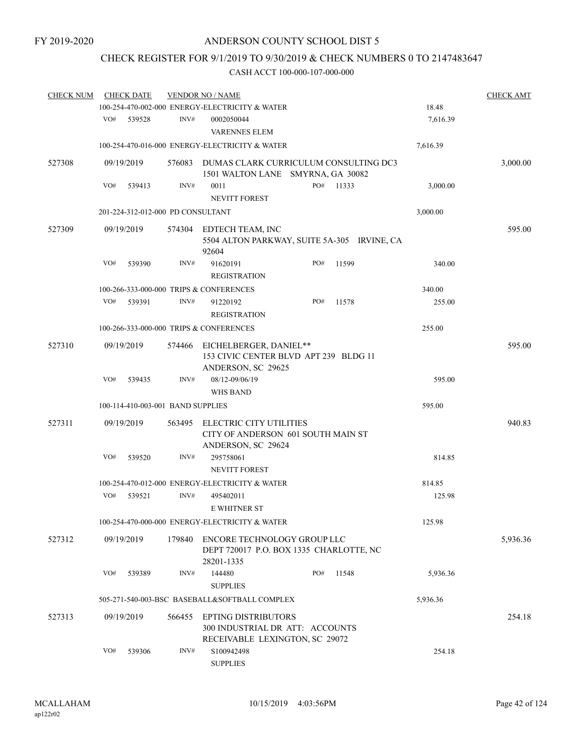FY 2019-2020

# ANDERSON COUNTY SCHOOL DIST 5

## CHECK REGISTER FOR 9/1/2019 TO 9/30/2019 & CHECK NUMBERS 0 TO 2147483647

CASH ACCT 100-000-107-000-000

| CHECK NUM | CHECK DATE | VENDOR NO / NAME | | CHECK AMT |
|---|---|---|---|---|
| | | 100-254-470-002-000 ENERGY-ELECTRICITY & WATER | 18.48 | |
| | VO# 539528 | INV# 0002050044<br>VARENNES ELEM | 7,616.39 | |
| | | 100-254-470-016-000 ENERGY-ELECTRICITY & WATER | 7,616.39 | |
| 527308 | 09/19/2019 | 576083 DUMAS CLARK CURRICULUM CONSULTING DC3<br>1501 WALTON LANE SMYRNA, GA 30082 | | 3,000.00 |
| | VO# 539413 | INV# 0011 PO# 11333<br>NEVITT FOREST | 3,000.00 | |
| | | 201-224-312-012-000 PD CONSULTANT | 3,000.00 | |
| 527309 | 09/19/2019 | 574304 EDTECH TEAM, INC<br>5504 ALTON PARKWAY, SUITE 5A-305 IRVINE, CA 92604 | | 595.00 |
| | VO# 539390 | INV# 91620191 PO# 11599<br>REGISTRATION | 340.00 | |
| | | 100-266-333-000-000 TRIPS & CONFERENCES | 340.00 | |
| | VO# 539391 | INV# 91220192 PO# 11578<br>REGISTRATION | 255.00 | |
| | | 100-266-333-000-000 TRIPS & CONFERENCES | 255.00 | |
| 527310 | 09/19/2019 | 574466 EICHELBERGER, DANIEL**<br>153 CIVIC CENTER BLVD APT 239 BLDG 11<br>ANDERSON, SC 29625 | | 595.00 |
| | VO# 539435 | INV# 08/12-09/06/19<br>WHS BAND | 595.00 | |
| | | 100-114-410-003-001 BAND SUPPLIES | 595.00 | |
| 527311 | 09/19/2019 | 563495 ELECTRIC CITY UTILITIES<br>CITY OF ANDERSON 601 SOUTH MAIN ST<br>ANDERSON, SC 29624 | | 940.83 |
| | VO# 539520 | INV# 295758061<br>NEVITT FOREST | 814.85 | |
| | | 100-254-470-012-000 ENERGY-ELECTRICITY & WATER | 814.85 | |
| | VO# 539521 | INV# 495402011<br>E WHITNER ST | 125.98 | |
| | | 100-254-470-000-000 ENERGY-ELECTRICITY & WATER | 125.98 | |
| 527312 | 09/19/2019 | 179840 ENCORE TECHNOLOGY GROUP LLC<br>DEPT 720017 P.O. BOX 1335 CHARLOTTE, NC 28201-1335 | | 5,936.36 |
| | VO# 539389 | INV# 144480 PO# 11548<br>SUPPLIES | 5,936.36 | |
| | | 505-271-540-003-BSC BASEBALL&SOFTBALL COMPLEX | 5,936.36 | |
| 527313 | 09/19/2019 | 566455 EPTING DISTRIBUTORS<br>300 INDUSTRIAL DR ATT: ACCOUNTS<br>RECEIVABLE LEXINGTON, SC 29072 | | 254.18 |
| | VO# 539306 | INV# S100942498<br>SUPPLIES | 254.18 | |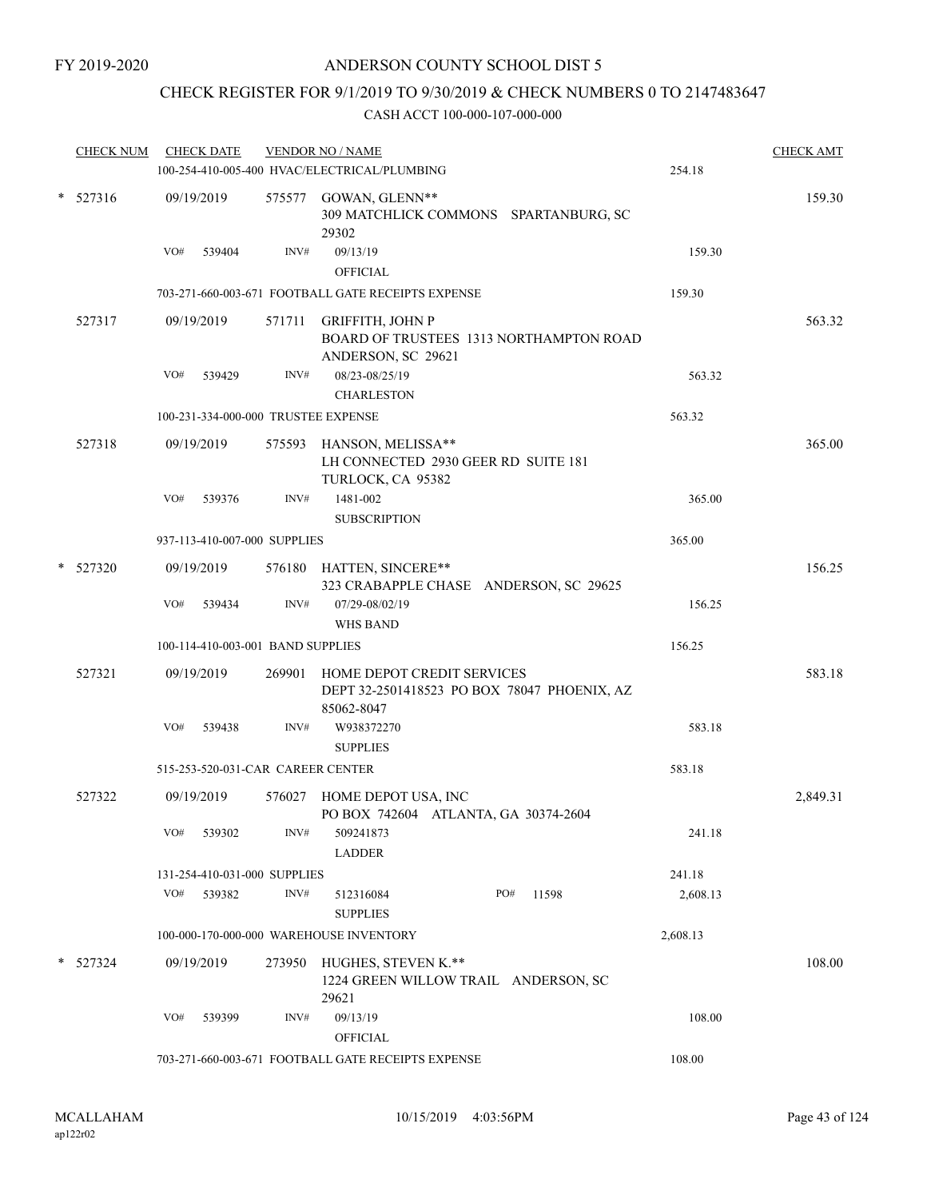FY 2019-2020

# ANDERSON COUNTY SCHOOL DIST 5

## CHECK REGISTER FOR 9/1/2019 TO 9/30/2019 & CHECK NUMBERS 0 TO 2147483647

### CASH ACCT 100-000-107-000-000

| CHECK NUM | CHECK DATE | VENDOR NO / NAME | | CHECK AMT |
|---|---|---|---|---|
| | | 100-254-410-005-400 HVAC/ELECTRICAL/PLUMBING | 254.18 | |
| * 527316 | 09/19/2019 | 575577 GOWAN, GLENN** 309 MATCHLICK COMMONS SPARTANBURG, SC 29302 | | 159.30 |
| | VO# 539404 | INV# 09/13/19 OFFICIAL | 159.30 | |
| | | 703-271-660-003-671 FOOTBALL GATE RECEIPTS EXPENSE | 159.30 | |
| 527317 | 09/19/2019 | 571711 GRIFFITH, JOHN P BOARD OF TRUSTEES 1313 NORTHAMPTON ROAD ANDERSON, SC 29621 | | 563.32 |
| | VO# 539429 | INV# 08/23-08/25/19 CHARLESTON | 563.32 | |
| | | 100-231-334-000-000 TRUSTEE EXPENSE | 563.32 | |
| 527318 | 09/19/2019 | 575593 HANSON, MELISSA** LH CONNECTED 2930 GEER RD SUITE 181 TURLOCK, CA 95382 | | 365.00 |
| | VO# 539376 | INV# 1481-002 SUBSCRIPTION | 365.00 | |
| | | 937-113-410-007-000 SUPPLIES | 365.00 | |
| * 527320 | 09/19/2019 | 576180 HATTEN, SINCERE** 323 CRABAPPLE CHASE ANDERSON, SC 29625 | | 156.25 |
| | VO# 539434 | INV# 07/29-08/02/19 WHS BAND | 156.25 | |
| | | 100-114-410-003-001 BAND SUPPLIES | 156.25 | |
| 527321 | 09/19/2019 | 269901 HOME DEPOT CREDIT SERVICES DEPT 32-2501418523 PO BOX 78047 PHOENIX, AZ 85062-8047 | | 583.18 |
| | VO# 539438 | INV# W938372270 SUPPLIES | 583.18 | |
| | | 515-253-520-031-CAR CAREER CENTER | 583.18 | |
| 527322 | 09/19/2019 | 576027 HOME DEPOT USA, INC PO BOX 742604 ATLANTA, GA 30374-2604 | | 2,849.31 |
| | VO# 539302 | INV# 509241873 LADDER | 241.18 | |
| | | 131-254-410-031-000 SUPPLIES | 241.18 | |
| | VO# 539382 | INV# 512316084 PO# 11598 SUPPLIES | 2,608.13 | |
| | | 100-000-170-000-000 WAREHOUSE INVENTORY | 2,608.13 | |
| * 527324 | 09/19/2019 | 273950 HUGHES, STEVEN K.** 1224 GREEN WILLOW TRAIL ANDERSON, SC 29621 | | 108.00 |
| | VO# 539399 | INV# 09/13/19 OFFICIAL | 108.00 | |
| | | 703-271-660-003-671 FOOTBALL GATE RECEIPTS EXPENSE | 108.00 | |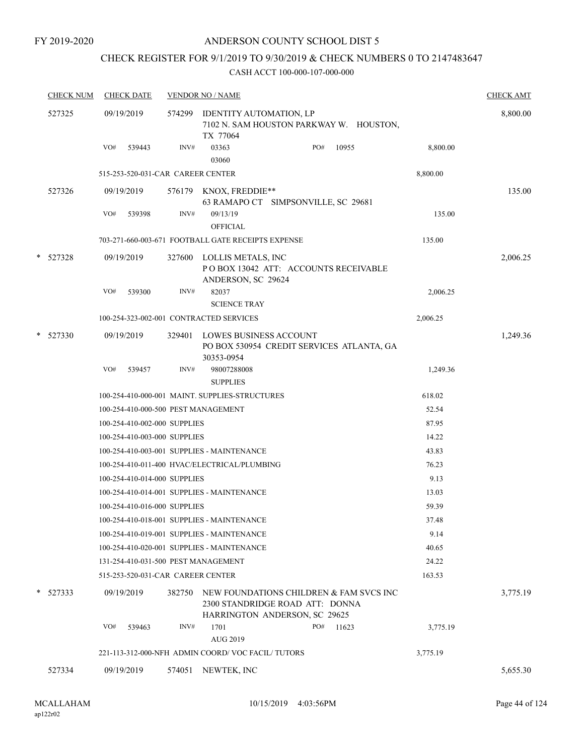FY 2019-2020

# ANDERSON COUNTY SCHOOL DIST 5

## CHECK REGISTER FOR 9/1/2019 TO 9/30/2019 & CHECK NUMBERS 0 TO 2147483647

### CASH ACCT 100-000-107-000-000

| CHECK NUM | CHECK DATE | VENDOR NO / NAME | | CHECK AMT |
|---|---|---|---|---|
| 527325 | 09/19/2019 | 574299 IDENTITY AUTOMATION, LP<br>7102 N. SAM HOUSTON PARKWAY W. HOUSTON, TX 77064 | | 8,800.00 |
| | VO# 539443 | INV# 03363 PO# 10955<br>03060 | 8,800.00 | |
| | 515-253-520-031-CAR CAREER CENTER | | 8,800.00 | |
| 527326 | 09/19/2019 | 576179 KNOX, FREDDIE**<br>63 RAMAPO CT SIMPSONVILLE, SC 29681 | | 135.00 |
| | VO# 539398 | INV# 09/13/19<br>OFFICIAL | 135.00 | |
| | 703-271-660-003-671 FOOTBALL GATE RECEIPTS EXPENSE | | 135.00 | |
| * 527328 | 09/19/2019 | 327600 LOLLIS METALS, INC<br>P O BOX 13042 ATT: ACCOUNTS RECEIVABLE ANDERSON, SC 29624 | | 2,006.25 |
| | VO# 539300 | INV# 82037<br>SCIENCE TRAY | 2,006.25 | |
| | 100-254-323-002-001 CONTRACTED SERVICES | | 2,006.25 | |
| * 527330 | 09/19/2019 | 329401 LOWES BUSINESS ACCOUNT<br>PO BOX 530954 CREDIT SERVICES ATLANTA, GA 30353-0954 | | 1,249.36 |
| | VO# 539457 | INV# 98007288008<br>SUPPLIES | 1,249.36 | |
| | 100-254-410-000-001 MAINT. SUPPLIES-STRUCTURES | | 618.02 | |
| | 100-254-410-000-500 PEST MANAGEMENT | | 52.54 | |
| | 100-254-410-002-000 SUPPLIES | | 87.95 | |
| | 100-254-410-003-000 SUPPLIES | | 14.22 | |
| | 100-254-410-003-001 SUPPLIES - MAINTENANCE | | 43.83 | |
| | 100-254-410-011-400 HVAC/ELECTRICAL/PLUMBING | | 76.23 | |
| | 100-254-410-014-000 SUPPLIES | | 9.13 | |
| | 100-254-410-014-001 SUPPLIES - MAINTENANCE | | 13.03 | |
| | 100-254-410-016-000 SUPPLIES | | 59.39 | |
| | 100-254-410-018-001 SUPPLIES - MAINTENANCE | | 37.48 | |
| | 100-254-410-019-001 SUPPLIES - MAINTENANCE | | 9.14 | |
| | 100-254-410-020-001 SUPPLIES - MAINTENANCE | | 40.65 | |
| | 131-254-410-031-500 PEST MANAGEMENT | | 24.22 | |
| | 515-253-520-031-CAR CAREER CENTER | | 163.53 | |
| * 527333 | 09/19/2019 | 382750 NEW FOUNDATIONS CHILDREN & FAM SVCS INC<br>2300 STANDRIDGE ROAD ATT: DONNA HARRINGTON ANDERSON, SC 29625 | | 3,775.19 |
| | VO# 539463 | INV# 1701 PO# 11623<br>AUG 2019 | 3,775.19 | |
| | 221-113-312-000-NFH ADMIN COORD/ VOC FACIL/ TUTORS | | 3,775.19 | |
| 527334 | 09/19/2019 | 574051 NEWTEK, INC | | 5,655.30 |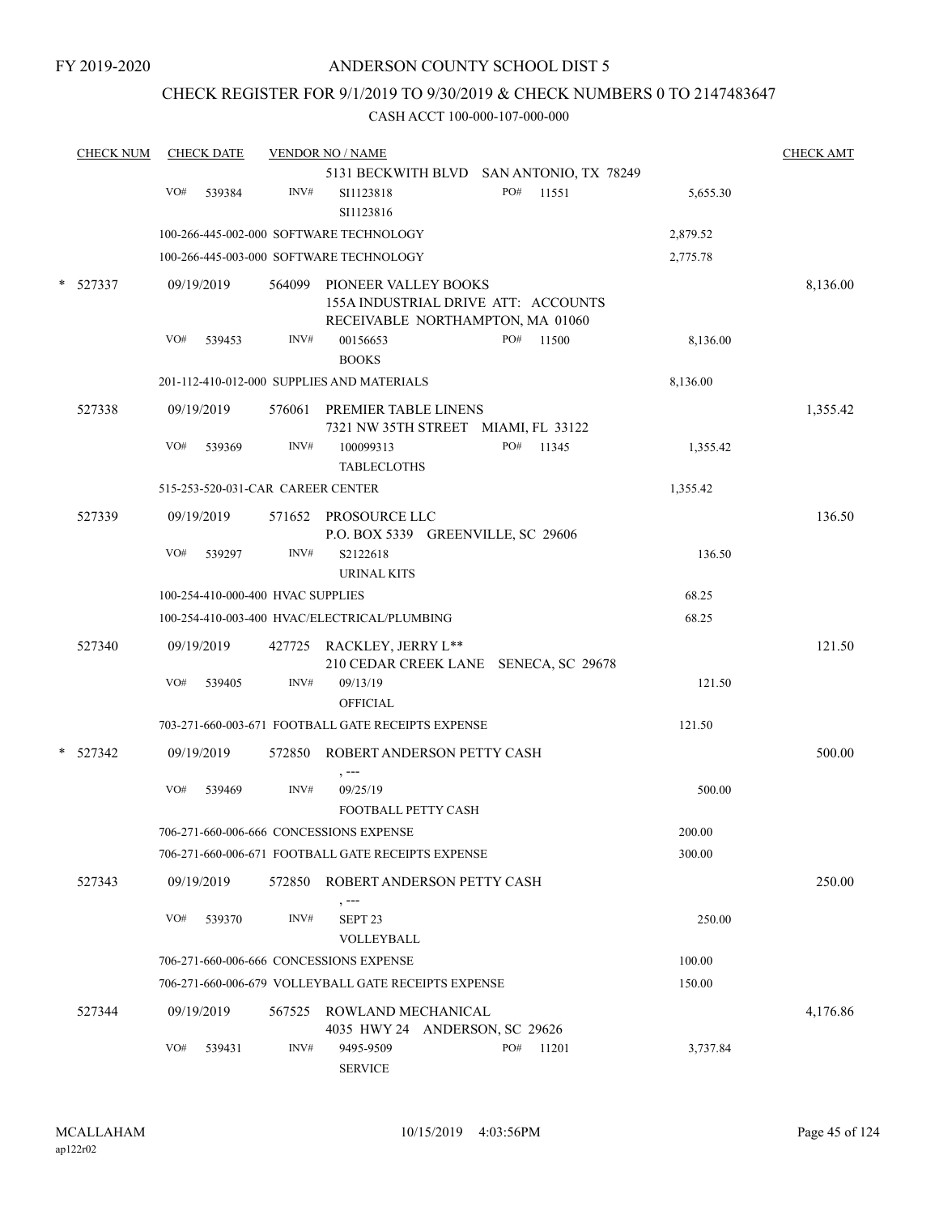FY 2019-2020

# ANDERSON COUNTY SCHOOL DIST 5

## CHECK REGISTER FOR 9/1/2019 TO 9/30/2019 & CHECK NUMBERS 0 TO 2147483647

### CASH ACCT 100-000-107-000-000

| CHECK NUM | CHECK DATE | VENDOR NO / NAME | | | CHECK AMT |
|---|---|---|---|---|---|
| | | 5131 BECKWITH BLVD SAN ANTONIO, TX 78249 | | | |
| | VO# 539384 | INV# SI1123818 SI1123816 | PO# 11551 | 5,655.30 | |
| | | 100-266-445-002-000 SOFTWARE TECHNOLOGY | | 2,879.52 | |
| | | 100-266-445-003-000 SOFTWARE TECHNOLOGY | | 2,775.78 | |
| * 527337 | 09/19/2019 | 564099 PIONEER VALLEY BOOKS 155A INDUSTRIAL DRIVE ATT: ACCOUNTS RECEIVABLE NORTHAMPTON, MA 01060 | | | 8,136.00 |
| | VO# 539453 | INV# 00156653 BOOKS | PO# 11500 | 8,136.00 | |
| | | 201-112-410-012-000 SUPPLIES AND MATERIALS | | 8,136.00 | |
| 527338 | 09/19/2019 | 576061 PREMIER TABLE LINENS 7321 NW 35TH STREET MIAMI, FL 33122 | | | 1,355.42 |
| | VO# 539369 | INV# 100099313 TABLECLOTHS | PO# 11345 | 1,355.42 | |
| | | 515-253-520-031-CAR CAREER CENTER | | 1,355.42 | |
| 527339 | 09/19/2019 | 571652 PROSOURCE LLC P.O. BOX 5339 GREENVILLE, SC 29606 | | | 136.50 |
| | VO# 539297 | INV# S2122618 URINAL KITS | | 136.50 | |
| | | 100-254-410-000-400 HVAC SUPPLIES | | 68.25 | |
| | | 100-254-410-003-400 HVAC/ELECTRICAL/PLUMBING | | 68.25 | |
| 527340 | 09/19/2019 | 427725 RACKLEY, JERRY L** 210 CEDAR CREEK LANE SENECA, SC 29678 | | | 121.50 |
| | VO# 539405 | INV# 09/13/19 OFFICIAL | | 121.50 | |
| | | 703-271-660-003-671 FOOTBALL GATE RECEIPTS EXPENSE | | 121.50 | |
| * 527342 | 09/19/2019 | 572850 ROBERT ANDERSON PETTY CASH , --- | | | 500.00 |
| | VO# 539469 | INV# 09/25/19 FOOTBALL PETTY CASH | | 500.00 | |
| | | 706-271-660-006-666 CONCESSIONS EXPENSE | | 200.00 | |
| | | 706-271-660-006-671 FOOTBALL GATE RECEIPTS EXPENSE | | 300.00 | |
| 527343 | 09/19/2019 | 572850 ROBERT ANDERSON PETTY CASH , --- | | | 250.00 |
| | VO# 539370 | INV# SEPT 23 VOLLEYBALL | | 250.00 | |
| | | 706-271-660-006-666 CONCESSIONS EXPENSE | | 100.00 | |
| | | 706-271-660-006-679 VOLLEYBALL GATE RECEIPTS EXPENSE | | 150.00 | |
| 527344 | 09/19/2019 | 567525 ROWLAND MECHANICAL 4035 HWY 24 ANDERSON, SC 29626 | | | 4,176.86 |
| | VO# 539431 | INV# 9495-9509 SERVICE | PO# 11201 | 3,737.84 | |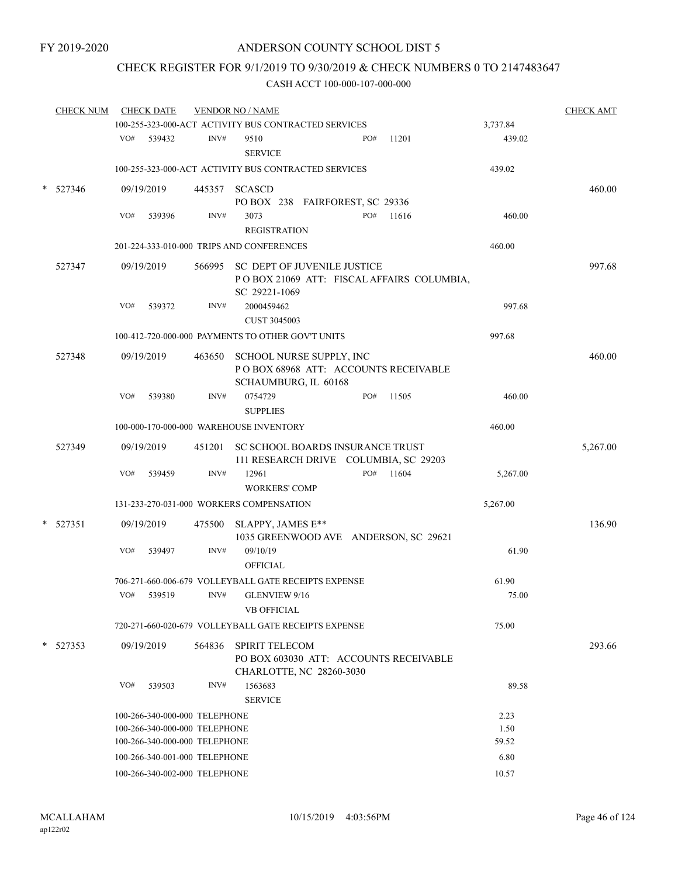FY 2019-2020

# ANDERSON COUNTY SCHOOL DIST 5

## CHECK REGISTER FOR 9/1/2019 TO 9/30/2019 & CHECK NUMBERS 0 TO 2147483647

CASH ACCT 100-000-107-000-000

| CHECK NUM | CHECK DATE | VENDOR NO / NAME | | CHECK AMT |
|---|---|---|---|---|
| | | 100-255-323-000-ACT ACTIVITY BUS CONTRACTED SERVICES | 3,737.84 | |
| | VO# 539432 | INV# 9510 SERVICE PO# 11201 | 439.02 | |
| | | 100-255-323-000-ACT ACTIVITY BUS CONTRACTED SERVICES | 439.02 | |
| * 527346 | 09/19/2019 | 445357 SCASCD PO BOX 238 FAIRFOREST, SC 29336 | | 460.00 |
| | VO# 539396 | INV# 3073 REGISTRATION PO# 11616 | 460.00 | |
| | | 201-224-333-010-000 TRIPS AND CONFERENCES | 460.00 | |
| 527347 | 09/19/2019 | 566995 SC DEPT OF JUVENILE JUSTICE P O BOX 21069 ATT: FISCAL AFFAIRS COLUMBIA, SC 29221-1069 | | 997.68 |
| | VO# 539372 | INV# 2000459462 CUST 3045003 | 997.68 | |
| | | 100-412-720-000-000 PAYMENTS TO OTHER GOV'T UNITS | 997.68 | |
| 527348 | 09/19/2019 | 463650 SCHOOL NURSE SUPPLY, INC P O BOX 68968 ATT: ACCOUNTS RECEIVABLE SCHAUMBURG, IL 60168 | | 460.00 |
| | VO# 539380 | INV# 0754729 SUPPLIES PO# 11505 | 460.00 | |
| | | 100-000-170-000-000 WAREHOUSE INVENTORY | 460.00 | |
| 527349 | 09/19/2019 | 451201 SC SCHOOL BOARDS INSURANCE TRUST 111 RESEARCH DRIVE COLUMBIA, SC 29203 | | 5,267.00 |
| | VO# 539459 | INV# 12961 WORKERS' COMP PO# 11604 | 5,267.00 | |
| | | 131-233-270-031-000 WORKERS COMPENSATION | 5,267.00 | |
| * 527351 | 09/19/2019 | 475500 SLAPPY, JAMES E** 1035 GREENWOOD AVE ANDERSON, SC 29621 | | 136.90 |
| | VO# 539497 | INV# 09/10/19 OFFICIAL | 61.90 | |
| | | 706-271-660-006-679 VOLLEYBALL GATE RECEIPTS EXPENSE | 61.90 | |
| | VO# 539519 | INV# GLENVIEW 9/16 VB OFFICIAL | 75.00 | |
| | | 720-271-660-020-679 VOLLEYBALL GATE RECEIPTS EXPENSE | 75.00 | |
| * 527353 | 09/19/2019 | 564836 SPIRIT TELECOM PO BOX 603030 ATT: ACCOUNTS RECEIVABLE CHARLOTTE, NC 28260-3030 | | 293.66 |
| | VO# 539503 | INV# 1563683 SERVICE | 89.58 | |
| | | 100-266-340-000-000 TELEPHONE | 2.23 | |
| | | 100-266-340-000-000 TELEPHONE | 1.50 | |
| | | 100-266-340-000-000 TELEPHONE | 59.52 | |
| | | 100-266-340-001-000 TELEPHONE | 6.80 | |
| | | 100-266-340-002-000 TELEPHONE | 10.57 | |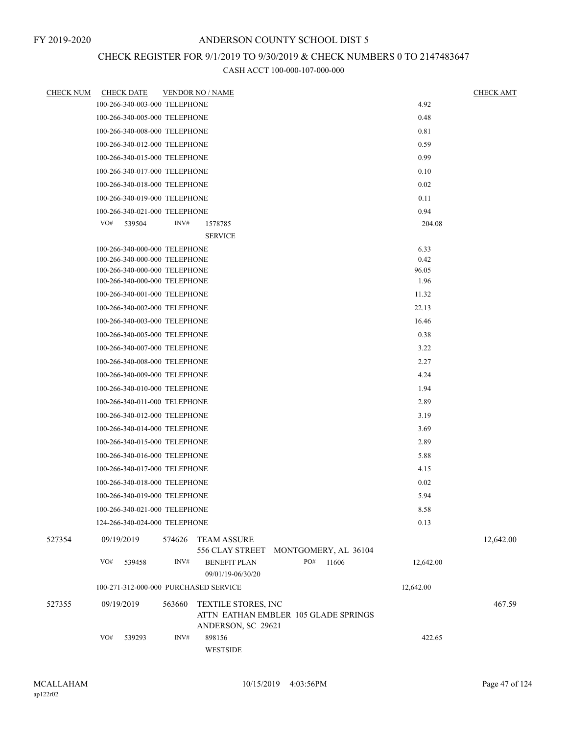FY 2019-2020

# ANDERSON COUNTY SCHOOL DIST 5

## CHECK REGISTER FOR 9/1/2019 TO 9/30/2019 & CHECK NUMBERS 0 TO 2147483647

### CASH ACCT 100-000-107-000-000

| CHECK NUM | CHECK DATE | VENDOR NO / NAME | | CHECK AMT |
|---|---|---|---|---|
| | 100-266-340-003-000 TELEPHONE | | 4.92 | |
| | 100-266-340-005-000 TELEPHONE | | 0.48 | |
| | 100-266-340-008-000 TELEPHONE | | 0.81 | |
| | 100-266-340-012-000 TELEPHONE | | 0.59 | |
| | 100-266-340-015-000 TELEPHONE | | 0.99 | |
| | 100-266-340-017-000 TELEPHONE | | 0.10 | |
| | 100-266-340-018-000 TELEPHONE | | 0.02 | |
| | 100-266-340-019-000 TELEPHONE | | 0.11 | |
| | 100-266-340-021-000 TELEPHONE | | 0.94 | |
| | VO# 539504 | INV# 1578785 SERVICE | 204.08 | |
| | 100-266-340-000-000 TELEPHONE | | 6.33 | |
| | 100-266-340-000-000 TELEPHONE | | 0.42 | |
| | 100-266-340-000-000 TELEPHONE | | 96.05 | |
| | 100-266-340-000-000 TELEPHONE | | 1.96 | |
| | 100-266-340-001-000 TELEPHONE | | 11.32 | |
| | 100-266-340-002-000 TELEPHONE | | 22.13 | |
| | 100-266-340-003-000 TELEPHONE | | 16.46 | |
| | 100-266-340-005-000 TELEPHONE | | 0.38 | |
| | 100-266-340-007-000 TELEPHONE | | 3.22 | |
| | 100-266-340-008-000 TELEPHONE | | 2.27 | |
| | 100-266-340-009-000 TELEPHONE | | 4.24 | |
| | 100-266-340-010-000 TELEPHONE | | 1.94 | |
| | 100-266-340-011-000 TELEPHONE | | 2.89 | |
| | 100-266-340-012-000 TELEPHONE | | 3.19 | |
| | 100-266-340-014-000 TELEPHONE | | 3.69 | |
| | 100-266-340-015-000 TELEPHONE | | 2.89 | |
| | 100-266-340-016-000 TELEPHONE | | 5.88 | |
| | 100-266-340-017-000 TELEPHONE | | 4.15 | |
| | 100-266-340-018-000 TELEPHONE | | 0.02 | |
| | 100-266-340-019-000 TELEPHONE | | 5.94 | |
| | 100-266-340-021-000 TELEPHONE | | 8.58 | |
| | 124-266-340-024-000 TELEPHONE | | 0.13 | |
| 527354 | 09/19/2019 | 574626 TEAM ASSURE 556 CLAY STREET MONTGOMERY, AL 36104 | | 12,642.00 |
| | VO# 539458 | INV# BENEFIT PLAN 09/01/19-06/30/20 PO# 11606 | 12,642.00 | |
| | 100-271-312-000-000 PURCHASED SERVICE | | 12,642.00 | |
| 527355 | 09/19/2019 | 563660 TEXTILE STORES, INC ATTN EATHAN EMBLER 105 GLADE SPRINGS ANDERSON, SC 29621 | | 467.59 |
| | VO# 539293 | INV# 898156 WESTSIDE | 422.65 | |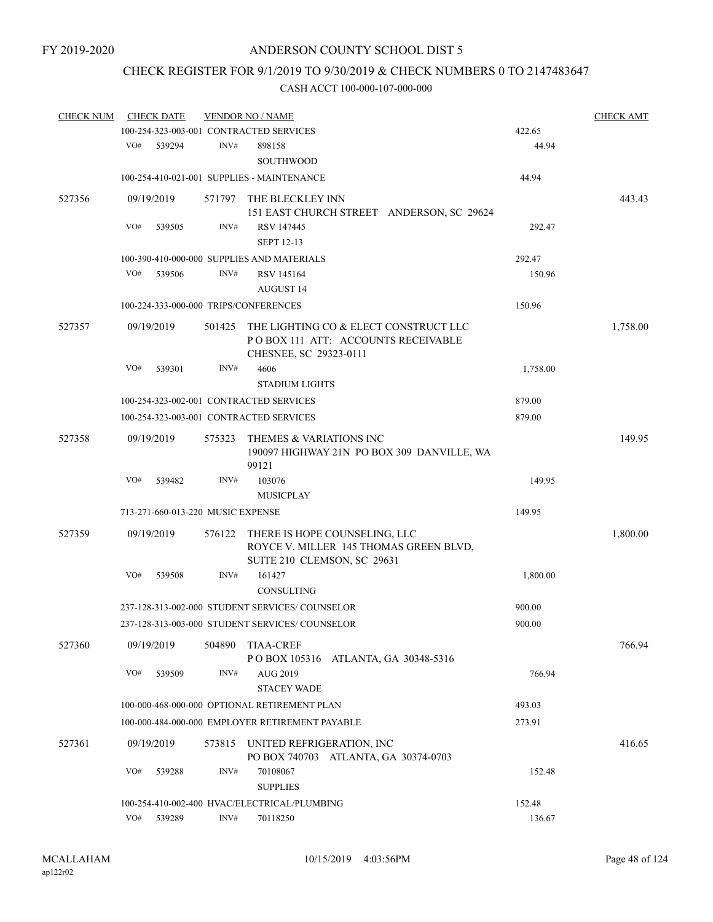FY 2019-2020

# ANDERSON COUNTY SCHOOL DIST 5

## CHECK REGISTER FOR 9/1/2019 TO 9/30/2019 & CHECK NUMBERS 0 TO 2147483647

### CASH ACCT 100-000-107-000-000

| CHECK NUM | CHECK DATE | VENDOR NO / NAME | | CHECK AMT |
|---|---|---|---|---|
| | 100-254-323-003-001 CONTRACTED SERVICES | | 422.65 | |
| | VO# 539294 INV# | 898158 SOUTHWOOD | 44.94 | |
| | 100-254-410-021-001 SUPPLIES - MAINTENANCE | | 44.94 | |
| 527356 | 09/19/2019 | 571797 THE BLECKLEY INN 151 EAST CHURCH STREET ANDERSON, SC 29624 | | 443.43 |
| | VO# 539505 INV# | RSV 147445 SEPT 12-13 | 292.47 | |
| | 100-390-410-000-000 SUPPLIES AND MATERIALS | | 292.47 | |
| | VO# 539506 INV# | RSV 145164 AUGUST 14 | 150.96 | |
| | 100-224-333-000-000 TRIPS/CONFERENCES | | 150.96 | |
| 527357 | 09/19/2019 | 501425 THE LIGHTING CO & ELECT CONSTRUCT LLC P O BOX 111 ATT: ACCOUNTS RECEIVABLE CHESNEE, SC 29323-0111 | | 1,758.00 |
| | VO# 539301 INV# | 4606 STADIUM LIGHTS | 1,758.00 | |
| | 100-254-323-002-001 CONTRACTED SERVICES | | 879.00 | |
| | 100-254-323-003-001 CONTRACTED SERVICES | | 879.00 | |
| 527358 | 09/19/2019 | 575323 THEMES & VARIATIONS INC 190097 HIGHWAY 21N PO BOX 309 DANVILLE, WA 99121 | | 149.95 |
| | VO# 539482 INV# | 103076 MUSICPLAY | 149.95 | |
| | 713-271-660-013-220 MUSIC EXPENSE | | 149.95 | |
| 527359 | 09/19/2019 | 576122 THERE IS HOPE COUNSELING, LLC ROYCE V. MILLER 145 THOMAS GREEN BLVD, SUITE 210 CLEMSON, SC 29631 | | 1,800.00 |
| | VO# 539508 INV# | 161427 CONSULTING | 1,800.00 | |
| | 237-128-313-002-000 STUDENT SERVICES/ COUNSELOR | | 900.00 | |
| | 237-128-313-003-000 STUDENT SERVICES/ COUNSELOR | | 900.00 | |
| 527360 | 09/19/2019 | 504890 TIAA-CREF P O BOX 105316 ATLANTA, GA 30348-5316 | | 766.94 |
| | VO# 539509 INV# | AUG 2019 STACEY WADE | 766.94 | |
| | 100-000-468-000-000 OPTIONAL RETIREMENT PLAN | | 493.03 | |
| | 100-000-484-000-000 EMPLOYER RETIREMENT PAYABLE | | 273.91 | |
| 527361 | 09/19/2019 | 573815 UNITED REFRIGERATION, INC PO BOX 740703 ATLANTA, GA 30374-0703 | | 416.65 |
| | VO# 539288 INV# | 70108067 SUPPLIES | 152.48 | |
| | 100-254-410-002-400 HVAC/ELECTRICAL/PLUMBING | | 152.48 | |
| | VO# 539289 INV# | 70118250 | 136.67 | |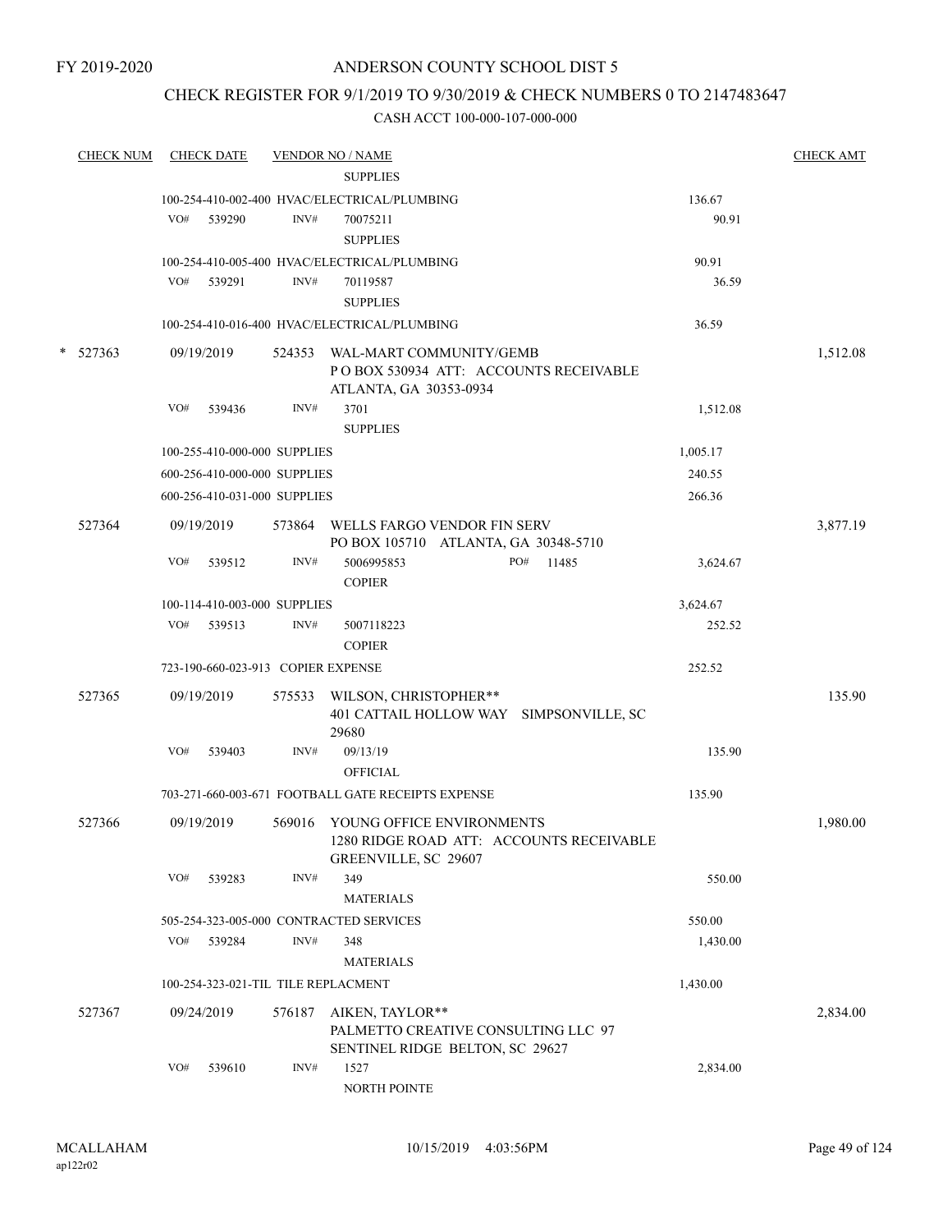FY 2019-2020

# ANDERSON COUNTY SCHOOL DIST 5

## CHECK REGISTER FOR 9/1/2019 TO 9/30/2019 & CHECK NUMBERS 0 TO 2147483647

### CASH ACCT 100-000-107-000-000

| CHECK NUM | CHECK DATE | VENDOR NO / NAME | | CHECK AMT |
|---|---|---|---|---|
| | | SUPPLIES | | |
| | | 100-254-410-002-400 HVAC/ELECTRICAL/PLUMBING | 136.67 | |
| | VO# 539290 | INV# 70075211 SUPPLIES | 90.91 | |
| | | 100-254-410-005-400 HVAC/ELECTRICAL/PLUMBING | 90.91 | |
| | VO# 539291 | INV# 70119587 SUPPLIES | 36.59 | |
| | | 100-254-410-016-400 HVAC/ELECTRICAL/PLUMBING | 36.59 | |
| * 527363 | 09/19/2019 | 524353 WAL-MART COMMUNITY/GEMB P O BOX 530934 ATT: ACCOUNTS RECEIVABLE ATLANTA, GA 30353-0934 | | 1,512.08 |
| | VO# 539436 | INV# 3701 SUPPLIES | 1,512.08 | |
| | | 100-255-410-000-000 SUPPLIES | 1,005.17 | |
| | | 600-256-410-000-000 SUPPLIES | 240.55 | |
| | | 600-256-410-031-000 SUPPLIES | 266.36 | |
| 527364 | 09/19/2019 | 573864 WELLS FARGO VENDOR FIN SERV PO BOX 105710 ATLANTA, GA 30348-5710 | | 3,877.19 |
| | VO# 539512 | INV# 5006995853 PO# 11485 COPIER | 3,624.67 | |
| | | 100-114-410-003-000 SUPPLIES | 3,624.67 | |
| | VO# 539513 | INV# 5007118223 COPIER | 252.52 | |
| | | 723-190-660-023-913 COPIER EXPENSE | 252.52 | |
| 527365 | 09/19/2019 | 575533 WILSON, CHRISTOPHER** 401 CATTAIL HOLLOW WAY SIMPSONVILLE, SC 29680 | | 135.90 |
| | VO# 539403 | INV# 09/13/19 OFFICIAL | 135.90 | |
| | | 703-271-660-003-671 FOOTBALL GATE RECEIPTS EXPENSE | 135.90 | |
| 527366 | 09/19/2019 | 569016 YOUNG OFFICE ENVIRONMENTS 1280 RIDGE ROAD ATT: ACCOUNTS RECEIVABLE GREENVILLE, SC 29607 | | 1,980.00 |
| | VO# 539283 | INV# 349 MATERIALS | 550.00 | |
| | | 505-254-323-005-000 CONTRACTED SERVICES | 550.00 | |
| | VO# 539284 | INV# 348 MATERIALS | 1,430.00 | |
| | | 100-254-323-021-TIL TILE REPLACMENT | 1,430.00 | |
| 527367 | 09/24/2019 | 576187 AIKEN, TAYLOR** PALMETTO CREATIVE CONSULTING LLC 97 SENTINEL RIDGE BELTON, SC 29627 | | 2,834.00 |
| | VO# 539610 | INV# 1527 NORTH POINTE | 2,834.00 | |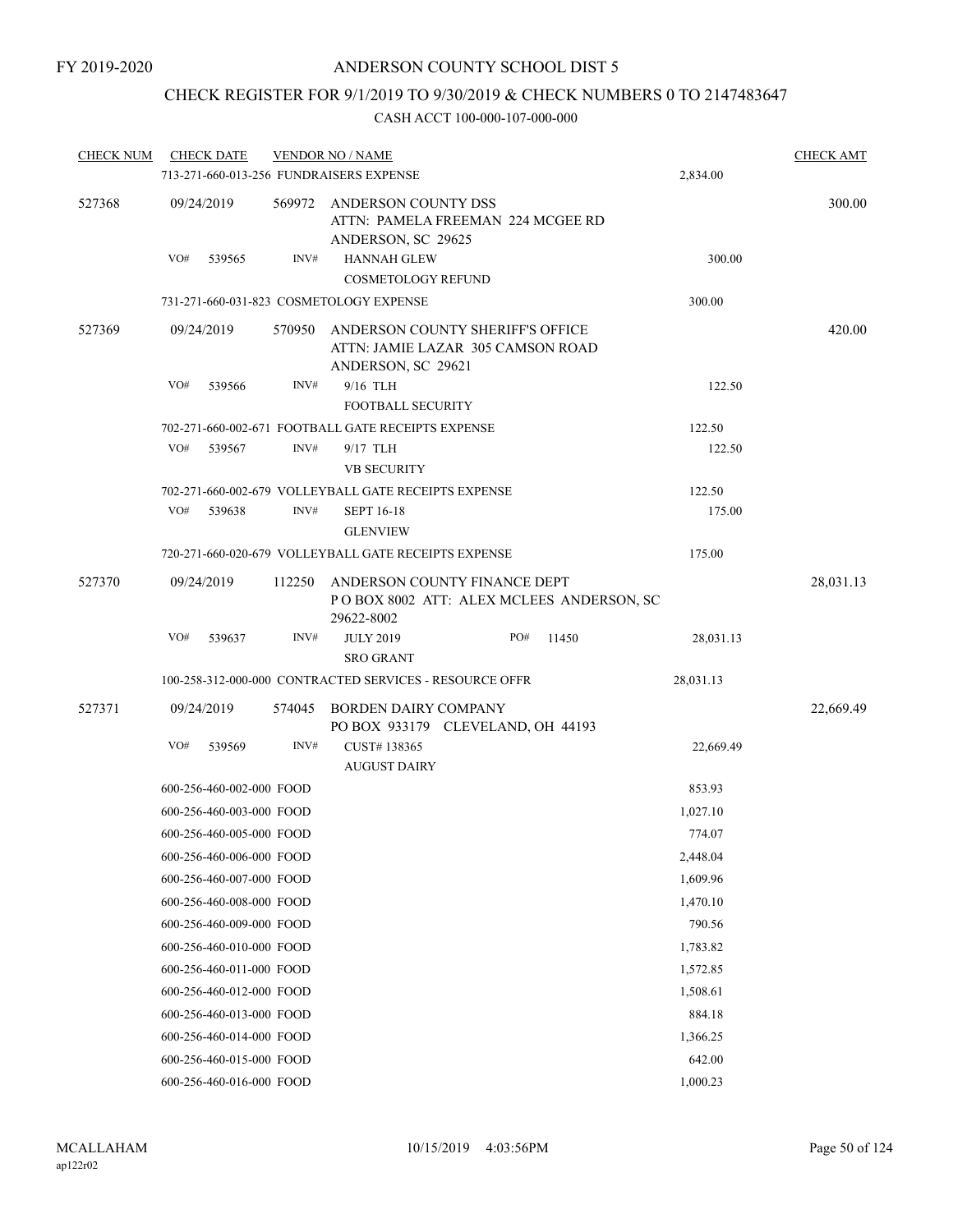FY 2019-2020

# ANDERSON COUNTY SCHOOL DIST 5

## CHECK REGISTER FOR 9/1/2019 TO 9/30/2019 & CHECK NUMBERS 0 TO 2147483647

### CASH ACCT 100-000-107-000-000

| CHECK NUM | CHECK DATE | VENDOR NO / NAME | | CHECK AMT |
|---|---|---|---|---|
| | | 713-271-660-013-256 FUNDRAISERS EXPENSE | 2,834.00 | |
| 527368 | 09/24/2019 | 569972 ANDERSON COUNTY DSS<br>ATTN: PAMELA FREEMAN 224 MCGEE RD<br>ANDERSON, SC 29625 | | 300.00 |
| | VO# 539565 | INV# HANNAH GLEW<br>COSMETOLOGY REFUND | 300.00 | |
| | | 731-271-660-031-823 COSMETOLOGY EXPENSE | 300.00 | |
| 527369 | 09/24/2019 | 570950 ANDERSON COUNTY SHERIFF'S OFFICE<br>ATTN: JAMIE LAZAR 305 CAMSON ROAD<br>ANDERSON, SC 29621 | | 420.00 |
| | VO# 539566 | INV# 9/16 TLH<br>FOOTBALL SECURITY | 122.50 | |
| | | 702-271-660-002-671 FOOTBALL GATE RECEIPTS EXPENSE | 122.50 | |
| | VO# 539567 | INV# 9/17 TLH<br>VB SECURITY | 122.50 | |
| | | 702-271-660-002-679 VOLLEYBALL GATE RECEIPTS EXPENSE | 122.50 | |
| | VO# 539638 | INV# SEPT 16-18<br>GLENVIEW | 175.00 | |
| | | 720-271-660-020-679 VOLLEYBALL GATE RECEIPTS EXPENSE | 175.00 | |
| 527370 | 09/24/2019 | 112250 ANDERSON COUNTY FINANCE DEPT<br>P O BOX 8002 ATT: ALEX MCLEES ANDERSON, SC<br>29622-8002 | | 28,031.13 |
| | VO# 539637 | INV# JULY 2019 PO# 11450<br>SRO GRANT | 28,031.13 | |
| | | 100-258-312-000-000 CONTRACTED SERVICES - RESOURCE OFFR | 28,031.13 | |
| 527371 | 09/24/2019 | 574045 BORDEN DAIRY COMPANY<br>PO BOX 933179 CLEVELAND, OH 44193 | | 22,669.49 |
| | VO# 539569 | INV# CUST# 138365<br>AUGUST DAIRY | 22,669.49 | |
| | | 600-256-460-002-000 FOOD | 853.93 | |
| | | 600-256-460-003-000 FOOD | 1,027.10 | |
| | | 600-256-460-005-000 FOOD | 774.07 | |
| | | 600-256-460-006-000 FOOD | 2,448.04 | |
| | | 600-256-460-007-000 FOOD | 1,609.96 | |
| | | 600-256-460-008-000 FOOD | 1,470.10 | |
| | | 600-256-460-009-000 FOOD | 790.56 | |
| | | 600-256-460-010-000 FOOD | 1,783.82 | |
| | | 600-256-460-011-000 FOOD | 1,572.85 | |
| | | 600-256-460-012-000 FOOD | 1,508.61 | |
| | | 600-256-460-013-000 FOOD | 884.18 | |
| | | 600-256-460-014-000 FOOD | 1,366.25 | |
| | | 600-256-460-015-000 FOOD | 642.00 | |
| | | 600-256-460-016-000 FOOD | 1,000.23 | |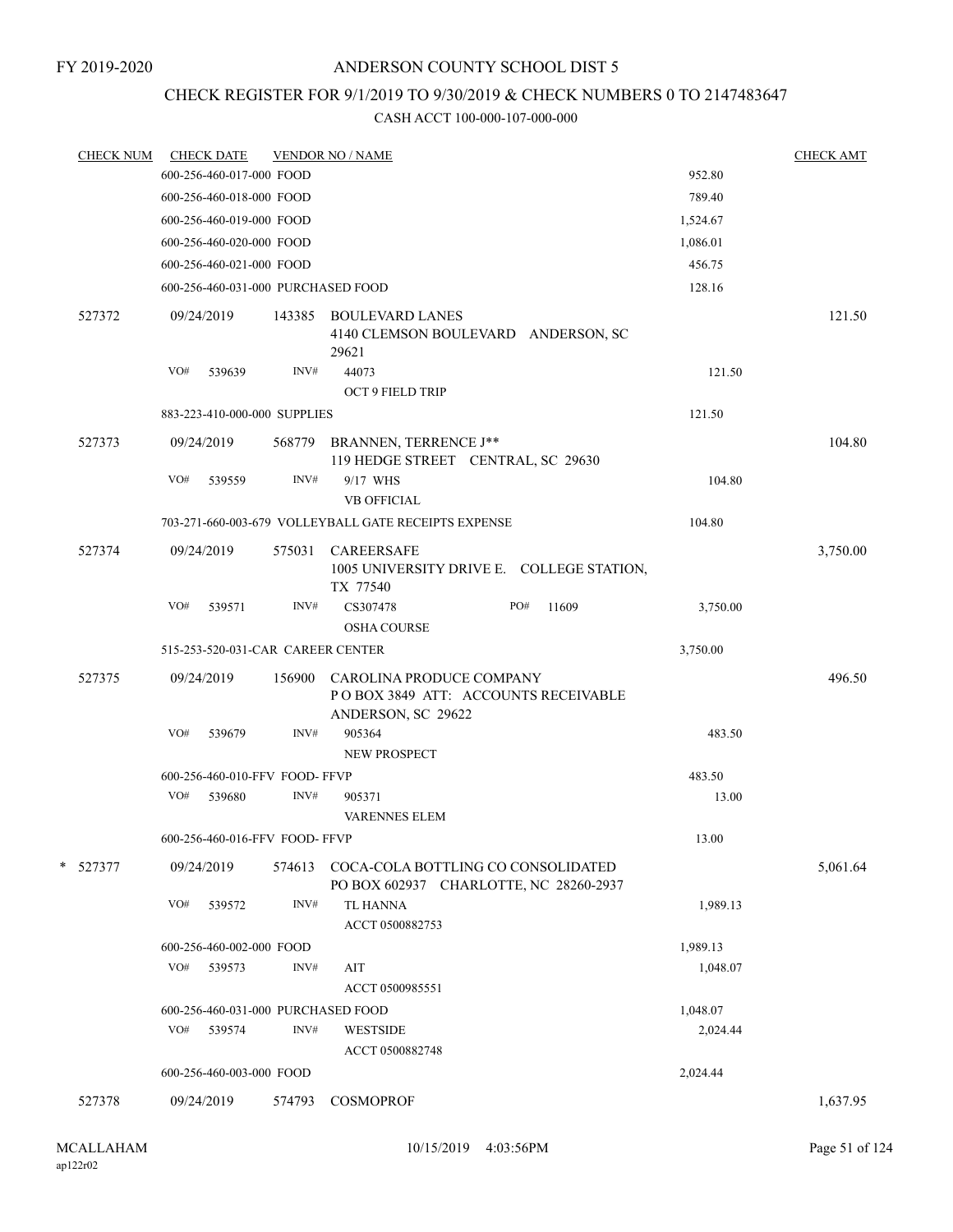FY 2019-2020

# ANDERSON COUNTY SCHOOL DIST 5

## CHECK REGISTER FOR 9/1/2019 TO 9/30/2019 & CHECK NUMBERS 0 TO 2147483647

CASH ACCT 100-000-107-000-000

| CHECK NUM | CHECK DATE | VENDOR NO / NAME | | CHECK AMT |
|---|---|---|---|---|
| | 600-256-460-017-000 FOOD | | 952.80 | |
| | 600-256-460-018-000 FOOD | | 789.40 | |
| | 600-256-460-019-000 FOOD | | 1,524.67 | |
| | 600-256-460-020-000 FOOD | | 1,086.01 | |
| | 600-256-460-021-000 FOOD | | 456.75 | |
| | 600-256-460-031-000 PURCHASED FOOD | | 128.16 | |
| 527372 | 09/24/2019 | 143385 BOULEVARD LANES<br>4140 CLEMSON BOULEVARD ANDERSON, SC 29621 | | 121.50 |
| | VO# 539639 INV# | 44073<br>OCT 9 FIELD TRIP | 121.50 | |
| | 883-223-410-000-000 SUPPLIES | | 121.50 | |
| 527373 | 09/24/2019 | 568779 BRANNEN, TERRENCE J**<br>119 HEDGE STREET CENTRAL, SC 29630 | | 104.80 |
| | VO# 539559 INV# | 9/17 WHS<br>VB OFFICIAL | 104.80 | |
| | 703-271-660-003-679 VOLLEYBALL GATE RECEIPTS EXPENSE | | 104.80 | |
| 527374 | 09/24/2019 | 575031 CAREERSAFE<br>1005 UNIVERSITY DRIVE E. COLLEGE STATION, TX 77540 | | 3,750.00 |
| | VO# 539571 INV# | CS307478 PO# 11609<br>OSHA COURSE | 3,750.00 | |
| | 515-253-520-031-CAR CAREER CENTER | | 3,750.00 | |
| 527375 | 09/24/2019 | 156900 CAROLINA PRODUCE COMPANY<br>P O BOX 3849 ATT: ACCOUNTS RECEIVABLE<br>ANDERSON, SC 29622 | | 496.50 |
| | VO# 539679 INV# | 905364<br>NEW PROSPECT | 483.50 | |
| | 600-256-460-010-FFV FOOD- FFVP | | 483.50 | |
| | VO# 539680 INV# | 905371<br>VARENNES ELEM | 13.00 | |
| | 600-256-460-016-FFV FOOD- FFVP | | 13.00 | |
| * 527377 | 09/24/2019 | 574613 COCA-COLA BOTTLING CO CONSOLIDATED<br>PO BOX 602937 CHARLOTTE, NC 28260-2937 | | 5,061.64 |
| | VO# 539572 INV# | TL HANNA<br>ACCT 0500882753 | 1,989.13 | |
| | 600-256-460-002-000 FOOD | | 1,989.13 | |
| | VO# 539573 INV# | AIT<br>ACCT 0500985551 | 1,048.07 | |
| | 600-256-460-031-000 PURCHASED FOOD | | 1,048.07 | |
| | VO# 539574 INV# | WESTSIDE<br>ACCT 0500882748 | 2,024.44 | |
| | 600-256-460-003-000 FOOD | | 2,024.44 | |
| 527378 | 09/24/2019 | 574793 COSMOPROF | | 1,637.95 |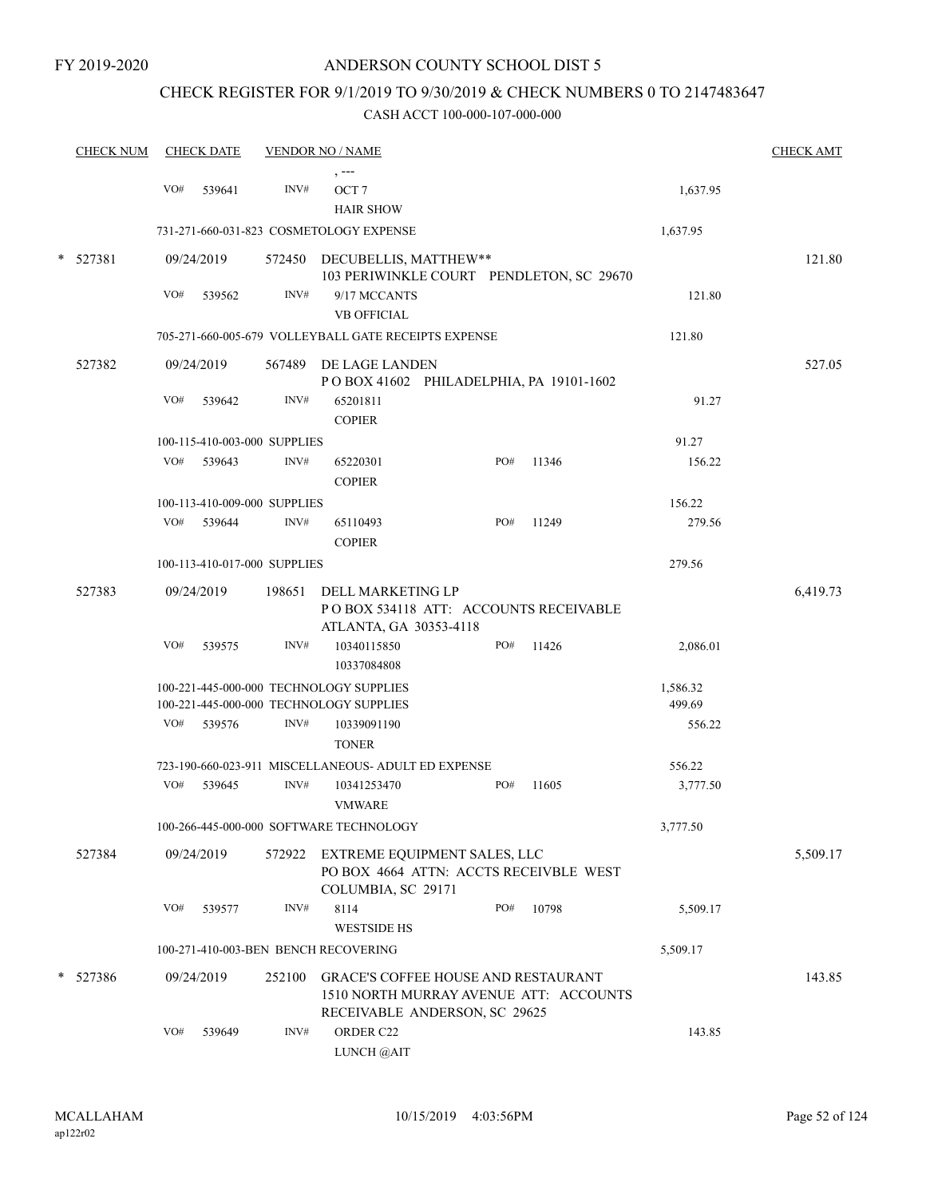FY 2019-2020

# ANDERSON COUNTY SCHOOL DIST 5

## CHECK REGISTER FOR 9/1/2019 TO 9/30/2019 & CHECK NUMBERS 0 TO 2147483647

CASH ACCT 100-000-107-000-000

| CHECK NUM | CHECK DATE | VENDOR NO / NAME | | | | CHECK AMT |
|---|---|---|---|---|---|---|
| | | , --- | | | | |
| | VO# 539641 | INV# OCT 7 HAIR SHOW | | | 1,637.95 | |
| | 731-271-660-031-823 COSMETOLOGY EXPENSE | | | | 1,637.95 | |
| * 527381 | 09/24/2019 | 572450 DECUBELLIS, MATTHEW** 103 PERIWINKLE COURT PENDLETON, SC 29670 | | | | 121.80 |
| | VO# 539562 | INV# 9/17 MCCANTS VB OFFICIAL | | | 121.80 | |
| | 705-271-660-005-679 VOLLEYBALL GATE RECEIPTS EXPENSE | | | | 121.80 | |
| 527382 | 09/24/2019 | 567489 DE LAGE LANDEN P O BOX 41602 PHILADELPHIA, PA 19101-1602 | | | | 527.05 |
| | VO# 539642 | INV# 65201811 COPIER | | | 91.27 | |
| | 100-115-410-003-000 SUPPLIES | | | | 91.27 | |
| | VO# 539643 | INV# 65220301 COPIER | PO# | 11346 | 156.22 | |
| | 100-113-410-009-000 SUPPLIES | | | | 156.22 | |
| | VO# 539644 | INV# 65110493 COPIER | PO# | 11249 | 279.56 | |
| | 100-113-410-017-000 SUPPLIES | | | | 279.56 | |
| 527383 | 09/24/2019 | 198651 DELL MARKETING LP P O BOX 534118 ATT: ACCOUNTS RECEIVABLE ATLANTA, GA 30353-4118 | | | | 6,419.73 |
| | VO# 539575 | INV# 10340115850 10337084808 | PO# | 11426 | 2,086.01 | |
| | 100-221-445-000-000 TECHNOLOGY SUPPLIES | | | | 1,586.32 | |
| | 100-221-445-000-000 TECHNOLOGY SUPPLIES | | | | 499.69 | |
| | VO# 539576 | INV# 10339091190 TONER | | | 556.22 | |
| | 723-190-660-023-911 MISCELLANEOUS- ADULT ED EXPENSE | | | | 556.22 | |
| | VO# 539645 | INV# 10341253470 VMWARE | PO# | 11605 | 3,777.50 | |
| | 100-266-445-000-000 SOFTWARE TECHNOLOGY | | | | 3,777.50 | |
| 527384 | 09/24/2019 | 572922 EXTREME EQUIPMENT SALES, LLC PO BOX 4664 ATTN: ACCTS RECEIVBLE WEST COLUMBIA, SC 29171 | | | | 5,509.17 |
| | VO# 539577 | INV# 8114 WESTSIDE HS | PO# | 10798 | 5,509.17 | |
| | 100-271-410-003-BEN BENCH RECOVERING | | | | 5,509.17 | |
| * 527386 | 09/24/2019 | 252100 GRACE'S COFFEE HOUSE AND RESTAURANT 1510 NORTH MURRAY AVENUE ATT: ACCOUNTS RECEIVABLE ANDERSON, SC 29625 | | | | 143.85 |
| | VO# 539649 | INV# ORDER C22 LUNCH @AIT | | | 143.85 | |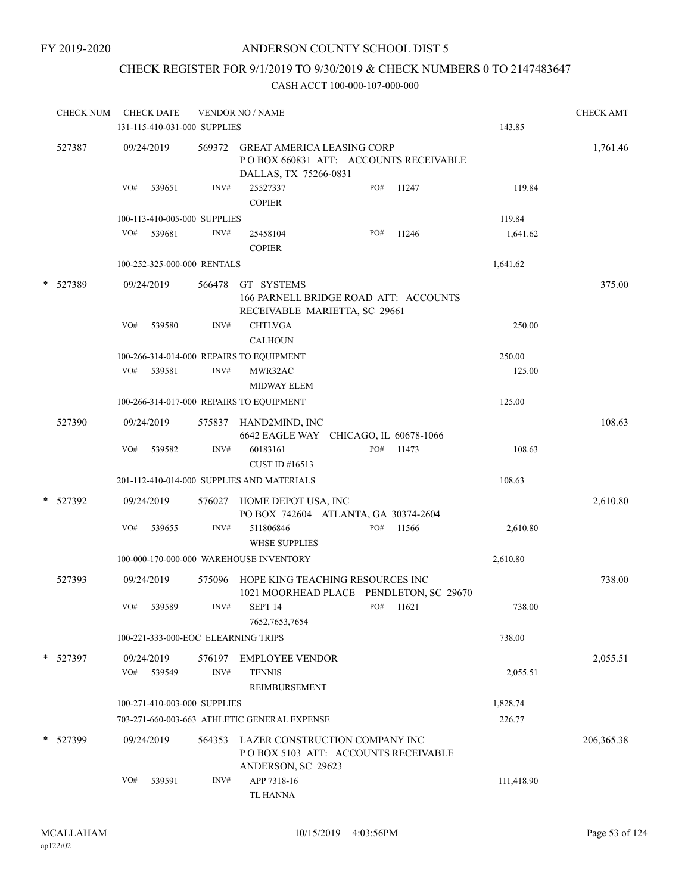FY 2019-2020

ANDERSON COUNTY SCHOOL DIST 5

CHECK REGISTER FOR 9/1/2019 TO 9/30/2019 & CHECK NUMBERS 0 TO 2147483647

CASH ACCT 100-000-107-000-000

| CHECK NUM | CHECK DATE | VENDOR NO / NAME | | | CHECK AMT |
|---|---|---|---|---|---|
| | 131-115-410-031-000 SUPPLIES | | | 143.85 | |
| 527387 | 09/24/2019 | 569372 GREAT AMERICA LEASING CORP<br>P O BOX 660831 ATT: ACCOUNTS RECEIVABLE<br>DALLAS, TX 75266-0831 | | | 1,761.46 |
| | VO# 539651 | INV# 25527337<br>COPIER | PO# 11247 | 119.84 | |
| | 100-113-410-005-000 SUPPLIES | | | 119.84 | |
| | VO# 539681 | INV# 25458104<br>COPIER | PO# 11246 | 1,641.62 | |
| | 100-252-325-000-000 RENTALS | | | 1,641.62 | |
| * 527389 | 09/24/2019 | 566478 GT SYSTEMS<br>166 PARNELL BRIDGE ROAD ATT: ACCOUNTS<br>RECEIVABLE MARIETTA, SC 29661 | | | 375.00 |
| | VO# 539580 | INV# CHTLVGA<br>CALHOUN | | 250.00 | |
| | 100-266-314-014-000 REPAIRS TO EQUIPMENT | | | 250.00 | |
| | VO# 539581 | INV# MWR32AC<br>MIDWAY ELEM | | 125.00 | |
| | 100-266-314-017-000 REPAIRS TO EQUIPMENT | | | 125.00 | |
| 527390 | 09/24/2019 | 575837 HAND2MIND, INC<br>6642 EAGLE WAY CHICAGO, IL 60678-1066 | | | 108.63 |
| | VO# 539582 | INV# 60183161<br>CUST ID #16513 | PO# 11473 | 108.63 | |
| | 201-112-410-014-000 SUPPLIES AND MATERIALS | | | 108.63 | |
| * 527392 | 09/24/2019 | 576027 HOME DEPOT USA, INC<br>PO BOX 742604 ATLANTA, GA 30374-2604 | | | 2,610.80 |
| | VO# 539655 | INV# 511806846<br>WHSE SUPPLIES | PO# 11566 | 2,610.80 | |
| | 100-000-170-000-000 WAREHOUSE INVENTORY | | | 2,610.80 | |
| 527393 | 09/24/2019 | 575096 HOPE KING TEACHING RESOURCES INC<br>1021 MOORHEAD PLACE PENDLETON, SC 29670 | | | 738.00 |
| | VO# 539589 | INV# SEPT 14<br>7652,7653,7654 | PO# 11621 | 738.00 | |
| | 100-221-333-000-EOC ELEARNING TRIPS | | | 738.00 | |
| * 527397 | 09/24/2019 | 576197 EMPLOYEE VENDOR | | | 2,055.51 |
| | VO# 539549 | INV# TENNIS<br>REIMBURSEMENT | | 2,055.51 | |
| | 100-271-410-003-000 SUPPLIES | | | 1,828.74 | |
| | 703-271-660-003-663 ATHLETIC GENERAL EXPENSE | | | 226.77 | |
| * 527399 | 09/24/2019 | 564353 LAZER CONSTRUCTION COMPANY INC<br>P O BOX 5103 ATT: ACCOUNTS RECEIVABLE<br>ANDERSON, SC 29623 | | | 206,365.38 |
| | VO# 539591 | INV# APP 7318-16<br>TL HANNA | | 111,418.90 | |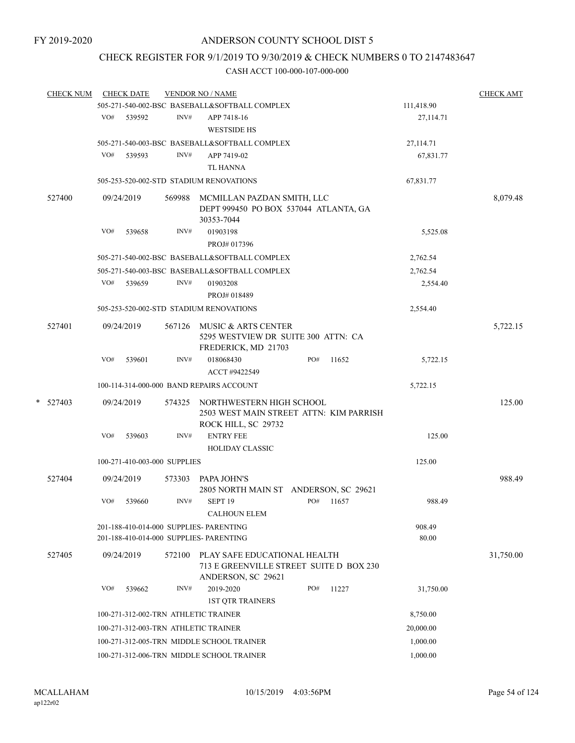FY 2019-2020

# ANDERSON COUNTY SCHOOL DIST 5

## CHECK REGISTER FOR 9/1/2019 TO 9/30/2019 & CHECK NUMBERS 0 TO 2147483647

### CASH ACCT 100-000-107-000-000

| CHECK NUM | CHECK DATE | VENDOR NO / NAME | | CHECK AMT |
|---|---|---|---|---|
| | | 505-271-540-002-BSC BASEBALL&SOFTBALL COMPLEX | 111,418.90 | |
| | VO# 539592 | INV# APP 7418-16<br>WESTSIDE HS | 27,114.71 | |
| | | 505-271-540-003-BSC BASEBALL&SOFTBALL COMPLEX | 27,114.71 | |
| | VO# 539593 | INV# APP 7419-02<br>TL HANNA | 67,831.77 | |
| | | 505-253-520-002-STD STADIUM RENOVATIONS | 67,831.77 | |
| 527400 | 09/24/2019 | 569988 MCMILLAN PAZDAN SMITH, LLC<br>DEPT 999450 PO BOX 537044 ATLANTA, GA 30353-7044 | | 8,079.48 |
| | VO# 539658 | INV# 01903198<br>PROJ# 017396 | 5,525.08 | |
| | | 505-271-540-002-BSC BASEBALL&SOFTBALL COMPLEX | 2,762.54 | |
| | | 505-271-540-003-BSC BASEBALL&SOFTBALL COMPLEX | 2,762.54 | |
| | VO# 539659 | INV# 01903208<br>PROJ# 018489 | 2,554.40 | |
| | | 505-253-520-002-STD STADIUM RENOVATIONS | 2,554.40 | |
| 527401 | 09/24/2019 | 567126 MUSIC & ARTS CENTER<br>5295 WESTVIEW DR SUITE 300 ATTN: CA<br>FREDERICK, MD 21703 | | 5,722.15 |
| | VO# 539601 | INV# 018068430 PO# 11652<br>ACCT #9422549 | 5,722.15 | |
| | | 100-114-314-000-000 BAND REPAIRS ACCOUNT | 5,722.15 | |
| * 527403 | 09/24/2019 | 574325 NORTHWESTERN HIGH SCHOOL<br>2503 WEST MAIN STREET ATTN: KIM PARRISH<br>ROCK HILL, SC 29732 | | 125.00 |
| | VO# 539603 | INV# ENTRY FEE<br>HOLIDAY CLASSIC | 125.00 | |
| | | 100-271-410-003-000 SUPPLIES | 125.00 | |
| 527404 | 09/24/2019 | 573303 PAPA JOHN'S<br>2805 NORTH MAIN ST ANDERSON, SC 29621 | | 988.49 |
| | VO# 539660 | INV# SEPT 19 PO# 11657<br>CALHOUN ELEM | 988.49 | |
| | | 201-188-410-014-000 SUPPLIES- PARENTING | 908.49 | |
| | | 201-188-410-014-000 SUPPLIES- PARENTING | 80.00 | |
| 527405 | 09/24/2019 | 572100 PLAY SAFE EDUCATIONAL HEALTH<br>713 E GREENVILLE STREET SUITE D BOX 230<br>ANDERSON, SC 29621 | | 31,750.00 |
| | VO# 539662 | INV# 2019-2020 PO# 11227<br>1ST QTR TRAINERS | 31,750.00 | |
| | | 100-271-312-002-TRN ATHLETIC TRAINER | 8,750.00 | |
| | | 100-271-312-003-TRN ATHLETIC TRAINER | 20,000.00 | |
| | | 100-271-312-005-TRN MIDDLE SCHOOL TRAINER | 1,000.00 | |
| | | 100-271-312-006-TRN MIDDLE SCHOOL TRAINER | 1,000.00 | |

MCALLAHAM
ap122r02
10/15/2019 4:03:56PM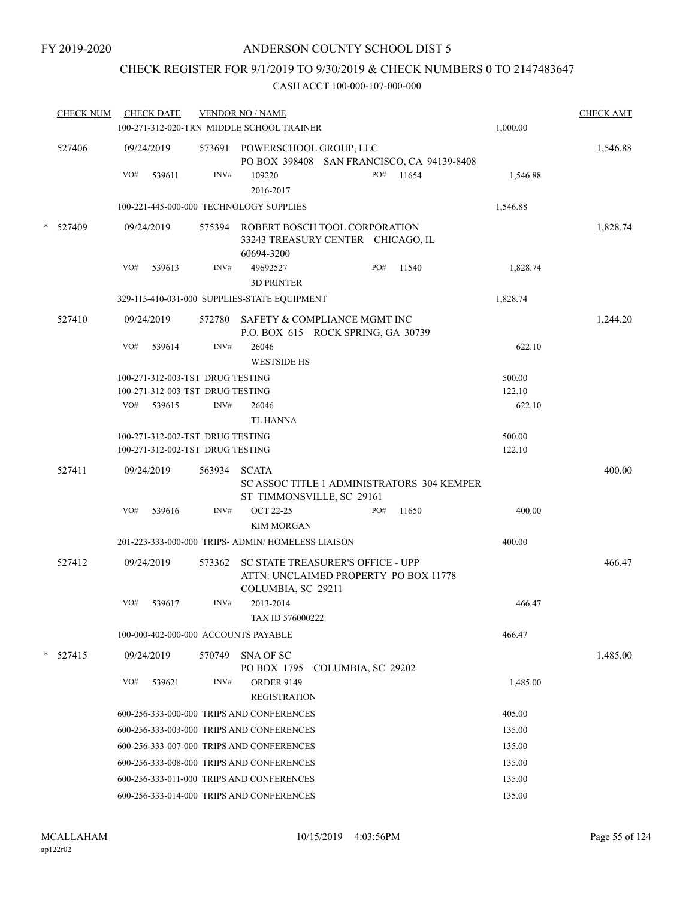FY 2019-2020

# ANDERSON COUNTY SCHOOL DIST 5

## CHECK REGISTER FOR 9/1/2019 TO 9/30/2019 & CHECK NUMBERS 0 TO 2147483647

### CASH ACCT 100-000-107-000-000

| CHECK NUM | CHECK DATE | VENDOR NO / NAME | | CHECK AMT |
|---|---|---|---|---|
| | 100-271-312-020-TRN MIDDLE SCHOOL TRAINER | | 1,000.00 | |
| 527406 | 09/24/2019 | 573691 POWERSCHOOL GROUP, LLC<br>PO BOX 398408 SAN FRANCISCO, CA 94139-8408 | | 1,546.88 |
| | VO# 539611 | INV# 109220 PO# 11654<br>2016-2017 | 1,546.88 | |
| | 100-221-445-000-000 TECHNOLOGY SUPPLIES | | 1,546.88 | |
| * 527409 | 09/24/2019 | 575394 ROBERT BOSCH TOOL CORPORATION<br>33243 TREASURY CENTER CHICAGO, IL 60694-3200 | | 1,828.74 |
| | VO# 539613 | INV# 49692527 PO# 11540<br>3D PRINTER | 1,828.74 | |
| | 329-115-410-031-000 SUPPLIES-STATE EQUIPMENT | | 1,828.74 | |
| 527410 | 09/24/2019 | 572780 SAFETY & COMPLIANCE MGMT INC<br>P.O. BOX 615 ROCK SPRING, GA 30739 | | 1,244.20 |
| | VO# 539614 | INV# 26046<br>WESTSIDE HS | 622.10 | |
| | 100-271-312-003-TST DRUG TESTING | | 500.00 | |
| | 100-271-312-003-TST DRUG TESTING | | 122.10 | |
| | VO# 539615 | INV# 26046<br>TL HANNA | 622.10 | |
| | 100-271-312-002-TST DRUG TESTING | | 500.00 | |
| | 100-271-312-002-TST DRUG TESTING | | 122.10 | |
| 527411 | 09/24/2019 | 563934 SCATA<br>SC ASSOC TITLE 1 ADMINISTRATORS 304 KEMPER ST TIMMONSVILLE, SC 29161 | | 400.00 |
| | VO# 539616 | INV# OCT 22-25 PO# 11650<br>KIM MORGAN | 400.00 | |
| | 201-223-333-000-000 TRIPS- ADMIN/ HOMELESS LIAISON | | 400.00 | |
| 527412 | 09/24/2019 | 573362 SC STATE TREASURER'S OFFICE - UPP<br>ATTN: UNCLAIMED PROPERTY PO BOX 11778 COLUMBIA, SC 29211 | | 466.47 |
| | VO# 539617 | INV# 2013-2014<br>TAX ID 576000222 | 466.47 | |
| | 100-000-402-000-000 ACCOUNTS PAYABLE | | 466.47 | |
| * 527415 | 09/24/2019 | 570749 SNA OF SC<br>PO BOX 1795 COLUMBIA, SC 29202 | | 1,485.00 |
| | VO# 539621 | INV# ORDER 9149<br>REGISTRATION | 1,485.00 | |
| | 600-256-333-000-000 TRIPS AND CONFERENCES | | 405.00 | |
| | 600-256-333-003-000 TRIPS AND CONFERENCES | | 135.00 | |
| | 600-256-333-007-000 TRIPS AND CONFERENCES | | 135.00 | |
| | 600-256-333-008-000 TRIPS AND CONFERENCES | | 135.00 | |
| | 600-256-333-011-000 TRIPS AND CONFERENCES | | 135.00 | |
| | 600-256-333-014-000 TRIPS AND CONFERENCES | | 135.00 | |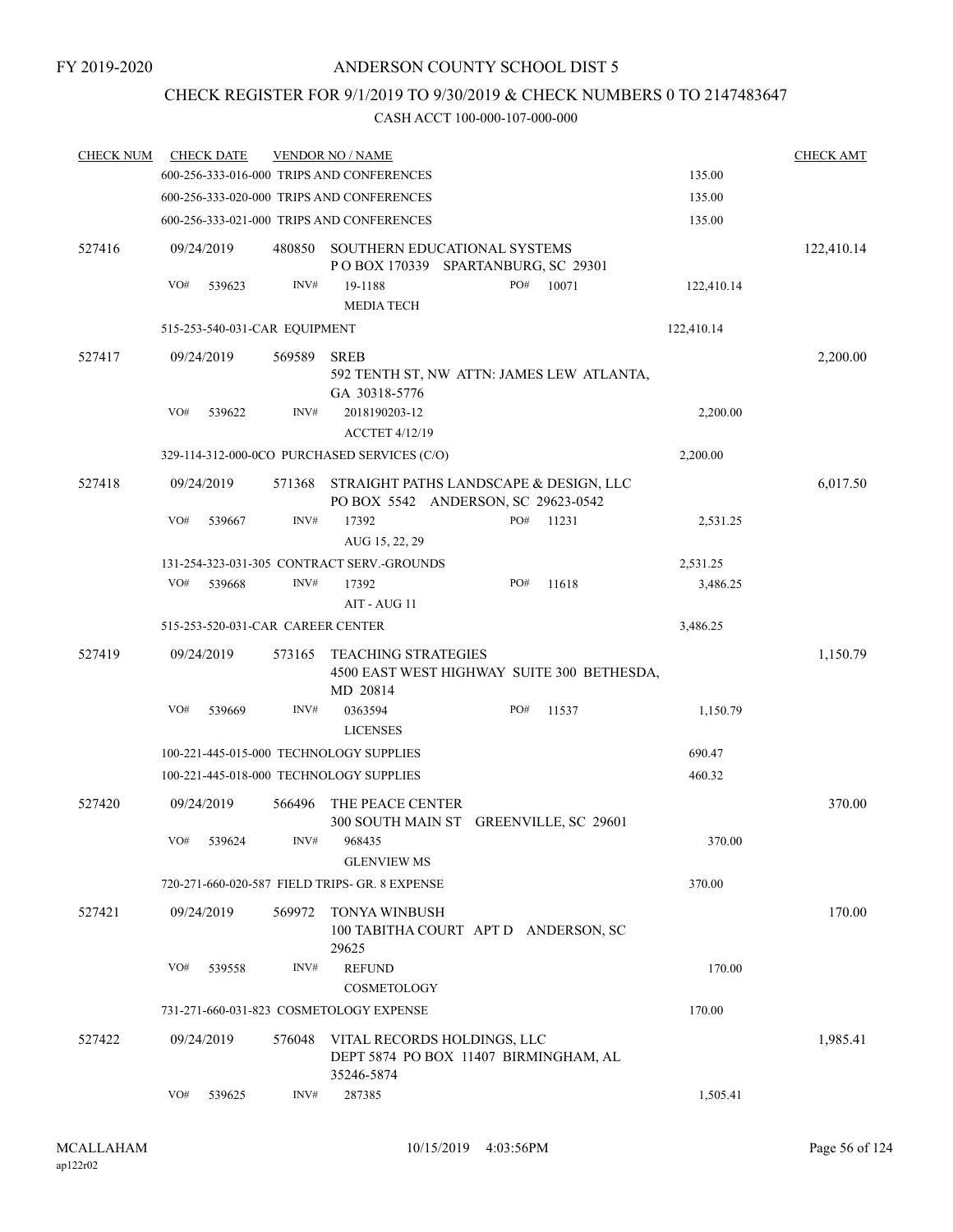FY 2019-2020

# ANDERSON COUNTY SCHOOL DIST 5

## CHECK REGISTER FOR 9/1/2019 TO 9/30/2019 & CHECK NUMBERS 0 TO 2147483647

CASH ACCT 100-000-107-000-000

| CHECK NUM | CHECK DATE | VENDOR NO / NAME | | CHECK AMT |
|---|---|---|---|---|
| | | 600-256-333-016-000 TRIPS AND CONFERENCES | 135.00 | |
| | | 600-256-333-020-000 TRIPS AND CONFERENCES | 135.00 | |
| | | 600-256-333-021-000 TRIPS AND CONFERENCES | 135.00 | |
| 527416 | 09/24/2019 | 480850 SOUTHERN EDUCATIONAL SYSTEMS<br>P O BOX 170339 SPARTANBURG, SC 29301 | | 122,410.14 |
| | VO# 539623 | INV# 19-1188 PO# 10071<br>MEDIA TECH | 122,410.14 | |
| | | 515-253-540-031-CAR EQUIPMENT | 122,410.14 | |
| 527417 | 09/24/2019 | 569589 SREB<br>592 TENTH ST, NW ATTN: JAMES LEW ATLANTA, GA 30318-5776 | | 2,200.00 |
| | VO# 539622 | INV# 2018190203-12<br>ACCTET 4/12/19 | 2,200.00 | |
| | | 329-114-312-000-0CO PURCHASED SERVICES (C/O) | 2,200.00 | |
| 527418 | 09/24/2019 | 571368 STRAIGHT PATHS LANDSCAPE & DESIGN, LLC<br>PO BOX 5542 ANDERSON, SC 29623-0542 | | 6,017.50 |
| | VO# 539667 | INV# 17392 PO# 11231<br>AUG 15, 22, 29 | 2,531.25 | |
| | | 131-254-323-031-305 CONTRACT SERV.-GROUNDS | 2,531.25 | |
| | VO# 539668 | INV# 17392 PO# 11618<br>AIT - AUG 11 | 3,486.25 | |
| | | 515-253-520-031-CAR CAREER CENTER | 3,486.25 | |
| 527419 | 09/24/2019 | 573165 TEACHING STRATEGIES<br>4500 EAST WEST HIGHWAY SUITE 300 BETHESDA, MD 20814 | | 1,150.79 |
| | VO# 539669 | INV# 0363594 PO# 11537<br>LICENSES | 1,150.79 | |
| | | 100-221-445-015-000 TECHNOLOGY SUPPLIES | 690.47 | |
| | | 100-221-445-018-000 TECHNOLOGY SUPPLIES | 460.32 | |
| 527420 | 09/24/2019 | 566496 THE PEACE CENTER<br>300 SOUTH MAIN ST GREENVILLE, SC 29601 | | 370.00 |
| | VO# 539624 | INV# 968435<br>GLENVIEW MS | 370.00 | |
| | | 720-271-660-020-587 FIELD TRIPS- GR. 8 EXPENSE | 370.00 | |
| 527421 | 09/24/2019 | 569972 TONYA WINBUSH<br>100 TABITHA COURT APT D ANDERSON, SC 29625 | | 170.00 |
| | VO# 539558 | INV# REFUND<br>COSMETOLOGY | 170.00 | |
| | | 731-271-660-031-823 COSMETOLOGY EXPENSE | 170.00 | |
| 527422 | 09/24/2019 | 576048 VITAL RECORDS HOLDINGS, LLC<br>DEPT 5874 PO BOX 11407 BIRMINGHAM, AL 35246-5874 | | 1,985.41 |
| | VO# 539625 | INV# 287385 | 1,505.41 | |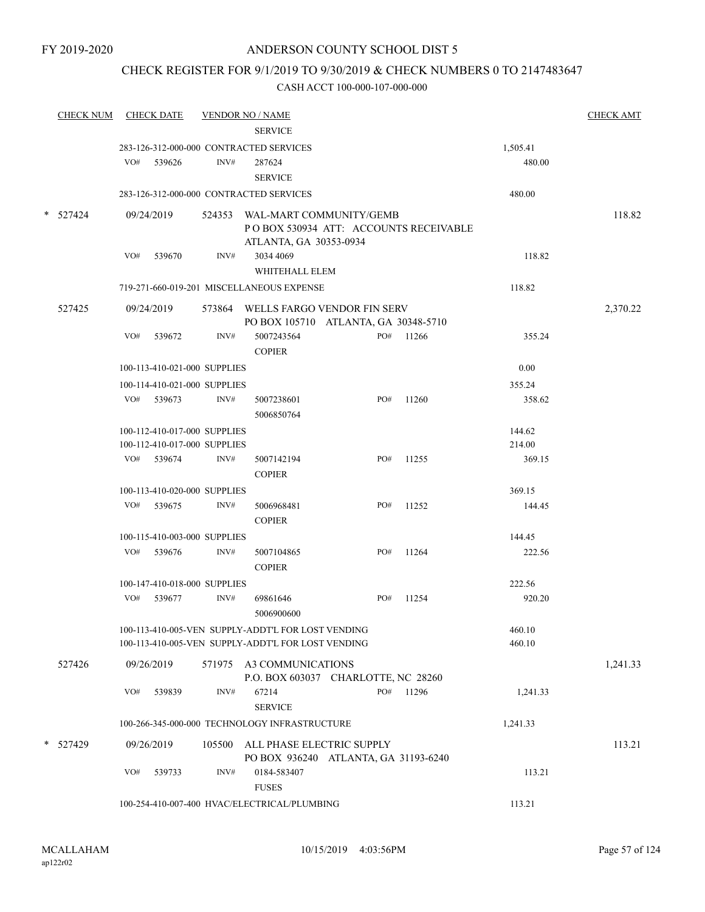FY 2019-2020

# ANDERSON COUNTY SCHOOL DIST 5

## CHECK REGISTER FOR 9/1/2019 TO 9/30/2019 & CHECK NUMBERS 0 TO 2147483647

### CASH ACCT 100-000-107-000-000

| CHECK NUM | CHECK DATE | VENDOR NO / NAME | | | CHECK AMT |
|---|---|---|---|---|---|
| | | SERVICE | | | |
| | 283-126-312-000-000 CONTRACTED SERVICES | | | 1,505.41 | |
| | VO# 539626 | INV# 287624 SERVICE | | 480.00 | |
| | 283-126-312-000-000 CONTRACTED SERVICES | | | 480.00 | |
| * 527424 | 09/24/2019 | 524353 WAL-MART COMMUNITY/GEMB P O BOX 530934 ATT: ACCOUNTS RECEIVABLE ATLANTA, GA 30353-0934 | | | 118.82 |
| | VO# 539670 | INV# 3034 4069 WHITEHALL ELEM | | 118.82 | |
| | 719-271-660-019-201 MISCELLANEOUS EXPENSE | | | 118.82 | |
| 527425 | 09/24/2019 | 573864 WELLS FARGO VENDOR FIN SERV PO BOX 105710 ATLANTA, GA 30348-5710 | | | 2,370.22 |
| | VO# 539672 | INV# 5007243564 COPIER | PO# 11266 | 355.24 | |
| | 100-113-410-021-000 SUPPLIES | | | 0.00 | |
| | 100-114-410-021-000 SUPPLIES | | | 355.24 | |
| | VO# 539673 | INV# 5007238601 5006850764 | PO# 11260 | 358.62 | |
| | 100-112-410-017-000 SUPPLIES | | | 144.62 | |
| | 100-112-410-017-000 SUPPLIES | | | 214.00 | |
| | VO# 539674 | INV# 5007142194 COPIER | PO# 11255 | 369.15 | |
| | 100-113-410-020-000 SUPPLIES | | | 369.15 | |
| | VO# 539675 | INV# 5006968481 COPIER | PO# 11252 | 144.45 | |
| | 100-115-410-003-000 SUPPLIES | | | 144.45 | |
| | VO# 539676 | INV# 5007104865 COPIER | PO# 11264 | 222.56 | |
| | 100-147-410-018-000 SUPPLIES | | | 222.56 | |
| | VO# 539677 | INV# 69861646 5006900600 | PO# 11254 | 920.20 | |
| | 100-113-410-005-VEN SUPPLY-ADDT'L FOR LOST VENDING | | | 460.10 | |
| | 100-113-410-005-VEN SUPPLY-ADDT'L FOR LOST VENDING | | | 460.10 | |
| 527426 | 09/26/2019 | 571975 A3 COMMUNICATIONS P.O. BOX 603037 CHARLOTTE, NC 28260 | | | 1,241.33 |
| | VO# 539839 | INV# 67214 SERVICE | PO# 11296 | 1,241.33 | |
| | 100-266-345-000-000 TECHNOLOGY INFRASTRUCTURE | | | 1,241.33 | |
| * 527429 | 09/26/2019 | 105500 ALL PHASE ELECTRIC SUPPLY PO BOX 936240 ATLANTA, GA 31193-6240 | | | 113.21 |
| | VO# 539733 | INV# 0184-583407 FUSES | | 113.21 | |
| | 100-254-410-007-400 HVAC/ELECTRICAL/PLUMBING | | | 113.21 | |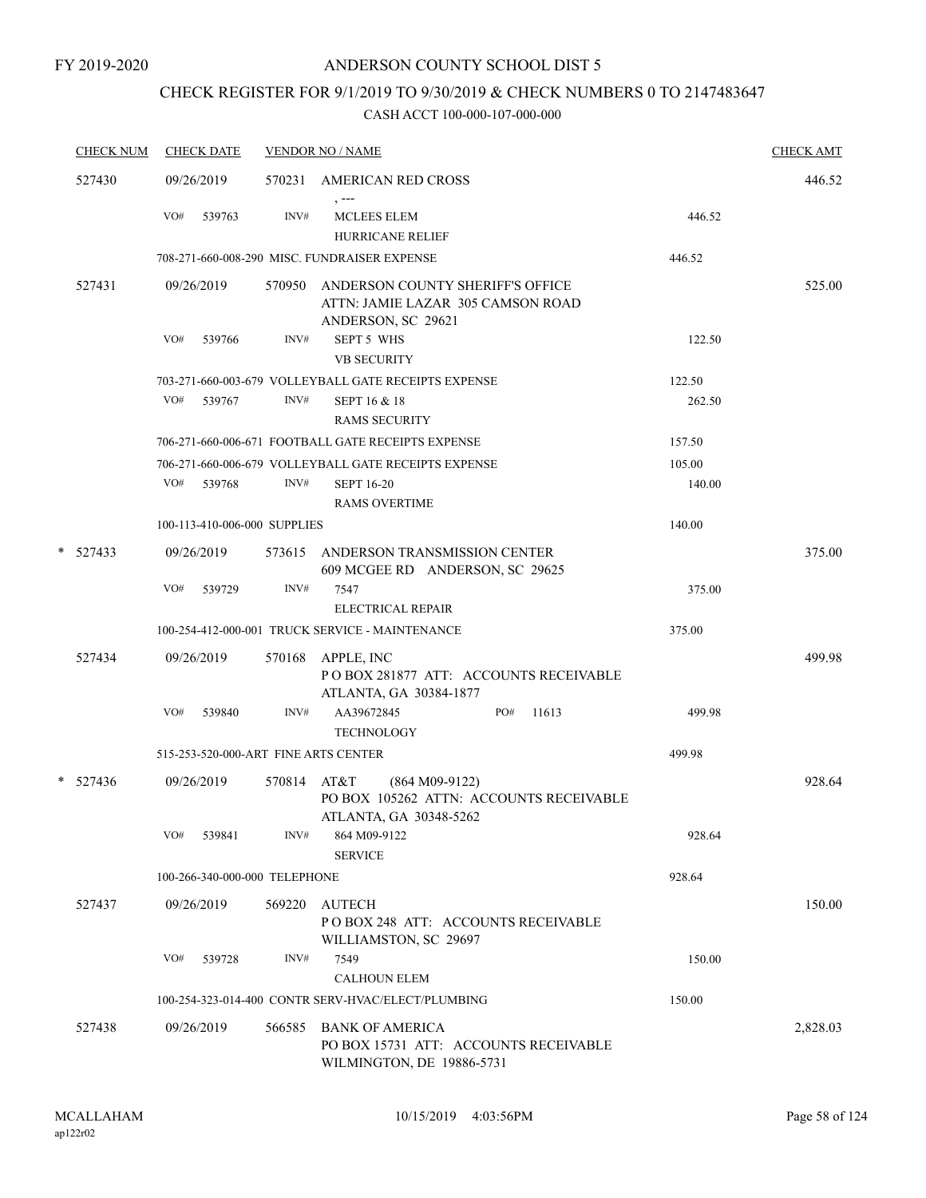FY 2019-2020

# ANDERSON COUNTY SCHOOL DIST 5

## CHECK REGISTER FOR 9/1/2019 TO 9/30/2019 & CHECK NUMBERS 0 TO 2147483647

### CASH ACCT 100-000-107-000-000

| CHECK NUM | CHECK DATE | VENDOR NO / NAME | | CHECK AMT |
|---|---|---|---|---|
| 527430 | 09/26/2019 | 570231 AMERICAN RED CROSS<br>, --- | | 446.52 |
| | VO# 539763 | INV# MCLEES ELEM<br>HURRICANE RELIEF | 446.52 | |
| | 708-271-660-008-290 MISC. FUNDRAISER EXPENSE | | 446.52 | |
| 527431 | 09/26/2019 | 570950 ANDERSON COUNTY SHERIFF'S OFFICE<br>ATTN: JAMIE LAZAR 305 CAMSON ROAD<br>ANDERSON, SC 29621 | | 525.00 |
| | VO# 539766 | INV# SEPT 5 WHS<br>VB SECURITY | 122.50 | |
| | 703-271-660-003-679 VOLLEYBALL GATE RECEIPTS EXPENSE | | 122.50 | |
| | VO# 539767 | INV# SEPT 16 & 18<br>RAMS SECURITY | 262.50 | |
| | 706-271-660-006-671 FOOTBALL GATE RECEIPTS EXPENSE | | 157.50 | |
| | 706-271-660-006-679 VOLLEYBALL GATE RECEIPTS EXPENSE | | 105.00 | |
| | VO# 539768 | INV# SEPT 16-20<br>RAMS OVERTIME | 140.00 | |
| | 100-113-410-006-000 SUPPLIES | | 140.00 | |
| * 527433 | 09/26/2019 | 573615 ANDERSON TRANSMISSION CENTER<br>609 MCGEE RD ANDERSON, SC 29625 | | 375.00 |
| | VO# 539729 | INV# 7547<br>ELECTRICAL REPAIR | 375.00 | |
| | 100-254-412-000-001 TRUCK SERVICE - MAINTENANCE | | 375.00 | |
| 527434 | 09/26/2019 | 570168 APPLE, INC<br>P O BOX 281877 ATT: ACCOUNTS RECEIVABLE<br>ATLANTA, GA 30384-1877 | | 499.98 |
| | VO# 539840 | INV# AA39672845 PO# 11613<br>TECHNOLOGY | 499.98 | |
| | 515-253-520-000-ART FINE ARTS CENTER | | 499.98 | |
| * 527436 | 09/26/2019 | 570814 AT&T (864 M09-9122)<br>PO BOX 105262 ATTN: ACCOUNTS RECEIVABLE<br>ATLANTA, GA 30348-5262 | | 928.64 |
| | VO# 539841 | INV# 864 M09-9122<br>SERVICE | 928.64 | |
| | 100-266-340-000-000 TELEPHONE | | 928.64 | |
| 527437 | 09/26/2019 | 569220 AUTECH<br>P O BOX 248 ATT: ACCOUNTS RECEIVABLE<br>WILLIAMSTON, SC 29697 | | 150.00 |
| | VO# 539728 | INV# 7549<br>CALHOUN ELEM | 150.00 | |
| | 100-254-323-014-400 CONTR SERV-HVAC/ELECT/PLUMBING | | 150.00 | |
| 527438 | 09/26/2019 | 566585 BANK OF AMERICA<br>PO BOX 15731 ATT: ACCOUNTS RECEIVABLE<br>WILMINGTON, DE 19886-5731 | | 2,828.03 |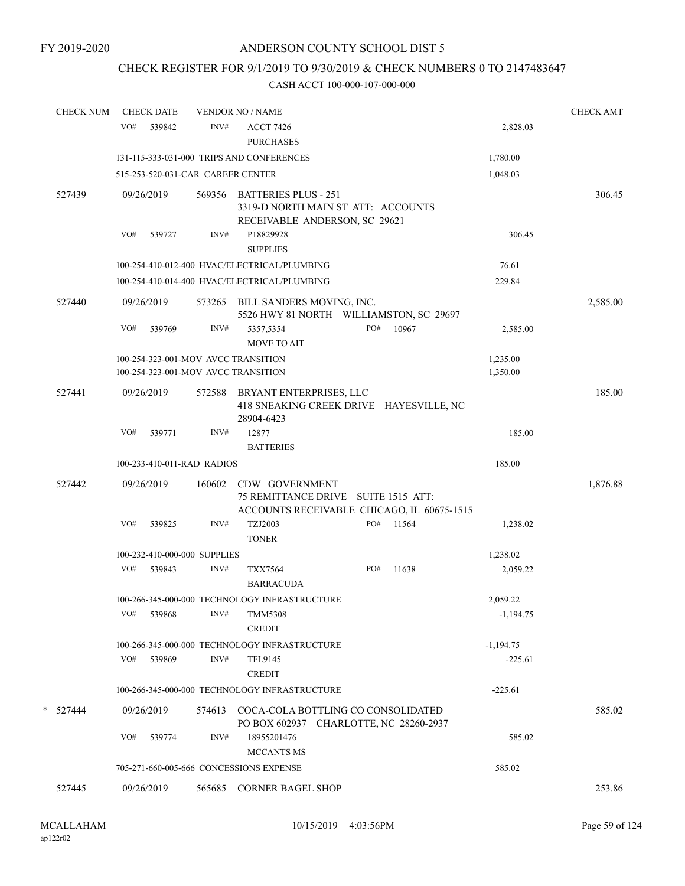FY 2019-2020

# ANDERSON COUNTY SCHOOL DIST 5

## CHECK REGISTER FOR 9/1/2019 TO 9/30/2019 & CHECK NUMBERS 0 TO 2147483647

### CASH ACCT 100-000-107-000-000

| CHECK NUM | CHECK DATE | VENDOR NO / NAME | | | CHECK AMT |
|---|---|---|---|---|---|
| | VO# 539842 | INV# ACCT 7426 PURCHASES | | 2,828.03 | |
| | 131-115-333-031-000 TRIPS AND CONFERENCES | | | 1,780.00 | |
| | 515-253-520-031-CAR CAREER CENTER | | | 1,048.03 | |
| 527439 | 09/26/2019 | 569356 BATTERIES PLUS - 251 3319-D NORTH MAIN ST ATT: ACCOUNTS RECEIVABLE ANDERSON, SC 29621 | | | 306.45 |
| | VO# 539727 | INV# P18829928 SUPPLIES | | 306.45 | |
| | 100-254-410-012-400 HVAC/ELECTRICAL/PLUMBING | | | 76.61 | |
| | 100-254-410-014-400 HVAC/ELECTRICAL/PLUMBING | | | 229.84 | |
| 527440 | 09/26/2019 | 573265 BILL SANDERS MOVING, INC. 5526 HWY 81 NORTH WILLIAMSTON, SC 29697 | | | 2,585.00 |
| | VO# 539769 | INV# 5357,5354 MOVE TO AIT | PO# 10967 | 2,585.00 | |
| | 100-254-323-001-MOV AVCC TRANSITION | | | 1,235.00 | |
| | 100-254-323-001-MOV AVCC TRANSITION | | | 1,350.00 | |
| 527441 | 09/26/2019 | 572588 BRYANT ENTERPRISES, LLC 418 SNEAKING CREEK DRIVE HAYESVILLE, NC 28904-6423 | | | 185.00 |
| | VO# 539771 | INV# 12877 BATTERIES | | 185.00 | |
| | 100-233-410-011-RAD RADIOS | | | 185.00 | |
| 527442 | 09/26/2019 | 160602 CDW GOVERNMENT 75 REMITTANCE DRIVE SUITE 1515 ATT: ACCOUNTS RECEIVABLE CHICAGO, IL 60675-1515 | | | 1,876.88 |
| | VO# 539825 | INV# TZJ2003 TONER | PO# 11564 | 1,238.02 | |
| | 100-232-410-000-000 SUPPLIES | | | 1,238.02 | |
| | VO# 539843 | INV# TXX7564 BARRACUDA | PO# 11638 | 2,059.22 | |
| | 100-266-345-000-000 TECHNOLOGY INFRASTRUCTURE | | | 2,059.22 | |
| | VO# 539868 | INV# TMM5308 CREDIT | | -1,194.75 | |
| | 100-266-345-000-000 TECHNOLOGY INFRASTRUCTURE | | | -1,194.75 | |
| | VO# 539869 | INV# TFL9145 CREDIT | | -225.61 | |
| | 100-266-345-000-000 TECHNOLOGY INFRASTRUCTURE | | | -225.61 | |
| * 527444 | 09/26/2019 | 574613 COCA-COLA BOTTLING CO CONSOLIDATED PO BOX 602937 CHARLOTTE, NC 28260-2937 | | | 585.02 |
| | VO# 539774 | INV# 18955201476 MCCANTS MS | | 585.02 | |
| | 705-271-660-005-666 CONCESSIONS EXPENSE | | | 585.02 | |
| 527445 | 09/26/2019 | 565685 CORNER BAGEL SHOP | | | 253.86 |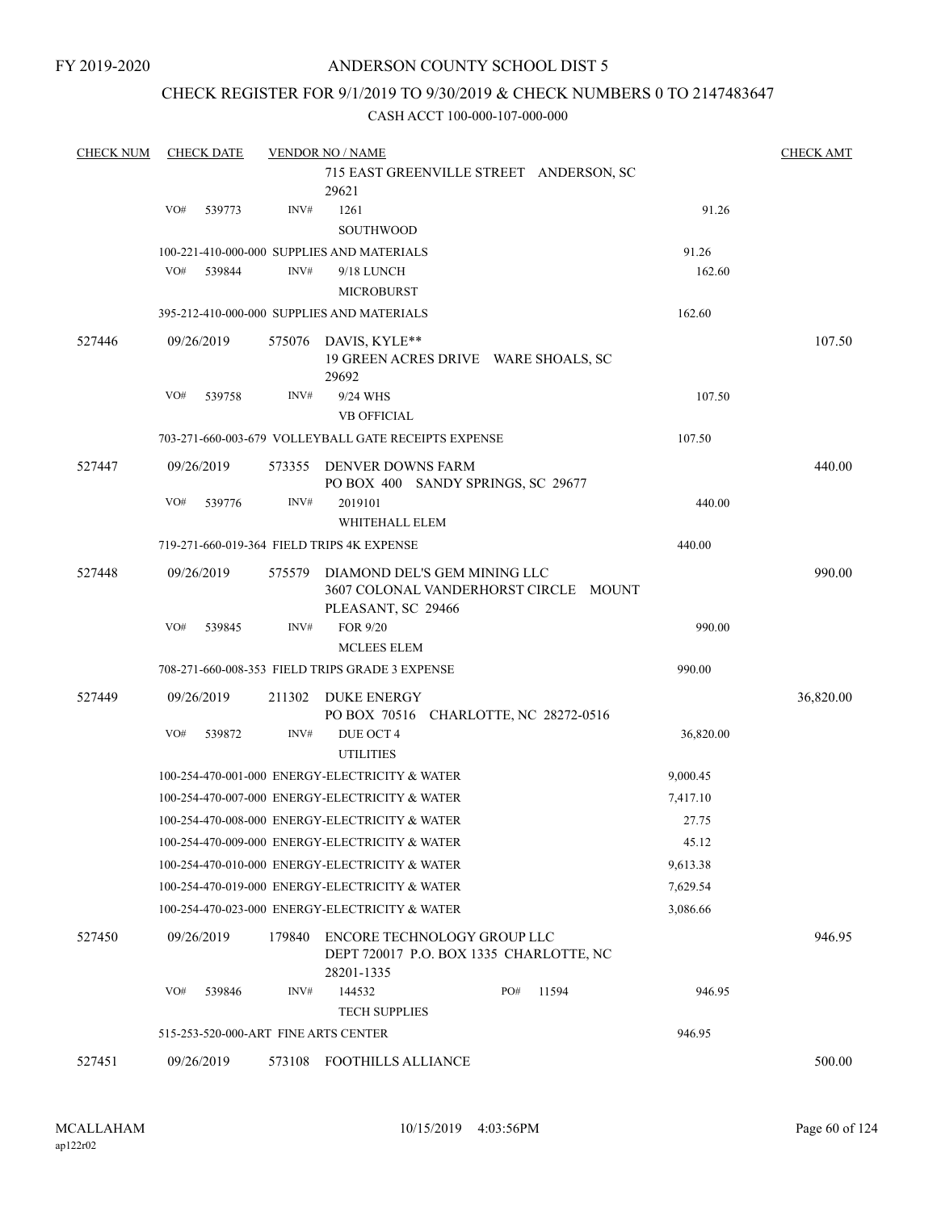FY 2019-2020

# ANDERSON COUNTY SCHOOL DIST 5

## CHECK REGISTER FOR 9/1/2019 TO 9/30/2019 & CHECK NUMBERS 0 TO 2147483647

CASH ACCT 100-000-107-000-000

| CHECK NUM | CHECK DATE | VENDOR NO / NAME | | CHECK AMT |
|---|---|---|---|---|
| | | 715 EAST GREENVILLE STREET ANDERSON, SC 29621 | | |
| | VO# 539773 | INV# 1261 SOUTHWOOD | 91.26 | |
| | | 100-221-410-000-000 SUPPLIES AND MATERIALS | 91.26 | |
| | VO# 539844 | INV# 9/18 LUNCH MICROBURST | 162.60 | |
| | | 395-212-410-000-000 SUPPLIES AND MATERIALS | 162.60 | |
| 527446 | 09/26/2019 | 575076 DAVIS, KYLE** 19 GREEN ACRES DRIVE WARE SHOALS, SC 29692 | | 107.50 |
| | VO# 539758 | INV# 9/24 WHS VB OFFICIAL | 107.50 | |
| | | 703-271-660-003-679 VOLLEYBALL GATE RECEIPTS EXPENSE | 107.50 | |
| 527447 | 09/26/2019 | 573355 DENVER DOWNS FARM PO BOX 400 SANDY SPRINGS, SC 29677 | | 440.00 |
| | VO# 539776 | INV# 2019101 WHITEHALL ELEM | 440.00 | |
| | | 719-271-660-019-364 FIELD TRIPS 4K EXPENSE | 440.00 | |
| 527448 | 09/26/2019 | 575579 DIAMOND DEL'S GEM MINING LLC 3607 COLONAL VANDERHORST CIRCLE MOUNT PLEASANT, SC 29466 | | 990.00 |
| | VO# 539845 | INV# FOR 9/20 MCLEES ELEM | 990.00 | |
| | | 708-271-660-008-353 FIELD TRIPS GRADE 3 EXPENSE | 990.00 | |
| 527449 | 09/26/2019 | 211302 DUKE ENERGY PO BOX 70516 CHARLOTTE, NC 28272-0516 | | 36,820.00 |
| | VO# 539872 | INV# DUE OCT 4 UTILITIES | 36,820.00 | |
| | | 100-254-470-001-000 ENERGY-ELECTRICITY & WATER | 9,000.45 | |
| | | 100-254-470-007-000 ENERGY-ELECTRICITY & WATER | 7,417.10 | |
| | | 100-254-470-008-000 ENERGY-ELECTRICITY & WATER | 27.75 | |
| | | 100-254-470-009-000 ENERGY-ELECTRICITY & WATER | 45.12 | |
| | | 100-254-470-010-000 ENERGY-ELECTRICITY & WATER | 9,613.38 | |
| | | 100-254-470-019-000 ENERGY-ELECTRICITY & WATER | 7,629.54 | |
| | | 100-254-470-023-000 ENERGY-ELECTRICITY & WATER | 3,086.66 | |
| 527450 | 09/26/2019 | 179840 ENCORE TECHNOLOGY GROUP LLC DEPT 720017 P.O. BOX 1335 CHARLOTTE, NC 28201-1335 | | 946.95 |
| | VO# 539846 | INV# 144532 PO# 11594 TECH SUPPLIES | 946.95 | |
| | | 515-253-520-000-ART FINE ARTS CENTER | 946.95 | |
| 527451 | 09/26/2019 | 573108 FOOTHILLS ALLIANCE | | 500.00 |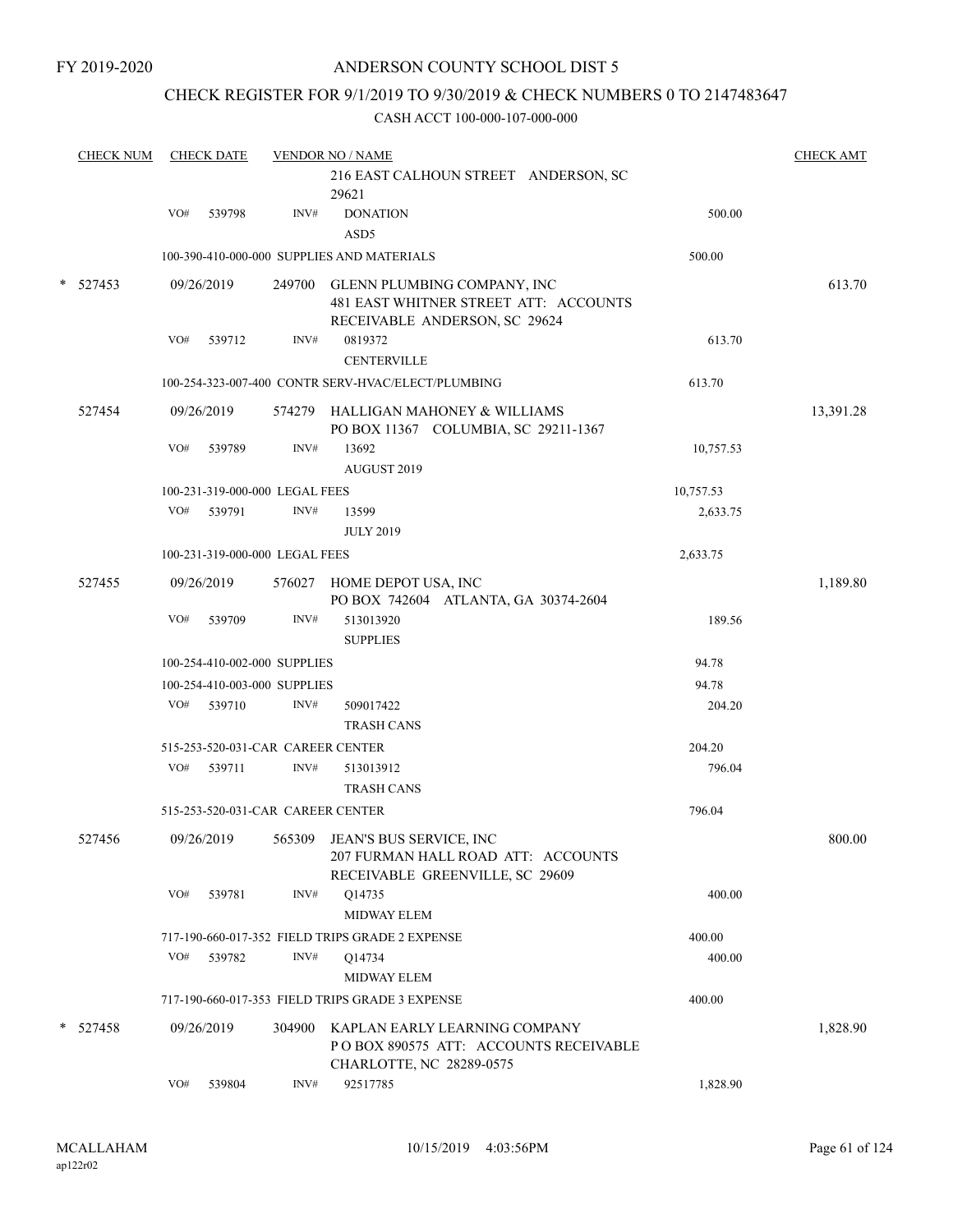FY 2019-2020

# ANDERSON COUNTY SCHOOL DIST 5

## CHECK REGISTER FOR 9/1/2019 TO 9/30/2019 & CHECK NUMBERS 0 TO 2147483647

CASH ACCT 100-000-107-000-000

| CHECK NUM | CHECK DATE | VENDOR NO / NAME | | CHECK AMT |
|---|---|---|---|---|
| | | 216 EAST CALHOUN STREET ANDERSON, SC 29621 | | |
| | VO# 539798 | INV# DONATION ASD5 | 500.00 | |
| | | 100-390-410-000-000 SUPPLIES AND MATERIALS | 500.00 | |
| * 527453 | 09/26/2019 | 249700 GLENN PLUMBING COMPANY, INC 481 EAST WHITNER STREET ATT: ACCOUNTS RECEIVABLE ANDERSON, SC 29624 | | 613.70 |
| | VO# 539712 | INV# 0819372 CENTERVILLE | 613.70 | |
| | | 100-254-323-007-400 CONTR SERV-HVAC/ELECT/PLUMBING | 613.70 | |
| 527454 | 09/26/2019 | 574279 HALLIGAN MAHONEY & WILLIAMS PO BOX 11367 COLUMBIA, SC 29211-1367 | | 13,391.28 |
| | VO# 539789 | INV# 13692 AUGUST 2019 | 10,757.53 | |
| | | 100-231-319-000-000 LEGAL FEES | 10,757.53 | |
| | VO# 539791 | INV# 13599 JULY 2019 | 2,633.75 | |
| | | 100-231-319-000-000 LEGAL FEES | 2,633.75 | |
| 527455 | 09/26/2019 | 576027 HOME DEPOT USA, INC PO BOX 742604 ATLANTA, GA 30374-2604 | | 1,189.80 |
| | VO# 539709 | INV# 513013920 SUPPLIES | 189.56 | |
| | | 100-254-410-002-000 SUPPLIES | 94.78 | |
| | | 100-254-410-003-000 SUPPLIES | 94.78 | |
| | VO# 539710 | INV# 509017422 TRASH CANS | 204.20 | |
| | | 515-253-520-031-CAR CAREER CENTER | 204.20 | |
| | VO# 539711 | INV# 513013912 TRASH CANS | 796.04 | |
| | | 515-253-520-031-CAR CAREER CENTER | 796.04 | |
| 527456 | 09/26/2019 | 565309 JEAN'S BUS SERVICE, INC 207 FURMAN HALL ROAD ATT: ACCOUNTS RECEIVABLE GREENVILLE, SC 29609 | | 800.00 |
| | VO# 539781 | INV# Q14735 MIDWAY ELEM | 400.00 | |
| | | 717-190-660-017-352 FIELD TRIPS GRADE 2 EXPENSE | 400.00 | |
| | VO# 539782 | INV# Q14734 MIDWAY ELEM | 400.00 | |
| | | 717-190-660-017-353 FIELD TRIPS GRADE 3 EXPENSE | 400.00 | |
| * 527458 | 09/26/2019 | 304900 KAPLAN EARLY LEARNING COMPANY P O BOX 890575 ATT: ACCOUNTS RECEIVABLE CHARLOTTE, NC 28289-0575 | | 1,828.90 |
| | VO# 539804 | INV# 92517785 | 1,828.90 | |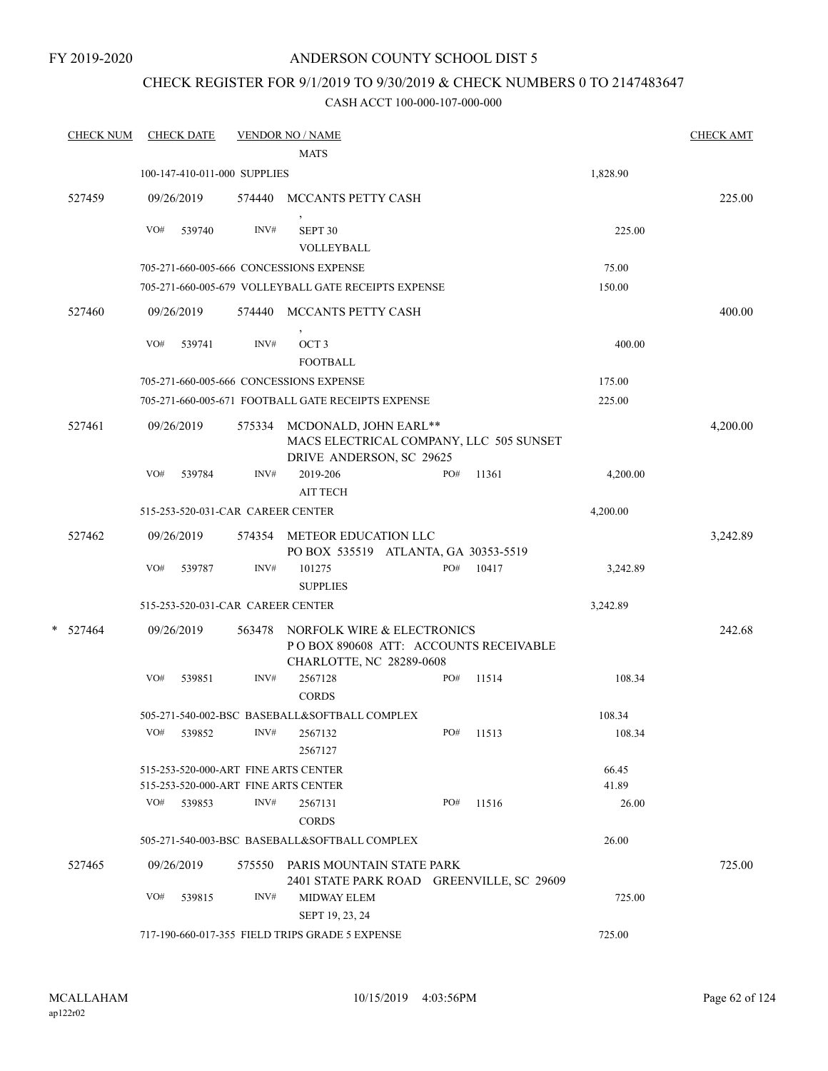FY 2019-2020

# ANDERSON COUNTY SCHOOL DIST 5

## CHECK REGISTER FOR 9/1/2019 TO 9/30/2019 & CHECK NUMBERS 0 TO 2147483647

### CASH ACCT 100-000-107-000-000

| CHECK NUM | CHECK DATE | VENDOR NO / NAME | | CHECK AMT |
|---|---|---|---|---|
| | | MATS | | |
| | 100-147-410-011-000 SUPPLIES | | 1,828.90 | |
| 527459 | 09/26/2019 | 574440 MCCANTS PETTY CASH<br>, | | 225.00 |
| | VO# 539740 | INV# SEPT 30<br>VOLLEYBALL | 225.00 | |
| | 705-271-660-005-666 CONCESSIONS EXPENSE | | 75.00 | |
| | 705-271-660-005-679 VOLLEYBALL GATE RECEIPTS EXPENSE | | 150.00 | |
| 527460 | 09/26/2019 | 574440 MCCANTS PETTY CASH<br>, | | 400.00 |
| | VO# 539741 | INV# OCT 3<br>FOOTBALL | 400.00 | |
| | 705-271-660-005-666 CONCESSIONS EXPENSE | | 175.00 | |
| | 705-271-660-005-671 FOOTBALL GATE RECEIPTS EXPENSE | | 225.00 | |
| 527461 | 09/26/2019 | 575334 MCDONALD, JOHN EARL**<br>MACS ELECTRICAL COMPANY, LLC 505 SUNSET DRIVE ANDERSON, SC 29625 | | 4,200.00 |
| | VO# 539784 | INV# 2019-206 PO# 11361<br>AIT TECH | 4,200.00 | |
| | 515-253-520-031-CAR CAREER CENTER | | 4,200.00 | |
| 527462 | 09/26/2019 | 574354 METEOR EDUCATION LLC<br>PO BOX 535519 ATLANTA, GA 30353-5519 | | 3,242.89 |
| | VO# 539787 | INV# 101275 PO# 10417<br>SUPPLIES | 3,242.89 | |
| | 515-253-520-031-CAR CAREER CENTER | | 3,242.89 | |
| * 527464 | 09/26/2019 | 563478 NORFOLK WIRE & ELECTRONICS<br>P O BOX 890608 ATT: ACCOUNTS RECEIVABLE CHARLOTTE, NC 28289-0608 | | 242.68 |
| | VO# 539851 | INV# 2567128 PO# 11514<br>CORDS | 108.34 | |
| | 505-271-540-002-BSC BASEBALL&SOFTBALL COMPLEX | | 108.34 | |
| | VO# 539852 | INV# 2567132 PO# 11513<br>2567127 | 108.34 | |
| | 515-253-520-000-ART FINE ARTS CENTER | | 66.45 | |
| | 515-253-520-000-ART FINE ARTS CENTER | | 41.89 | |
| | VO# 539853 | INV# 2567131 PO# 11516<br>CORDS | 26.00 | |
| | 505-271-540-003-BSC BASEBALL&SOFTBALL COMPLEX | | 26.00 | |
| 527465 | 09/26/2019 | 575550 PARIS MOUNTAIN STATE PARK<br>2401 STATE PARK ROAD GREENVILLE, SC 29609 | | 725.00 |
| | VO# 539815 | INV# MIDWAY ELEM<br>SEPT 19, 23, 24 | 725.00 | |
| | 717-190-660-017-355 FIELD TRIPS GRADE 5 EXPENSE | | 725.00 | |

MCALLAHAM
ap122r02

10/15/2019 4:03:56PM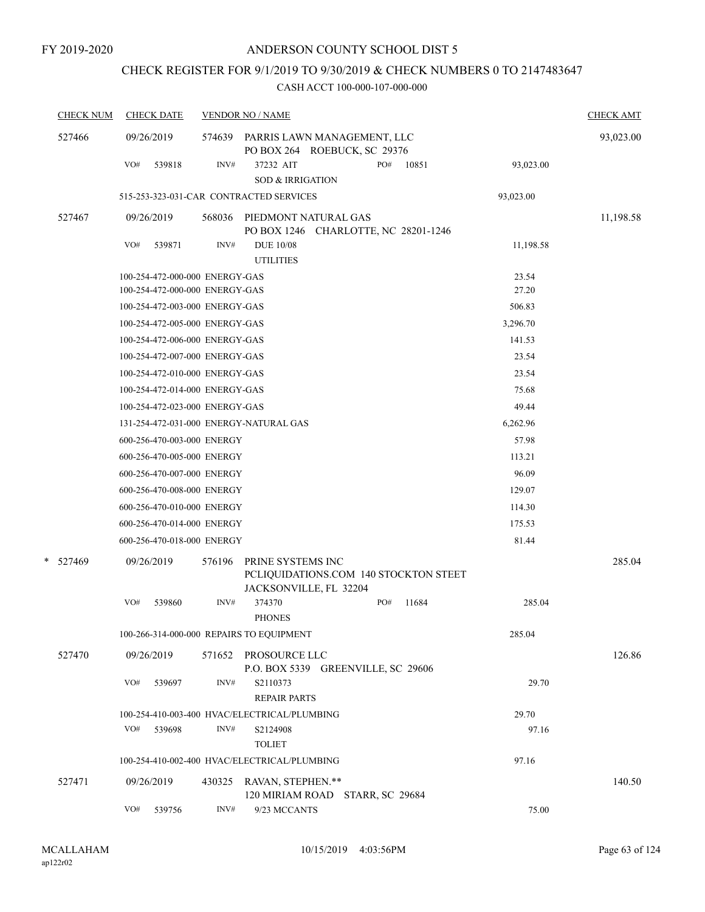FY 2019-2020

ANDERSON COUNTY SCHOOL DIST 5

CHECK REGISTER FOR 9/1/2019 TO 9/30/2019 & CHECK NUMBERS 0 TO 2147483647

CASH ACCT 100-000-107-000-000

| CHECK NUM | CHECK DATE | VENDOR NO / NAME | | CHECK AMT |
|---|---|---|---|---|
| 527466 | 09/26/2019 | 574639 PARRIS LAWN MANAGEMENT, LLC<br>PO BOX 264 ROEBUCK, SC 29376 | | 93,023.00 |
| | VO# 539818 | INV# 37232 AIT PO# 10851<br>SOD & IRRIGATION | 93,023.00 | |
| | 515-253-323-031-CAR CONTRACTED SERVICES | | 93,023.00 | |
| 527467 | 09/26/2019 | 568036 PIEDMONT NATURAL GAS<br>PO BOX 1246 CHARLOTTE, NC 28201-1246 | | 11,198.58 |
| | VO# 539871 | INV# DUE 10/08<br>UTILITIES | 11,198.58 | |
| | 100-254-472-000-000 ENERGY-GAS | | 23.54 | |
| | 100-254-472-000-000 ENERGY-GAS | | 27.20 | |
| | 100-254-472-003-000 ENERGY-GAS | | 506.83 | |
| | 100-254-472-005-000 ENERGY-GAS | | 3,296.70 | |
| | 100-254-472-006-000 ENERGY-GAS | | 141.53 | |
| | 100-254-472-007-000 ENERGY-GAS | | 23.54 | |
| | 100-254-472-010-000 ENERGY-GAS | | 23.54 | |
| | 100-254-472-014-000 ENERGY-GAS | | 75.68 | |
| | 100-254-472-023-000 ENERGY-GAS | | 49.44 | |
| | 131-254-472-031-000 ENERGY-NATURAL GAS | | 6,262.96 | |
| | 600-256-470-003-000 ENERGY | | 57.98 | |
| | 600-256-470-005-000 ENERGY | | 113.21 | |
| | 600-256-470-007-000 ENERGY | | 96.09 | |
| | 600-256-470-008-000 ENERGY | | 129.07 | |
| | 600-256-470-010-000 ENERGY | | 114.30 | |
| | 600-256-470-014-000 ENERGY | | 175.53 | |
| | 600-256-470-018-000 ENERGY | | 81.44 | |
| * 527469 | 09/26/2019 | 576196 PRINE SYSTEMS INC<br>PCLIQUIDATIONS.COM 140 STOCKTON STEET<br>JACKSONVILLE, FL 32204 | | 285.04 |
| | VO# 539860 | INV# 374370 PO# 11684<br>PHONES | 285.04 | |
| | 100-266-314-000-000 REPAIRS TO EQUIPMENT | | 285.04 | |
| 527470 | 09/26/2019 | 571652 PROSOURCE LLC<br>P.O. BOX 5339 GREENVILLE, SC 29606 | | 126.86 |
| | VO# 539697 | INV# S2110373<br>REPAIR PARTS | 29.70 | |
| | 100-254-410-003-400 HVAC/ELECTRICAL/PLUMBING | | 29.70 | |
| | VO# 539698 | INV# S2124908<br>TOLIET | 97.16 | |
| | 100-254-410-002-400 HVAC/ELECTRICAL/PLUMBING | | 97.16 | |
| 527471 | 09/26/2019 | 430325 RAVAN, STEPHEN.**<br>120 MIRIAM ROAD STARR, SC 29684 | | 140.50 |
| | VO# 539756 | INV# 9/23 MCCANTS | 75.00 | |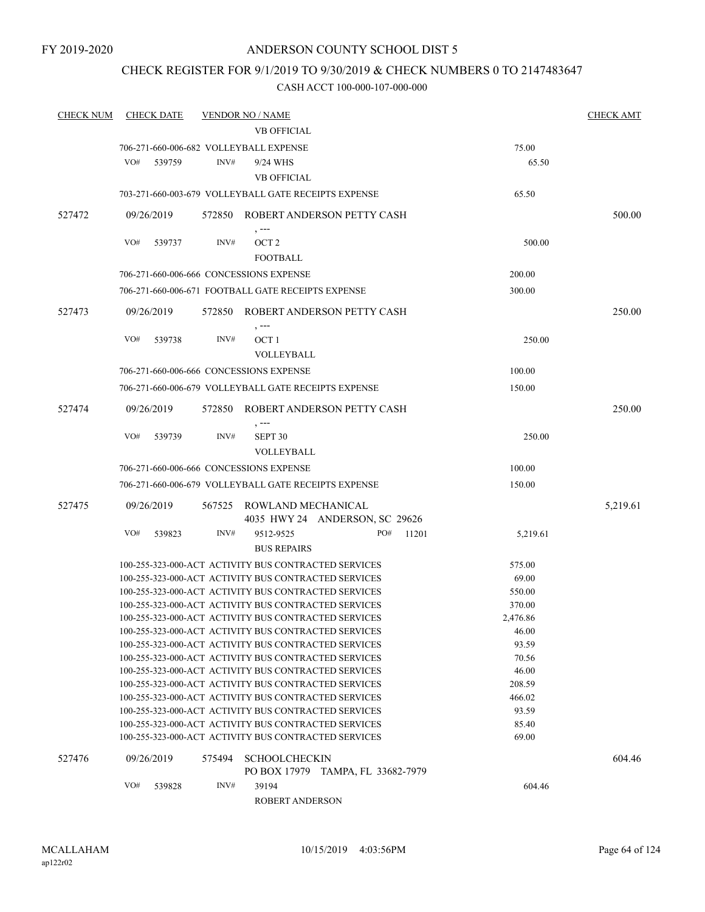FY 2019-2020

# ANDERSON COUNTY SCHOOL DIST 5

## CHECK REGISTER FOR 9/1/2019 TO 9/30/2019 & CHECK NUMBERS 0 TO 2147483647

### CASH ACCT 100-000-107-000-000

| CHECK NUM | CHECK DATE | VENDOR NO / NAME | | CHECK AMT |
|---|---|---|---|---|
| | | VB OFFICIAL | | |
| | | 706-271-660-006-682 VOLLEYBALL EXPENSE | 75.00 | |
| | VO# 539759 | INV# 9/24 WHS | 65.50 | |
| | | VB OFFICIAL | | |
| | | 703-271-660-003-679 VOLLEYBALL GATE RECEIPTS EXPENSE | 65.50 | |
| 527472 | 09/26/2019 | 572850 ROBERT ANDERSON PETTY CASH<br>, --- | | 500.00 |
| | VO# 539737 | INV# OCT 2 | 500.00 | |
| | | FOOTBALL | | |
| | | 706-271-660-006-666 CONCESSIONS EXPENSE | 200.00 | |
| | | 706-271-660-006-671 FOOTBALL GATE RECEIPTS EXPENSE | 300.00 | |
| 527473 | 09/26/2019 | 572850 ROBERT ANDERSON PETTY CASH<br>, --- | | 250.00 |
| | VO# 539738 | INV# OCT 1 | 250.00 | |
| | | VOLLEYBALL | | |
| | | 706-271-660-006-666 CONCESSIONS EXPENSE | 100.00 | |
| | | 706-271-660-006-679 VOLLEYBALL GATE RECEIPTS EXPENSE | 150.00 | |
| 527474 | 09/26/2019 | 572850 ROBERT ANDERSON PETTY CASH<br>, --- | | 250.00 |
| | VO# 539739 | INV# SEPT 30 | 250.00 | |
| | | VOLLEYBALL | | |
| | | 706-271-660-006-666 CONCESSIONS EXPENSE | 100.00 | |
| | | 706-271-660-006-679 VOLLEYBALL GATE RECEIPTS EXPENSE | 150.00 | |
| 527475 | 09/26/2019 | 567525 ROWLAND MECHANICAL<br>4035 HWY 24 ANDERSON, SC 29626 | | 5,219.61 |
| | VO# 539823 | INV# 9512-9525 PO# 11201 | 5,219.61 | |
| | | BUS REPAIRS | | |
| | | 100-255-323-000-ACT ACTIVITY BUS CONTRACTED SERVICES | 575.00 | |
| | | 100-255-323-000-ACT ACTIVITY BUS CONTRACTED SERVICES | 69.00 | |
| | | 100-255-323-000-ACT ACTIVITY BUS CONTRACTED SERVICES | 550.00 | |
| | | 100-255-323-000-ACT ACTIVITY BUS CONTRACTED SERVICES | 370.00 | |
| | | 100-255-323-000-ACT ACTIVITY BUS CONTRACTED SERVICES | 2,476.86 | |
| | | 100-255-323-000-ACT ACTIVITY BUS CONTRACTED SERVICES | 46.00 | |
| | | 100-255-323-000-ACT ACTIVITY BUS CONTRACTED SERVICES | 93.59 | |
| | | 100-255-323-000-ACT ACTIVITY BUS CONTRACTED SERVICES | 70.56 | |
| | | 100-255-323-000-ACT ACTIVITY BUS CONTRACTED SERVICES | 46.00 | |
| | | 100-255-323-000-ACT ACTIVITY BUS CONTRACTED SERVICES | 208.59 | |
| | | 100-255-323-000-ACT ACTIVITY BUS CONTRACTED SERVICES | 466.02 | |
| | | 100-255-323-000-ACT ACTIVITY BUS CONTRACTED SERVICES | 93.59 | |
| | | 100-255-323-000-ACT ACTIVITY BUS CONTRACTED SERVICES | 85.40 | |
| | | 100-255-323-000-ACT ACTIVITY BUS CONTRACTED SERVICES | 69.00 | |
| 527476 | 09/26/2019 | 575494 SCHOOLCHECKIN<br>PO BOX 17979 TAMPA, FL 33682-7979 | | 604.46 |
| | VO# 539828 | INV# 39194 | 604.46 | |
| | | ROBERT ANDERSON | | |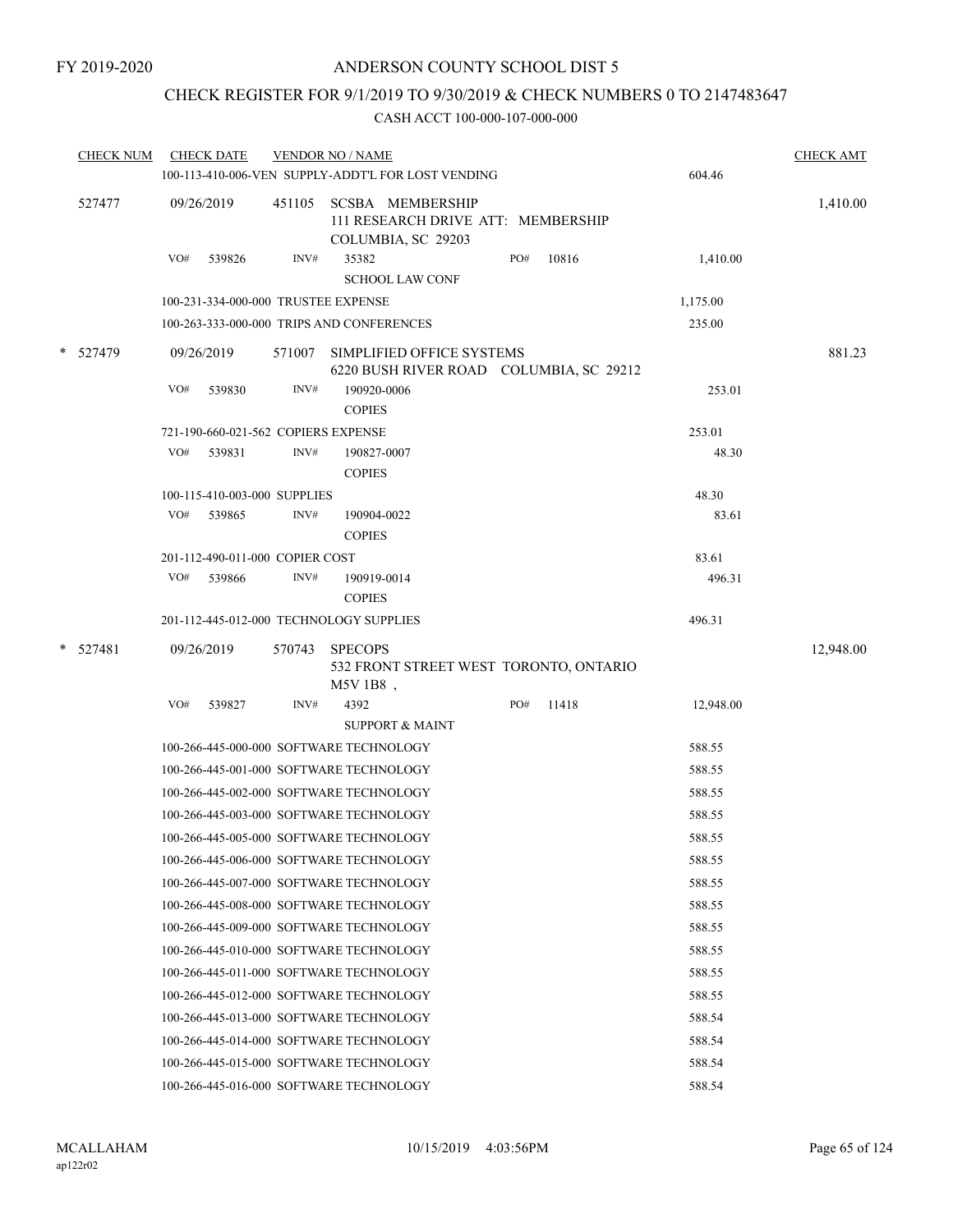FY 2019-2020

# ANDERSON COUNTY SCHOOL DIST 5

## CHECK REGISTER FOR 9/1/2019 TO 9/30/2019 & CHECK NUMBERS 0 TO 2147483647

### CASH ACCT 100-000-107-000-000

| CHECK NUM | CHECK DATE | VENDOR NO / NAME | | CHECK AMT |
|---|---|---|---|---|
| | | 100-113-410-006-VEN SUPPLY-ADDT'L FOR LOST VENDING | 604.46 | |
| 527477 | 09/26/2019 | 451105 SCSBA MEMBERSHIP<br>111 RESEARCH DRIVE ATT: MEMBERSHIP<br>COLUMBIA, SC 29203 | | 1,410.00 |
| | VO# 539826 | INV# 35382 PO# 10816<br>SCHOOL LAW CONF | 1,410.00 | |
| | | 100-231-334-000-000 TRUSTEE EXPENSE | 1,175.00 | |
| | | 100-263-333-000-000 TRIPS AND CONFERENCES | 235.00 | |
| * 527479 | 09/26/2019 | 571007 SIMPLIFIED OFFICE SYSTEMS<br>6220 BUSH RIVER ROAD COLUMBIA, SC 29212 | | 881.23 |
| | VO# 539830 | INV# 190920-0006<br>COPIES | 253.01 | |
| | | 721-190-660-021-562 COPIERS EXPENSE | 253.01 | |
| | VO# 539831 | INV# 190827-0007<br>COPIES | 48.30 | |
| | | 100-115-410-003-000 SUPPLIES | 48.30 | |
| | VO# 539865 | INV# 190904-0022<br>COPIES | 83.61 | |
| | | 201-112-490-011-000 COPIER COST | 83.61 | |
| | VO# 539866 | INV# 190919-0014<br>COPIES | 496.31 | |
| | | 201-112-445-012-000 TECHNOLOGY SUPPLIES | 496.31 | |
| * 527481 | 09/26/2019 | 570743 SPECOPS<br>532 FRONT STREET WEST TORONTO, ONTARIO<br>M5V 1B8 , | | 12,948.00 |
| | VO# 539827 | INV# 4392 PO# 11418<br>SUPPORT & MAINT | 12,948.00 | |
| | | 100-266-445-000-000 SOFTWARE TECHNOLOGY | 588.55 | |
| | | 100-266-445-001-000 SOFTWARE TECHNOLOGY | 588.55 | |
| | | 100-266-445-002-000 SOFTWARE TECHNOLOGY | 588.55 | |
| | | 100-266-445-003-000 SOFTWARE TECHNOLOGY | 588.55 | |
| | | 100-266-445-005-000 SOFTWARE TECHNOLOGY | 588.55 | |
| | | 100-266-445-006-000 SOFTWARE TECHNOLOGY | 588.55 | |
| | | 100-266-445-007-000 SOFTWARE TECHNOLOGY | 588.55 | |
| | | 100-266-445-008-000 SOFTWARE TECHNOLOGY | 588.55 | |
| | | 100-266-445-009-000 SOFTWARE TECHNOLOGY | 588.55 | |
| | | 100-266-445-010-000 SOFTWARE TECHNOLOGY | 588.55 | |
| | | 100-266-445-011-000 SOFTWARE TECHNOLOGY | 588.55 | |
| | | 100-266-445-012-000 SOFTWARE TECHNOLOGY | 588.55 | |
| | | 100-266-445-013-000 SOFTWARE TECHNOLOGY | 588.54 | |
| | | 100-266-445-014-000 SOFTWARE TECHNOLOGY | 588.54 | |
| | | 100-266-445-015-000 SOFTWARE TECHNOLOGY | 588.54 | |
| | | 100-266-445-016-000 SOFTWARE TECHNOLOGY | 588.54 | |

MCALLAHAM
ap122r02

10/15/2019 4:03:56PM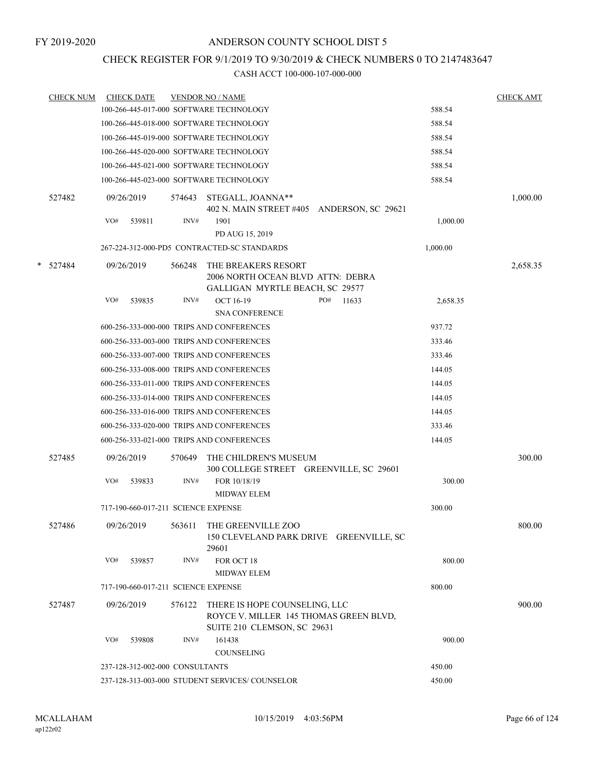FY 2019-2020

# ANDERSON COUNTY SCHOOL DIST 5

## CHECK REGISTER FOR 9/1/2019 TO 9/30/2019 & CHECK NUMBERS 0 TO 2147483647

### CASH ACCT 100-000-107-000-000

| CHECK NUM | CHECK DATE | VENDOR NO / NAME | | CHECK AMT |
|---|---|---|---|---|
| | 100-266-445-017-000 SOFTWARE TECHNOLOGY | | 588.54 | |
| | 100-266-445-018-000 SOFTWARE TECHNOLOGY | | 588.54 | |
| | 100-266-445-019-000 SOFTWARE TECHNOLOGY | | 588.54 | |
| | 100-266-445-020-000 SOFTWARE TECHNOLOGY | | 588.54 | |
| | 100-266-445-021-000 SOFTWARE TECHNOLOGY | | 588.54 | |
| | 100-266-445-023-000 SOFTWARE TECHNOLOGY | | 588.54 | |
| 527482 | 09/26/2019 | 574643 STEGALL, JOANNA** 402 N. MAIN STREET #405 ANDERSON, SC 29621 | | 1,000.00 |
| | VO# 539811 | INV# 1901 PD AUG 15, 2019 | 1,000.00 | |
| | 267-224-312-000-PD5 CONTRACTED-SC STANDARDS | | 1,000.00 | |
| * 527484 | 09/26/2019 | 566248 THE BREAKERS RESORT 2006 NORTH OCEAN BLVD ATTN: DEBRA GALLIGAN MYRTLE BEACH, SC 29577 | | 2,658.35 |
| | VO# 539835 | INV# OCT 16-19 PO# 11633 SNA CONFERENCE | 2,658.35 | |
| | 600-256-333-000-000 TRIPS AND CONFERENCES | | 937.72 | |
| | 600-256-333-003-000 TRIPS AND CONFERENCES | | 333.46 | |
| | 600-256-333-007-000 TRIPS AND CONFERENCES | | 333.46 | |
| | 600-256-333-008-000 TRIPS AND CONFERENCES | | 144.05 | |
| | 600-256-333-011-000 TRIPS AND CONFERENCES | | 144.05 | |
| | 600-256-333-014-000 TRIPS AND CONFERENCES | | 144.05 | |
| | 600-256-333-016-000 TRIPS AND CONFERENCES | | 144.05 | |
| | 600-256-333-020-000 TRIPS AND CONFERENCES | | 333.46 | |
| | 600-256-333-021-000 TRIPS AND CONFERENCES | | 144.05 | |
| 527485 | 09/26/2019 | 570649 THE CHILDREN'S MUSEUM 300 COLLEGE STREET GREENVILLE, SC 29601 | | 300.00 |
| | VO# 539833 | INV# FOR 10/18/19 MIDWAY ELEM | 300.00 | |
| | 717-190-660-017-211 SCIENCE EXPENSE | | 300.00 | |
| 527486 | 09/26/2019 | 563611 THE GREENVILLE ZOO 150 CLEVELAND PARK DRIVE GREENVILLE, SC 29601 | | 800.00 |
| | VO# 539857 | INV# FOR OCT 18 MIDWAY ELEM | 800.00 | |
| | 717-190-660-017-211 SCIENCE EXPENSE | | 800.00 | |
| 527487 | 09/26/2019 | 576122 THERE IS HOPE COUNSELING, LLC ROYCE V. MILLER 145 THOMAS GREEN BLVD, SUITE 210 CLEMSON, SC 29631 | | 900.00 |
| | VO# 539808 | INV# 161438 COUNSELING | 900.00 | |
| | 237-128-312-002-000 CONSULTANTS | | 450.00 | |
| | 237-128-313-003-000 STUDENT SERVICES/ COUNSELOR | | 450.00 | |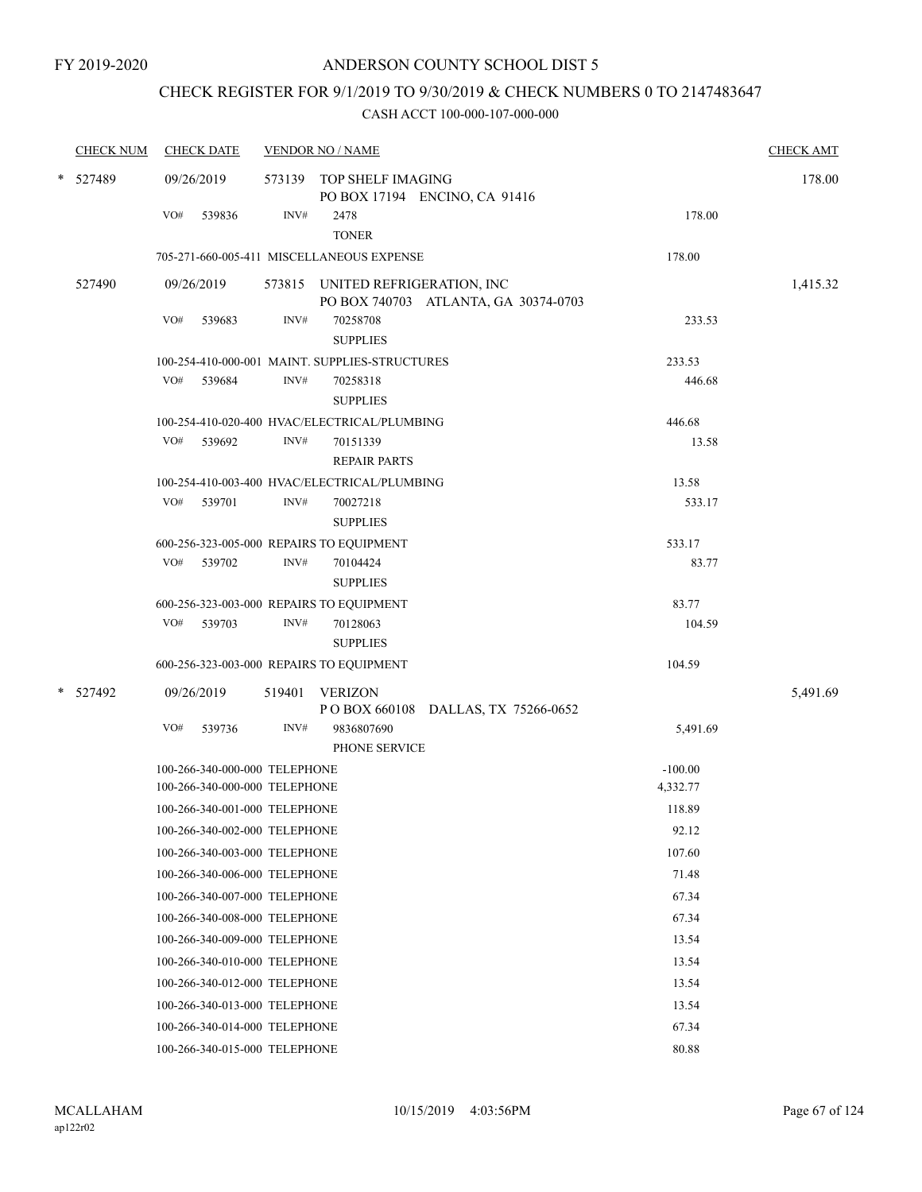FY 2019-2020

# ANDERSON COUNTY SCHOOL DIST 5

## CHECK REGISTER FOR 9/1/2019 TO 9/30/2019 & CHECK NUMBERS 0 TO 2147483647

### CASH ACCT 100-000-107-000-000

| CHECK NUM | CHECK DATE | VENDOR NO / NAME | | CHECK AMT |
|---|---|---|---|---|
| * 527489 | 09/26/2019 | 573139 TOP SHELF IMAGING<br>PO BOX 17194 ENCINO, CA 91416 | | 178.00 |
| | VO# 539836 | INV# 2478<br>TONER | 178.00 | |
| | 705-271-660-005-411 MISCELLANEOUS EXPENSE | | 178.00 | |
| 527490 | 09/26/2019 | 573815 UNITED REFRIGERATION, INC<br>PO BOX 740703 ATLANTA, GA 30374-0703 | | 1,415.32 |
| | VO# 539683 | INV# 70258708<br>SUPPLIES | 233.53 | |
| | 100-254-410-000-001 MAINT. SUPPLIES-STRUCTURES | | 233.53 | |
| | VO# 539684 | INV# 70258318<br>SUPPLIES | 446.68 | |
| | 100-254-410-020-400 HVAC/ELECTRICAL/PLUMBING | | 446.68 | |
| | VO# 539692 | INV# 70151339<br>REPAIR PARTS | 13.58 | |
| | 100-254-410-003-400 HVAC/ELECTRICAL/PLUMBING | | 13.58 | |
| | VO# 539701 | INV# 70027218<br>SUPPLIES | 533.17 | |
| | 600-256-323-005-000 REPAIRS TO EQUIPMENT | | 533.17 | |
| | VO# 539702 | INV# 70104424<br>SUPPLIES | 83.77 | |
| | 600-256-323-003-000 REPAIRS TO EQUIPMENT | | 83.77 | |
| | VO# 539703 | INV# 70128063<br>SUPPLIES | 104.59 | |
| | 600-256-323-003-000 REPAIRS TO EQUIPMENT | | 104.59 | |
| * 527492 | 09/26/2019 | 519401 VERIZON<br>P O BOX 660108 DALLAS, TX 75266-0652 | | 5,491.69 |
| | VO# 539736 | INV# 9836807690<br>PHONE SERVICE | 5,491.69 | |
| | 100-266-340-000-000 TELEPHONE | | -100.00 | |
| | 100-266-340-000-000 TELEPHONE | | 4,332.77 | |
| | 100-266-340-001-000 TELEPHONE | | 118.89 | |
| | 100-266-340-002-000 TELEPHONE | | 92.12 | |
| | 100-266-340-003-000 TELEPHONE | | 107.60 | |
| | 100-266-340-006-000 TELEPHONE | | 71.48 | |
| | 100-266-340-007-000 TELEPHONE | | 67.34 | |
| | 100-266-340-008-000 TELEPHONE | | 67.34 | |
| | 100-266-340-009-000 TELEPHONE | | 13.54 | |
| | 100-266-340-010-000 TELEPHONE | | 13.54 | |
| | 100-266-340-012-000 TELEPHONE | | 13.54 | |
| | 100-266-340-013-000 TELEPHONE | | 13.54 | |
| | 100-266-340-014-000 TELEPHONE | | 67.34 | |
| | 100-266-340-015-000 TELEPHONE | | 80.88 | |

MCALLAHAM
ap122r02

10/15/2019 4:03:56PM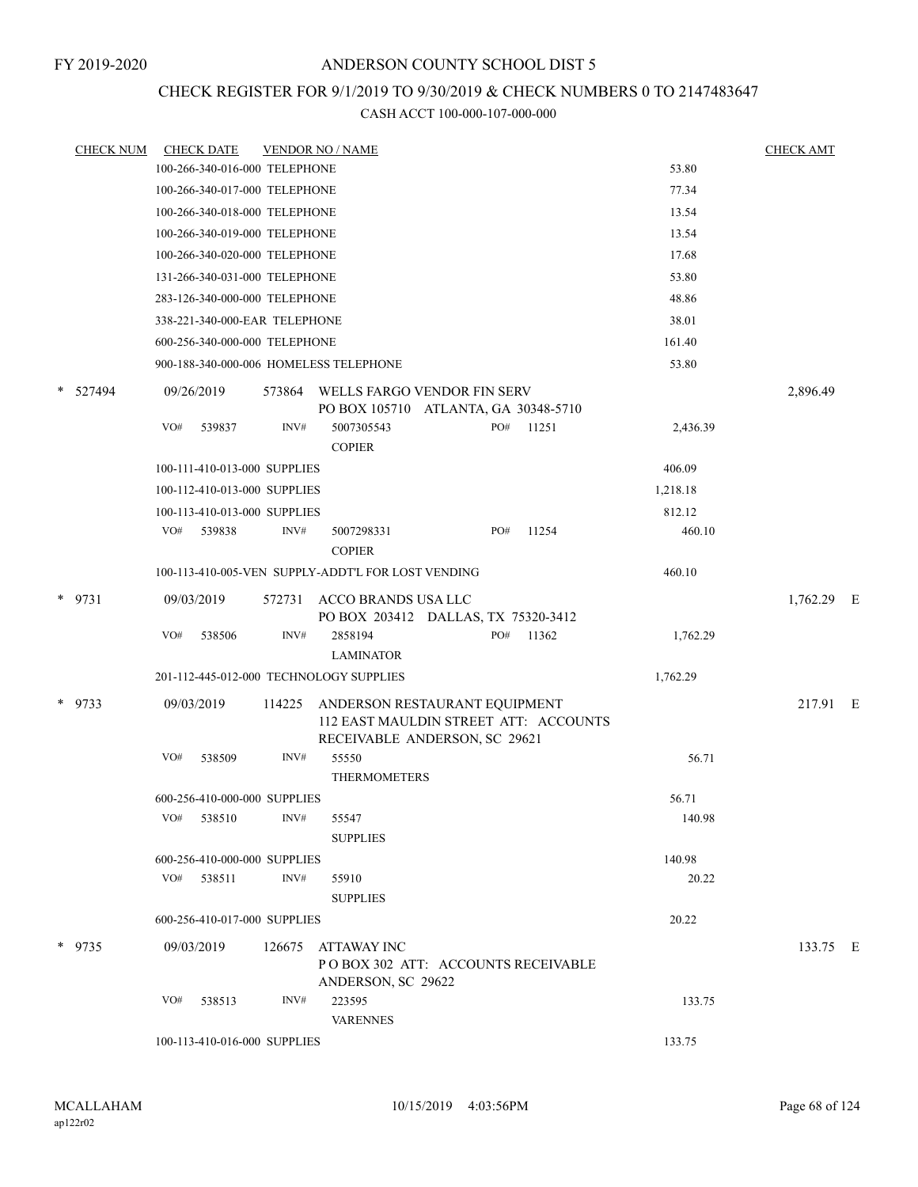FY 2019-2020

# ANDERSON COUNTY SCHOOL DIST 5

## CHECK REGISTER FOR 9/1/2019 TO 9/30/2019 & CHECK NUMBERS 0 TO 2147483647

### CASH ACCT 100-000-107-000-000

| CHECK NUM | CHECK DATE | VENDOR NO / NAME | | CHECK AMT |
|---|---|---|---|---|
| | 100-266-340-016-000 TELEPHONE | | 53.80 | |
| | 100-266-340-017-000 TELEPHONE | | 77.34 | |
| | 100-266-340-018-000 TELEPHONE | | 13.54 | |
| | 100-266-340-019-000 TELEPHONE | | 13.54 | |
| | 100-266-340-020-000 TELEPHONE | | 17.68 | |
| | 131-266-340-031-000 TELEPHONE | | 53.80 | |
| | 283-126-340-000-000 TELEPHONE | | 48.86 | |
| | 338-221-340-000-EAR TELEPHONE | | 38.01 | |
| | 600-256-340-000-000 TELEPHONE | | 161.40 | |
| | 900-188-340-000-006 HOMELESS TELEPHONE | | 53.80 | |
| * 527494 | 09/26/2019 | 573864 WELLS FARGO VENDOR FIN SERV<br>PO BOX 105710 ATLANTA, GA 30348-5710 | | 2,896.49 |
| | VO# 539837 | INV# 5007305543 PO# 11251<br>COPIER | 2,436.39 | |
| | 100-111-410-013-000 SUPPLIES | | 406.09 | |
| | 100-112-410-013-000 SUPPLIES | | 1,218.18 | |
| | 100-113-410-013-000 SUPPLIES | | 812.12 | |
| | VO# 539838 | INV# 5007298331 PO# 11254<br>COPIER | 460.10 | |
| | 100-113-410-005-VEN SUPPLY-ADDT'L FOR LOST VENDING | | 460.10 | |
| * 9731 | 09/03/2019 | 572731 ACCO BRANDS USA LLC<br>PO BOX 203412 DALLAS, TX 75320-3412 | | 1,762.29 E |
| | VO# 538506 | INV# 2858194 PO# 11362<br>LAMINATOR | 1,762.29 | |
| | 201-112-445-012-000 TECHNOLOGY SUPPLIES | | 1,762.29 | |
| * 9733 | 09/03/2019 | 114225 ANDERSON RESTAURANT EQUIPMENT<br>112 EAST MAULDIN STREET ATT: ACCOUNTS<br>RECEIVABLE ANDERSON, SC 29621 | | 217.91 E |
| | VO# 538509 | INV# 55550<br>THERMOMETERS | 56.71 | |
| | 600-256-410-000-000 SUPPLIES | | 56.71 | |
| | VO# 538510 | INV# 55547<br>SUPPLIES | 140.98 | |
| | 600-256-410-000-000 SUPPLIES | | 140.98 | |
| | VO# 538511 | INV# 55910<br>SUPPLIES | 20.22 | |
| | 600-256-410-017-000 SUPPLIES | | 20.22 | |
| * 9735 | 09/03/2019 | 126675 ATTAWAY INC<br>P O BOX 302 ATT: ACCOUNTS RECEIVABLE<br>ANDERSON, SC 29622 | | 133.75 E |
| | VO# 538513 | INV# 223595<br>VARENNES | 133.75 | |
| | 100-113-410-016-000 SUPPLIES | | 133.75 | |

MCALLAHAM
ap122r02

10/15/2019 4:03:56PM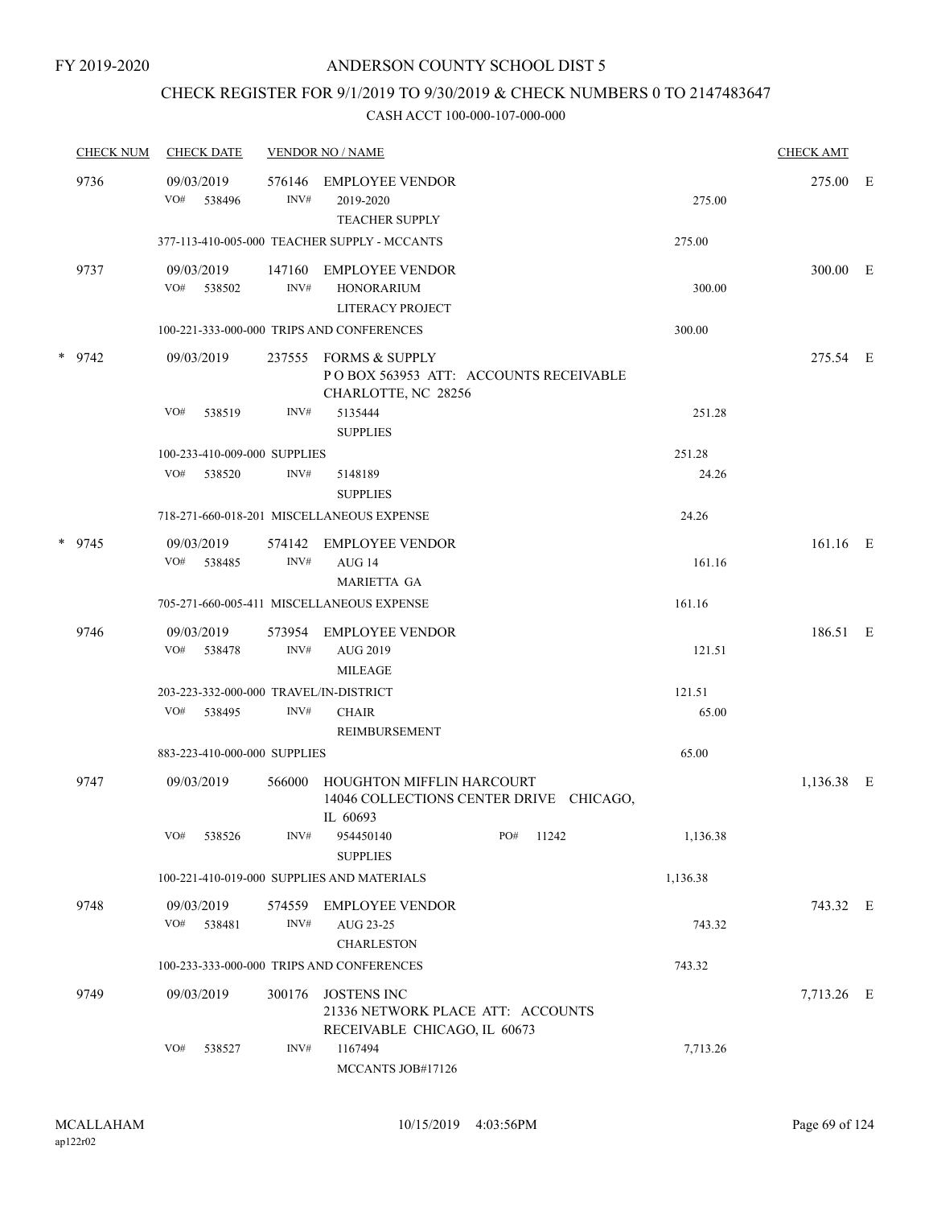FY 2019-2020

# ANDERSON COUNTY SCHOOL DIST 5

## CHECK REGISTER FOR 9/1/2019 TO 9/30/2019 & CHECK NUMBERS 0 TO 2147483647

### CASH ACCT 100-000-107-000-000

| CHECK NUM | CHECK DATE | VENDOR NO / NAME | | CHECK AMT | |
|---|---|---|---|---|---|
| 9736 | 09/03/2019 | 576146 EMPLOYEE VENDOR | | 275.00 | E |
| | VO# 538496 | INV# 2019-2020 TEACHER SUPPLY | 275.00 | | |
| | 377-113-410-005-000 TEACHER SUPPLY - MCCANTS | | 275.00 | | |
| 9737 | 09/03/2019 | 147160 EMPLOYEE VENDOR | | 300.00 | E |
| | VO# 538502 | INV# HONORARIUM LITERACY PROJECT | 300.00 | | |
| | 100-221-333-000-000 TRIPS AND CONFERENCES | | 300.00 | | |
| * 9742 | 09/03/2019 | 237555 FORMS & SUPPLY P O BOX 563953 ATT: ACCOUNTS RECEIVABLE CHARLOTTE, NC 28256 | | 275.54 | E |
| | VO# 538519 | INV# 5135444 SUPPLIES | 251.28 | | |
| | 100-233-410-009-000 SUPPLIES | | 251.28 | | |
| | VO# 538520 | INV# 5148189 SUPPLIES | 24.26 | | |
| | 718-271-660-018-201 MISCELLANEOUS EXPENSE | | 24.26 | | |
| * 9745 | 09/03/2019 | 574142 EMPLOYEE VENDOR | | 161.16 | E |
| | VO# 538485 | INV# AUG 14 MARIETTA GA | 161.16 | | |
| | 705-271-660-005-411 MISCELLANEOUS EXPENSE | | 161.16 | | |
| 9746 | 09/03/2019 | 573954 EMPLOYEE VENDOR | | 186.51 | E |
| | VO# 538478 | INV# AUG 2019 MILEAGE | 121.51 | | |
| | 203-223-332-000-000 TRAVEL/IN-DISTRICT | | 121.51 | | |
| | VO# 538495 | INV# CHAIR REIMBURSEMENT | 65.00 | | |
| | 883-223-410-000-000 SUPPLIES | | 65.00 | | |
| 9747 | 09/03/2019 | 566000 HOUGHTON MIFFLIN HARCOURT 14046 COLLECTIONS CENTER DRIVE CHICAGO, IL 60693 | | 1,136.38 | E |
| | VO# 538526 | INV# 954450140 PO# 11242 SUPPLIES | 1,136.38 | | |
| | 100-221-410-019-000 SUPPLIES AND MATERIALS | | 1,136.38 | | |
| 9748 | 09/03/2019 | 574559 EMPLOYEE VENDOR | | 743.32 | E |
| | VO# 538481 | INV# AUG 23-25 CHARLESTON | 743.32 | | |
| | 100-233-333-000-000 TRIPS AND CONFERENCES | | 743.32 | | |
| 9749 | 09/03/2019 | 300176 JOSTENS INC 21336 NETWORK PLACE ATT: ACCOUNTS RECEIVABLE CHICAGO, IL 60673 | | 7,713.26 | E |
| | VO# 538527 | INV# 1167494 MCCANTS JOB#17126 | 7,713.26 | | |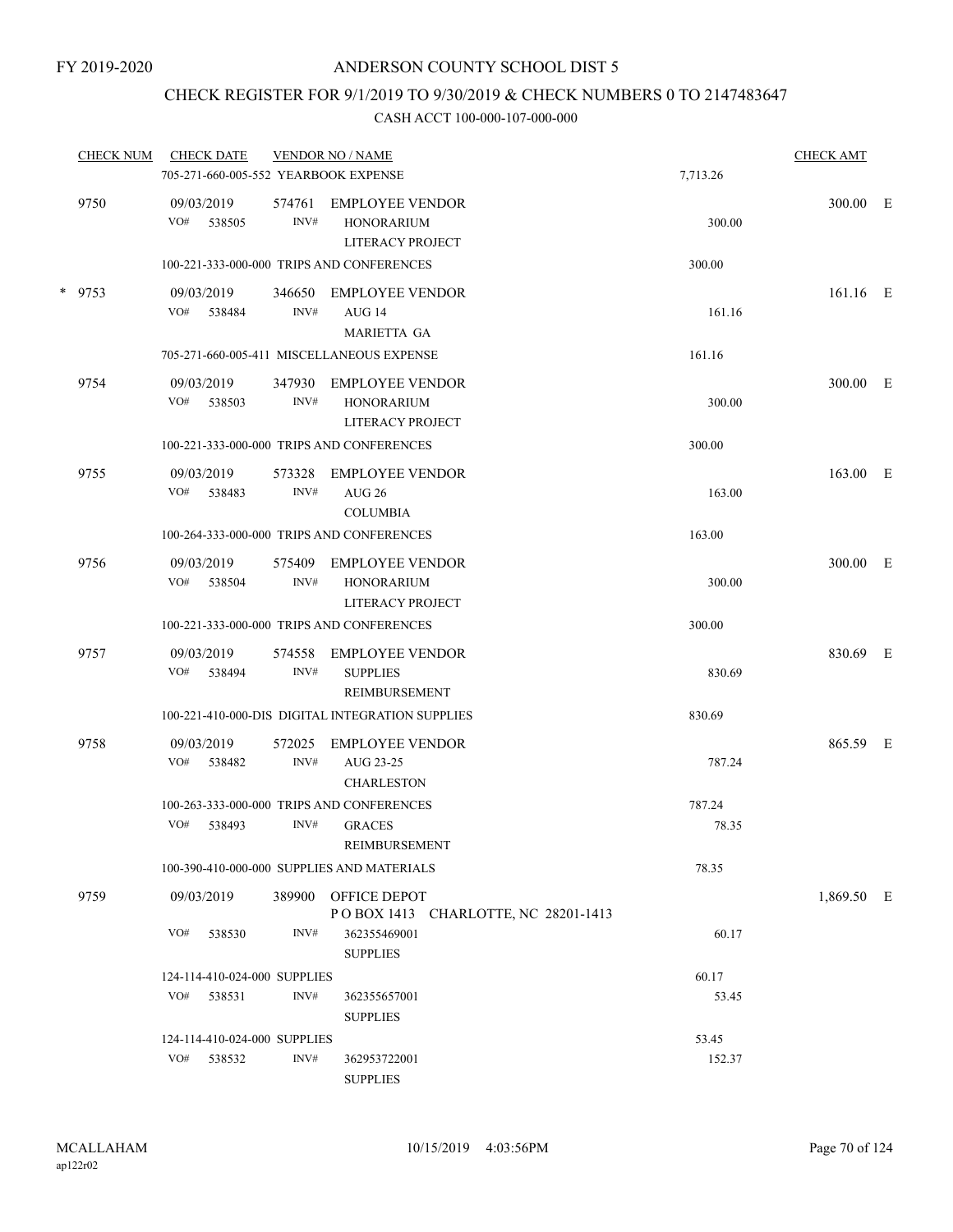FY 2019-2020

# ANDERSON COUNTY SCHOOL DIST 5

## CHECK REGISTER FOR 9/1/2019 TO 9/30/2019 & CHECK NUMBERS 0 TO 2147483647

### CASH ACCT 100-000-107-000-000

| CHECK NUM | CHECK DATE | VENDOR NO / NAME | | CHECK AMT | |
|---|---|---|---|---|---|
| | 705-271-660-005-552 YEARBOOK EXPENSE | | 7,713.26 | | |
| 9750 | 09/03/2019 | 574761 EMPLOYEE VENDOR | | 300.00 | E |
| | VO# 538505 | INV# HONORARIUM LITERACY PROJECT | 300.00 | | |
| | 100-221-333-000-000 TRIPS AND CONFERENCES | | 300.00 | | |
| * 9753 | 09/03/2019 | 346650 EMPLOYEE VENDOR | | 161.16 | E |
| | VO# 538484 | INV# AUG 14 MARIETTA GA | 161.16 | | |
| | 705-271-660-005-411 MISCELLANEOUS EXPENSE | | 161.16 | | |
| 9754 | 09/03/2019 | 347930 EMPLOYEE VENDOR | | 300.00 | E |
| | VO# 538503 | INV# HONORARIUM LITERACY PROJECT | 300.00 | | |
| | 100-221-333-000-000 TRIPS AND CONFERENCES | | 300.00 | | |
| 9755 | 09/03/2019 | 573328 EMPLOYEE VENDOR | | 163.00 | E |
| | VO# 538483 | INV# AUG 26 COLUMBIA | 163.00 | | |
| | 100-264-333-000-000 TRIPS AND CONFERENCES | | 163.00 | | |
| 9756 | 09/03/2019 | 575409 EMPLOYEE VENDOR | | 300.00 | E |
| | VO# 538504 | INV# HONORARIUM LITERACY PROJECT | 300.00 | | |
| | 100-221-333-000-000 TRIPS AND CONFERENCES | | 300.00 | | |
| 9757 | 09/03/2019 | 574558 EMPLOYEE VENDOR | | 830.69 | E |
| | VO# 538494 | INV# SUPPLIES REIMBURSEMENT | 830.69 | | |
| | 100-221-410-000-DIS DIGITAL INTEGRATION SUPPLIES | | 830.69 | | |
| 9758 | 09/03/2019 | 572025 EMPLOYEE VENDOR | | 865.59 | E |
| | VO# 538482 | INV# AUG 23-25 CHARLESTON | 787.24 | | |
| | 100-263-333-000-000 TRIPS AND CONFERENCES | | 787.24 | | |
| | VO# 538493 | INV# GRACES REIMBURSEMENT | 78.35 | | |
| | 100-390-410-000-000 SUPPLIES AND MATERIALS | | 78.35 | | |
| 9759 | 09/03/2019 | 389900 OFFICE DEPOT P O BOX 1413 CHARLOTTE, NC 28201-1413 | | 1,869.50 | E |
| | VO# 538530 | INV# 362355469001 SUPPLIES | 60.17 | | |
| | 124-114-410-024-000 SUPPLIES | | 60.17 | | |
| | VO# 538531 | INV# 362355657001 SUPPLIES | 53.45 | | |
| | 124-114-410-024-000 SUPPLIES | | 53.45 | | |
| | VO# 538532 | INV# 362953722001 SUPPLIES | 152.37 | | |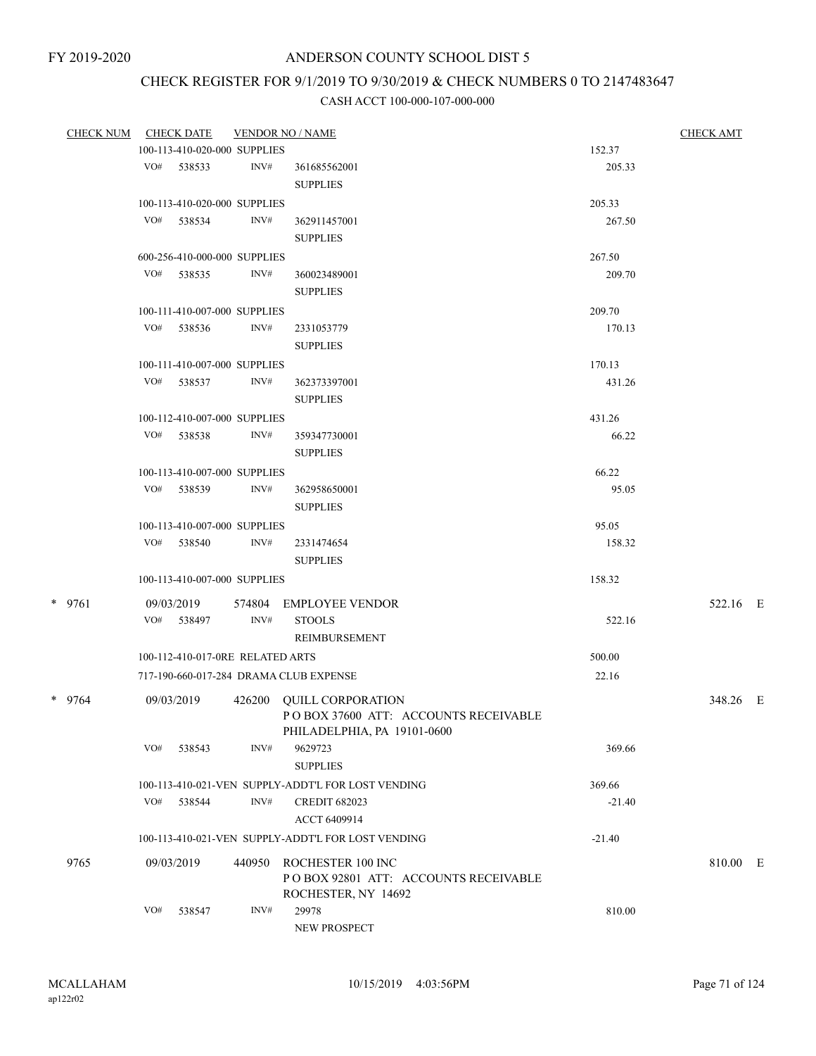FY 2019-2020

# ANDERSON COUNTY SCHOOL DIST 5

## CHECK REGISTER FOR 9/1/2019 TO 9/30/2019 & CHECK NUMBERS 0 TO 2147483647

### CASH ACCT 100-000-107-000-000

| CHECK NUM | CHECK DATE | VENDOR NO / NAME | | CHECK AMT |
|---|---|---|---|---|
| | 100-113-410-020-000 SUPPLIES | | 152.37 | |
| | VO# 538533 INV# | 361685562001 SUPPLIES | 205.33 | |
| | 100-113-410-020-000 SUPPLIES | | 205.33 | |
| | VO# 538534 INV# | 362911457001 SUPPLIES | 267.50 | |
| | 600-256-410-000-000 SUPPLIES | | 267.50 | |
| | VO# 538535 INV# | 360023489001 SUPPLIES | 209.70 | |
| | 100-111-410-007-000 SUPPLIES | | 209.70 | |
| | VO# 538536 INV# | 2331053779 SUPPLIES | 170.13 | |
| | 100-111-410-007-000 SUPPLIES | | 170.13 | |
| | VO# 538537 INV# | 362373397001 SUPPLIES | 431.26 | |
| | 100-112-410-007-000 SUPPLIES | | 431.26 | |
| | VO# 538538 INV# | 359347730001 SUPPLIES | 66.22 | |
| | 100-113-410-007-000 SUPPLIES | | 66.22 | |
| | VO# 538539 INV# | 362958650001 SUPPLIES | 95.05 | |
| | 100-113-410-007-000 SUPPLIES | | 95.05 | |
| | VO# 538540 INV# | 2331474654 SUPPLIES | 158.32 | |
| | 100-113-410-007-000 SUPPLIES | | 158.32 | |
| * 9761 | 09/03/2019 | 574804 EMPLOYEE VENDOR | | 522.16 E |
| | VO# 538497 INV# | STOOLS REIMBURSEMENT | 522.16 | |
| | 100-112-410-017-0RE RELATED ARTS | | 500.00 | |
| | 717-190-660-017-284 DRAMA CLUB EXPENSE | | 22.16 | |
| * 9764 | 09/03/2019 | 426200 QUILL CORPORATION P O BOX 37600 ATT: ACCOUNTS RECEIVABLE PHILADELPHIA, PA 19101-0600 | | 348.26 E |
| | VO# 538543 INV# | 9629723 SUPPLIES | 369.66 | |
| | 100-113-410-021-VEN SUPPLY-ADDT'L FOR LOST VENDING | | 369.66 | |
| | VO# 538544 INV# | CREDIT 682023 ACCT 6409914 | -21.40 | |
| | 100-113-410-021-VEN SUPPLY-ADDT'L FOR LOST VENDING | | -21.40 | |
| 9765 | 09/03/2019 | 440950 ROCHESTER 100 INC P O BOX 92801 ATT: ACCOUNTS RECEIVABLE ROCHESTER, NY 14692 | | 810.00 E |
| | VO# 538547 INV# | 29978 NEW PROSPECT | 810.00 | |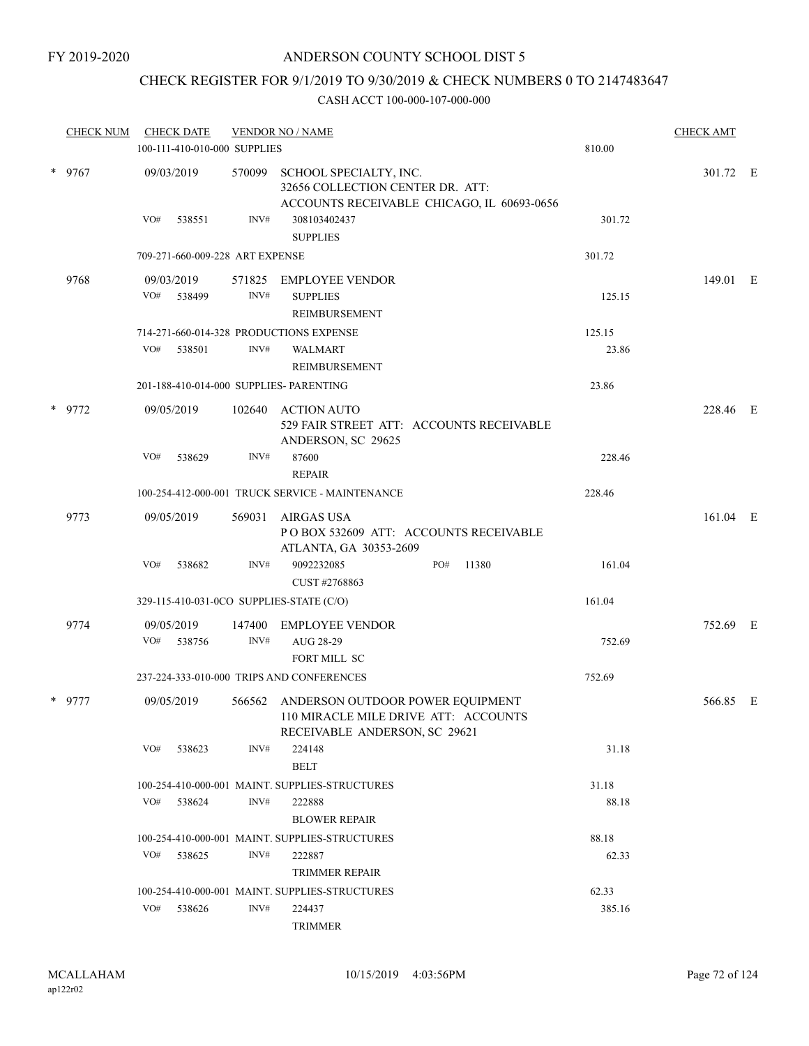FY 2019-2020

# ANDERSON COUNTY SCHOOL DIST 5

## CHECK REGISTER FOR 9/1/2019 TO 9/30/2019 & CHECK NUMBERS 0 TO 2147483647

### CASH ACCT 100-000-107-000-000

| CHECK NUM | CHECK DATE | VENDOR NO / NAME | | CHECK AMT |
|---|---|---|---|---|
| | 100-111-410-010-000 SUPPLIES | | 810.00 | |
| * 9767 | 09/03/2019 | 570099 SCHOOL SPECIALTY, INC.<br>32656 COLLECTION CENTER DR. ATT:<br>ACCOUNTS RECEIVABLE CHICAGO, IL 60693-0656 | | 301.72 E |
| | VO# 538551 | INV# 308103402437<br>SUPPLIES | 301.72 | |
| | 709-271-660-009-228 ART EXPENSE | | 301.72 | |
| 9768 | 09/03/2019 | 571825 EMPLOYEE VENDOR | | 149.01 E |
| | VO# 538499 | INV# SUPPLIES<br>REIMBURSEMENT | 125.15 | |
| | 714-271-660-014-328 PRODUCTIONS EXPENSE | | 125.15 | |
| | VO# 538501 | INV# WALMART<br>REIMBURSEMENT | 23.86 | |
| | 201-188-410-014-000 SUPPLIES- PARENTING | | 23.86 | |
| * 9772 | 09/05/2019 | 102640 ACTION AUTO<br>529 FAIR STREET ATT: ACCOUNTS RECEIVABLE<br>ANDERSON, SC 29625 | | 228.46 E |
| | VO# 538629 | INV# 87600<br>REPAIR | 228.46 | |
| | 100-254-412-000-001 TRUCK SERVICE - MAINTENANCE | | 228.46 | |
| 9773 | 09/05/2019 | 569031 AIRGAS USA<br>P O BOX 532609 ATT: ACCOUNTS RECEIVABLE<br>ATLANTA, GA 30353-2609 | | 161.04 E |
| | VO# 538682 | INV# 9092232085 PO# 11380<br>CUST #2768863 | 161.04 | |
| | 329-115-410-031-0CO SUPPLIES-STATE (C/O) | | 161.04 | |
| 9774 | 09/05/2019 | 147400 EMPLOYEE VENDOR | | 752.69 E |
| | VO# 538756 | INV# AUG 28-29<br>FORT MILL SC | 752.69 | |
| | 237-224-333-010-000 TRIPS AND CONFERENCES | | 752.69 | |
| * 9777 | 09/05/2019 | 566562 ANDERSON OUTDOOR POWER EQUIPMENT<br>110 MIRACLE MILE DRIVE ATT: ACCOUNTS<br>RECEIVABLE ANDERSON, SC 29621 | | 566.85 E |
| | VO# 538623 | INV# 224148<br>BELT | 31.18 | |
| | 100-254-410-000-001 MAINT. SUPPLIES-STRUCTURES | | 31.18 | |
| | VO# 538624 | INV# 222888<br>BLOWER REPAIR | 88.18 | |
| | 100-254-410-000-001 MAINT. SUPPLIES-STRUCTURES | | 88.18 | |
| | VO# 538625 | INV# 222887<br>TRIMMER REPAIR | 62.33 | |
| | 100-254-410-000-001 MAINT. SUPPLIES-STRUCTURES | | 62.33 | |
| | VO# 538626 | INV# 224437<br>TRIMMER | 385.16 | |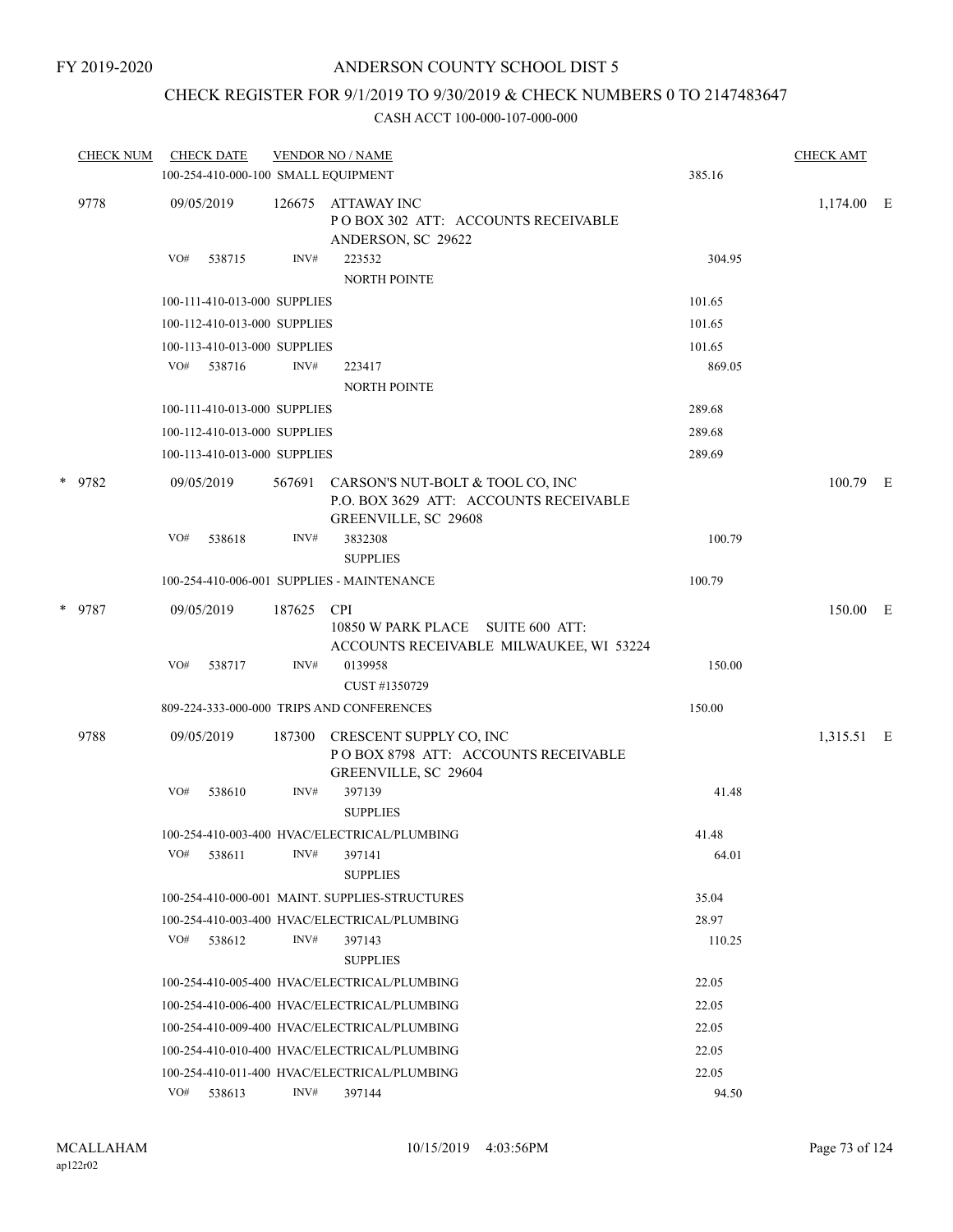FY 2019-2020

# ANDERSON COUNTY SCHOOL DIST 5

## CHECK REGISTER FOR 9/1/2019 TO 9/30/2019 & CHECK NUMBERS 0 TO 2147483647

### CASH ACCT 100-000-107-000-000

| CHECK NUM | CHECK DATE | VENDOR NO / NAME | | CHECK AMT | |
|---|---|---|---|---|---|
| | 100-254-410-000-100 SMALL EQUIPMENT | | 385.16 | | |
| 9778 | 09/05/2019 | 126675 ATTAWAY INC<br>P O BOX 302 ATT: ACCOUNTS RECEIVABLE<br>ANDERSON, SC 29622 | | 1,174.00 | E |
| | VO# 538715 | INV# 223532<br>NORTH POINTE | 304.95 | | |
| | 100-111-410-013-000 SUPPLIES | | 101.65 | | |
| | 100-112-410-013-000 SUPPLIES | | 101.65 | | |
| | 100-113-410-013-000 SUPPLIES | | 101.65 | | |
| | VO# 538716 | INV# 223417<br>NORTH POINTE | 869.05 | | |
| | 100-111-410-013-000 SUPPLIES | | 289.68 | | |
| | 100-112-410-013-000 SUPPLIES | | 289.68 | | |
| | 100-113-410-013-000 SUPPLIES | | 289.69 | | |
| * 9782 | 09/05/2019 | 567691 CARSON'S NUT-BOLT & TOOL CO, INC<br>P.O. BOX 3629 ATT: ACCOUNTS RECEIVABLE<br>GREENVILLE, SC 29608 | | 100.79 | E |
| | VO# 538618 | INV# 3832308<br>SUPPLIES | 100.79 | | |
| | 100-254-410-006-001 SUPPLIES - MAINTENANCE | | 100.79 | | |
| * 9787 | 09/05/2019 | 187625 CPI<br>10850 W PARK PLACE SUITE 600 ATT:<br>ACCOUNTS RECEIVABLE MILWAUKEE, WI 53224 | | 150.00 | E |
| | VO# 538717 | INV# 0139958<br>CUST #1350729 | 150.00 | | |
| | 809-224-333-000-000 TRIPS AND CONFERENCES | | 150.00 | | |
| 9788 | 09/05/2019 | 187300 CRESCENT SUPPLY CO, INC<br>P O BOX 8798 ATT: ACCOUNTS RECEIVABLE<br>GREENVILLE, SC 29604 | | 1,315.51 | E |
| | VO# 538610 | INV# 397139<br>SUPPLIES | 41.48 | | |
| | 100-254-410-003-400 HVAC/ELECTRICAL/PLUMBING | | 41.48 | | |
| | VO# 538611 | INV# 397141<br>SUPPLIES | 64.01 | | |
| | 100-254-410-000-001 MAINT. SUPPLIES-STRUCTURES | | 35.04 | | |
| | 100-254-410-003-400 HVAC/ELECTRICAL/PLUMBING | | 28.97 | | |
| | VO# 538612 | INV# 397143<br>SUPPLIES | 110.25 | | |
| | 100-254-410-005-400 HVAC/ELECTRICAL/PLUMBING | | 22.05 | | |
| | 100-254-410-006-400 HVAC/ELECTRICAL/PLUMBING | | 22.05 | | |
| | 100-254-410-009-400 HVAC/ELECTRICAL/PLUMBING | | 22.05 | | |
| | 100-254-410-010-400 HVAC/ELECTRICAL/PLUMBING | | 22.05 | | |
| | 100-254-410-011-400 HVAC/ELECTRICAL/PLUMBING | | 22.05 | | |
| | VO# 538613 | INV# 397144 | 94.50 | | |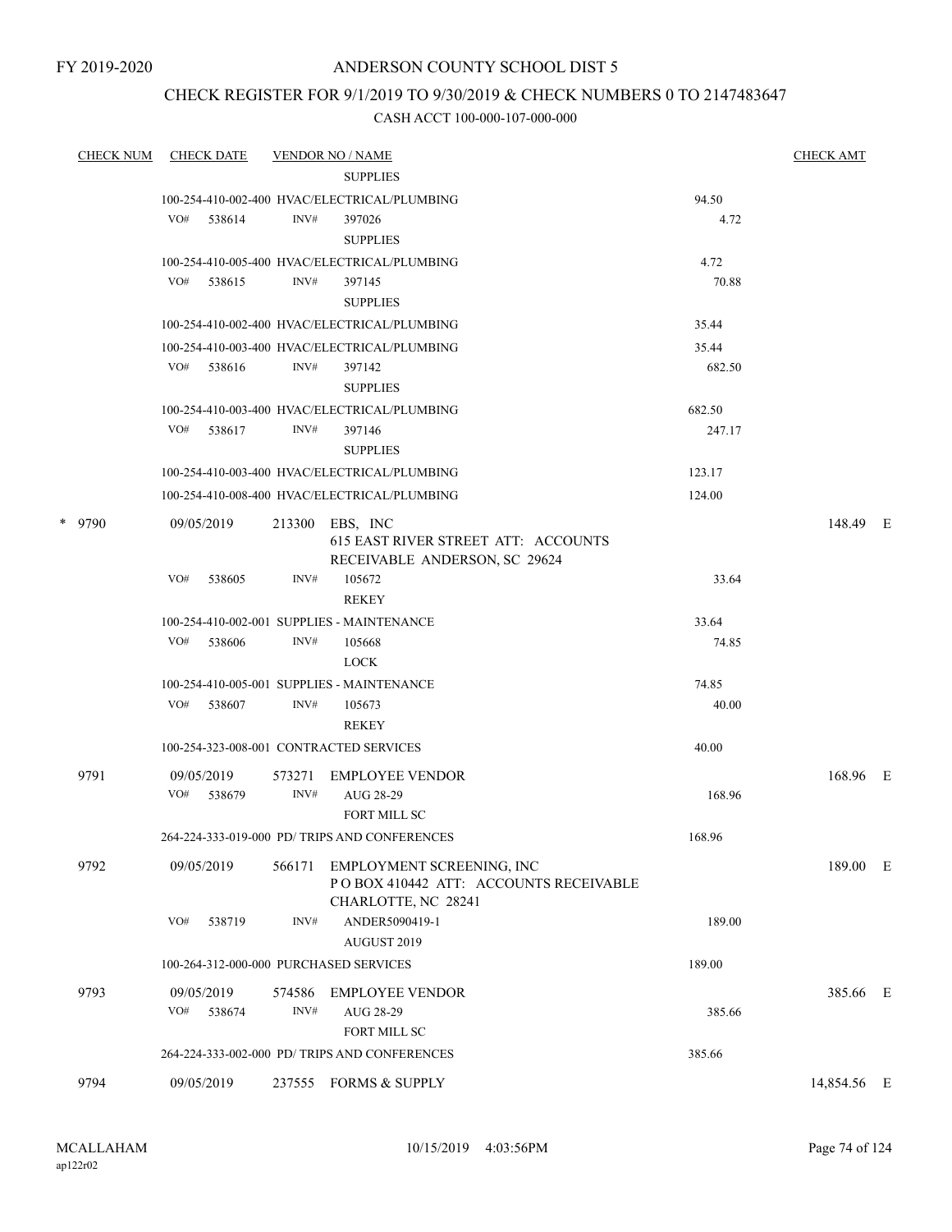FY 2019-2020

# ANDERSON COUNTY SCHOOL DIST 5

## CHECK REGISTER FOR 9/1/2019 TO 9/30/2019 & CHECK NUMBERS 0 TO 2147483647

CASH ACCT 100-000-107-000-000

| CHECK NUM | CHECK DATE | VENDOR NO / NAME | | CHECK AMT |
|---|---|---|---|---|
| | | SUPPLIES | | |
| | 100-254-410-002-400 HVAC/ELECTRICAL/PLUMBING | | 94.50 | |
| | VO# 538614 | INV# 397026 SUPPLIES | 4.72 | |
| | 100-254-410-005-400 HVAC/ELECTRICAL/PLUMBING | | 4.72 | |
| | VO# 538615 | INV# 397145 SUPPLIES | 70.88 | |
| | 100-254-410-002-400 HVAC/ELECTRICAL/PLUMBING | | 35.44 | |
| | 100-254-410-003-400 HVAC/ELECTRICAL/PLUMBING | | 35.44 | |
| | VO# 538616 | INV# 397142 SUPPLIES | 682.50 | |
| | 100-254-410-003-400 HVAC/ELECTRICAL/PLUMBING | | 682.50 | |
| | VO# 538617 | INV# 397146 SUPPLIES | 247.17 | |
| | 100-254-410-003-400 HVAC/ELECTRICAL/PLUMBING | | 123.17 | |
| | 100-254-410-008-400 HVAC/ELECTRICAL/PLUMBING | | 124.00 | |
| * 9790 | 09/05/2019 | 213300 EBS, INC 615 EAST RIVER STREET ATT: ACCOUNTS RECEIVABLE ANDERSON, SC 29624 | | 148.49 E |
| | VO# 538605 | INV# 105672 REKEY | 33.64 | |
| | 100-254-410-002-001 SUPPLIES - MAINTENANCE | | 33.64 | |
| | VO# 538606 | INV# 105668 LOCK | 74.85 | |
| | 100-254-410-005-001 SUPPLIES - MAINTENANCE | | 74.85 | |
| | VO# 538607 | INV# 105673 REKEY | 40.00 | |
| | 100-254-323-008-001 CONTRACTED SERVICES | | 40.00 | |
| 9791 | 09/05/2019 | 573271 EMPLOYEE VENDOR | | 168.96 E |
| | VO# 538679 | INV# AUG 28-29 FORT MILL SC | 168.96 | |
| | 264-224-333-019-000 PD/ TRIPS AND CONFERENCES | | 168.96 | |
| 9792 | 09/05/2019 | 566171 EMPLOYMENT SCREENING, INC P O BOX 410442 ATT: ACCOUNTS RECEIVABLE CHARLOTTE, NC 28241 | | 189.00 E |
| | VO# 538719 | INV# ANDER5090419-1 AUGUST 2019 | 189.00 | |
| | 100-264-312-000-000 PURCHASED SERVICES | | 189.00 | |
| 9793 | 09/05/2019 | 574586 EMPLOYEE VENDOR | | 385.66 E |
| | VO# 538674 | INV# AUG 28-29 FORT MILL SC | 385.66 | |
| | 264-224-333-002-000 PD/ TRIPS AND CONFERENCES | | 385.66 | |
| 9794 | 09/05/2019 | 237555 FORMS & SUPPLY | | 14,854.56 E |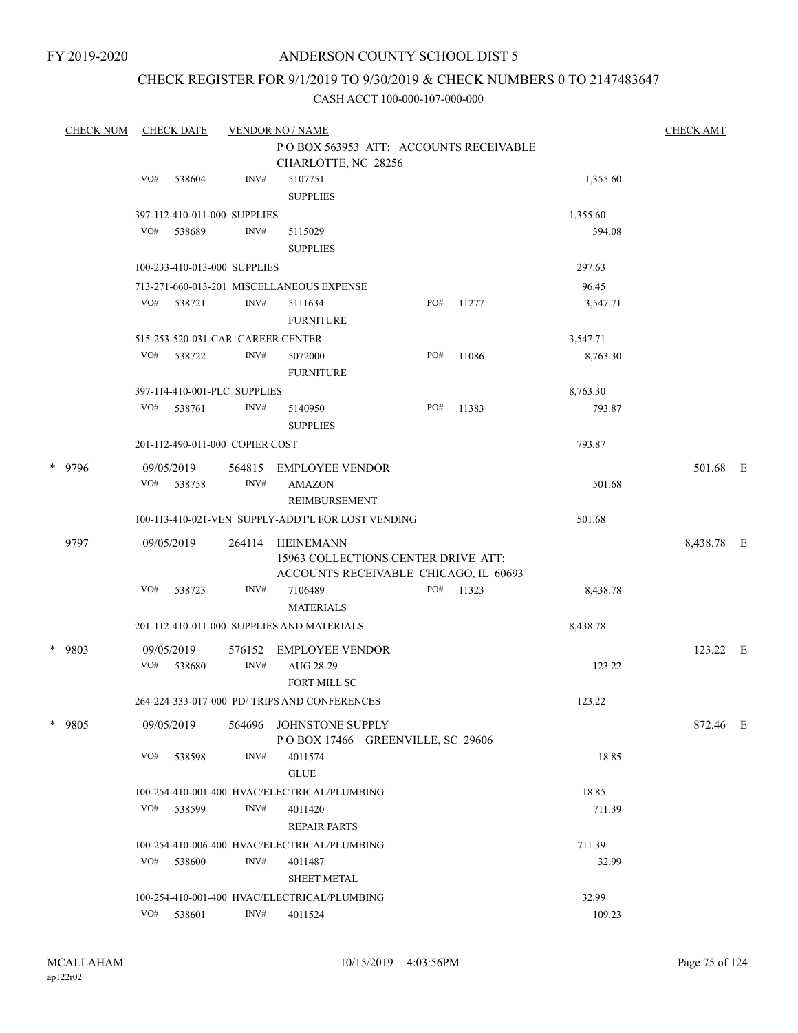FY 2019-2020

# ANDERSON COUNTY SCHOOL DIST 5

## CHECK REGISTER FOR 9/1/2019 TO 9/30/2019 & CHECK NUMBERS 0 TO 2147483647

### CASH ACCT 100-000-107-000-000

| CHECK NUM | CHECK DATE | VENDOR NO / NAME | | | CHECK AMT |
|---|---|---|---|---|---|
| | | P O BOX 563953 ATT: ACCOUNTS RECEIVABLE CHARLOTTE, NC 28256 | | | |
| | VO# 538604 | INV# 5107751 SUPPLIES | | 1,355.60 | |
| | 397-112-410-011-000 SUPPLIES | | | 1,355.60 | |
| | VO# 538689 | INV# 5115029 SUPPLIES | | 394.08 | |
| | 100-233-410-013-000 SUPPLIES | | | 297.63 | |
| | 713-271-660-013-201 MISCELLANEOUS EXPENSE | | | 96.45 | |
| | VO# 538721 | INV# 5111634 FURNITURE | PO# 11277 | 3,547.71 | |
| | 515-253-520-031-CAR CAREER CENTER | | | 3,547.71 | |
| | VO# 538722 | INV# 5072000 FURNITURE | PO# 11086 | 8,763.30 | |
| | 397-114-410-001-PLC SUPPLIES | | | 8,763.30 | |
| | VO# 538761 | INV# 5140950 SUPPLIES | PO# 11383 | 793.87 | |
| | 201-112-490-011-000 COPIER COST | | | 793.87 | |
| * 9796 | 09/05/2019 | 564815 EMPLOYEE VENDOR | | | 501.68 E |
| | VO# 538758 | INV# AMAZON REIMBURSEMENT | | 501.68 | |
| | 100-113-410-021-VEN SUPPLY-ADDT'L FOR LOST VENDING | | | 501.68 | |
| 9797 | 09/05/2019 | 264114 HEINEMANN 15963 COLLECTIONS CENTER DRIVE ATT: ACCOUNTS RECEIVABLE CHICAGO, IL 60693 | | | 8,438.78 E |
| | VO# 538723 | INV# 7106489 MATERIALS | PO# 11323 | 8,438.78 | |
| | 201-112-410-011-000 SUPPLIES AND MATERIALS | | | 8,438.78 | |
| * 9803 | 09/05/2019 | 576152 EMPLOYEE VENDOR | | | 123.22 E |
| | VO# 538680 | INV# AUG 28-29 FORT MILL SC | | 123.22 | |
| | 264-224-333-017-000 PD/ TRIPS AND CONFERENCES | | | 123.22 | |
| * 9805 | 09/05/2019 | 564696 JOHNSTONE SUPPLY P O BOX 17466 GREENVILLE, SC 29606 | | | 872.46 E |
| | VO# 538598 | INV# 4011574 GLUE | | 18.85 | |
| | 100-254-410-001-400 HVAC/ELECTRICAL/PLUMBING | | | 18.85 | |
| | VO# 538599 | INV# 4011420 REPAIR PARTS | | 711.39 | |
| | 100-254-410-006-400 HVAC/ELECTRICAL/PLUMBING | | | 711.39 | |
| | VO# 538600 | INV# 4011487 SHEET METAL | | 32.99 | |
| | 100-254-410-001-400 HVAC/ELECTRICAL/PLUMBING | | | 32.99 | |
| | VO# 538601 | INV# 4011524 | | 109.23 | |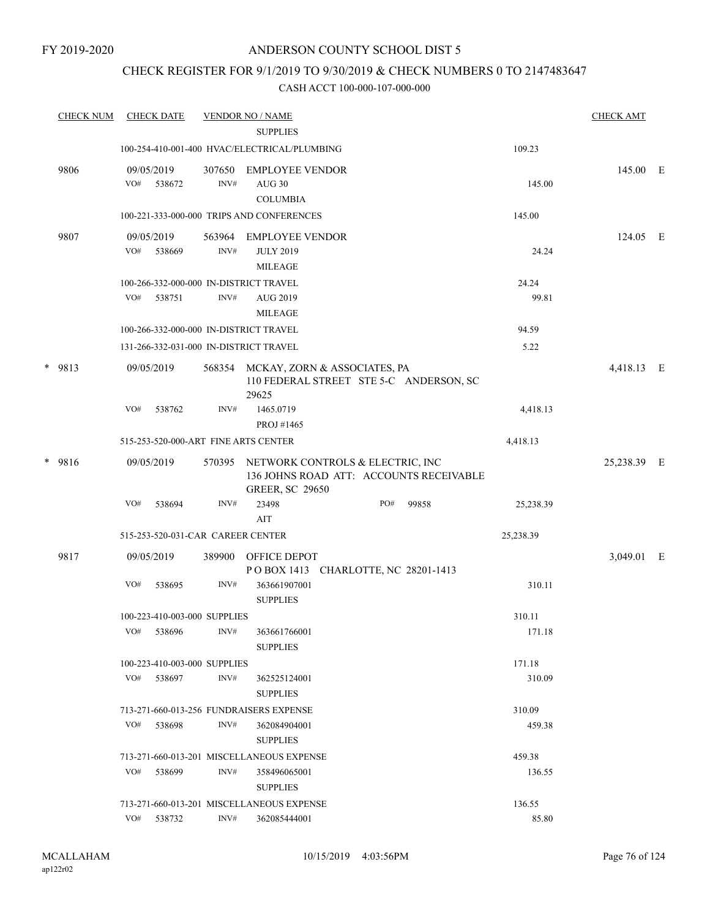FY 2019-2020

# ANDERSON COUNTY SCHOOL DIST 5

## CHECK REGISTER FOR 9/1/2019 TO 9/30/2019 & CHECK NUMBERS 0 TO 2147483647

### CASH ACCT 100-000-107-000-000

| CHECK NUM | CHECK DATE | VENDOR NO / NAME | | | CHECK AMT |
|---|---|---|---|---|---|
| | | SUPPLIES | | | |
| | | 100-254-410-001-400 HVAC/ELECTRICAL/PLUMBING | | 109.23 | |
| 9806 | 09/05/2019 | 307650 EMPLOYEE VENDOR | | | 145.00 E |
| | VO# 538672 | INV# AUG 30 COLUMBIA | | 145.00 | |
| | | 100-221-333-000-000 TRIPS AND CONFERENCES | | 145.00 | |
| 9807 | 09/05/2019 | 563964 EMPLOYEE VENDOR | | | 124.05 E |
| | VO# 538669 | INV# JULY 2019 MILEAGE | | 24.24 | |
| | | 100-266-332-000-000 IN-DISTRICT TRAVEL | | 24.24 | |
| | VO# 538751 | INV# AUG 2019 MILEAGE | | 99.81 | |
| | | 100-266-332-000-000 IN-DISTRICT TRAVEL | | 94.59 | |
| | | 131-266-332-031-000 IN-DISTRICT TRAVEL | | 5.22 | |
| * 9813 | 09/05/2019 | 568354 MCKAY, ZORN & ASSOCIATES, PA 110 FEDERAL STREET STE 5-C ANDERSON, SC 29625 | | | 4,418.13 E |
| | VO# 538762 | INV# 1465.0719 PROJ #1465 | | 4,418.13 | |
| | | 515-253-520-000-ART FINE ARTS CENTER | | 4,418.13 | |
| * 9816 | 09/05/2019 | 570395 NETWORK CONTROLS & ELECTRIC, INC 136 JOHNS ROAD ATT: ACCOUNTS RECEIVABLE GREER, SC 29650 | | | 25,238.39 E |
| | VO# 538694 | INV# 23498 AIT | PO# 99858 | 25,238.39 | |
| | | 515-253-520-031-CAR CAREER CENTER | | 25,238.39 | |
| 9817 | 09/05/2019 | 389900 OFFICE DEPOT P O BOX 1413 CHARLOTTE, NC 28201-1413 | | | 3,049.01 E |
| | VO# 538695 | INV# 363661907001 SUPPLIES | | 310.11 | |
| | | 100-223-410-003-000 SUPPLIES | | 310.11 | |
| | VO# 538696 | INV# 363661766001 SUPPLIES | | 171.18 | |
| | | 100-223-410-003-000 SUPPLIES | | 171.18 | |
| | VO# 538697 | INV# 362525124001 SUPPLIES | | 310.09 | |
| | | 713-271-660-013-256 FUNDRAISERS EXPENSE | | 310.09 | |
| | VO# 538698 | INV# 362084904001 SUPPLIES | | 459.38 | |
| | | 713-271-660-013-201 MISCELLANEOUS EXPENSE | | 459.38 | |
| | VO# 538699 | INV# 358496065001 SUPPLIES | | 136.55 | |
| | | 713-271-660-013-201 MISCELLANEOUS EXPENSE | | 136.55 | |
| | VO# 538732 | INV# 362085444001 | | 85.80 | |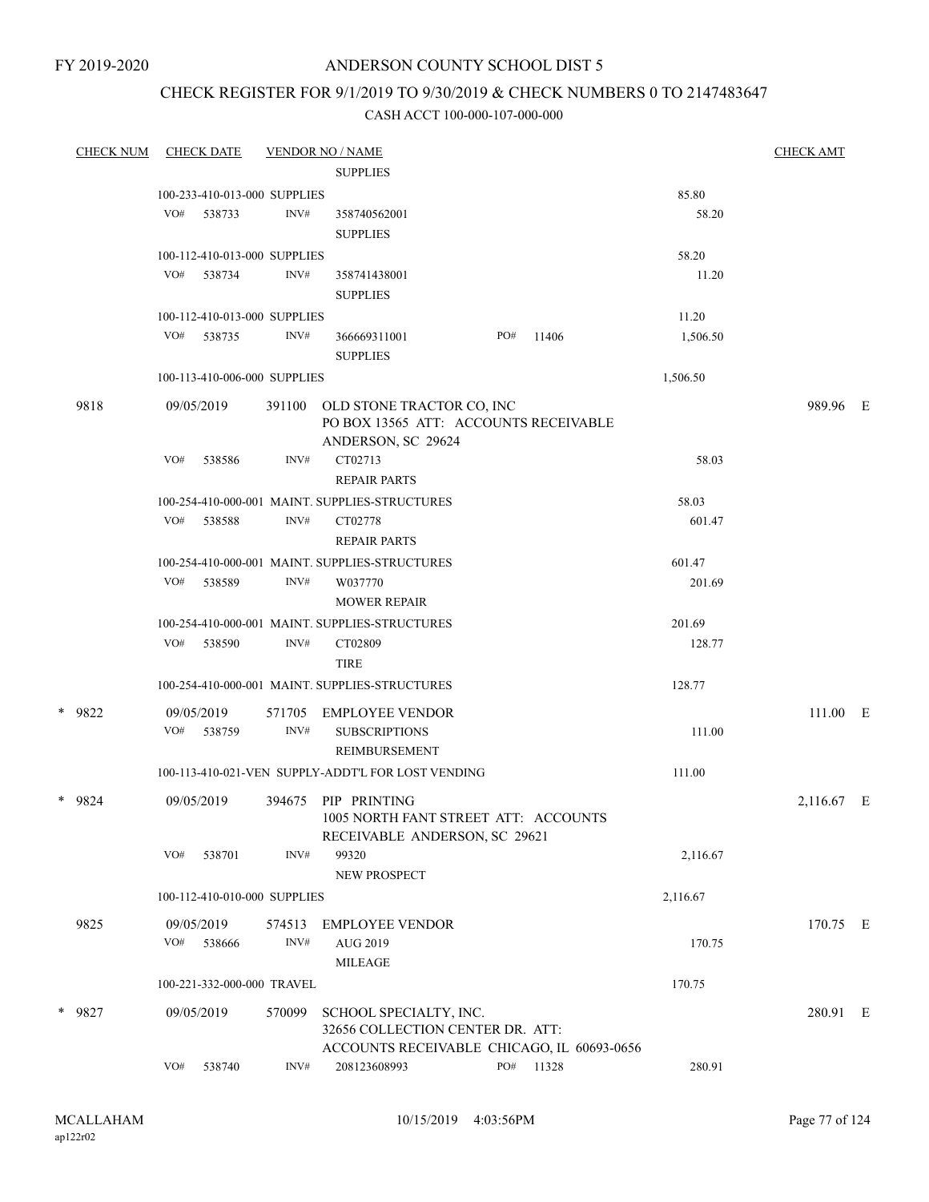FY 2019-2020

# ANDERSON COUNTY SCHOOL DIST 5

## CHECK REGISTER FOR 9/1/2019 TO 9/30/2019 & CHECK NUMBERS 0 TO 2147483647

### CASH ACCT 100-000-107-000-000

| CHECK NUM | CHECK DATE | VENDOR NO / NAME | | | CHECK AMT |
|---|---|---|---|---|---|
| | | SUPPLIES | | | |
| | 100-233-410-013-000 SUPPLIES | | | 85.80 | |
| | VO# 538733 | INV# 358740562001 SUPPLIES | | 58.20 | |
| | 100-112-410-013-000 SUPPLIES | | | 58.20 | |
| | VO# 538734 | INV# 358741438001 SUPPLIES | | 11.20 | |
| | 100-112-410-013-000 SUPPLIES | | | 11.20 | |
| | VO# 538735 | INV# 366669311001 SUPPLIES | PO# 11406 | 1,506.50 | |
| | 100-113-410-006-000 SUPPLIES | | | 1,506.50 | |
| 9818 | 09/05/2019 | 391100 OLD STONE TRACTOR CO, INC PO BOX 13565 ATT: ACCOUNTS RECEIVABLE ANDERSON, SC 29624 | | | 989.96 E |
| | VO# 538586 | INV# CT02713 REPAIR PARTS | | 58.03 | |
| | 100-254-410-000-001 MAINT. SUPPLIES-STRUCTURES | | | 58.03 | |
| | VO# 538588 | INV# CT02778 REPAIR PARTS | | 601.47 | |
| | 100-254-410-000-001 MAINT. SUPPLIES-STRUCTURES | | | 601.47 | |
| | VO# 538589 | INV# W037770 MOWER REPAIR | | 201.69 | |
| | 100-254-410-000-001 MAINT. SUPPLIES-STRUCTURES | | | 201.69 | |
| | VO# 538590 | INV# CT02809 TIRE | | 128.77 | |
| | 100-254-410-000-001 MAINT. SUPPLIES-STRUCTURES | | | 128.77 | |
| * 9822 | 09/05/2019 | 571705 EMPLOYEE VENDOR | | | 111.00 E |
| | VO# 538759 | INV# SUBSCRIPTIONS REIMBURSEMENT | | 111.00 | |
| | 100-113-410-021-VEN SUPPLY-ADDT'L FOR LOST VENDING | | | 111.00 | |
| * 9824 | 09/05/2019 | 394675 PIP PRINTING 1005 NORTH FANT STREET ATT: ACCOUNTS RECEIVABLE ANDERSON, SC 29621 | | | 2,116.67 E |
| | VO# 538701 | INV# 99320 NEW PROSPECT | | 2,116.67 | |
| | 100-112-410-010-000 SUPPLIES | | | 2,116.67 | |
| 9825 | 09/05/2019 | 574513 EMPLOYEE VENDOR | | | 170.75 E |
| | VO# 538666 | INV# AUG 2019 MILEAGE | | 170.75 | |
| | 100-221-332-000-000 TRAVEL | | | 170.75 | |
| * 9827 | 09/05/2019 | 570099 SCHOOL SPECIALTY, INC. 32656 COLLECTION CENTER DR. ATT: ACCOUNTS RECEIVABLE CHICAGO, IL 60693-0656 | | | 280.91 E |
| | VO# 538740 | INV# 208123608993 | PO# 11328 | 280.91 | |

MCALLAHAM
ap122r02

10/15/2019 4:03:56PM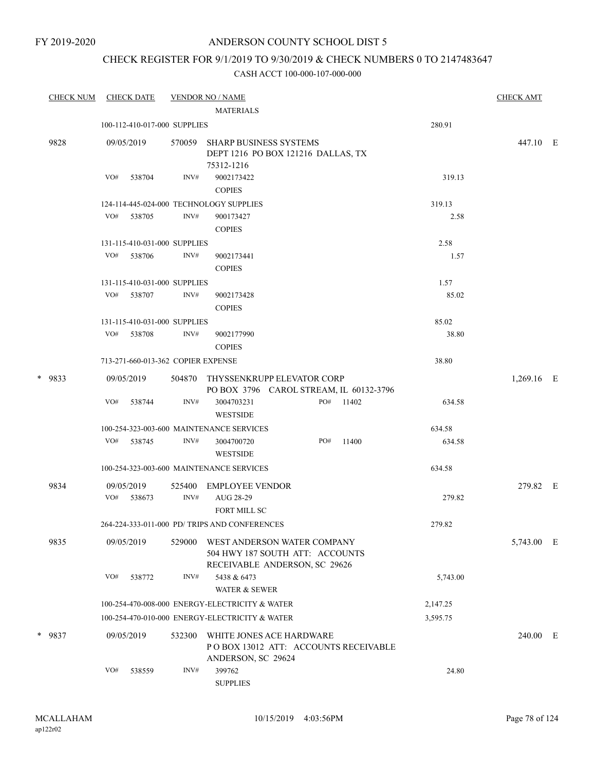FY 2019-2020

# ANDERSON COUNTY SCHOOL DIST 5

## CHECK REGISTER FOR 9/1/2019 TO 9/30/2019 & CHECK NUMBERS 0 TO 2147483647

### CASH ACCT 100-000-107-000-000

| CHECK NUM | CHECK DATE | VENDOR NO / NAME | | CHECK AMT | |
|---|---|---|---|---|---|
| | | MATERIALS | | | |
| | 100-112-410-017-000 SUPPLIES | | 280.91 | | |
| 9828 | 09/05/2019 | 570059 SHARP BUSINESS SYSTEMS DEPT 1216 PO BOX 121216 DALLAS, TX 75312-1216 | | 447.10 | E |
| | VO# 538704 | INV# 9002173422 COPIES | 319.13 | | |
| | 124-114-445-024-000 TECHNOLOGY SUPPLIES | | 319.13 | | |
| | VO# 538705 | INV# 900173427 COPIES | 2.58 | | |
| | 131-115-410-031-000 SUPPLIES | | 2.58 | | |
| | VO# 538706 | INV# 9002173441 COPIES | 1.57 | | |
| | 131-115-410-031-000 SUPPLIES | | 1.57 | | |
| | VO# 538707 | INV# 9002173428 COPIES | 85.02 | | |
| | 131-115-410-031-000 SUPPLIES | | 85.02 | | |
| | VO# 538708 | INV# 9002177990 COPIES | 38.80 | | |
| | 713-271-660-013-362 COPIER EXPENSE | | 38.80 | | |
| * 9833 | 09/05/2019 | 504870 THYSSENKRUPP ELEVATOR CORP PO BOX 3796 CAROL STREAM, IL 60132-3796 | | 1,269.16 | E |
| | VO# 538744 | INV# 3004703231 PO# 11402 WESTSIDE | 634.58 | | |
| | 100-254-323-003-600 MAINTENANCE SERVICES | | 634.58 | | |
| | VO# 538745 | INV# 3004700720 PO# 11400 WESTSIDE | 634.58 | | |
| | 100-254-323-003-600 MAINTENANCE SERVICES | | 634.58 | | |
| 9834 | 09/05/2019 | 525400 EMPLOYEE VENDOR | | 279.82 | E |
| | VO# 538673 | INV# AUG 28-29 FORT MILL SC | 279.82 | | |
| | 264-224-333-011-000 PD/ TRIPS AND CONFERENCES | | 279.82 | | |
| 9835 | 09/05/2019 | 529000 WEST ANDERSON WATER COMPANY 504 HWY 187 SOUTH ATT: ACCOUNTS RECEIVABLE ANDERSON, SC 29626 | | 5,743.00 | E |
| | VO# 538772 | INV# 5438 & 6473 WATER & SEWER | 5,743.00 | | |
| | 100-254-470-008-000 ENERGY-ELECTRICITY & WATER | | 2,147.25 | | |
| | 100-254-470-010-000 ENERGY-ELECTRICITY & WATER | | 3,595.75 | | |
| * 9837 | 09/05/2019 | 532300 WHITE JONES ACE HARDWARE P O BOX 13012 ATT: ACCOUNTS RECEIVABLE ANDERSON, SC 29624 | | 240.00 | E |
| | VO# 538559 | INV# 399762 SUPPLIES | 24.80 | | |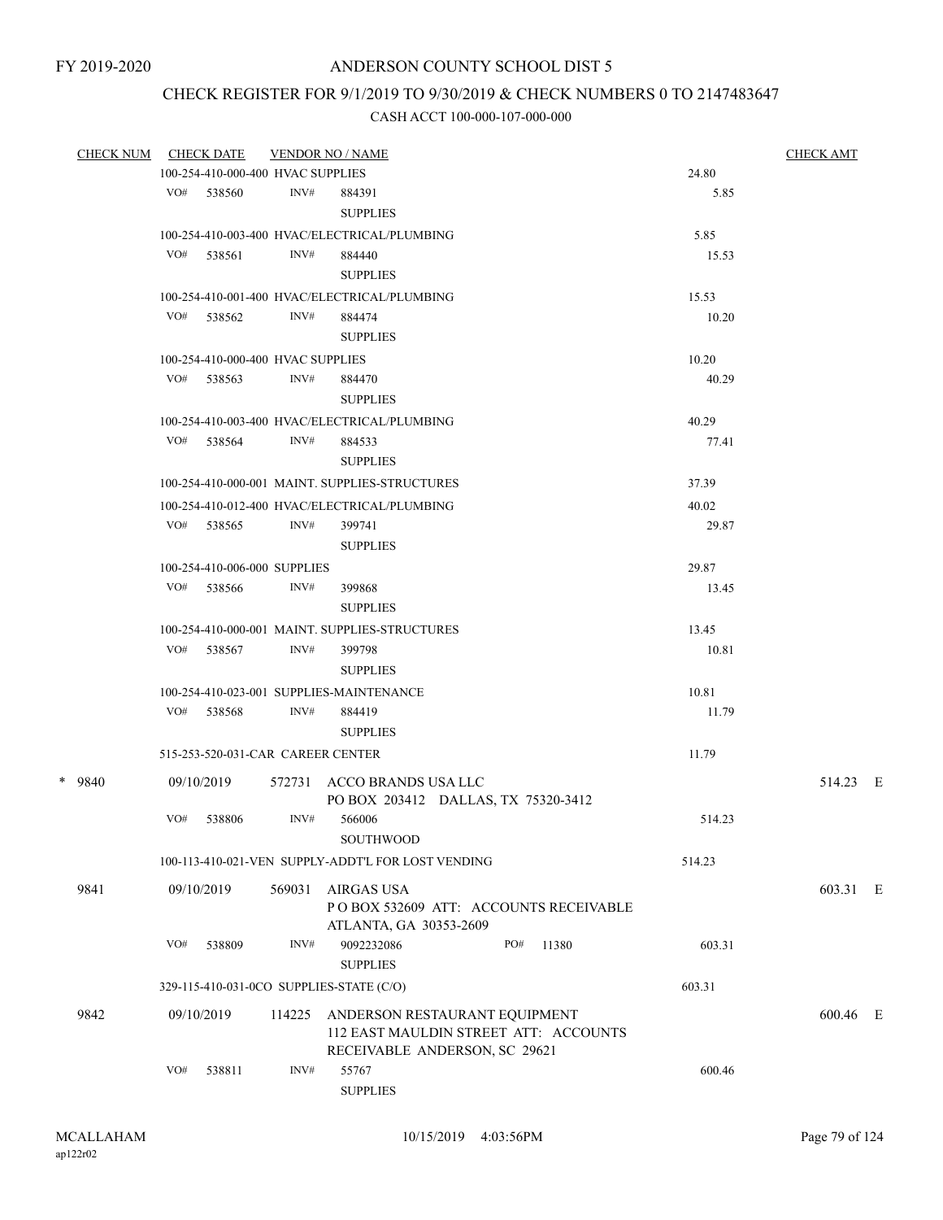FY 2019-2020

# ANDERSON COUNTY SCHOOL DIST 5

## CHECK REGISTER FOR 9/1/2019 TO 9/30/2019 & CHECK NUMBERS 0 TO 2147483647

### CASH ACCT 100-000-107-000-000

| CHECK NUM | CHECK DATE | VENDOR NO / NAME | | CHECK AMT | |
|---|---|---|---|---|---|
| | 100-254-410-000-400 HVAC SUPPLIES | | 24.80 | | |
| | VO# 538560 INV# 884391 | SUPPLIES | 5.85 | | |
| | 100-254-410-003-400 HVAC/ELECTRICAL/PLUMBING | | 5.85 | | |
| | VO# 538561 INV# 884440 | SUPPLIES | 15.53 | | |
| | 100-254-410-001-400 HVAC/ELECTRICAL/PLUMBING | | 15.53 | | |
| | VO# 538562 INV# 884474 | SUPPLIES | 10.20 | | |
| | 100-254-410-000-400 HVAC SUPPLIES | | 10.20 | | |
| | VO# 538563 INV# 884470 | SUPPLIES | 40.29 | | |
| | 100-254-410-003-400 HVAC/ELECTRICAL/PLUMBING | | 40.29 | | |
| | VO# 538564 INV# 884533 | SUPPLIES | 77.41 | | |
| | 100-254-410-000-001 MAINT. SUPPLIES-STRUCTURES | | 37.39 | | |
| | 100-254-410-012-400 HVAC/ELECTRICAL/PLUMBING | | 40.02 | | |
| | VO# 538565 INV# 399741 | SUPPLIES | 29.87 | | |
| | 100-254-410-006-000 SUPPLIES | | 29.87 | | |
| | VO# 538566 INV# 399868 | SUPPLIES | 13.45 | | |
| | 100-254-410-000-001 MAINT. SUPPLIES-STRUCTURES | | 13.45 | | |
| | VO# 538567 INV# 399798 | SUPPLIES | 10.81 | | |
| | 100-254-410-023-001 SUPPLIES-MAINTENANCE | | 10.81 | | |
| | VO# 538568 INV# 884419 | SUPPLIES | 11.79 | | |
| | 515-253-520-031-CAR CAREER CENTER | | 11.79 | | |
| * 9840 | 09/10/2019 | 572731 ACCO BRANDS USA LLC<br>PO BOX 203412 DALLAS, TX 75320-3412 | | 514.23 | E |
| | VO# 538806 INV# 566006 | SOUTHWOOD | 514.23 | | |
| | 100-113-410-021-VEN SUPPLY-ADDT'L FOR LOST VENDING | | 514.23 | | |
| 9841 | 09/10/2019 | 569031 AIRGAS USA<br>P O BOX 532609 ATT: ACCOUNTS RECEIVABLE<br>ATLANTA, GA 30353-2609 | | 603.31 | E |
| | VO# 538809 INV# 9092232086 PO# 11380 | SUPPLIES | 603.31 | | |
| | 329-115-410-031-0CO SUPPLIES-STATE (C/O) | | 603.31 | | |
| 9842 | 09/10/2019 | 114225 ANDERSON RESTAURANT EQUIPMENT<br>112 EAST MAULDIN STREET ATT: ACCOUNTS<br>RECEIVABLE ANDERSON, SC 29621 | | 600.46 | E |
| | VO# 538811 INV# 55767 | SUPPLIES | 600.46 | | |

MCALLAHAM ap122r02 10/15/2019 4:03:56PM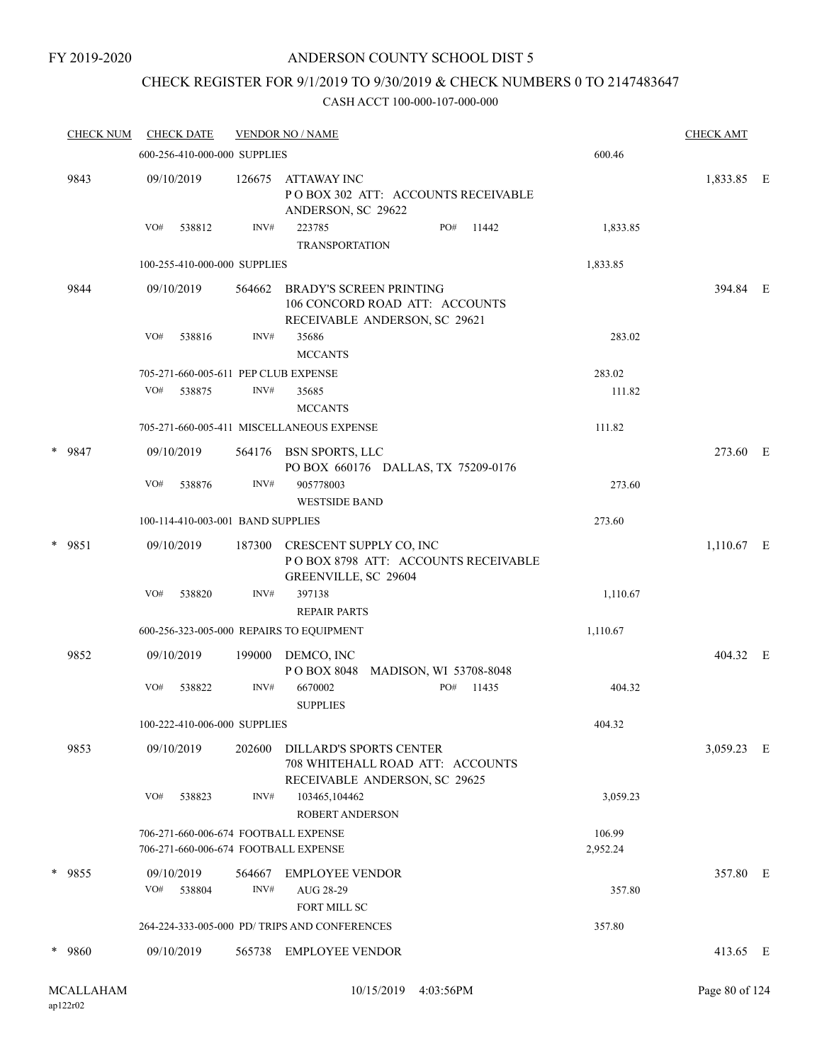FY 2019-2020

# ANDERSON COUNTY SCHOOL DIST 5

## CHECK REGISTER FOR 9/1/2019 TO 9/30/2019 & CHECK NUMBERS 0 TO 2147483647

CASH ACCT 100-000-107-000-000

| CHECK NUM | CHECK DATE | VENDOR NO / NAME | | CHECK AMT |
|---|---|---|---|---|
| | 600-256-410-000-000 SUPPLIES | | 600.46 | |
| 9843 | 09/10/2019 | 126675 ATTAWAY INC<br>P O BOX 302 ATT: ACCOUNTS RECEIVABLE<br>ANDERSON, SC 29622 | | 1,833.85 E |
| | VO# 538812 | INV# 223785 PO# 11442<br>TRANSPORTATION | 1,833.85 | |
| | 100-255-410-000-000 SUPPLIES | | 1,833.85 | |
| 9844 | 09/10/2019 | 564662 BRADY'S SCREEN PRINTING<br>106 CONCORD ROAD ATT: ACCOUNTS<br>RECEIVABLE ANDERSON, SC 29621 | | 394.84 E |
| | VO# 538816 | INV# 35686<br>MCCANTS | 283.02 | |
| | 705-271-660-005-611 PEP CLUB EXPENSE | | 283.02 | |
| | VO# 538875 | INV# 35685<br>MCCANTS | 111.82 | |
| | 705-271-660-005-411 MISCELLANEOUS EXPENSE | | 111.82 | |
| * 9847 | 09/10/2019 | 564176 BSN SPORTS, LLC<br>PO BOX 660176 DALLAS, TX 75209-0176 | | 273.60 E |
| | VO# 538876 | INV# 905778003<br>WESTSIDE BAND | 273.60 | |
| | 100-114-410-003-001 BAND SUPPLIES | | 273.60 | |
| * 9851 | 09/10/2019 | 187300 CRESCENT SUPPLY CO, INC<br>P O BOX 8798 ATT: ACCOUNTS RECEIVABLE<br>GREENVILLE, SC 29604 | | 1,110.67 E |
| | VO# 538820 | INV# 397138<br>REPAIR PARTS | 1,110.67 | |
| | 600-256-323-005-000 REPAIRS TO EQUIPMENT | | 1,110.67 | |
| 9852 | 09/10/2019 | 199000 DEMCO, INC<br>P O BOX 8048 MADISON, WI 53708-8048 | | 404.32 E |
| | VO# 538822 | INV# 6670002 PO# 11435<br>SUPPLIES | 404.32 | |
| | 100-222-410-006-000 SUPPLIES | | 404.32 | |
| 9853 | 09/10/2019 | 202600 DILLARD'S SPORTS CENTER<br>708 WHITEHALL ROAD ATT: ACCOUNTS<br>RECEIVABLE ANDERSON, SC 29625 | | 3,059.23 E |
| | VO# 538823 | INV# 103465,104462<br>ROBERT ANDERSON | 3,059.23 | |
| | 706-271-660-006-674 FOOTBALL EXPENSE | | 106.99 | |
| | 706-271-660-006-674 FOOTBALL EXPENSE | | 2,952.24 | |
| * 9855 | 09/10/2019 | 564667 EMPLOYEE VENDOR | | 357.80 E |
| | VO# 538804 | INV# AUG 28-29<br>FORT MILL SC | 357.80 | |
| | 264-224-333-005-000 PD/ TRIPS AND CONFERENCES | | 357.80 | |
| * 9860 | 09/10/2019 | 565738 EMPLOYEE VENDOR | | 413.65 E |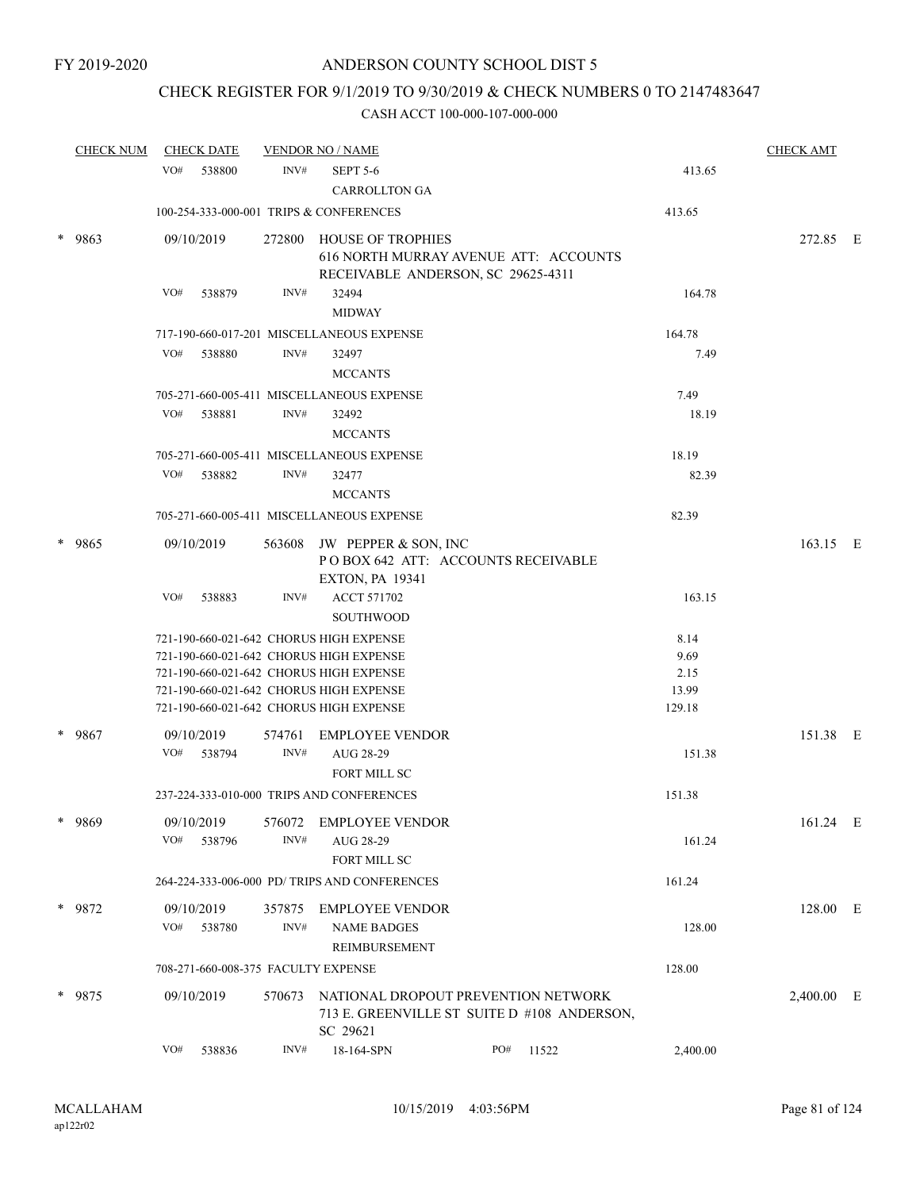FY 2019-2020

ANDERSON COUNTY SCHOOL DIST 5

CHECK REGISTER FOR 9/1/2019 TO 9/30/2019 & CHECK NUMBERS 0 TO 2147483647

CASH ACCT 100-000-107-000-000

| CHECK NUM | CHECK DATE | VENDOR NO / NAME | | CHECK AMT |
|---|---|---|---|---|
| | VO# 538800 | INV# SEPT 5-6 CARROLLTON GA | 413.65 | |
| | 100-254-333-000-001 TRIPS & CONFERENCES | | 413.65 | |
| * 9863 | 09/10/2019 | 272800 HOUSE OF TROPHIES 616 NORTH MURRAY AVENUE ATT: ACCOUNTS RECEIVABLE ANDERSON, SC 29625-4311 | | 272.85 E |
| | VO# 538879 | INV# 32494 MIDWAY | 164.78 | |
| | 717-190-660-017-201 MISCELLANEOUS EXPENSE | | 164.78 | |
| | VO# 538880 | INV# 32497 MCCANTS | 7.49 | |
| | 705-271-660-005-411 MISCELLANEOUS EXPENSE | | 7.49 | |
| | VO# 538881 | INV# 32492 MCCANTS | 18.19 | |
| | 705-271-660-005-411 MISCELLANEOUS EXPENSE | | 18.19 | |
| | VO# 538882 | INV# 32477 MCCANTS | 82.39 | |
| | 705-271-660-005-411 MISCELLANEOUS EXPENSE | | 82.39 | |
| * 9865 | 09/10/2019 | 563608 JW PEPPER & SON, INC P O BOX 642 ATT: ACCOUNTS RECEIVABLE EXTON, PA 19341 | | 163.15 E |
| | VO# 538883 | INV# ACCT 571702 SOUTHWOOD | 163.15 | |
| | 721-190-660-021-642 CHORUS HIGH EXPENSE | | 8.14 | |
| | 721-190-660-021-642 CHORUS HIGH EXPENSE | | 9.69 | |
| | 721-190-660-021-642 CHORUS HIGH EXPENSE | | 2.15 | |
| | 721-190-660-021-642 CHORUS HIGH EXPENSE | | 13.99 | |
| | 721-190-660-021-642 CHORUS HIGH EXPENSE | | 129.18 | |
| * 9867 | 09/10/2019 | 574761 EMPLOYEE VENDOR | | 151.38 E |
| | VO# 538794 | INV# AUG 28-29 FORT MILL SC | 151.38 | |
| | 237-224-333-010-000 TRIPS AND CONFERENCES | | 151.38 | |
| * 9869 | 09/10/2019 | 576072 EMPLOYEE VENDOR | | 161.24 E |
| | VO# 538796 | INV# AUG 28-29 FORT MILL SC | 161.24 | |
| | 264-224-333-006-000 PD/ TRIPS AND CONFERENCES | | 161.24 | |
| * 9872 | 09/10/2019 | 357875 EMPLOYEE VENDOR | | 128.00 E |
| | VO# 538780 | INV# NAME BADGES REIMBURSEMENT | 128.00 | |
| | 708-271-660-008-375 FACULTY EXPENSE | | 128.00 | |
| * 9875 | 09/10/2019 | 570673 NATIONAL DROPOUT PREVENTION NETWORK 713 E. GREENVILLE ST SUITE D #108 ANDERSON, SC 29621 | | 2,400.00 E |
| | VO# 538836 | INV# 18-164-SPN PO# 11522 | 2,400.00 | |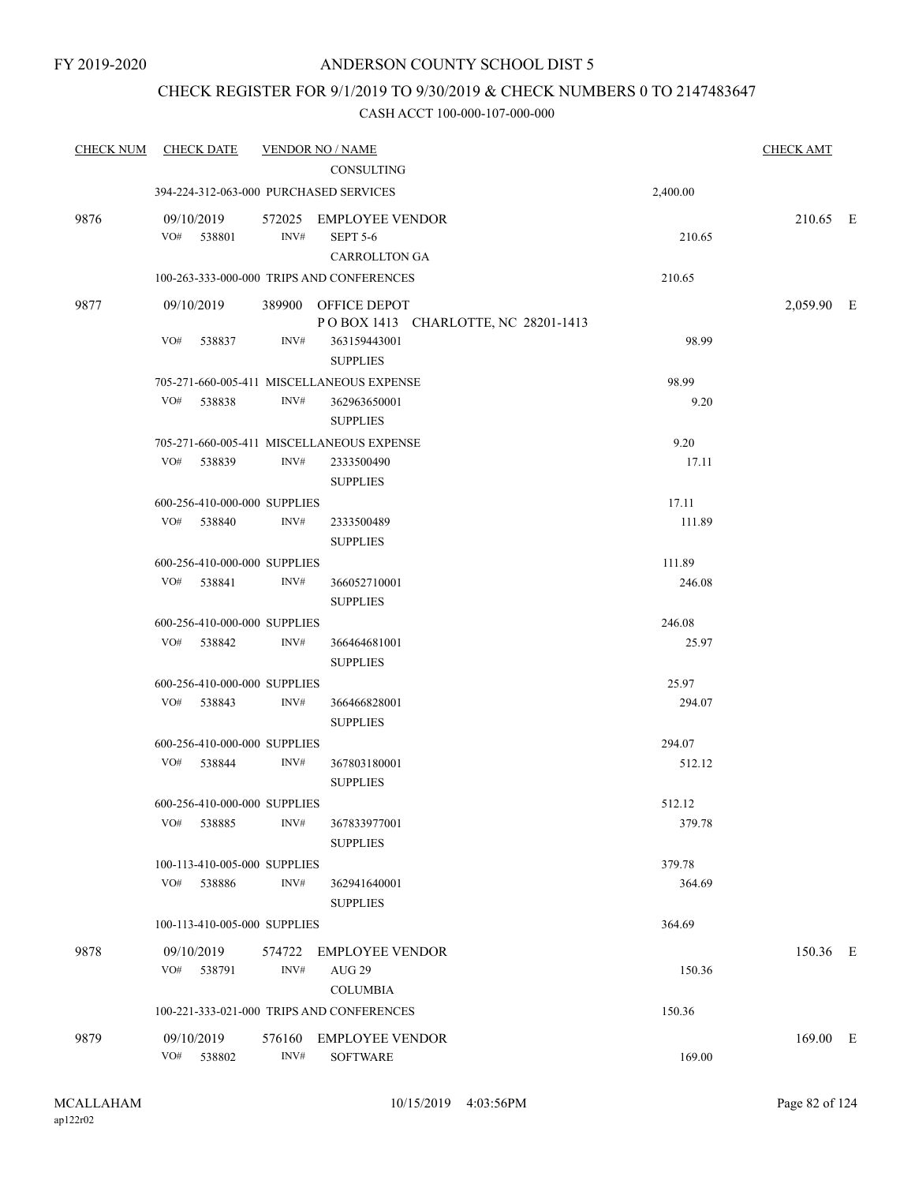FY 2019-2020

# ANDERSON COUNTY SCHOOL DIST 5

## CHECK REGISTER FOR 9/1/2019 TO 9/30/2019 & CHECK NUMBERS 0 TO 2147483647

### CASH ACCT 100-000-107-000-000

| CHECK NUM | CHECK DATE | VENDOR NO / NAME | | CHECK AMT | |
|---|---|---|---|---|---|
| | | CONSULTING | | | |
| | 394-224-312-063-000 PURCHASED SERVICES | | 2,400.00 | | |
| 9876 | 09/10/2019 | 572025 EMPLOYEE VENDOR | | 210.65 | E |
| | VO# 538801 INV# | SEPT 5-6<br>CARROLLTON GA | 210.65 | | |
| | 100-263-333-000-000 TRIPS AND CONFERENCES | | 210.65 | | |
| 9877 | 09/10/2019 | 389900 OFFICE DEPOT<br>P O BOX 1413 CHARLOTTE, NC 28201-1413 | | 2,059.90 | E |
| | VO# 538837 INV# | 363159443001<br>SUPPLIES | 98.99 | | |
| | 705-271-660-005-411 MISCELLANEOUS EXPENSE | | 98.99 | | |
| | VO# 538838 INV# | 362963650001<br>SUPPLIES | 9.20 | | |
| | 705-271-660-005-411 MISCELLANEOUS EXPENSE | | 9.20 | | |
| | VO# 538839 INV# | 2333500490<br>SUPPLIES | 17.11 | | |
| | 600-256-410-000-000 SUPPLIES | | 17.11 | | |
| | VO# 538840 INV# | 2333500489<br>SUPPLIES | 111.89 | | |
| | 600-256-410-000-000 SUPPLIES | | 111.89 | | |
| | VO# 538841 INV# | 366052710001<br>SUPPLIES | 246.08 | | |
| | 600-256-410-000-000 SUPPLIES | | 246.08 | | |
| | VO# 538842 INV# | 366464681001<br>SUPPLIES | 25.97 | | |
| | 600-256-410-000-000 SUPPLIES | | 25.97 | | |
| | VO# 538843 INV# | 366466828001<br>SUPPLIES | 294.07 | | |
| | 600-256-410-000-000 SUPPLIES | | 294.07 | | |
| | VO# 538844 INV# | 367803180001<br>SUPPLIES | 512.12 | | |
| | 600-256-410-000-000 SUPPLIES | | 512.12 | | |
| | VO# 538885 INV# | 367833977001<br>SUPPLIES | 379.78 | | |
| | 100-113-410-005-000 SUPPLIES | | 379.78 | | |
| | VO# 538886 INV# | 362941640001<br>SUPPLIES | 364.69 | | |
| | 100-113-410-005-000 SUPPLIES | | 364.69 | | |
| 9878 | 09/10/2019 | 574722 EMPLOYEE VENDOR | | 150.36 | E |
| | VO# 538791 INV# | AUG 29<br>COLUMBIA | 150.36 | | |
| | 100-221-333-021-000 TRIPS AND CONFERENCES | | 150.36 | | |
| 9879 | 09/10/2019 | 576160 EMPLOYEE VENDOR | | 169.00 | E |
| | VO# 538802 INV# | SOFTWARE | 169.00 | | |

MCALLAHAM
ap122r02

10/15/2019 4:03:56PM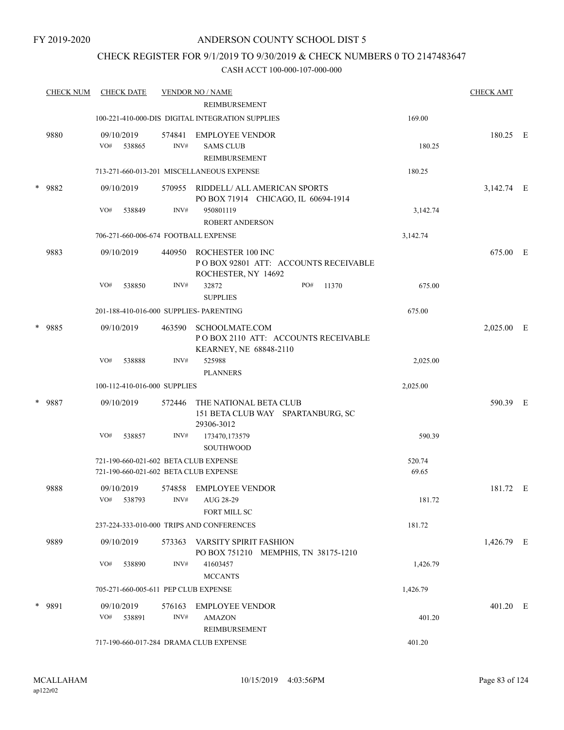FY 2019-2020

# ANDERSON COUNTY SCHOOL DIST 5

## CHECK REGISTER FOR 9/1/2019 TO 9/30/2019 & CHECK NUMBERS 0 TO 2147483647

### CASH ACCT 100-000-107-000-000

| CHECK NUM | CHECK DATE | VENDOR NO / NAME | | CHECK AMT |
|---|---|---|---|---|
| | | REIMBURSEMENT | | |
| | | 100-221-410-000-DIS DIGITAL INTEGRATION SUPPLIES | 169.00 | |
| 9880 | 09/10/2019 | 574841 EMPLOYEE VENDOR | | 180.25 E |
| | VO# 538865 | INV# SAMS CLUB REIMBURSEMENT | 180.25 | |
| | | 713-271-660-013-201 MISCELLANEOUS EXPENSE | 180.25 | |
| * 9882 | 09/10/2019 | 570955 RIDDELL/ ALL AMERICAN SPORTS PO BOX 71914 CHICAGO, IL 60694-1914 | | 3,142.74 E |
| | VO# 538849 | INV# 950801119 ROBERT ANDERSON | 3,142.74 | |
| | | 706-271-660-006-674 FOOTBALL EXPENSE | 3,142.74 | |
| 9883 | 09/10/2019 | 440950 ROCHESTER 100 INC P O BOX 92801 ATT: ACCOUNTS RECEIVABLE ROCHESTER, NY 14692 | | 675.00 E |
| | VO# 538850 | INV# 32872 PO# 11370 SUPPLIES | 675.00 | |
| | | 201-188-410-016-000 SUPPLIES- PARENTING | 675.00 | |
| * 9885 | 09/10/2019 | 463590 SCHOOLMATE.COM P O BOX 2110 ATT: ACCOUNTS RECEIVABLE KEARNEY, NE 68848-2110 | | 2,025.00 E |
| | VO# 538888 | INV# 525988 PLANNERS | 2,025.00 | |
| | | 100-112-410-016-000 SUPPLIES | 2,025.00 | |
| * 9887 | 09/10/2019 | 572446 THE NATIONAL BETA CLUB 151 BETA CLUB WAY SPARTANBURG, SC 29306-3012 | | 590.39 E |
| | VO# 538857 | INV# 173470,173579 SOUTHWOOD | 590.39 | |
| | | 721-190-660-021-602 BETA CLUB EXPENSE | 520.74 | |
| | | 721-190-660-021-602 BETA CLUB EXPENSE | 69.65 | |
| 9888 | 09/10/2019 | 574858 EMPLOYEE VENDOR | | 181.72 E |
| | VO# 538793 | INV# AUG 28-29 FORT MILL SC | 181.72 | |
| | | 237-224-333-010-000 TRIPS AND CONFERENCES | 181.72 | |
| 9889 | 09/10/2019 | 573363 VARSITY SPIRIT FASHION PO BOX 751210 MEMPHIS, TN 38175-1210 | | 1,426.79 E |
| | VO# 538890 | INV# 41603457 MCCANTS | 1,426.79 | |
| | | 705-271-660-005-611 PEP CLUB EXPENSE | 1,426.79 | |
| * 9891 | 09/10/2019 | 576163 EMPLOYEE VENDOR | | 401.20 E |
| | VO# 538891 | INV# AMAZON REIMBURSEMENT | 401.20 | |
| | | 717-190-660-017-284 DRAMA CLUB EXPENSE | 401.20 | |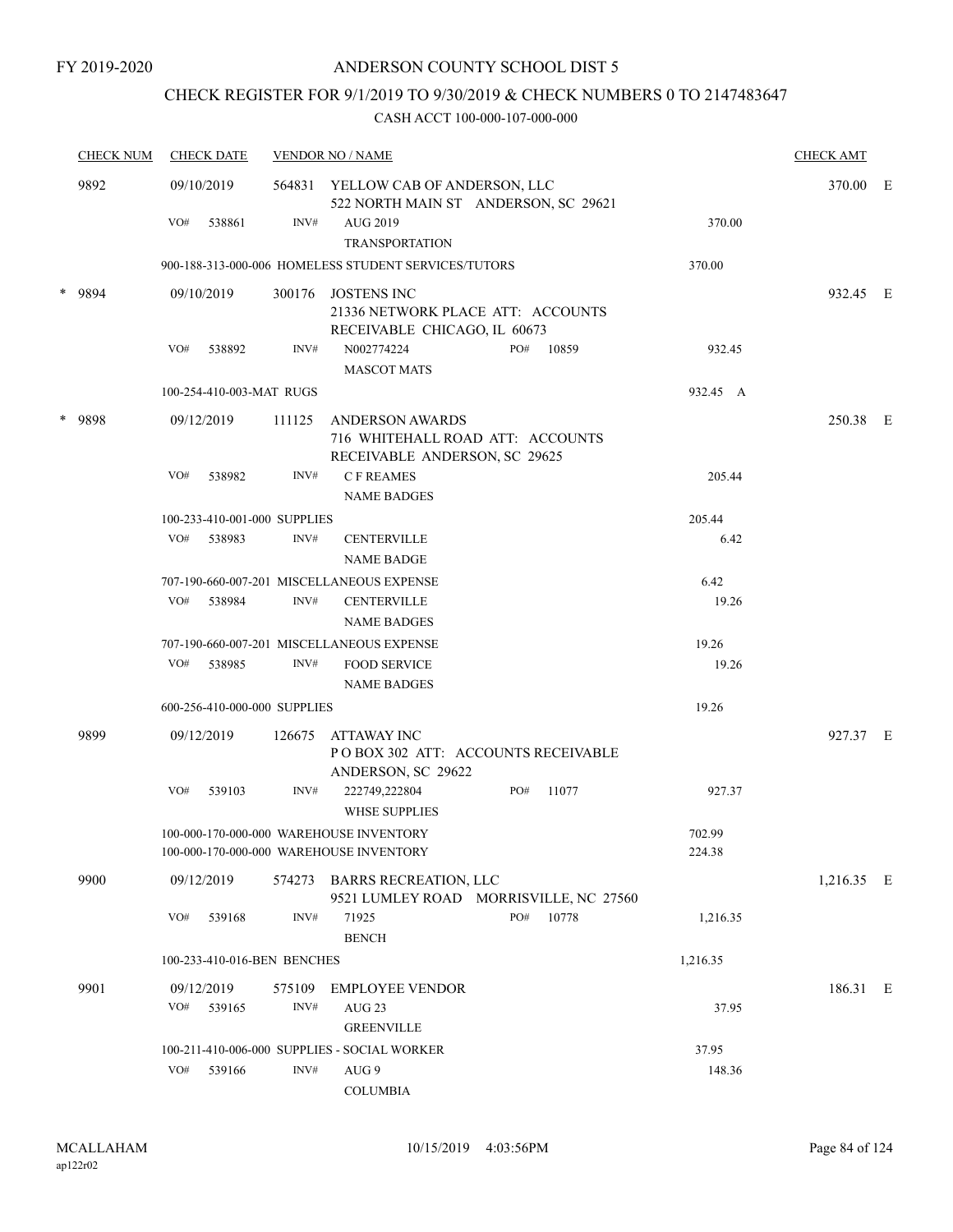FY 2019-2020

# ANDERSON COUNTY SCHOOL DIST 5

## CHECK REGISTER FOR 9/1/2019 TO 9/30/2019 & CHECK NUMBERS 0 TO 2147483647

CASH ACCT 100-000-107-000-000

| CHECK NUM | CHECK DATE | VENDOR NO / NAME | | CHECK AMT | |
|---|---|---|---|---|---|
| 9892 | 09/10/2019 | 564831 YELLOW CAB OF ANDERSON, LLC<br>522 NORTH MAIN ST ANDERSON, SC 29621 | | 370.00 | E |
| | VO# 538861 | INV# AUG 2019<br>TRANSPORTATION | 370.00 | | |
| | 900-188-313-000-006 HOMELESS STUDENT SERVICES/TUTORS | | 370.00 | | |
| * 9894 | 09/10/2019 | 300176 JOSTENS INC<br>21336 NETWORK PLACE ATT: ACCOUNTS RECEIVABLE CHICAGO, IL 60673 | | 932.45 | E |
| | VO# 538892 | INV# N002774224 PO# 10859<br>MASCOT MATS | 932.45 | | |
| | 100-254-410-003-MAT RUGS | | 932.45 A | | |
| * 9898 | 09/12/2019 | 111125 ANDERSON AWARDS<br>716 WHITEHALL ROAD ATT: ACCOUNTS RECEIVABLE ANDERSON, SC 29625 | | 250.38 | E |
| | VO# 538982 | INV# C F REAMES<br>NAME BADGES | 205.44 | | |
| | 100-233-410-001-000 SUPPLIES | | 205.44 | | |
| | VO# 538983 | INV# CENTERVILLE<br>NAME BADGE | 6.42 | | |
| | 707-190-660-007-201 MISCELLANEOUS EXPENSE | | 6.42 | | |
| | VO# 538984 | INV# CENTERVILLE<br>NAME BADGES | 19.26 | | |
| | 707-190-660-007-201 MISCELLANEOUS EXPENSE | | 19.26 | | |
| | VO# 538985 | INV# FOOD SERVICE<br>NAME BADGES | 19.26 | | |
| | 600-256-410-000-000 SUPPLIES | | 19.26 | | |
| 9899 | 09/12/2019 | 126675 ATTAWAY INC<br>P O BOX 302 ATT: ACCOUNTS RECEIVABLE ANDERSON, SC 29622 | | 927.37 | E |
| | VO# 539103 | INV# 222749,222804 PO# 11077<br>WHSE SUPPLIES | 927.37 | | |
| | 100-000-170-000-000 WAREHOUSE INVENTORY | | 702.99 | | |
| | 100-000-170-000-000 WAREHOUSE INVENTORY | | 224.38 | | |
| 9900 | 09/12/2019 | 574273 BARRS RECREATION, LLC<br>9521 LUMLEY ROAD MORRISVILLE, NC 27560 | | 1,216.35 | E |
| | VO# 539168 | INV# 71925 PO# 10778<br>BENCH | 1,216.35 | | |
| | 100-233-410-016-BEN BENCHES | | 1,216.35 | | |
| 9901 | 09/12/2019 | 575109 EMPLOYEE VENDOR | | 186.31 | E |
| | VO# 539165 | INV# AUG 23<br>GREENVILLE | 37.95 | | |
| | 100-211-410-006-000 SUPPLIES - SOCIAL WORKER | | 37.95 | | |
| | VO# 539166 | INV# AUG 9<br>COLUMBIA | 148.36 | | |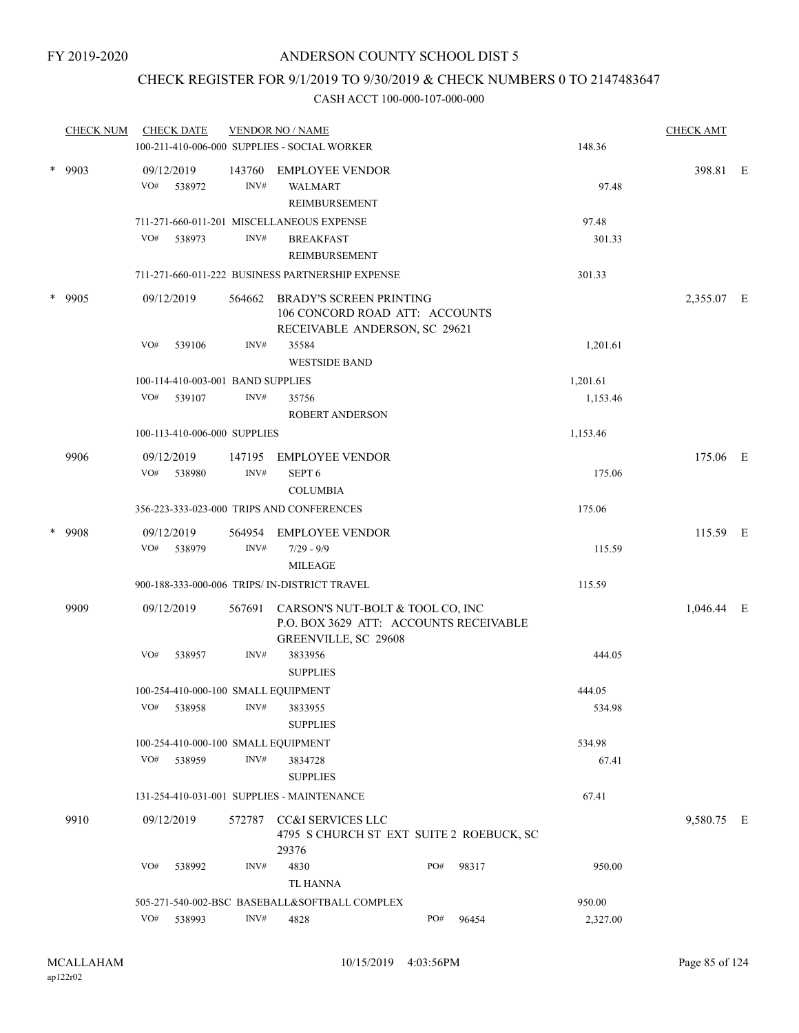FY 2019-2020

# ANDERSON COUNTY SCHOOL DIST 5

## CHECK REGISTER FOR 9/1/2019 TO 9/30/2019 & CHECK NUMBERS 0 TO 2147483647

### CASH ACCT 100-000-107-000-000

| CHECK NUM | CHECK DATE | VENDOR NO / NAME | | CHECK AMT | |
|---|---|---|---|---|---|
| | 100-211-410-006-000 SUPPLIES - SOCIAL WORKER | | 148.36 | | |
| * 9903 | 09/12/2019 | 143760 EMPLOYEE VENDOR | | 398.81 | E |
| | VO# 538972 INV# | WALMART REIMBURSEMENT | 97.48 | | |
| | 711-271-660-011-201 MISCELLANEOUS EXPENSE | | 97.48 | | |
| | VO# 538973 INV# | BREAKFAST REIMBURSEMENT | 301.33 | | |
| | 711-271-660-011-222 BUSINESS PARTNERSHIP EXPENSE | | 301.33 | | |
| * 9905 | 09/12/2019 | 564662 BRADY'S SCREEN PRINTING 106 CONCORD ROAD ATT: ACCOUNTS RECEIVABLE ANDERSON, SC 29621 | | 2,355.07 | E |
| | VO# 539106 INV# | 35584 WESTSIDE BAND | 1,201.61 | | |
| | 100-114-410-003-001 BAND SUPPLIES | | 1,201.61 | | |
| | VO# 539107 INV# | 35756 ROBERT ANDERSON | 1,153.46 | | |
| | 100-113-410-006-000 SUPPLIES | | 1,153.46 | | |
| 9906 | 09/12/2019 | 147195 EMPLOYEE VENDOR | | 175.06 | E |
| | VO# 538980 INV# | SEPT 6 COLUMBIA | 175.06 | | |
| | 356-223-333-023-000 TRIPS AND CONFERENCES | | 175.06 | | |
| * 9908 | 09/12/2019 | 564954 EMPLOYEE VENDOR | | 115.59 | E |
| | VO# 538979 INV# | 7/29 - 9/9 MILEAGE | 115.59 | | |
| | 900-188-333-000-006 TRIPS/ IN-DISTRICT TRAVEL | | 115.59 | | |
| 9909 | 09/12/2019 | 567691 CARSON'S NUT-BOLT & TOOL CO, INC P.O. BOX 3629 ATT: ACCOUNTS RECEIVABLE GREENVILLE, SC 29608 | | 1,046.44 | E |
| | VO# 538957 INV# | 3833956 SUPPLIES | 444.05 | | |
| | 100-254-410-000-100 SMALL EQUIPMENT | | 444.05 | | |
| | VO# 538958 INV# | 3833955 SUPPLIES | 534.98 | | |
| | 100-254-410-000-100 SMALL EQUIPMENT | | 534.98 | | |
| | VO# 538959 INV# | 3834728 SUPPLIES | 67.41 | | |
| | 131-254-410-031-001 SUPPLIES - MAINTENANCE | | 67.41 | | |
| 9910 | 09/12/2019 | 572787 CC&I SERVICES LLC 4795 S CHURCH ST EXT SUITE 2 ROEBUCK, SC 29376 | | 9,580.75 | E |
| | VO# 538992 INV# | 4830 PO# 98317 TL HANNA | 950.00 | | |
| | 505-271-540-002-BSC BASEBALL&SOFTBALL COMPLEX | | 950.00 | | |
| | VO# 538993 INV# | 4828 PO# 96454 | 2,327.00 | | |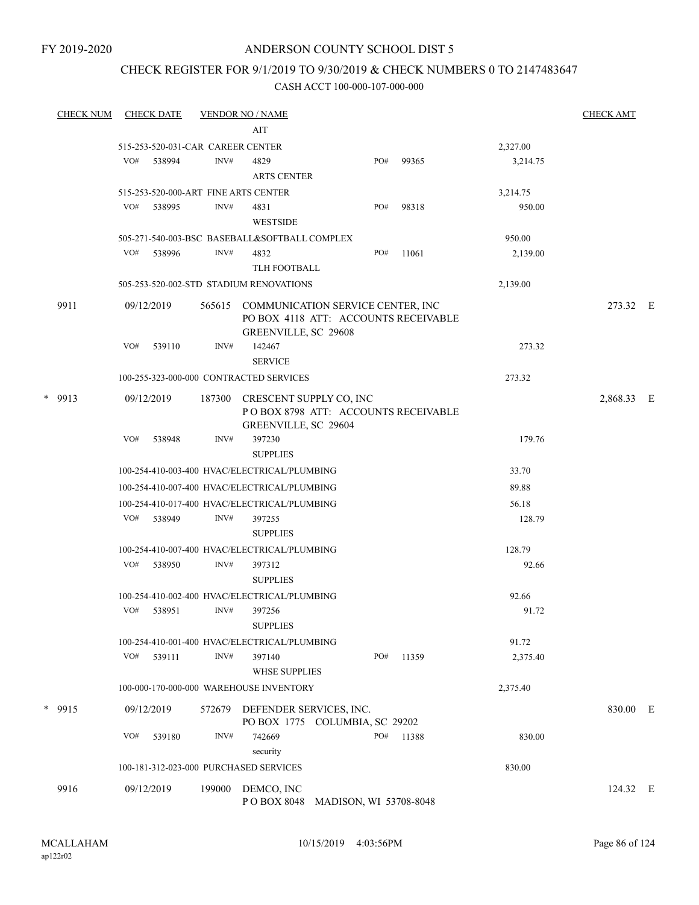FY 2019-2020

# ANDERSON COUNTY SCHOOL DIST 5

## CHECK REGISTER FOR 9/1/2019 TO 9/30/2019 & CHECK NUMBERS 0 TO 2147483647

CASH ACCT 100-000-107-000-000

| CHECK NUM | CHECK DATE | VENDOR NO / NAME | | CHECK AMT |
|---|---|---|---|---|
| | | AIT | | |
| | | 515-253-520-031-CAR CAREER CENTER | 2,327.00 | |
| | VO# 538994 | INV# 4829 ARTS CENTER PO# 99365 | 3,214.75 | |
| | | 515-253-520-000-ART FINE ARTS CENTER | 3,214.75 | |
| | VO# 538995 | INV# 4831 WESTSIDE PO# 98318 | 950.00 | |
| | | 505-271-540-003-BSC BASEBALL&SOFTBALL COMPLEX | 950.00 | |
| | VO# 538996 | INV# 4832 TLH FOOTBALL PO# 11061 | 2,139.00 | |
| | | 505-253-520-002-STD STADIUM RENOVATIONS | 2,139.00 | |
| 9911 | 09/12/2019 | 565615 COMMUNICATION SERVICE CENTER, INC PO BOX 4118 ATT: ACCOUNTS RECEIVABLE GREENVILLE, SC 29608 | | 273.32 E |
| | VO# 539110 | INV# 142467 SERVICE | 273.32 | |
| | | 100-255-323-000-000 CONTRACTED SERVICES | 273.32 | |
| * 9913 | 09/12/2019 | 187300 CRESCENT SUPPLY CO, INC P O BOX 8798 ATT: ACCOUNTS RECEIVABLE GREENVILLE, SC 29604 | | 2,868.33 E |
| | VO# 538948 | INV# 397230 SUPPLIES | 179.76 | |
| | | 100-254-410-003-400 HVAC/ELECTRICAL/PLUMBING | 33.70 | |
| | | 100-254-410-007-400 HVAC/ELECTRICAL/PLUMBING | 89.88 | |
| | | 100-254-410-017-400 HVAC/ELECTRICAL/PLUMBING | 56.18 | |
| | VO# 538949 | INV# 397255 SUPPLIES | 128.79 | |
| | | 100-254-410-007-400 HVAC/ELECTRICAL/PLUMBING | 128.79 | |
| | VO# 538950 | INV# 397312 SUPPLIES | 92.66 | |
| | | 100-254-410-002-400 HVAC/ELECTRICAL/PLUMBING | 92.66 | |
| | VO# 538951 | INV# 397256 SUPPLIES | 91.72 | |
| | | 100-254-410-001-400 HVAC/ELECTRICAL/PLUMBING | 91.72 | |
| | VO# 539111 | INV# 397140 WHSE SUPPLIES PO# 11359 | 2,375.40 | |
| | | 100-000-170-000-000 WAREHOUSE INVENTORY | 2,375.40 | |
| * 9915 | 09/12/2019 | 572679 DEFENDER SERVICES, INC. PO BOX 1775 COLUMBIA, SC 29202 | | 830.00 E |
| | VO# 539180 | INV# 742669 security PO# 11388 | 830.00 | |
| | | 100-181-312-023-000 PURCHASED SERVICES | 830.00 | |
| 9916 | 09/12/2019 | 199000 DEMCO, INC P O BOX 8048 MADISON, WI 53708-8048 | | 124.32 E |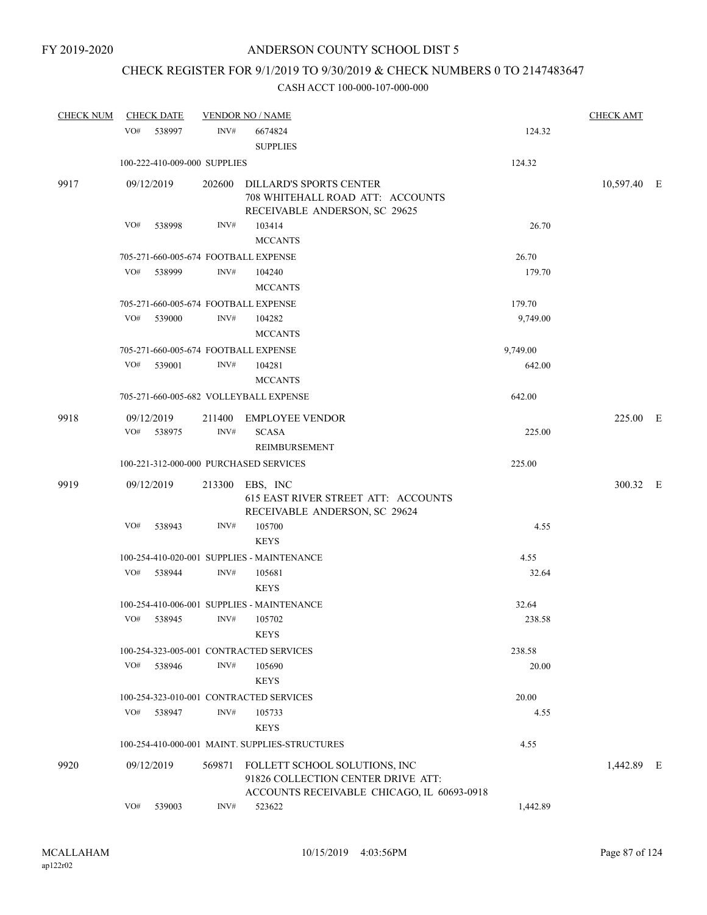FY 2019-2020

# ANDERSON COUNTY SCHOOL DIST 5

## CHECK REGISTER FOR 9/1/2019 TO 9/30/2019 & CHECK NUMBERS 0 TO 2147483647

### CASH ACCT 100-000-107-000-000

| CHECK NUM | CHECK DATE | VENDOR NO / NAME | | CHECK AMT | |
|---|---|---|---|---|---|
| | VO# 538997 INV# | 6674824 SUPPLIES | 124.32 | | |
| | 100-222-410-009-000 SUPPLIES | | 124.32 | | |
| 9917 | 09/12/2019 | 202600 DILLARD'S SPORTS CENTER 708 WHITEHALL ROAD ATT: ACCOUNTS RECEIVABLE ANDERSON, SC 29625 | | 10,597.40 | E |
| | VO# 538998 INV# | 103414 MCCANTS | 26.70 | | |
| | 705-271-660-005-674 FOOTBALL EXPENSE | | 26.70 | | |
| | VO# 538999 INV# | 104240 MCCANTS | 179.70 | | |
| | 705-271-660-005-674 FOOTBALL EXPENSE | | 179.70 | | |
| | VO# 539000 INV# | 104282 MCCANTS | 9,749.00 | | |
| | 705-271-660-005-674 FOOTBALL EXPENSE | | 9,749.00 | | |
| | VO# 539001 INV# | 104281 MCCANTS | 642.00 | | |
| | 705-271-660-005-682 VOLLEYBALL EXPENSE | | 642.00 | | |
| 9918 | 09/12/2019 | 211400 EMPLOYEE VENDOR | | 225.00 | E |
| | VO# 538975 INV# | SCASA REIMBURSEMENT | 225.00 | | |
| | 100-221-312-000-000 PURCHASED SERVICES | | 225.00 | | |
| 9919 | 09/12/2019 | 213300 EBS, INC 615 EAST RIVER STREET ATT: ACCOUNTS RECEIVABLE ANDERSON, SC 29624 | | 300.32 | E |
| | VO# 538943 INV# | 105700 KEYS | 4.55 | | |
| | 100-254-410-020-001 SUPPLIES - MAINTENANCE | | 4.55 | | |
| | VO# 538944 INV# | 105681 KEYS | 32.64 | | |
| | 100-254-410-006-001 SUPPLIES - MAINTENANCE | | 32.64 | | |
| | VO# 538945 INV# | 105702 KEYS | 238.58 | | |
| | 100-254-323-005-001 CONTRACTED SERVICES | | 238.58 | | |
| | VO# 538946 INV# | 105690 KEYS | 20.00 | | |
| | 100-254-323-010-001 CONTRACTED SERVICES | | 20.00 | | |
| | VO# 538947 INV# | 105733 KEYS | 4.55 | | |
| | 100-254-410-000-001 MAINT. SUPPLIES-STRUCTURES | | 4.55 | | |
| 9920 | 09/12/2019 | 569871 FOLLETT SCHOOL SOLUTIONS, INC 91826 COLLECTION CENTER DRIVE ATT: ACCOUNTS RECEIVABLE CHICAGO, IL 60693-0918 | | 1,442.89 | E |
| | VO# 539003 INV# | 523622 | 1,442.89 | | |

MCALLAHAM ap122r02 10/15/2019 4:03:56PM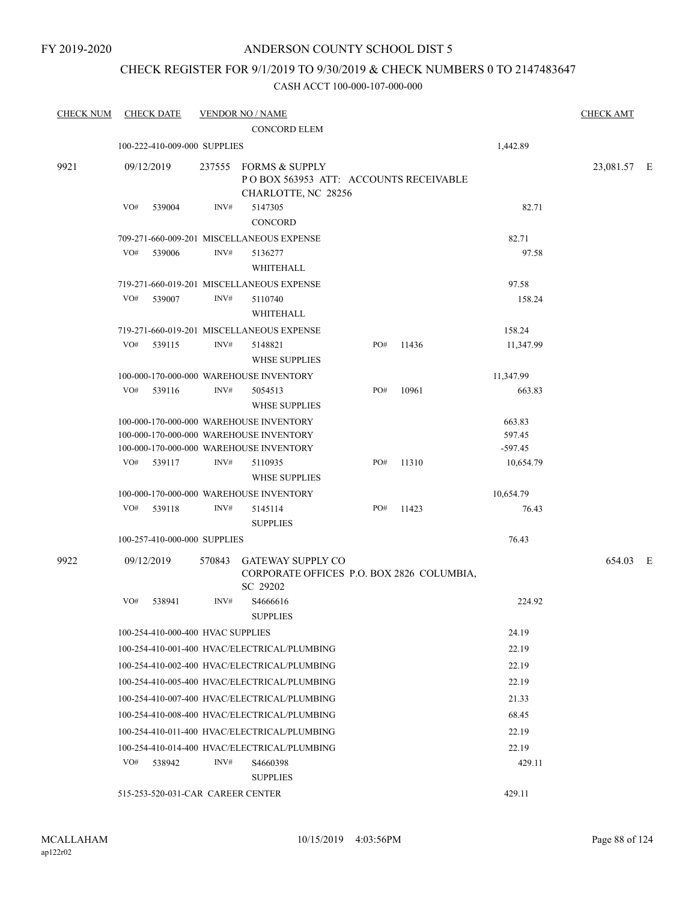FY 2019-2020

# ANDERSON COUNTY SCHOOL DIST 5

## CHECK REGISTER FOR 9/1/2019 TO 9/30/2019 & CHECK NUMBERS 0 TO 2147483647

### CASH ACCT 100-000-107-000-000

| CHECK NUM | CHECK DATE | VENDOR NO / NAME | | | CHECK AMT |
|---|---|---|---|---|---|
| | | CONCORD ELEM | | | |
| | 100-222-410-009-000 SUPPLIES | | | 1,442.89 | |
| 9921 | 09/12/2019 | 237555 FORMS & SUPPLY<br>P O BOX 563953 ATT: ACCOUNTS RECEIVABLE<br>CHARLOTTE, NC 28256 | | | 23,081.57 E |
| | VO# 539004 | INV# 5147305<br>CONCORD | | 82.71 | |
| | 709-271-660-009-201 MISCELLANEOUS EXPENSE | | | 82.71 | |
| | VO# 539006 | INV# 5136277<br>WHITEHALL | | 97.58 | |
| | 719-271-660-019-201 MISCELLANEOUS EXPENSE | | | 97.58 | |
| | VO# 539007 | INV# 5110740<br>WHITEHALL | | 158.24 | |
| | 719-271-660-019-201 MISCELLANEOUS EXPENSE | | | 158.24 | |
| | VO# 539115 | INV# 5148821<br>WHSE SUPPLIES | PO# 11436 | 11,347.99 | |
| | 100-000-170-000-000 WAREHOUSE INVENTORY | | | 11,347.99 | |
| | VO# 539116 | INV# 5054513<br>WHSE SUPPLIES | PO# 10961 | 663.83 | |
| | 100-000-170-000-000 WAREHOUSE INVENTORY | | | 663.83 | |
| | 100-000-170-000-000 WAREHOUSE INVENTORY | | | 597.45 | |
| | 100-000-170-000-000 WAREHOUSE INVENTORY | | | -597.45 | |
| | VO# 539117 | INV# 5110935<br>WHSE SUPPLIES | PO# 11310 | 10,654.79 | |
| | 100-000-170-000-000 WAREHOUSE INVENTORY | | | 10,654.79 | |
| | VO# 539118 | INV# 5145114<br>SUPPLIES | PO# 11423 | 76.43 | |
| | 100-257-410-000-000 SUPPLIES | | | 76.43 | |
| 9922 | 09/12/2019 | 570843 GATEWAY SUPPLY CO<br>CORPORATE OFFICES P.O. BOX 2826 COLUMBIA,<br>SC 29202 | | | 654.03 E |
| | VO# 538941 | INV# S4666616<br>SUPPLIES | | 224.92 | |
| | 100-254-410-000-400 HVAC SUPPLIES | | | 24.19 | |
| | 100-254-410-001-400 HVAC/ELECTRICAL/PLUMBING | | | 22.19 | |
| | 100-254-410-002-400 HVAC/ELECTRICAL/PLUMBING | | | 22.19 | |
| | 100-254-410-005-400 HVAC/ELECTRICAL/PLUMBING | | | 22.19 | |
| | 100-254-410-007-400 HVAC/ELECTRICAL/PLUMBING | | | 21.33 | |
| | 100-254-410-008-400 HVAC/ELECTRICAL/PLUMBING | | | 68.45 | |
| | 100-254-410-011-400 HVAC/ELECTRICAL/PLUMBING | | | 22.19 | |
| | 100-254-410-014-400 HVAC/ELECTRICAL/PLUMBING | | | 22.19 | |
| | VO# 538942 | INV# S4660398<br>SUPPLIES | | 429.11 | |
| | 515-253-520-031-CAR CAREER CENTER | | | 429.11 | |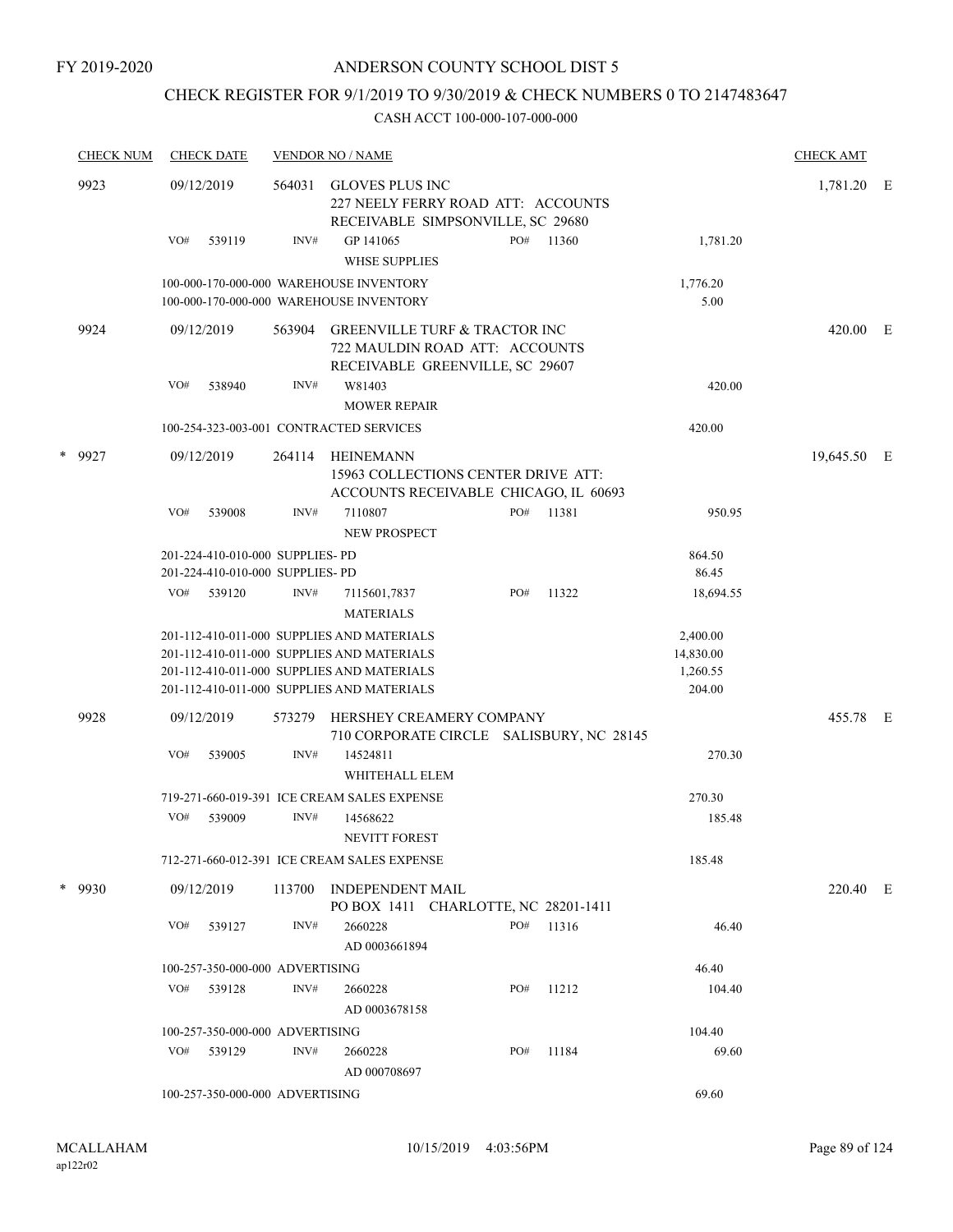FY 2019-2020

# ANDERSON COUNTY SCHOOL DIST 5

## CHECK REGISTER FOR 9/1/2019 TO 9/30/2019 & CHECK NUMBERS 0 TO 2147483647

### CASH ACCT 100-000-107-000-000

| CHECK NUM | CHECK DATE | VENDOR NO / NAME | | | CHECK AMT | |
|---|---|---|---|---|---|---|
| 9923 | 09/12/2019 | 564031 GLOVES PLUS INC<br>227 NEELY FERRY ROAD ATT: ACCOUNTS RECEIVABLE SIMPSONVILLE, SC 29680 | | | 1,781.20 | E |
| | VO# 539119 | INV# GP 141065<br>WHSE SUPPLIES | PO# 11360 | 1,781.20 | | |
| | | 100-000-170-000-000 WAREHOUSE INVENTORY | | 1,776.20 | | |
| | | 100-000-170-000-000 WAREHOUSE INVENTORY | | 5.00 | | |
| 9924 | 09/12/2019 | 563904 GREENVILLE TURF & TRACTOR INC<br>722 MAULDIN ROAD ATT: ACCOUNTS RECEIVABLE GREENVILLE, SC 29607 | | | 420.00 | E |
| | VO# 538940 | INV# W81403<br>MOWER REPAIR | | 420.00 | | |
| | | 100-254-323-003-001 CONTRACTED SERVICES | | 420.00 | | |
| * 9927 | 09/12/2019 | 264114 HEINEMANN<br>15963 COLLECTIONS CENTER DRIVE ATT: ACCOUNTS RECEIVABLE CHICAGO, IL 60693 | | | 19,645.50 | E |
| | VO# 539008 | INV# 7110807<br>NEW PROSPECT | PO# 11381 | 950.95 | | |
| | | 201-224-410-010-000 SUPPLIES- PD | | 864.50 | | |
| | | 201-224-410-010-000 SUPPLIES- PD | | 86.45 | | |
| | VO# 539120 | INV# 7115601,7837<br>MATERIALS | PO# 11322 | 18,694.55 | | |
| | | 201-112-410-011-000 SUPPLIES AND MATERIALS | | 2,400.00 | | |
| | | 201-112-410-011-000 SUPPLIES AND MATERIALS | | 14,830.00 | | |
| | | 201-112-410-011-000 SUPPLIES AND MATERIALS | | 1,260.55 | | |
| | | 201-112-410-011-000 SUPPLIES AND MATERIALS | | 204.00 | | |
| 9928 | 09/12/2019 | 573279 HERSHEY CREAMERY COMPANY<br>710 CORPORATE CIRCLE SALISBURY, NC 28145 | | | 455.78 | E |
| | VO# 539005 | INV# 14524811<br>WHITEHALL ELEM | | 270.30 | | |
| | | 719-271-660-019-391 ICE CREAM SALES EXPENSE | | 270.30 | | |
| | VO# 539009 | INV# 14568622<br>NEVITT FOREST | | 185.48 | | |
| | | 712-271-660-012-391 ICE CREAM SALES EXPENSE | | 185.48 | | |
| * 9930 | 09/12/2019 | 113700 INDEPENDENT MAIL<br>PO BOX 1411 CHARLOTTE, NC 28201-1411 | | | 220.40 | E |
| | VO# 539127 | INV# 2660228<br>AD 0003661894 | PO# 11316 | 46.40 | | |
| | | 100-257-350-000-000 ADVERTISING | | 46.40 | | |
| | VO# 539128 | INV# 2660228<br>AD 0003678158 | PO# 11212 | 104.40 | | |
| | | 100-257-350-000-000 ADVERTISING | | 104.40 | | |
| | VO# 539129 | INV# 2660228<br>AD 000708697 | PO# 11184 | 69.60 | | |
| | | 100-257-350-000-000 ADVERTISING | | 69.60 | | |

MCALLAHAM
ap122r02

10/15/2019 4:03:56PM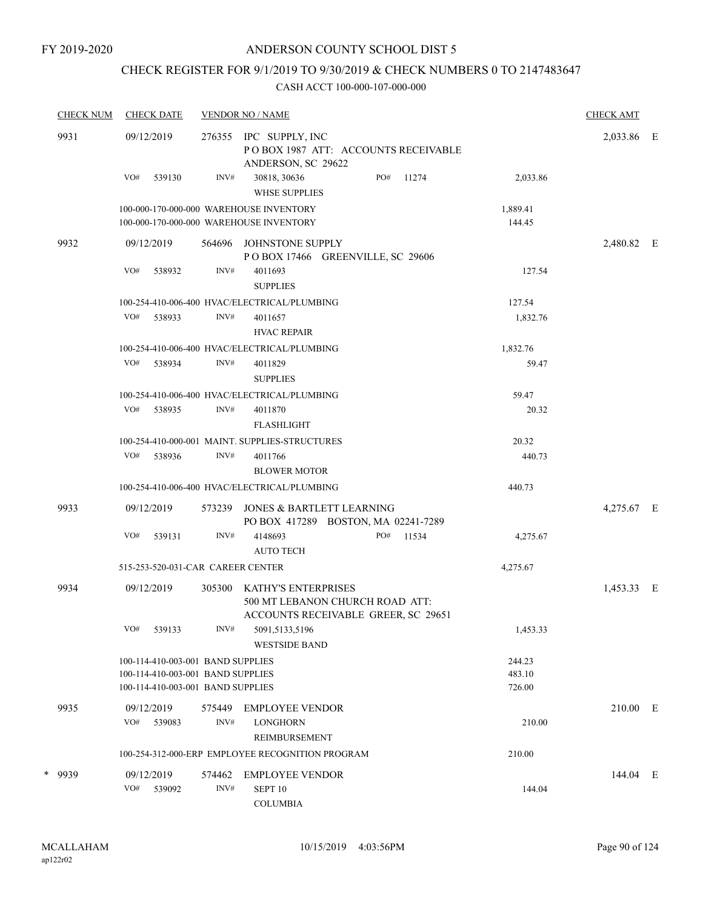FY 2019-2020

# ANDERSON COUNTY SCHOOL DIST 5

## CHECK REGISTER FOR 9/1/2019 TO 9/30/2019 & CHECK NUMBERS 0 TO 2147483647

### CASH ACCT 100-000-107-000-000

| CHECK NUM | CHECK DATE | VENDOR NO / NAME | | CHECK AMT |
|---|---|---|---|---|
| 9931 | 09/12/2019 | 276355 IPC SUPPLY, INC<br>P O BOX 1987 ATT: ACCOUNTS RECEIVABLE<br>ANDERSON, SC 29622 | | 2,033.86 E |
| | VO# 539130 | INV# 30818, 30636 PO# 11274<br>WHSE SUPPLIES | 2,033.86 | |
| | | 100-000-170-000-000 WAREHOUSE INVENTORY | 1,889.41 | |
| | | 100-000-170-000-000 WAREHOUSE INVENTORY | 144.45 | |
| 9932 | 09/12/2019 | 564696 JOHNSTONE SUPPLY<br>P O BOX 17466 GREENVILLE, SC 29606 | | 2,480.82 E |
| | VO# 538932 | INV# 4011693<br>SUPPLIES | 127.54 | |
| | | 100-254-410-006-400 HVAC/ELECTRICAL/PLUMBING | 127.54 | |
| | VO# 538933 | INV# 4011657<br>HVAC REPAIR | 1,832.76 | |
| | | 100-254-410-006-400 HVAC/ELECTRICAL/PLUMBING | 1,832.76 | |
| | VO# 538934 | INV# 4011829<br>SUPPLIES | 59.47 | |
| | | 100-254-410-006-400 HVAC/ELECTRICAL/PLUMBING | 59.47 | |
| | VO# 538935 | INV# 4011870<br>FLASHLIGHT | 20.32 | |
| | | 100-254-410-000-001 MAINT. SUPPLIES-STRUCTURES | 20.32 | |
| | VO# 538936 | INV# 4011766<br>BLOWER MOTOR | 440.73 | |
| | | 100-254-410-006-400 HVAC/ELECTRICAL/PLUMBING | 440.73 | |
| 9933 | 09/12/2019 | 573239 JONES & BARTLETT LEARNING<br>PO BOX 417289 BOSTON, MA 02241-7289 | | 4,275.67 E |
| | VO# 539131 | INV# 4148693 PO# 11534<br>AUTO TECH | 4,275.67 | |
| | | 515-253-520-031-CAR CAREER CENTER | 4,275.67 | |
| 9934 | 09/12/2019 | 305300 KATHY'S ENTERPRISES<br>500 MT LEBANON CHURCH ROAD ATT:<br>ACCOUNTS RECEIVABLE GREER, SC 29651 | | 1,453.33 E |
| | VO# 539133 | INV# 5091,5133,5196<br>WESTSIDE BAND | 1,453.33 | |
| | | 100-114-410-003-001 BAND SUPPLIES | 244.23 | |
| | | 100-114-410-003-001 BAND SUPPLIES | 483.10 | |
| | | 100-114-410-003-001 BAND SUPPLIES | 726.00 | |
| 9935 | 09/12/2019 | 575449 EMPLOYEE VENDOR | | 210.00 E |
| | VO# 539083 | INV# LONGHORN<br>REIMBURSEMENT | 210.00 | |
| | | 100-254-312-000-ERP EMPLOYEE RECOGNITION PROGRAM | 210.00 | |
| * 9939 | 09/12/2019 | 574462 EMPLOYEE VENDOR | | 144.04 E |
| | VO# 539092 | INV# SEPT 10<br>COLUMBIA | 144.04 | |

MCALLAHAM 10/15/2019 4:03:56PM
ap122r02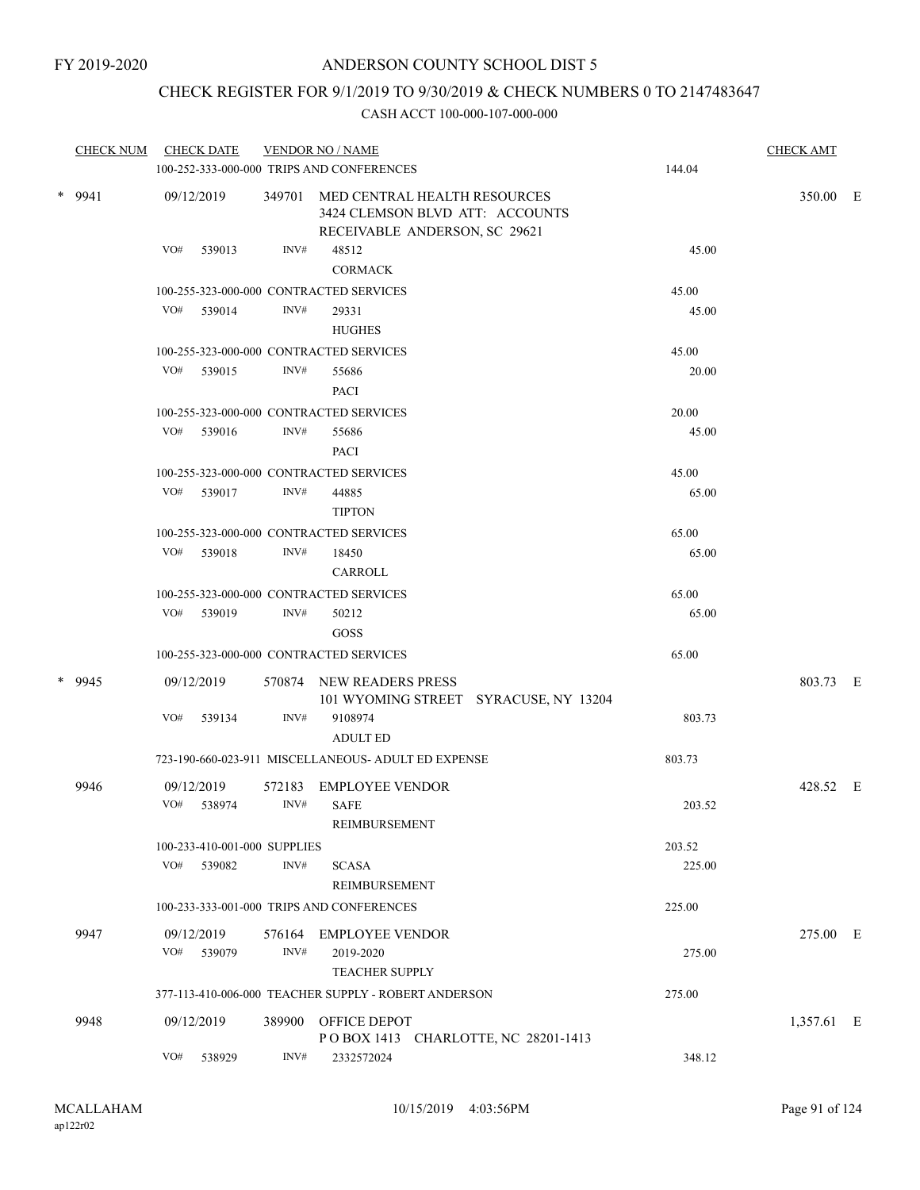FY 2019-2020

# ANDERSON COUNTY SCHOOL DIST 5

## CHECK REGISTER FOR 9/1/2019 TO 9/30/2019 & CHECK NUMBERS 0 TO 2147483647

### CASH ACCT 100-000-107-000-000

| CHECK NUM | CHECK DATE | VENDOR NO / NAME | | CHECK AMT | |
|---|---|---|---|---|---|
| | 100-252-333-000-000 TRIPS AND CONFERENCES | | 144.04 | | |
| * 9941 | 09/12/2019 | 349701 MED CENTRAL HEALTH RESOURCES 3424 CLEMSON BLVD ATT: ACCOUNTS RECEIVABLE ANDERSON, SC 29621 | | 350.00 | E |
| | VO# 539013 | INV# 48512 CORMACK | 45.00 | | |
| | 100-255-323-000-000 CONTRACTED SERVICES | | 45.00 | | |
| | VO# 539014 | INV# 29331 HUGHES | 45.00 | | |
| | 100-255-323-000-000 CONTRACTED SERVICES | | 45.00 | | |
| | VO# 539015 | INV# 55686 PACI | 20.00 | | |
| | 100-255-323-000-000 CONTRACTED SERVICES | | 20.00 | | |
| | VO# 539016 | INV# 55686 PACI | 45.00 | | |
| | 100-255-323-000-000 CONTRACTED SERVICES | | 45.00 | | |
| | VO# 539017 | INV# 44885 TIPTON | 65.00 | | |
| | 100-255-323-000-000 CONTRACTED SERVICES | | 65.00 | | |
| | VO# 539018 | INV# 18450 CARROLL | 65.00 | | |
| | 100-255-323-000-000 CONTRACTED SERVICES | | 65.00 | | |
| | VO# 539019 | INV# 50212 GOSS | 65.00 | | |
| | 100-255-323-000-000 CONTRACTED SERVICES | | 65.00 | | |
| * 9945 | 09/12/2019 | 570874 NEW READERS PRESS 101 WYOMING STREET SYRACUSE, NY 13204 | | 803.73 | E |
| | VO# 539134 | INV# 9108974 ADULT ED | 803.73 | | |
| | 723-190-660-023-911 MISCELLANEOUS- ADULT ED EXPENSE | | 803.73 | | |
| 9946 | 09/12/2019 | 572183 EMPLOYEE VENDOR | | 428.52 | E |
| | VO# 538974 | INV# SAFE REIMBURSEMENT | 203.52 | | |
| | 100-233-410-001-000 SUPPLIES | | 203.52 | | |
| | VO# 539082 | INV# SCASA REIMBURSEMENT | 225.00 | | |
| | 100-233-333-001-000 TRIPS AND CONFERENCES | | 225.00 | | |
| 9947 | 09/12/2019 | 576164 EMPLOYEE VENDOR | | 275.00 | E |
| | VO# 539079 | INV# 2019-2020 TEACHER SUPPLY | 275.00 | | |
| | 377-113-410-006-000 TEACHER SUPPLY - ROBERT ANDERSON | | 275.00 | | |
| 9948 | 09/12/2019 | 389900 OFFICE DEPOT P O BOX 1413 CHARLOTTE, NC 28201-1413 | | 1,357.61 | E |
| | VO# 538929 | INV# 2332572024 | 348.12 | | |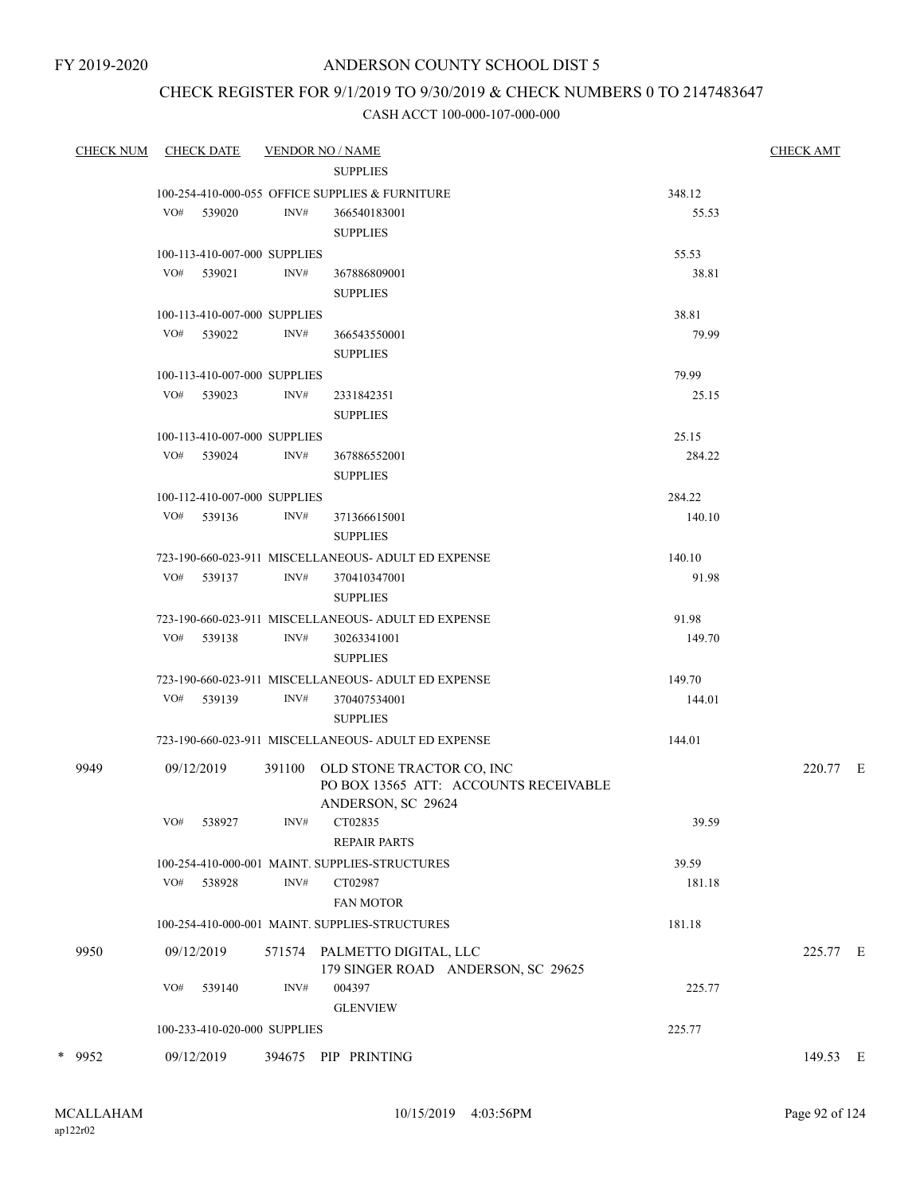FY 2019-2020

# ANDERSON COUNTY SCHOOL DIST 5

## CHECK REGISTER FOR 9/1/2019 TO 9/30/2019 & CHECK NUMBERS 0 TO 2147483647

### CASH ACCT 100-000-107-000-000

| CHECK NUM | CHECK DATE | VENDOR NO / NAME | | CHECK AMT |
|---|---|---|---|---|
| | | SUPPLIES | | |
| | 100-254-410-000-055 OFFICE SUPPLIES & FURNITURE | | 348.12 | |
| | VO# 539020 | INV# 366540183001 SUPPLIES | 55.53 | |
| | 100-113-410-007-000 SUPPLIES | | 55.53 | |
| | VO# 539021 | INV# 367886809001 SUPPLIES | 38.81 | |
| | 100-113-410-007-000 SUPPLIES | | 38.81 | |
| | VO# 539022 | INV# 366543550001 SUPPLIES | 79.99 | |
| | 100-113-410-007-000 SUPPLIES | | 79.99 | |
| | VO# 539023 | INV# 2331842351 SUPPLIES | 25.15 | |
| | 100-113-410-007-000 SUPPLIES | | 25.15 | |
| | VO# 539024 | INV# 367886552001 SUPPLIES | 284.22 | |
| | 100-112-410-007-000 SUPPLIES | | 284.22 | |
| | VO# 539136 | INV# 371366615001 SUPPLIES | 140.10 | |
| | 723-190-660-023-911 MISCELLANEOUS- ADULT ED EXPENSE | | 140.10 | |
| | VO# 539137 | INV# 370410347001 SUPPLIES | 91.98 | |
| | 723-190-660-023-911 MISCELLANEOUS- ADULT ED EXPENSE | | 91.98 | |
| | VO# 539138 | INV# 30263341001 SUPPLIES | 149.70 | |
| | 723-190-660-023-911 MISCELLANEOUS- ADULT ED EXPENSE | | 149.70 | |
| | VO# 539139 | INV# 370407534001 SUPPLIES | 144.01 | |
| | 723-190-660-023-911 MISCELLANEOUS- ADULT ED EXPENSE | | 144.01 | |
| 9949 | 09/12/2019 | 391100 OLD STONE TRACTOR CO, INC<br>PO BOX 13565 ATT: ACCOUNTS RECEIVABLE<br>ANDERSON, SC 29624 | | 220.77 E |
| | VO# 538927 | INV# CT02835 REPAIR PARTS | 39.59 | |
| | 100-254-410-000-001 MAINT. SUPPLIES-STRUCTURES | | 39.59 | |
| | VO# 538928 | INV# CT02987 FAN MOTOR | 181.18 | |
| | 100-254-410-000-001 MAINT. SUPPLIES-STRUCTURES | | 181.18 | |
| 9950 | 09/12/2019 | 571574 PALMETTO DIGITAL, LLC<br>179 SINGER ROAD ANDERSON, SC 29625 | | 225.77 E |
| | VO# 539140 | INV# 004397 GLENVIEW | 225.77 | |
| | 100-233-410-020-000 SUPPLIES | | 225.77 | |
| * 9952 | 09/12/2019 | 394675 PIP PRINTING | | 149.53 E |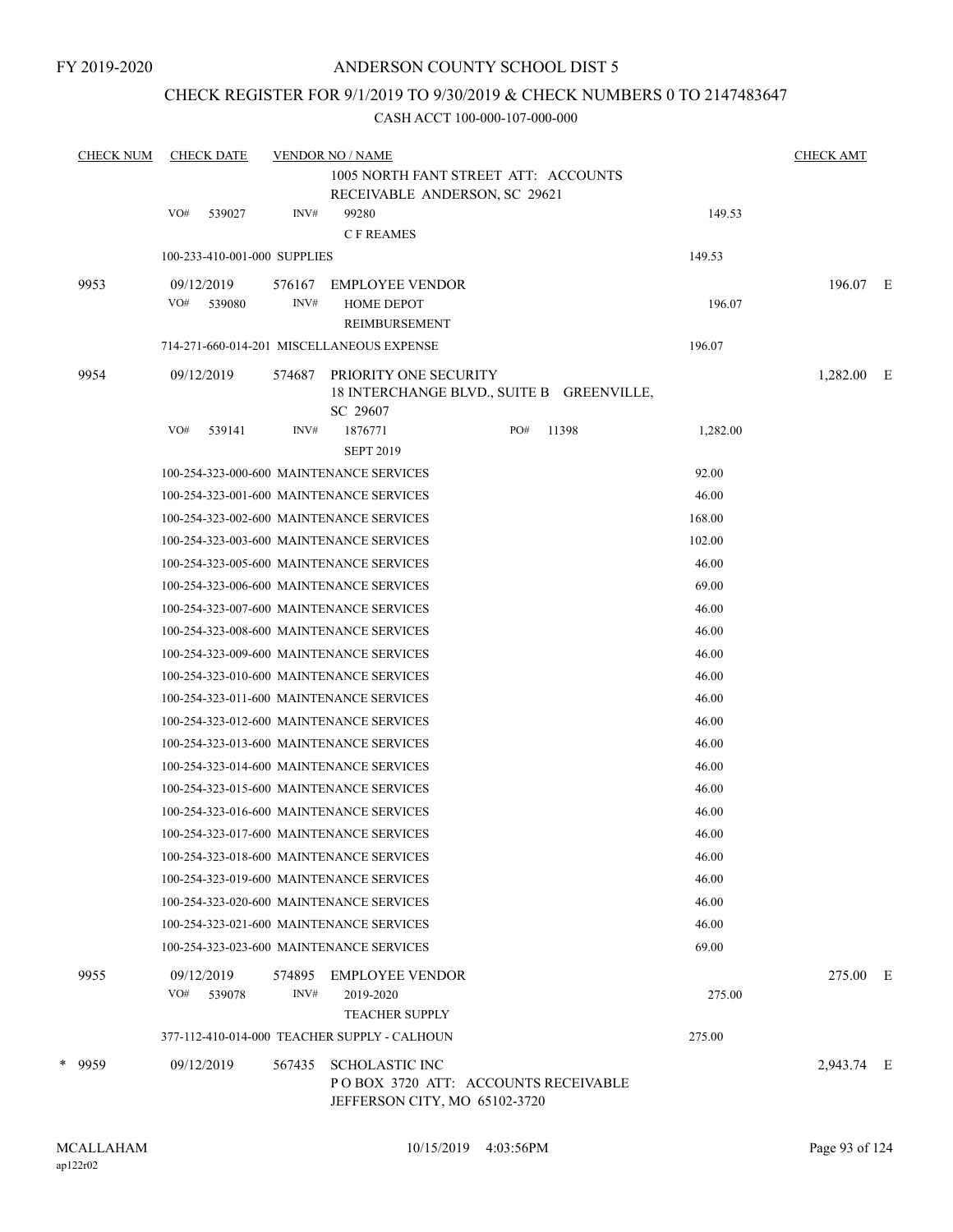FY 2019-2020

# ANDERSON COUNTY SCHOOL DIST 5

## CHECK REGISTER FOR 9/1/2019 TO 9/30/2019 & CHECK NUMBERS 0 TO 2147483647

CASH ACCT 100-000-107-000-000

| CHECK NUM | CHECK DATE | VENDOR NO / NAME | | CHECK AMT |
|---|---|---|---|---|
| | | 1005 NORTH FANT STREET ATT: ACCOUNTS RECEIVABLE ANDERSON, SC 29621 | | |
| | VO# 539027 | INV# 99280<br>C F REAMES | 149.53 | |
| | 100-233-410-001-000 SUPPLIES | | 149.53 | |
| 9953 | 09/12/2019 | 576167 EMPLOYEE VENDOR | | 196.07 E |
| | VO# 539080 | INV# HOME DEPOT<br>REIMBURSEMENT | 196.07 | |
| | 714-271-660-014-201 MISCELLANEOUS EXPENSE | | 196.07 | |
| 9954 | 09/12/2019 | 574687 PRIORITY ONE SECURITY<br>18 INTERCHANGE BLVD., SUITE B GREENVILLE, SC 29607 | | 1,282.00 E |
| | VO# 539141 | INV# 1876771 PO# 11398<br>SEPT 2019 | 1,282.00 | |
| | 100-254-323-000-600 MAINTENANCE SERVICES | | 92.00 | |
| | 100-254-323-001-600 MAINTENANCE SERVICES | | 46.00 | |
| | 100-254-323-002-600 MAINTENANCE SERVICES | | 168.00 | |
| | 100-254-323-003-600 MAINTENANCE SERVICES | | 102.00 | |
| | 100-254-323-005-600 MAINTENANCE SERVICES | | 46.00 | |
| | 100-254-323-006-600 MAINTENANCE SERVICES | | 69.00 | |
| | 100-254-323-007-600 MAINTENANCE SERVICES | | 46.00 | |
| | 100-254-323-008-600 MAINTENANCE SERVICES | | 46.00 | |
| | 100-254-323-009-600 MAINTENANCE SERVICES | | 46.00 | |
| | 100-254-323-010-600 MAINTENANCE SERVICES | | 46.00 | |
| | 100-254-323-011-600 MAINTENANCE SERVICES | | 46.00 | |
| | 100-254-323-012-600 MAINTENANCE SERVICES | | 46.00 | |
| | 100-254-323-013-600 MAINTENANCE SERVICES | | 46.00 | |
| | 100-254-323-014-600 MAINTENANCE SERVICES | | 46.00 | |
| | 100-254-323-015-600 MAINTENANCE SERVICES | | 46.00 | |
| | 100-254-323-016-600 MAINTENANCE SERVICES | | 46.00 | |
| | 100-254-323-017-600 MAINTENANCE SERVICES | | 46.00 | |
| | 100-254-323-018-600 MAINTENANCE SERVICES | | 46.00 | |
| | 100-254-323-019-600 MAINTENANCE SERVICES | | 46.00 | |
| | 100-254-323-020-600 MAINTENANCE SERVICES | | 46.00 | |
| | 100-254-323-021-600 MAINTENANCE SERVICES | | 46.00 | |
| | 100-254-323-023-600 MAINTENANCE SERVICES | | 69.00 | |
| 9955 | 09/12/2019 | 574895 EMPLOYEE VENDOR | | 275.00 E |
| | VO# 539078 | INV# 2019-2020<br>TEACHER SUPPLY | 275.00 | |
| | 377-112-410-014-000 TEACHER SUPPLY - CALHOUN | | 275.00 | |
| * 9959 | 09/12/2019 | 567435 SCHOLASTIC INC<br>P O BOX 3720 ATT: ACCOUNTS RECEIVABLE JEFFERSON CITY, MO 65102-3720 | | 2,943.74 E |

MCALLAHAM
ap122r02
10/15/2019 4:03:56PM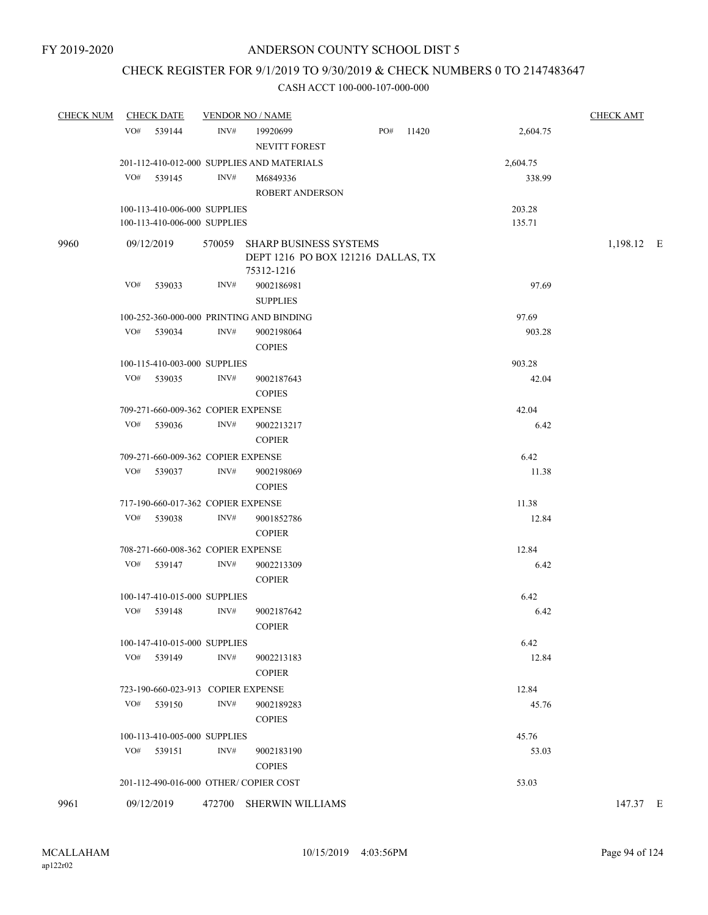FY 2019-2020

# ANDERSON COUNTY SCHOOL DIST 5

## CHECK REGISTER FOR 9/1/2019 TO 9/30/2019 & CHECK NUMBERS 0 TO 2147483647

### CASH ACCT 100-000-107-000-000

| CHECK NUM | CHECK DATE | VENDOR NO / NAME | | CHECK AMT |
|---|---|---|---|---|
| | VO# 539144 | INV# 19920699 NEVITT FOREST PO# 11420 | 2,604.75 | |
| | 201-112-410-012-000 SUPPLIES AND MATERIALS | | 2,604.75 | |
| | VO# 539145 | INV# M6849336 ROBERT ANDERSON | 338.99 | |
| | 100-113-410-006-000 SUPPLIES | | 203.28 | |
| | 100-113-410-006-000 SUPPLIES | | 135.71 | |
| 9960 | 09/12/2019 | 570059 SHARP BUSINESS SYSTEMS DEPT 1216 PO BOX 121216 DALLAS, TX 75312-1216 | | 1,198.12 E |
| | VO# 539033 | INV# 9002186981 SUPPLIES | 97.69 | |
| | 100-252-360-000-000 PRINTING AND BINDING | | 97.69 | |
| | VO# 539034 | INV# 9002198064 COPIES | 903.28 | |
| | 100-115-410-003-000 SUPPLIES | | 903.28 | |
| | VO# 539035 | INV# 9002187643 COPIES | 42.04 | |
| | 709-271-660-009-362 COPIER EXPENSE | | 42.04 | |
| | VO# 539036 | INV# 9002213217 COPIER | 6.42 | |
| | 709-271-660-009-362 COPIER EXPENSE | | 6.42 | |
| | VO# 539037 | INV# 9002198069 COPIES | 11.38 | |
| | 717-190-660-017-362 COPIER EXPENSE | | 11.38 | |
| | VO# 539038 | INV# 9001852786 COPIER | 12.84 | |
| | 708-271-660-008-362 COPIER EXPENSE | | 12.84 | |
| | VO# 539147 | INV# 9002213309 COPIER | 6.42 | |
| | 100-147-410-015-000 SUPPLIES | | 6.42 | |
| | VO# 539148 | INV# 9002187642 COPIER | 6.42 | |
| | 100-147-410-015-000 SUPPLIES | | 6.42 | |
| | VO# 539149 | INV# 9002213183 COPIER | 12.84 | |
| | 723-190-660-023-913 COPIER EXPENSE | | 12.84 | |
| | VO# 539150 | INV# 9002189283 COPIES | 45.76 | |
| | 100-113-410-005-000 SUPPLIES | | 45.76 | |
| | VO# 539151 | INV# 9002183190 COPIES | 53.03 | |
| | 201-112-490-016-000 OTHER/ COPIER COST | | 53.03 | |
| 9961 | 09/12/2019 | 472700 SHERWIN WILLIAMS | | 147.37 E |

MCALLAHAM ap122r02 10/15/2019 4:03:56PM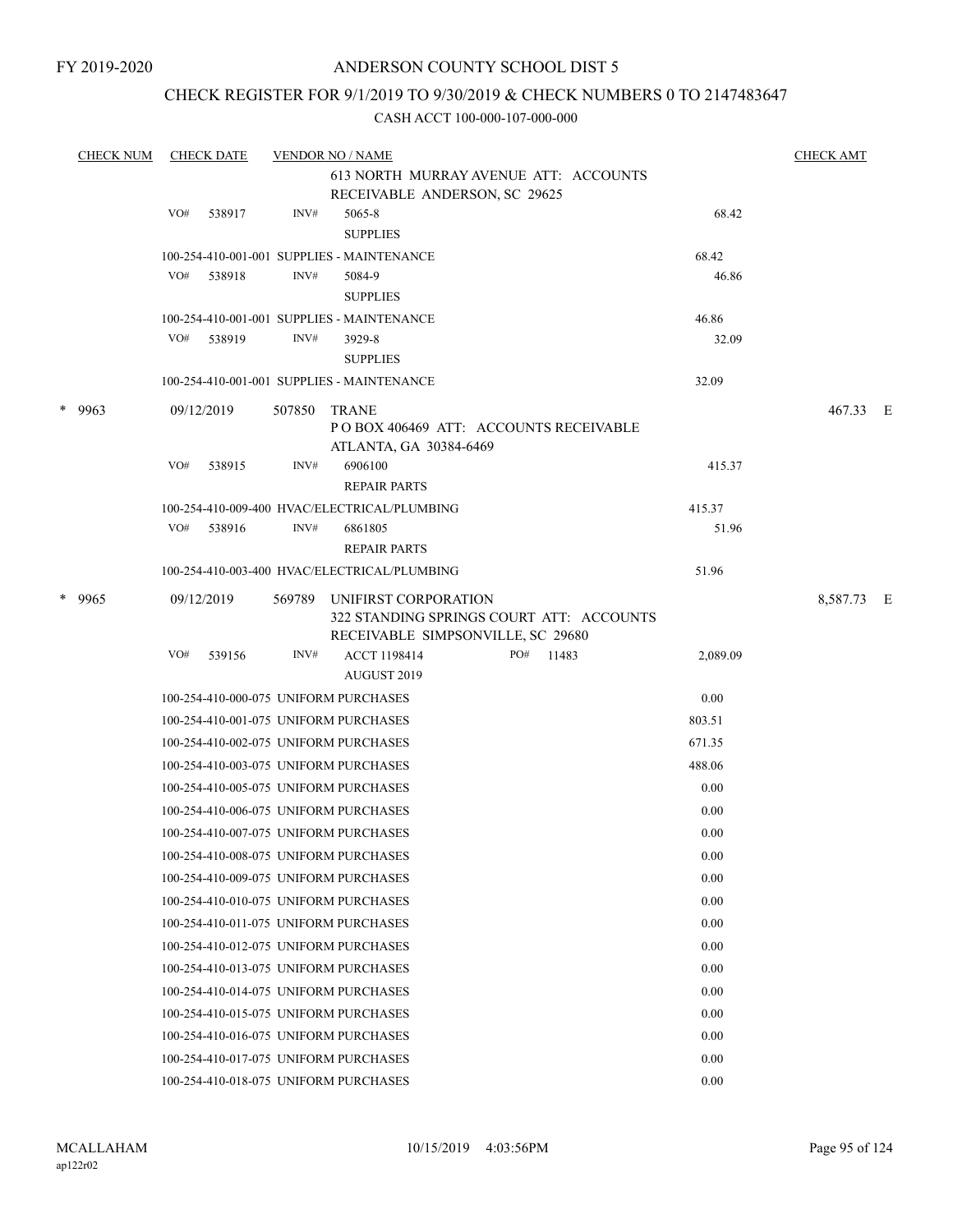FY 2019-2020

# ANDERSON COUNTY SCHOOL DIST 5

## CHECK REGISTER FOR 9/1/2019 TO 9/30/2019 & CHECK NUMBERS 0 TO 2147483647

### CASH ACCT 100-000-107-000-000

| CHECK NUM | CHECK DATE | VENDOR NO / NAME | | | CHECK AMT |
|---|---|---|---|---|---|
| | | 613 NORTH MURRAY AVENUE ATT: ACCOUNTS RECEIVABLE ANDERSON, SC 29625 | | | |
| | VO# 538917 | INV# 5065-8 SUPPLIES | | 68.42 | |
| | | 100-254-410-001-001 SUPPLIES - MAINTENANCE | 68.42 | | |
| | VO# 538918 | INV# 5084-9 SUPPLIES | | 46.86 | |
| | | 100-254-410-001-001 SUPPLIES - MAINTENANCE | 46.86 | | |
| | VO# 538919 | INV# 3929-8 SUPPLIES | | 32.09 | |
| | | 100-254-410-001-001 SUPPLIES - MAINTENANCE | 32.09 | | |
| * 9963 | 09/12/2019 | 507850 TRANE P O BOX 406469 ATT: ACCOUNTS RECEIVABLE ATLANTA, GA 30384-6469 | | | 467.33 E |
| | VO# 538915 | INV# 6906100 REPAIR PARTS | | 415.37 | |
| | | 100-254-410-009-400 HVAC/ELECTRICAL/PLUMBING | 415.37 | | |
| | VO# 538916 | INV# 6861805 REPAIR PARTS | | 51.96 | |
| | | 100-254-410-003-400 HVAC/ELECTRICAL/PLUMBING | 51.96 | | |
| * 9965 | 09/12/2019 | 569789 UNIFIRST CORPORATION 322 STANDING SPRINGS COURT ATT: ACCOUNTS RECEIVABLE SIMPSONVILLE, SC 29680 | | | 8,587.73 E |
| | VO# 539156 | INV# ACCT 1198414 PO# 11483 AUGUST 2019 | | 2,089.09 | |
| | | 100-254-410-000-075 UNIFORM PURCHASES | 0.00 | | |
| | | 100-254-410-001-075 UNIFORM PURCHASES | 803.51 | | |
| | | 100-254-410-002-075 UNIFORM PURCHASES | 671.35 | | |
| | | 100-254-410-003-075 UNIFORM PURCHASES | 488.06 | | |
| | | 100-254-410-005-075 UNIFORM PURCHASES | 0.00 | | |
| | | 100-254-410-006-075 UNIFORM PURCHASES | 0.00 | | |
| | | 100-254-410-007-075 UNIFORM PURCHASES | 0.00 | | |
| | | 100-254-410-008-075 UNIFORM PURCHASES | 0.00 | | |
| | | 100-254-410-009-075 UNIFORM PURCHASES | 0.00 | | |
| | | 100-254-410-010-075 UNIFORM PURCHASES | 0.00 | | |
| | | 100-254-410-011-075 UNIFORM PURCHASES | 0.00 | | |
| | | 100-254-410-012-075 UNIFORM PURCHASES | 0.00 | | |
| | | 100-254-410-013-075 UNIFORM PURCHASES | 0.00 | | |
| | | 100-254-410-014-075 UNIFORM PURCHASES | 0.00 | | |
| | | 100-254-410-015-075 UNIFORM PURCHASES | 0.00 | | |
| | | 100-254-410-016-075 UNIFORM PURCHASES | 0.00 | | |
| | | 100-254-410-017-075 UNIFORM PURCHASES | 0.00 | | |
| | | 100-254-410-018-075 UNIFORM PURCHASES | 0.00 | | |

MCALLAHAM ap122r02 10/15/2019 4:03:56PM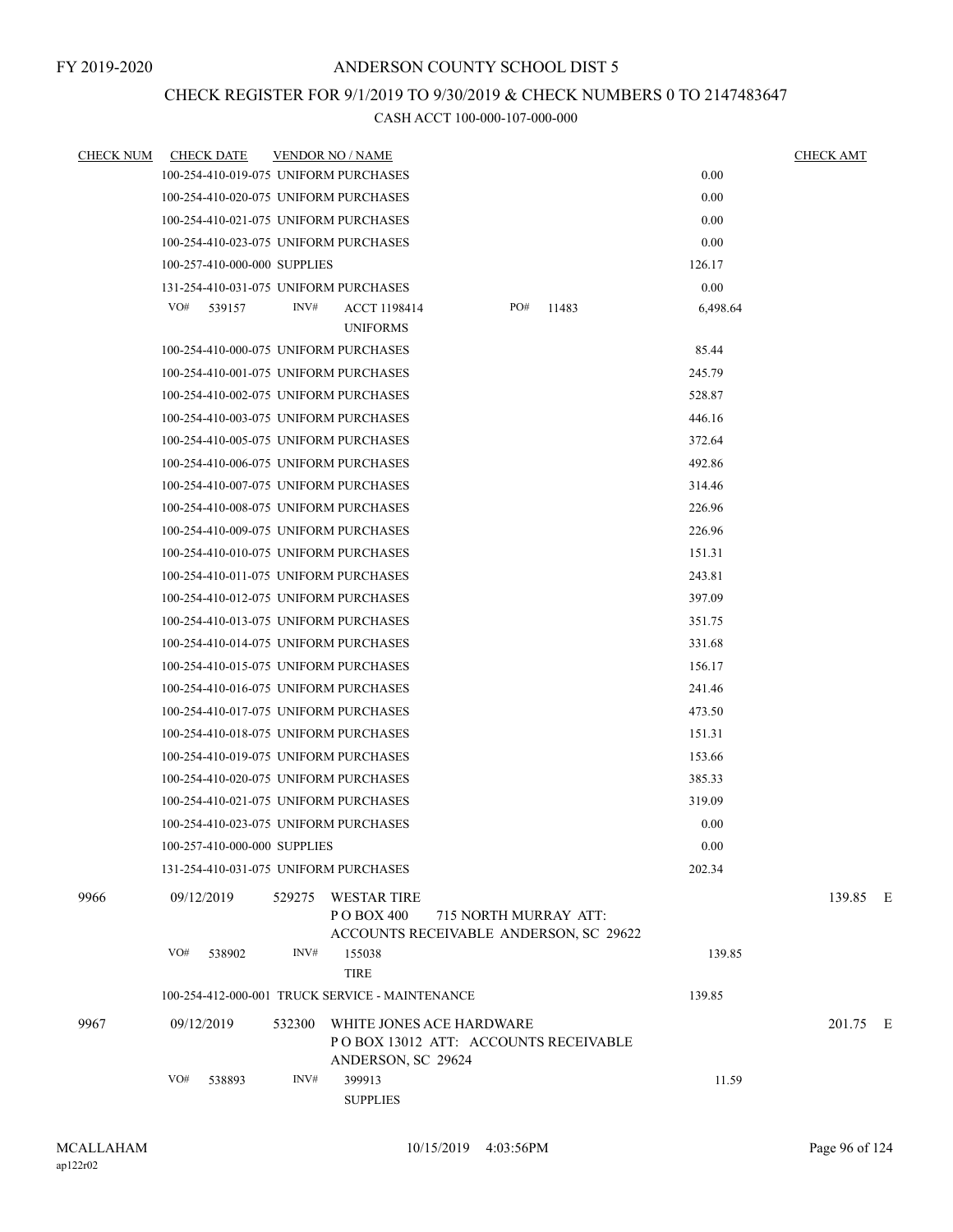FY 2019-2020

# ANDERSON COUNTY SCHOOL DIST 5

## CHECK REGISTER FOR 9/1/2019 TO 9/30/2019 & CHECK NUMBERS 0 TO 2147483647

CASH ACCT 100-000-107-000-000

| CHECK NUM | CHECK DATE | VENDOR NO / NAME | | CHECK AMT | |
|---|---|---|---|---|---|
| | 100-254-410-019-075 UNIFORM PURCHASES | | 0.00 | | |
| | 100-254-410-020-075 UNIFORM PURCHASES | | 0.00 | | |
| | 100-254-410-021-075 UNIFORM PURCHASES | | 0.00 | | |
| | 100-254-410-023-075 UNIFORM PURCHASES | | 0.00 | | |
| | 100-257-410-000-000 SUPPLIES | | 126.17 | | |
| | 131-254-410-031-075 UNIFORM PURCHASES | | 0.00 | | |
| | VO# 539157 | INV# ACCT 1198414 UNIFORMS PO# 11483 | 6,498.64 | | |
| | 100-254-410-000-075 UNIFORM PURCHASES | | 85.44 | | |
| | 100-254-410-001-075 UNIFORM PURCHASES | | 245.79 | | |
| | 100-254-410-002-075 UNIFORM PURCHASES | | 528.87 | | |
| | 100-254-410-003-075 UNIFORM PURCHASES | | 446.16 | | |
| | 100-254-410-005-075 UNIFORM PURCHASES | | 372.64 | | |
| | 100-254-410-006-075 UNIFORM PURCHASES | | 492.86 | | |
| | 100-254-410-007-075 UNIFORM PURCHASES | | 314.46 | | |
| | 100-254-410-008-075 UNIFORM PURCHASES | | 226.96 | | |
| | 100-254-410-009-075 UNIFORM PURCHASES | | 226.96 | | |
| | 100-254-410-010-075 UNIFORM PURCHASES | | 151.31 | | |
| | 100-254-410-011-075 UNIFORM PURCHASES | | 243.81 | | |
| | 100-254-410-012-075 UNIFORM PURCHASES | | 397.09 | | |
| | 100-254-410-013-075 UNIFORM PURCHASES | | 351.75 | | |
| | 100-254-410-014-075 UNIFORM PURCHASES | | 331.68 | | |
| | 100-254-410-015-075 UNIFORM PURCHASES | | 156.17 | | |
| | 100-254-410-016-075 UNIFORM PURCHASES | | 241.46 | | |
| | 100-254-410-017-075 UNIFORM PURCHASES | | 473.50 | | |
| | 100-254-410-018-075 UNIFORM PURCHASES | | 151.31 | | |
| | 100-254-410-019-075 UNIFORM PURCHASES | | 153.66 | | |
| | 100-254-410-020-075 UNIFORM PURCHASES | | 385.33 | | |
| | 100-254-410-021-075 UNIFORM PURCHASES | | 319.09 | | |
| | 100-254-410-023-075 UNIFORM PURCHASES | | 0.00 | | |
| | 100-257-410-000-000 SUPPLIES | | 0.00 | | |
| | 131-254-410-031-075 UNIFORM PURCHASES | | 202.34 | | |
| 9966 | 09/12/2019 | 529275 WESTAR TIRE<br>P O BOX 400 715 NORTH MURRAY ATT:<br>ACCOUNTS RECEIVABLE ANDERSON, SC 29622 | | 139.85 | E |
| | VO# 538902 | INV# 155038 TIRE | 139.85 | | |
| | 100-254-412-000-001 TRUCK SERVICE - MAINTENANCE | | 139.85 | | |
| 9967 | 09/12/2019 | 532300 WHITE JONES ACE HARDWARE<br>P O BOX 13012 ATT: ACCOUNTS RECEIVABLE<br>ANDERSON, SC 29624 | | 201.75 | E |
| | VO# 538893 | INV# 399913 SUPPLIES | 11.59 | | |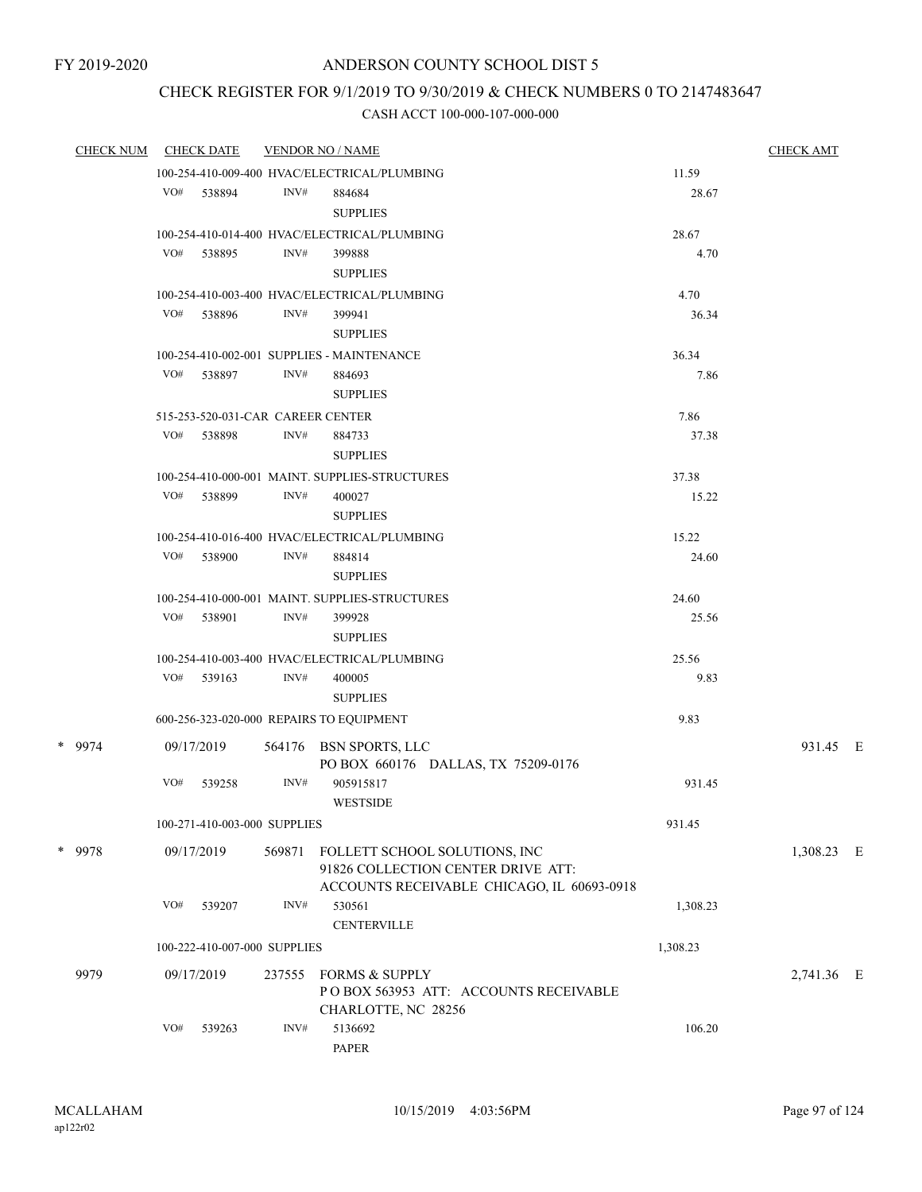FY 2019-2020

# ANDERSON COUNTY SCHOOL DIST 5

## CHECK REGISTER FOR 9/1/2019 TO 9/30/2019 & CHECK NUMBERS 0 TO 2147483647

### CASH ACCT 100-000-107-000-000

| CHECK NUM | CHECK DATE | VENDOR NO / NAME | | CHECK AMT |
|---|---|---|---|---|
| | 100-254-410-009-400 HVAC/ELECTRICAL/PLUMBING | | 11.59 | |
| | VO# 538894 | INV# 884684 SUPPLIES | 28.67 | |
| | 100-254-410-014-400 HVAC/ELECTRICAL/PLUMBING | | 28.67 | |
| | VO# 538895 | INV# 399888 SUPPLIES | 4.70 | |
| | 100-254-410-003-400 HVAC/ELECTRICAL/PLUMBING | | 4.70 | |
| | VO# 538896 | INV# 399941 SUPPLIES | 36.34 | |
| | 100-254-410-002-001 SUPPLIES - MAINTENANCE | | 36.34 | |
| | VO# 538897 | INV# 884693 SUPPLIES | 7.86 | |
| | 515-253-520-031-CAR CAREER CENTER | | 7.86 | |
| | VO# 538898 | INV# 884733 SUPPLIES | 37.38 | |
| | 100-254-410-000-001 MAINT. SUPPLIES-STRUCTURES | | 37.38 | |
| | VO# 538899 | INV# 400027 SUPPLIES | 15.22 | |
| | 100-254-410-016-400 HVAC/ELECTRICAL/PLUMBING | | 15.22 | |
| | VO# 538900 | INV# 884814 SUPPLIES | 24.60 | |
| | 100-254-410-000-001 MAINT. SUPPLIES-STRUCTURES | | 24.60 | |
| | VO# 538901 | INV# 399928 SUPPLIES | 25.56 | |
| | 100-254-410-003-400 HVAC/ELECTRICAL/PLUMBING | | 25.56 | |
| | VO# 539163 | INV# 400005 SUPPLIES | 9.83 | |
| | 600-256-323-020-000 REPAIRS TO EQUIPMENT | | 9.83 | |
| * 9974 | 09/17/2019 | 564176 BSN SPORTS, LLC PO BOX 660176 DALLAS, TX 75209-0176 | | 931.45 E |
| | VO# 539258 | INV# 905915817 WESTSIDE | 931.45 | |
| | 100-271-410-003-000 SUPPLIES | | 931.45 | |
| * 9978 | 09/17/2019 | 569871 FOLLETT SCHOOL SOLUTIONS, INC 91826 COLLECTION CENTER DRIVE ATT: ACCOUNTS RECEIVABLE CHICAGO, IL 60693-0918 | | 1,308.23 E |
| | VO# 539207 | INV# 530561 CENTERVILLE | 1,308.23 | |
| | 100-222-410-007-000 SUPPLIES | | 1,308.23 | |
| 9979 | 09/17/2019 | 237555 FORMS & SUPPLY P O BOX 563953 ATT: ACCOUNTS RECEIVABLE CHARLOTTE, NC 28256 | | 2,741.36 E |
| | VO# 539263 | INV# 5136692 PAPER | 106.20 | |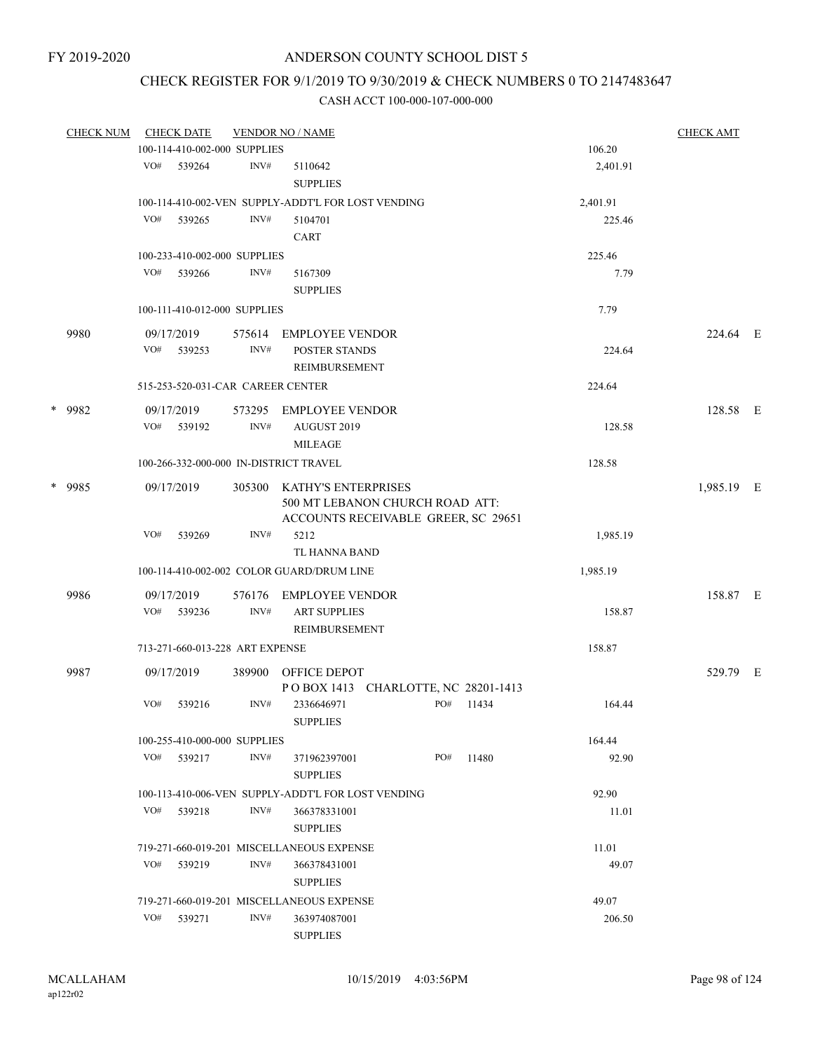FY 2019-2020

# ANDERSON COUNTY SCHOOL DIST 5

## CHECK REGISTER FOR 9/1/2019 TO 9/30/2019 & CHECK NUMBERS 0 TO 2147483647

### CASH ACCT 100-000-107-000-000

| CHECK NUM | CHECK DATE | VENDOR NO / NAME | | | CHECK AMT |
|---|---|---|---|---|---|
| | 100-114-410-002-000 SUPPLIES | | | 106.20 | |
| | VO# 539264 | INV# | 5110642 SUPPLIES | 2,401.91 | |
| | 100-114-410-002-VEN SUPPLY-ADDT'L FOR LOST VENDING | | | 2,401.91 | |
| | VO# 539265 | INV# | 5104701 CART | 225.46 | |
| | 100-233-410-002-000 SUPPLIES | | | 225.46 | |
| | VO# 539266 | INV# | 5167309 SUPPLIES | 7.79 | |
| | 100-111-410-012-000 SUPPLIES | | | 7.79 | |
| 9980 | 09/17/2019 | 575614 | EMPLOYEE VENDOR | | 224.64 E |
| | VO# 539253 | INV# | POSTER STANDS REIMBURSEMENT | 224.64 | |
| | 515-253-520-031-CAR CAREER CENTER | | | 224.64 | |
| * 9982 | 09/17/2019 | 573295 | EMPLOYEE VENDOR | | 128.58 E |
| | VO# 539192 | INV# | AUGUST 2019 MILEAGE | 128.58 | |
| | 100-266-332-000-000 IN-DISTRICT TRAVEL | | | 128.58 | |
| * 9985 | 09/17/2019 | 305300 | KATHY'S ENTERPRISES 500 MT LEBANON CHURCH ROAD ATT: ACCOUNTS RECEIVABLE GREER, SC 29651 | | 1,985.19 E |
| | VO# 539269 | INV# | 5212 TL HANNA BAND | 1,985.19 | |
| | 100-114-410-002-002 COLOR GUARD/DRUM LINE | | | 1,985.19 | |
| 9986 | 09/17/2019 | 576176 | EMPLOYEE VENDOR | | 158.87 E |
| | VO# 539236 | INV# | ART SUPPLIES REIMBURSEMENT | 158.87 | |
| | 713-271-660-013-228 ART EXPENSE | | | 158.87 | |
| 9987 | 09/17/2019 | 389900 | OFFICE DEPOT P O BOX 1413 CHARLOTTE, NC 28201-1413 | | 529.79 E |
| | VO# 539216 | INV# | 2336646971 SUPPLIES PO# 11434 | 164.44 | |
| | 100-255-410-000-000 SUPPLIES | | | 164.44 | |
| | VO# 539217 | INV# | 371962397001 SUPPLIES PO# 11480 | 92.90 | |
| | 100-113-410-006-VEN SUPPLY-ADDT'L FOR LOST VENDING | | | 92.90 | |
| | VO# 539218 | INV# | 366378331001 SUPPLIES | 11.01 | |
| | 719-271-660-019-201 MISCELLANEOUS EXPENSE | | | 11.01 | |
| | VO# 539219 | INV# | 366378431001 SUPPLIES | 49.07 | |
| | 719-271-660-019-201 MISCELLANEOUS EXPENSE | | | 49.07 | |
| | VO# 539271 | INV# | 363974087001 SUPPLIES | 206.50 | |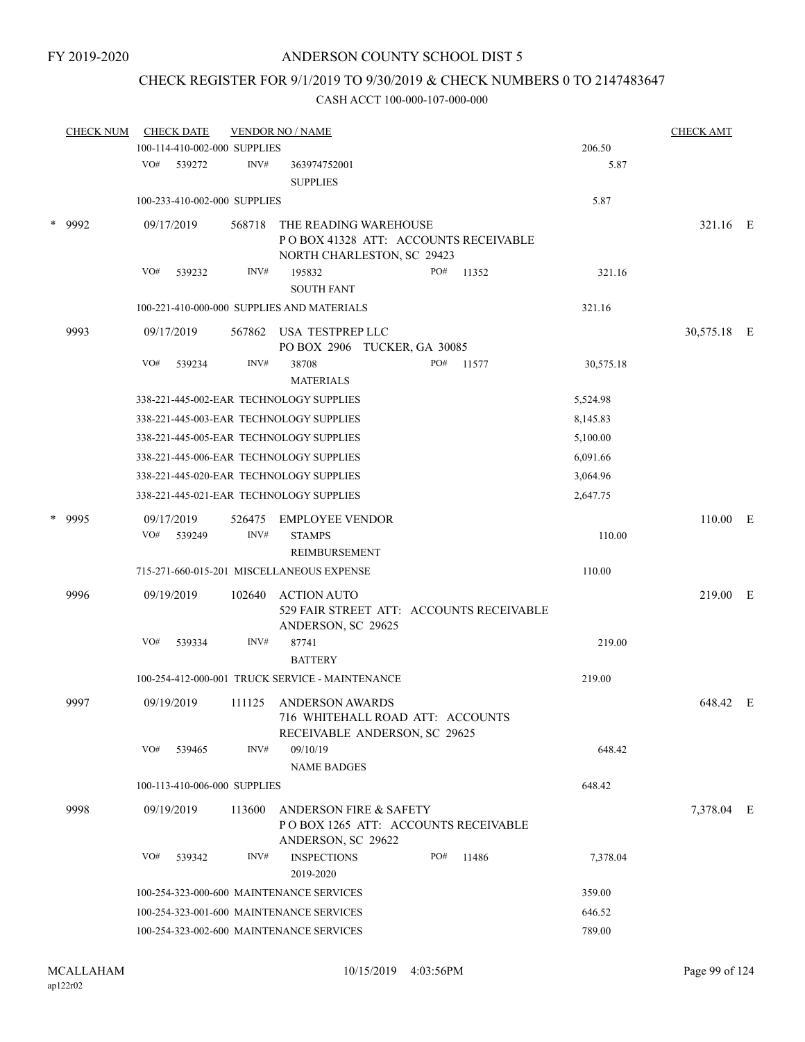FY 2019-2020

# ANDERSON COUNTY SCHOOL DIST 5

## CHECK REGISTER FOR 9/1/2019 TO 9/30/2019 & CHECK NUMBERS 0 TO 2147483647

### CASH ACCT 100-000-107-000-000

| CHECK NUM | CHECK DATE | VENDOR NO / NAME | | CHECK AMT |
|---|---|---|---|---|
| | 100-114-410-002-000 SUPPLIES | | 206.50 | |
| | VO# 539272 | INV# 363974752001 SUPPLIES | 5.87 | |
| | 100-233-410-002-000 SUPPLIES | | 5.87 | |
| * 9992 | 09/17/2019 | 568718 THE READING WAREHOUSE P O BOX 41328 ATT: ACCOUNTS RECEIVABLE NORTH CHARLESTON, SC 29423 | | 321.16 E |
| | VO# 539232 | INV# 195832 PO# 11352 SOUTH FANT | 321.16 | |
| | 100-221-410-000-000 SUPPLIES AND MATERIALS | | 321.16 | |
| 9993 | 09/17/2019 | 567862 USA TESTPREP LLC PO BOX 2906 TUCKER, GA 30085 | | 30,575.18 E |
| | VO# 539234 | INV# 38708 PO# 11577 MATERIALS | 30,575.18 | |
| | 338-221-445-002-EAR TECHNOLOGY SUPPLIES | | 5,524.98 | |
| | 338-221-445-003-EAR TECHNOLOGY SUPPLIES | | 8,145.83 | |
| | 338-221-445-005-EAR TECHNOLOGY SUPPLIES | | 5,100.00 | |
| | 338-221-445-006-EAR TECHNOLOGY SUPPLIES | | 6,091.66 | |
| | 338-221-445-020-EAR TECHNOLOGY SUPPLIES | | 3,064.96 | |
| | 338-221-445-021-EAR TECHNOLOGY SUPPLIES | | 2,647.75 | |
| * 9995 | 09/17/2019 | 526475 EMPLOYEE VENDOR | | 110.00 E |
| | VO# 539249 | INV# STAMPS REIMBURSEMENT | 110.00 | |
| | 715-271-660-015-201 MISCELLANEOUS EXPENSE | | 110.00 | |
| 9996 | 09/19/2019 | 102640 ACTION AUTO 529 FAIR STREET ATT: ACCOUNTS RECEIVABLE ANDERSON, SC 29625 | | 219.00 E |
| | VO# 539334 | INV# 87741 BATTERY | 219.00 | |
| | 100-254-412-000-001 TRUCK SERVICE - MAINTENANCE | | 219.00 | |
| 9997 | 09/19/2019 | 111125 ANDERSON AWARDS 716 WHITEHALL ROAD ATT: ACCOUNTS RECEIVABLE ANDERSON, SC 29625 | | 648.42 E |
| | VO# 539465 | INV# 09/10/19 NAME BADGES | 648.42 | |
| | 100-113-410-006-000 SUPPLIES | | 648.42 | |
| 9998 | 09/19/2019 | 113600 ANDERSON FIRE & SAFETY P O BOX 1265 ATT: ACCOUNTS RECEIVABLE ANDERSON, SC 29622 | | 7,378.04 E |
| | VO# 539342 | INV# INSPECTIONS 2019-2020 PO# 11486 | 7,378.04 | |
| | 100-254-323-000-600 MAINTENANCE SERVICES | | 359.00 | |
| | 100-254-323-001-600 MAINTENANCE SERVICES | | 646.52 | |
| | 100-254-323-002-600 MAINTENANCE SERVICES | | 789.00 | |

MCALLAHAM
ap122r02

10/15/2019 4:03:56PM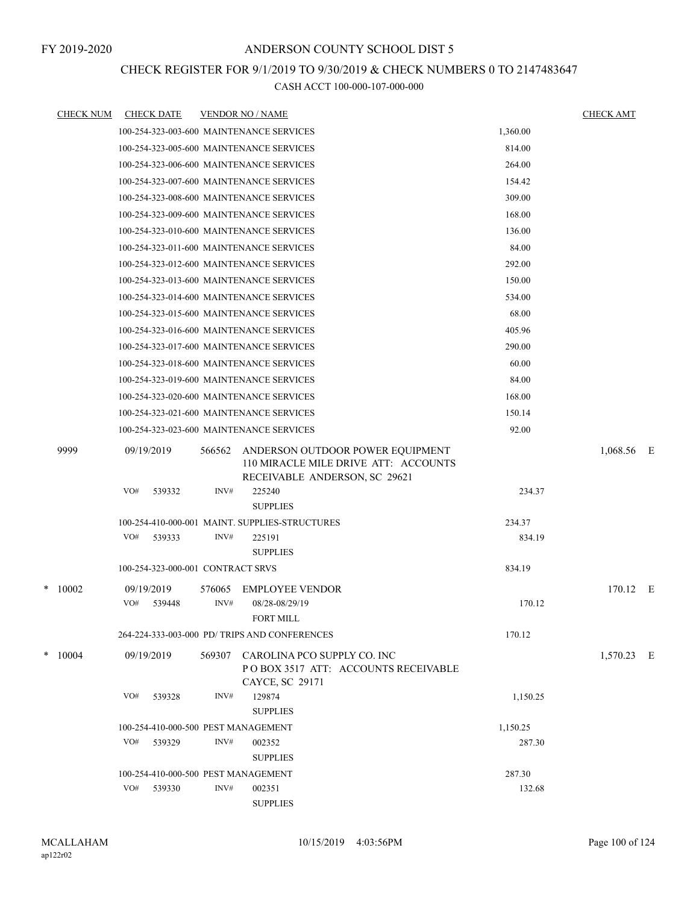FY 2019-2020

# ANDERSON COUNTY SCHOOL DIST 5

## CHECK REGISTER FOR 9/1/2019 TO 9/30/2019 & CHECK NUMBERS 0 TO 2147483647

### CASH ACCT 100-000-107-000-000

| CHECK NUM | CHECK DATE | VENDOR NO / NAME | | CHECK AMT |
|---|---|---|---|---|
| | | 100-254-323-003-600 MAINTENANCE SERVICES | 1,360.00 | |
| | | 100-254-323-005-600 MAINTENANCE SERVICES | 814.00 | |
| | | 100-254-323-006-600 MAINTENANCE SERVICES | 264.00 | |
| | | 100-254-323-007-600 MAINTENANCE SERVICES | 154.42 | |
| | | 100-254-323-008-600 MAINTENANCE SERVICES | 309.00 | |
| | | 100-254-323-009-600 MAINTENANCE SERVICES | 168.00 | |
| | | 100-254-323-010-600 MAINTENANCE SERVICES | 136.00 | |
| | | 100-254-323-011-600 MAINTENANCE SERVICES | 84.00 | |
| | | 100-254-323-012-600 MAINTENANCE SERVICES | 292.00 | |
| | | 100-254-323-013-600 MAINTENANCE SERVICES | 150.00 | |
| | | 100-254-323-014-600 MAINTENANCE SERVICES | 534.00 | |
| | | 100-254-323-015-600 MAINTENANCE SERVICES | 68.00 | |
| | | 100-254-323-016-600 MAINTENANCE SERVICES | 405.96 | |
| | | 100-254-323-017-600 MAINTENANCE SERVICES | 290.00 | |
| | | 100-254-323-018-600 MAINTENANCE SERVICES | 60.00 | |
| | | 100-254-323-019-600 MAINTENANCE SERVICES | 84.00 | |
| | | 100-254-323-020-600 MAINTENANCE SERVICES | 168.00 | |
| | | 100-254-323-021-600 MAINTENANCE SERVICES | 150.14 | |
| | | 100-254-323-023-600 MAINTENANCE SERVICES | 92.00 | |
| 9999 | 09/19/2019 | 566562 ANDERSON OUTDOOR POWER EQUIPMENT 110 MIRACLE MILE DRIVE ATT: ACCOUNTS RECEIVABLE ANDERSON, SC 29621 | | 1,068.56 E |
| | VO# 539332 | INV# 225240 SUPPLIES | 234.37 | |
| | | 100-254-410-000-001 MAINT. SUPPLIES-STRUCTURES | 234.37 | |
| | VO# 539333 | INV# 225191 SUPPLIES | 834.19 | |
| | | 100-254-323-000-001 CONTRACT SRVS | 834.19 | |
| * 10002 | 09/19/2019 | 576065 EMPLOYEE VENDOR | | 170.12 E |
| | VO# 539448 | INV# 08/28-08/29/19 FORT MILL | 170.12 | |
| | | 264-224-333-003-000 PD/ TRIPS AND CONFERENCES | 170.12 | |
| * 10004 | 09/19/2019 | 569307 CAROLINA PCO SUPPLY CO. INC P O BOX 3517 ATT: ACCOUNTS RECEIVABLE CAYCE, SC 29171 | | 1,570.23 E |
| | VO# 539328 | INV# 129874 SUPPLIES | 1,150.25 | |
| | | 100-254-410-000-500 PEST MANAGEMENT | 1,150.25 | |
| | VO# 539329 | INV# 002352 SUPPLIES | 287.30 | |
| | | 100-254-410-000-500 PEST MANAGEMENT | 287.30 | |
| | VO# 539330 | INV# 002351 SUPPLIES | 132.68 | |

MCALLAHAM
ap122r02

10/15/2019 4:03:56PM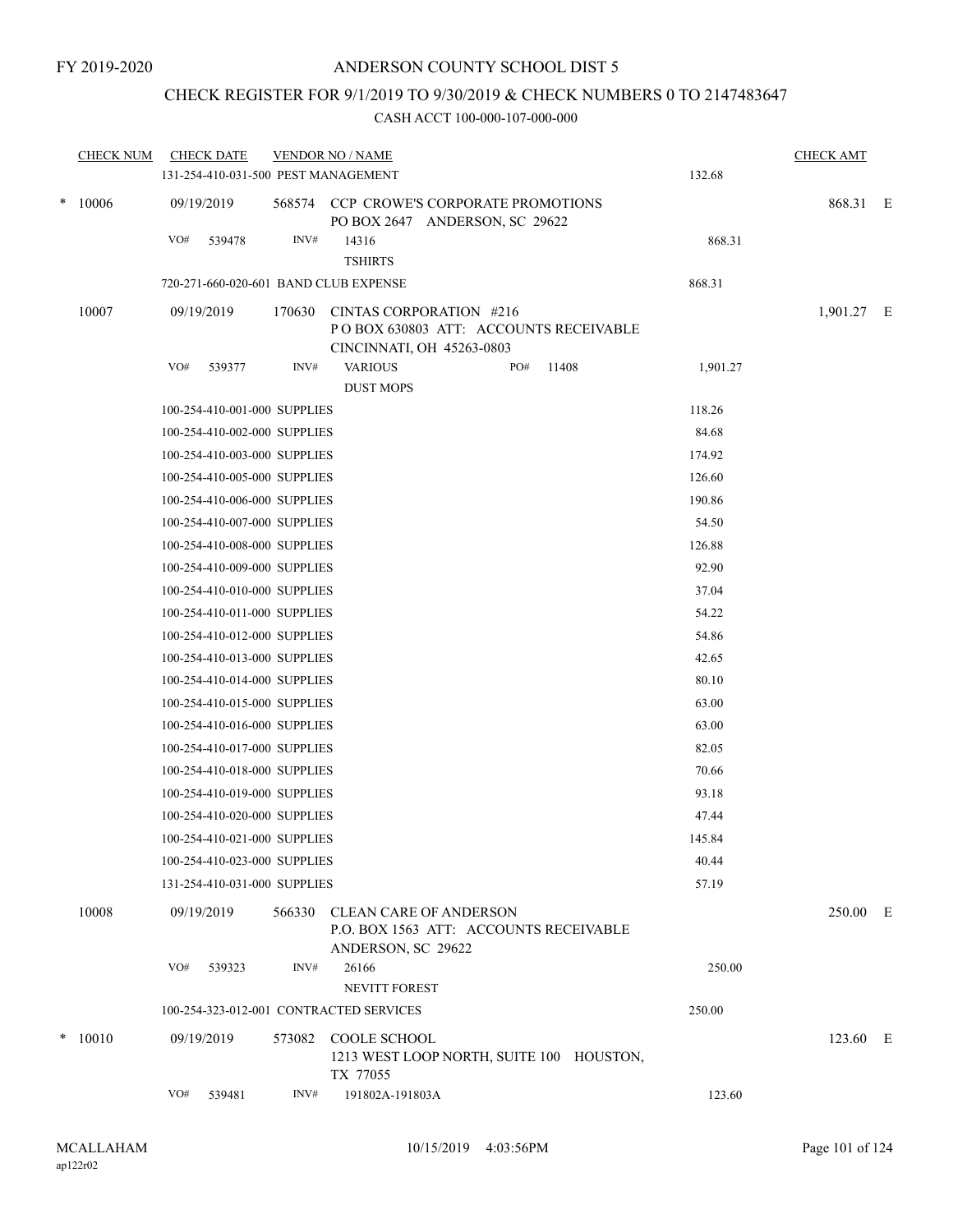FY 2019-2020

# ANDERSON COUNTY SCHOOL DIST 5

## CHECK REGISTER FOR 9/1/2019 TO 9/30/2019 & CHECK NUMBERS 0 TO 2147483647

CASH ACCT 100-000-107-000-000

| CHECK NUM | CHECK DATE | VENDOR NO / NAME | | CHECK AMT | |
|---|---|---|---|---|---|
| | 131-254-410-031-500 PEST MANAGEMENT | | 132.68 | | |
| * 10006 | 09/19/2019 | 568574 CCP CROWE'S CORPORATE PROMOTIONS<br>PO BOX 2647 ANDERSON, SC 29622 | | 868.31 | E |
| | VO# 539478 | INV# 14316<br>TSHIRTS | 868.31 | | |
| | 720-271-660-020-601 BAND CLUB EXPENSE | | 868.31 | | |
| 10007 | 09/19/2019 | 170630 CINTAS CORPORATION #216<br>P O BOX 630803 ATT: ACCOUNTS RECEIVABLE<br>CINCINNATI, OH 45263-0803 | | 1,901.27 | E |
| | VO# 539377 | INV# VARIOUS PO# 11408<br>DUST MOPS | 1,901.27 | | |
| | 100-254-410-001-000 SUPPLIES | | 118.26 | | |
| | 100-254-410-002-000 SUPPLIES | | 84.68 | | |
| | 100-254-410-003-000 SUPPLIES | | 174.92 | | |
| | 100-254-410-005-000 SUPPLIES | | 126.60 | | |
| | 100-254-410-006-000 SUPPLIES | | 190.86 | | |
| | 100-254-410-007-000 SUPPLIES | | 54.50 | | |
| | 100-254-410-008-000 SUPPLIES | | 126.88 | | |
| | 100-254-410-009-000 SUPPLIES | | 92.90 | | |
| | 100-254-410-010-000 SUPPLIES | | 37.04 | | |
| | 100-254-410-011-000 SUPPLIES | | 54.22 | | |
| | 100-254-410-012-000 SUPPLIES | | 54.86 | | |
| | 100-254-410-013-000 SUPPLIES | | 42.65 | | |
| | 100-254-410-014-000 SUPPLIES | | 80.10 | | |
| | 100-254-410-015-000 SUPPLIES | | 63.00 | | |
| | 100-254-410-016-000 SUPPLIES | | 63.00 | | |
| | 100-254-410-017-000 SUPPLIES | | 82.05 | | |
| | 100-254-410-018-000 SUPPLIES | | 70.66 | | |
| | 100-254-410-019-000 SUPPLIES | | 93.18 | | |
| | 100-254-410-020-000 SUPPLIES | | 47.44 | | |
| | 100-254-410-021-000 SUPPLIES | | 145.84 | | |
| | 100-254-410-023-000 SUPPLIES | | 40.44 | | |
| | 131-254-410-031-000 SUPPLIES | | 57.19 | | |
| 10008 | 09/19/2019 | 566330 CLEAN CARE OF ANDERSON<br>P.O. BOX 1563 ATT: ACCOUNTS RECEIVABLE<br>ANDERSON, SC 29622 | | 250.00 | E |
| | VO# 539323 | INV# 26166<br>NEVITT FOREST | 250.00 | | |
| | 100-254-323-012-001 CONTRACTED SERVICES | | 250.00 | | |
| * 10010 | 09/19/2019 | 573082 COOLE SCHOOL<br>1213 WEST LOOP NORTH, SUITE 100 HOUSTON,<br>TX 77055 | | 123.60 | E |
| | VO# 539481 | INV# 191802A-191803A | 123.60 | | |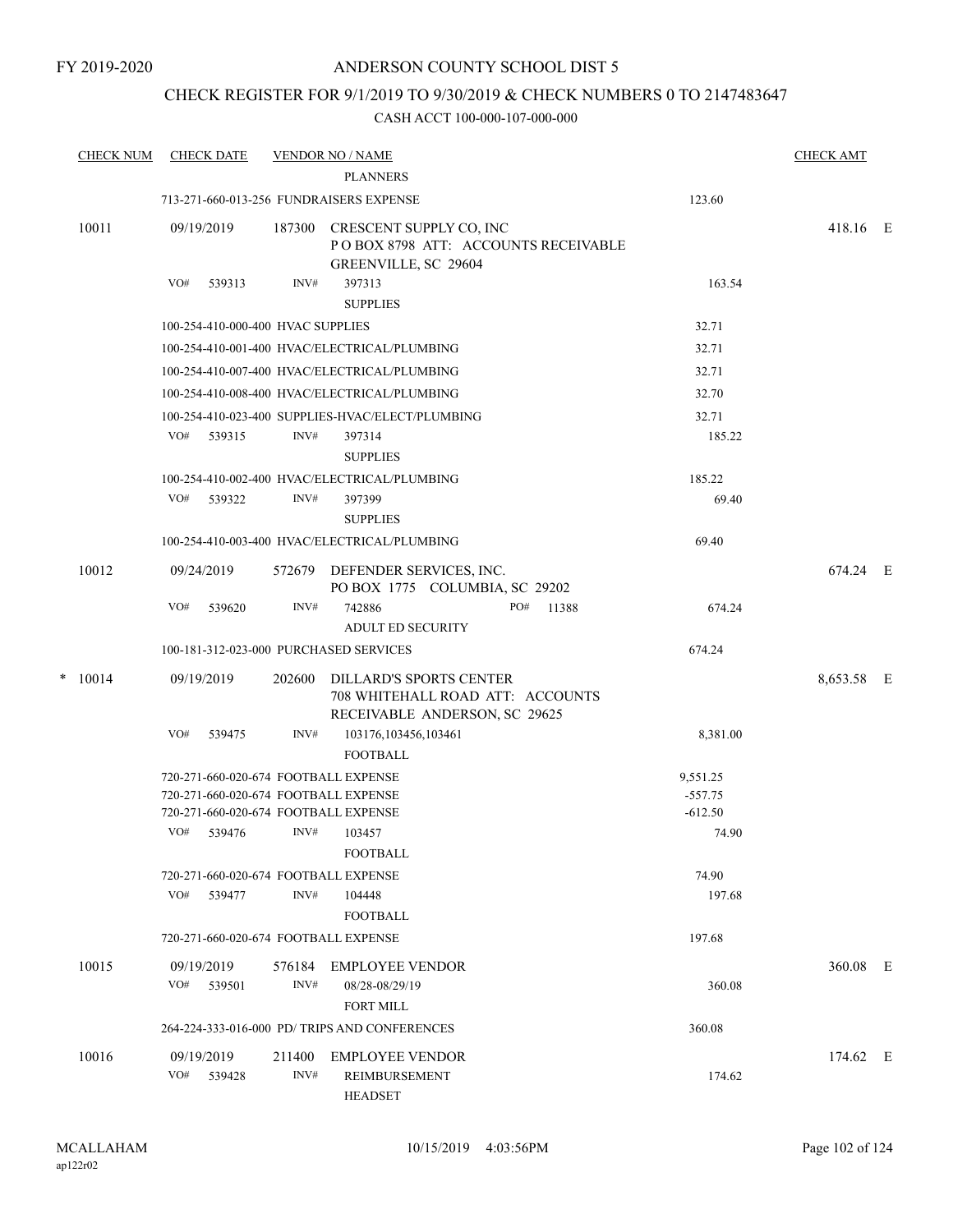FY 2019-2020

# ANDERSON COUNTY SCHOOL DIST 5

## CHECK REGISTER FOR 9/1/2019 TO 9/30/2019 & CHECK NUMBERS 0 TO 2147483647

### CASH ACCT 100-000-107-000-000

| CHECK NUM | CHECK DATE | VENDOR NO / NAME | | CHECK AMT |
|---|---|---|---|---|
| | | PLANNERS | | |
| | 713-271-660-013-256 FUNDRAISERS EXPENSE | | 123.60 | |
| 10011 | 09/19/2019 | 187300 CRESCENT SUPPLY CO, INC<br>P O BOX 8798 ATT: ACCOUNTS RECEIVABLE<br>GREENVILLE, SC 29604 | | 418.16 E |
| | VO# 539313 | INV# 397313<br>SUPPLIES | 163.54 | |
| | 100-254-410-000-400 HVAC SUPPLIES | | 32.71 | |
| | 100-254-410-001-400 HVAC/ELECTRICAL/PLUMBING | | 32.71 | |
| | 100-254-410-007-400 HVAC/ELECTRICAL/PLUMBING | | 32.71 | |
| | 100-254-410-008-400 HVAC/ELECTRICAL/PLUMBING | | 32.70 | |
| | 100-254-410-023-400 SUPPLIES-HVAC/ELECT/PLUMBING | | 32.71 | |
| | VO# 539315 | INV# 397314<br>SUPPLIES | 185.22 | |
| | 100-254-410-002-400 HVAC/ELECTRICAL/PLUMBING | | 185.22 | |
| | VO# 539322 | INV# 397399<br>SUPPLIES | 69.40 | |
| | 100-254-410-003-400 HVAC/ELECTRICAL/PLUMBING | | 69.40 | |
| 10012 | 09/24/2019 | 572679 DEFENDER SERVICES, INC.<br>PO BOX 1775 COLUMBIA, SC 29202 | | 674.24 E |
| | VO# 539620 | INV# 742886 PO# 11388<br>ADULT ED SECURITY | 674.24 | |
| | 100-181-312-023-000 PURCHASED SERVICES | | 674.24 | |
| * 10014 | 09/19/2019 | 202600 DILLARD'S SPORTS CENTER<br>708 WHITEHALL ROAD ATT: ACCOUNTS<br>RECEIVABLE ANDERSON, SC 29625 | | 8,653.58 E |
| | VO# 539475 | INV# 103176,103456,103461<br>FOOTBALL | 8,381.00 | |
| | 720-271-660-020-674 FOOTBALL EXPENSE | | 9,551.25 | |
| | 720-271-660-020-674 FOOTBALL EXPENSE | | -557.75 | |
| | 720-271-660-020-674 FOOTBALL EXPENSE | | -612.50 | |
| | VO# 539476 | INV# 103457<br>FOOTBALL | 74.90 | |
| | 720-271-660-020-674 FOOTBALL EXPENSE | | 74.90 | |
| | VO# 539477 | INV# 104448<br>FOOTBALL | 197.68 | |
| | 720-271-660-020-674 FOOTBALL EXPENSE | | 197.68 | |
| 10015 | 09/19/2019 | 576184 EMPLOYEE VENDOR | | 360.08 E |
| | VO# 539501 | INV# 08/28-08/29/19<br>FORT MILL | 360.08 | |
| | 264-224-333-016-000 PD/ TRIPS AND CONFERENCES | | 360.08 | |
| 10016 | 09/19/2019 | 211400 EMPLOYEE VENDOR | | 174.62 E |
| | VO# 539428 | INV# REIMBURSEMENT<br>HEADSET | 174.62 | |

MCALLAHAM
ap122r02

10/15/2019 4:03:56PM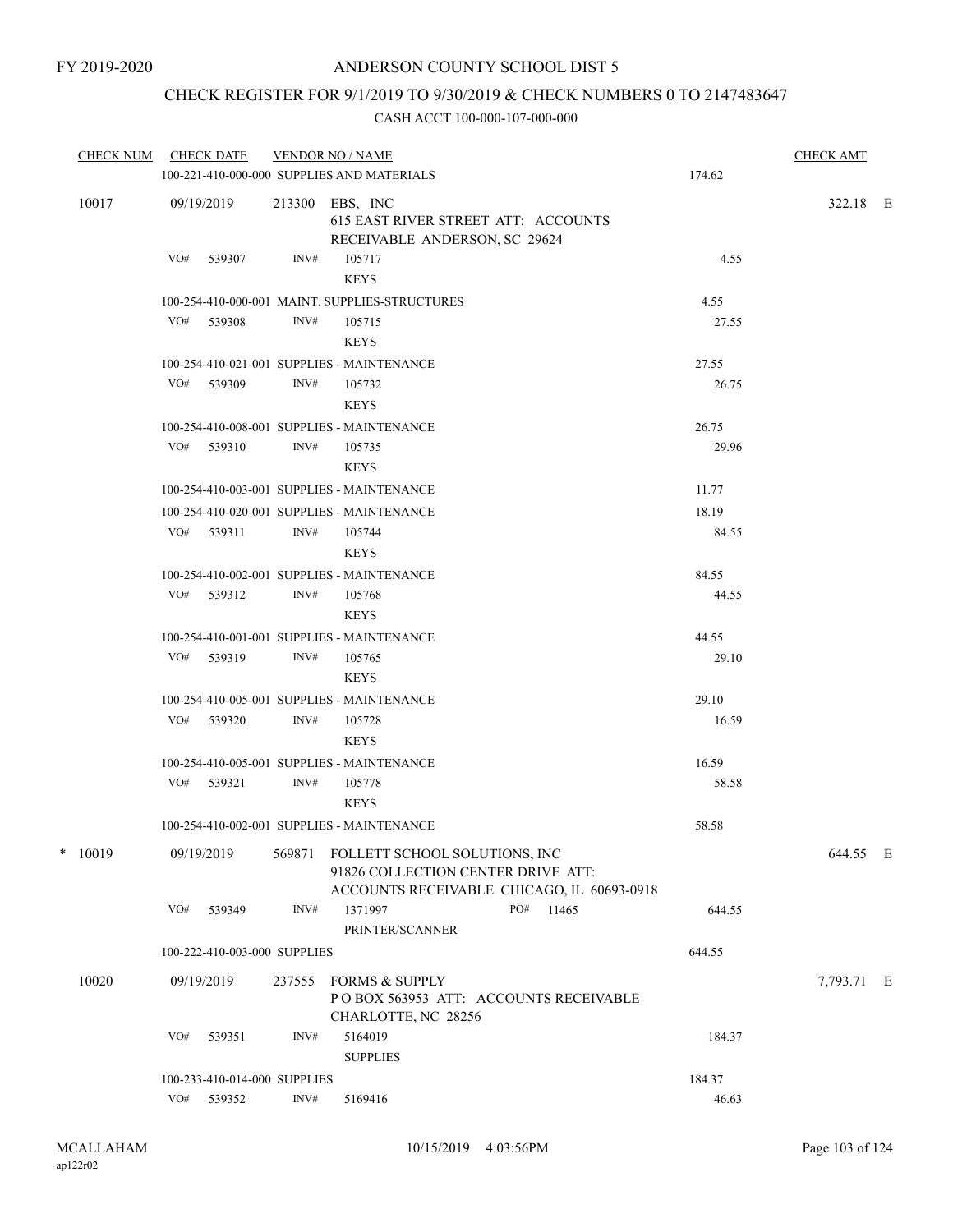FY 2019-2020

# ANDERSON COUNTY SCHOOL DIST 5

## CHECK REGISTER FOR 9/1/2019 TO 9/30/2019 & CHECK NUMBERS 0 TO 2147483647

CASH ACCT 100-000-107-000-000

| CHECK NUM | CHECK DATE | VENDOR NO / NAME | | CHECK AMT |
|---|---|---|---|---|
| | 100-221-410-000-000 SUPPLIES AND MATERIALS | | 174.62 | |
| 10017 | 09/19/2019 | 213300 EBS, INC<br>615 EAST RIVER STREET ATT: ACCOUNTS RECEIVABLE ANDERSON, SC 29624 | | 322.18 E |
| | VO# 539307 | INV# 105717<br>KEYS | 4.55 | |
| | 100-254-410-000-001 MAINT. SUPPLIES-STRUCTURES | | 4.55 | |
| | VO# 539308 | INV# 105715<br>KEYS | 27.55 | |
| | 100-254-410-021-001 SUPPLIES - MAINTENANCE | | 27.55 | |
| | VO# 539309 | INV# 105732<br>KEYS | 26.75 | |
| | 100-254-410-008-001 SUPPLIES - MAINTENANCE | | 26.75 | |
| | VO# 539310 | INV# 105735<br>KEYS | 29.96 | |
| | 100-254-410-003-001 SUPPLIES - MAINTENANCE | | 11.77 | |
| | 100-254-410-020-001 SUPPLIES - MAINTENANCE | | 18.19 | |
| | VO# 539311 | INV# 105744<br>KEYS | 84.55 | |
| | 100-254-410-002-001 SUPPLIES - MAINTENANCE | | 84.55 | |
| | VO# 539312 | INV# 105768<br>KEYS | 44.55 | |
| | 100-254-410-001-001 SUPPLIES - MAINTENANCE | | 44.55 | |
| | VO# 539319 | INV# 105765<br>KEYS | 29.10 | |
| | 100-254-410-005-001 SUPPLIES - MAINTENANCE | | 29.10 | |
| | VO# 539320 | INV# 105728<br>KEYS | 16.59 | |
| | 100-254-410-005-001 SUPPLIES - MAINTENANCE | | 16.59 | |
| | VO# 539321 | INV# 105778<br>KEYS | 58.58 | |
| | 100-254-410-002-001 SUPPLIES - MAINTENANCE | | 58.58 | |
| * 10019 | 09/19/2019 | 569871 FOLLETT SCHOOL SOLUTIONS, INC<br>91826 COLLECTION CENTER DRIVE ATT: ACCOUNTS RECEIVABLE CHICAGO, IL 60693-0918 | | 644.55 E |
| | VO# 539349 | INV# 1371997 PO# 11465<br>PRINTER/SCANNER | 644.55 | |
| | 100-222-410-003-000 SUPPLIES | | 644.55 | |
| 10020 | 09/19/2019 | 237555 FORMS & SUPPLY<br>P O BOX 563953 ATT: ACCOUNTS RECEIVABLE CHARLOTTE, NC 28256 | | 7,793.71 E |
| | VO# 539351 | INV# 5164019<br>SUPPLIES | 184.37 | |
| | 100-233-410-014-000 SUPPLIES | | 184.37 | |
| | VO# 539352 | INV# 5169416 | 46.63 | |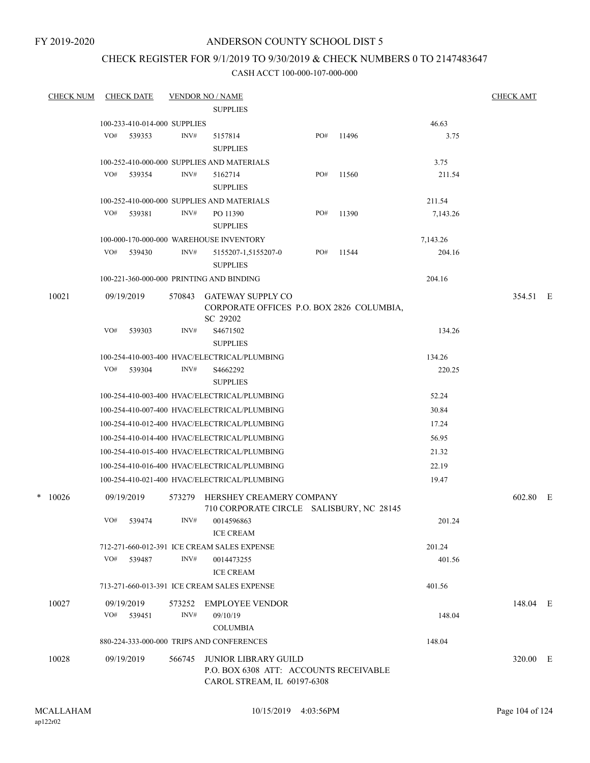FY 2019-2020

# ANDERSON COUNTY SCHOOL DIST 5

## CHECK REGISTER FOR 9/1/2019 TO 9/30/2019 & CHECK NUMBERS 0 TO 2147483647

### CASH ACCT 100-000-107-000-000

| CHECK NUM | CHECK DATE | VENDOR NO / NAME | | | | CHECK AMT |
|---|---|---|---|---|---|---|
| | | SUPPLIES | | | | |
| | 100-233-410-014-000 SUPPLIES | | | | 46.63 | |
| | VO# 539353 | INV# 5157814 SUPPLIES | PO# 11496 | | 3.75 | |
| | 100-252-410-000-000 SUPPLIES AND MATERIALS | | | | 3.75 | |
| | VO# 539354 | INV# 5162714 SUPPLIES | PO# 11560 | | 211.54 | |
| | 100-252-410-000-000 SUPPLIES AND MATERIALS | | | | 211.54 | |
| | VO# 539381 | INV# PO 11390 SUPPLIES | PO# 11390 | | 7,143.26 | |
| | 100-000-170-000-000 WAREHOUSE INVENTORY | | | | 7,143.26 | |
| | VO# 539430 | INV# 5155207-1,5155207-0 SUPPLIES | PO# 11544 | | 204.16 | |
| | 100-221-360-000-000 PRINTING AND BINDING | | | | 204.16 | |
| 10021 | 09/19/2019 | 570843 GATEWAY SUPPLY CO CORPORATE OFFICES P.O. BOX 2826 COLUMBIA, SC 29202 | | | | 354.51 E |
| | VO# 539303 | INV# S4671502 SUPPLIES | | | 134.26 | |
| | 100-254-410-003-400 HVAC/ELECTRICAL/PLUMBING | | | | 134.26 | |
| | VO# 539304 | INV# S4662292 SUPPLIES | | | 220.25 | |
| | 100-254-410-003-400 HVAC/ELECTRICAL/PLUMBING | | | | 52.24 | |
| | 100-254-410-007-400 HVAC/ELECTRICAL/PLUMBING | | | | 30.84 | |
| | 100-254-410-012-400 HVAC/ELECTRICAL/PLUMBING | | | | 17.24 | |
| | 100-254-410-014-400 HVAC/ELECTRICAL/PLUMBING | | | | 56.95 | |
| | 100-254-410-015-400 HVAC/ELECTRICAL/PLUMBING | | | | 21.32 | |
| | 100-254-410-016-400 HVAC/ELECTRICAL/PLUMBING | | | | 22.19 | |
| | 100-254-410-021-400 HVAC/ELECTRICAL/PLUMBING | | | | 19.47 | |
| * 10026 | 09/19/2019 | 573279 HERSHEY CREAMERY COMPANY 710 CORPORATE CIRCLE SALISBURY, NC 28145 | | | | 602.80 E |
| | VO# 539474 | INV# 0014596863 ICE CREAM | | | 201.24 | |
| | 712-271-660-012-391 ICE CREAM SALES EXPENSE | | | | 201.24 | |
| | VO# 539487 | INV# 0014473255 ICE CREAM | | | 401.56 | |
| | 713-271-660-013-391 ICE CREAM SALES EXPENSE | | | | 401.56 | |
| 10027 | 09/19/2019 | 573252 EMPLOYEE VENDOR | | | | 148.04 E |
| | VO# 539451 | INV# 09/10/19 COLUMBIA | | | 148.04 | |
| | 880-224-333-000-000 TRIPS AND CONFERENCES | | | | 148.04 | |
| 10028 | 09/19/2019 | 566745 JUNIOR LIBRARY GUILD P.O. BOX 6308 ATT: ACCOUNTS RECEIVABLE CAROL STREAM, IL 60197-6308 | | | | 320.00 E |

MCALLAHAM
ap122r02
10/15/2019 4:03:56PM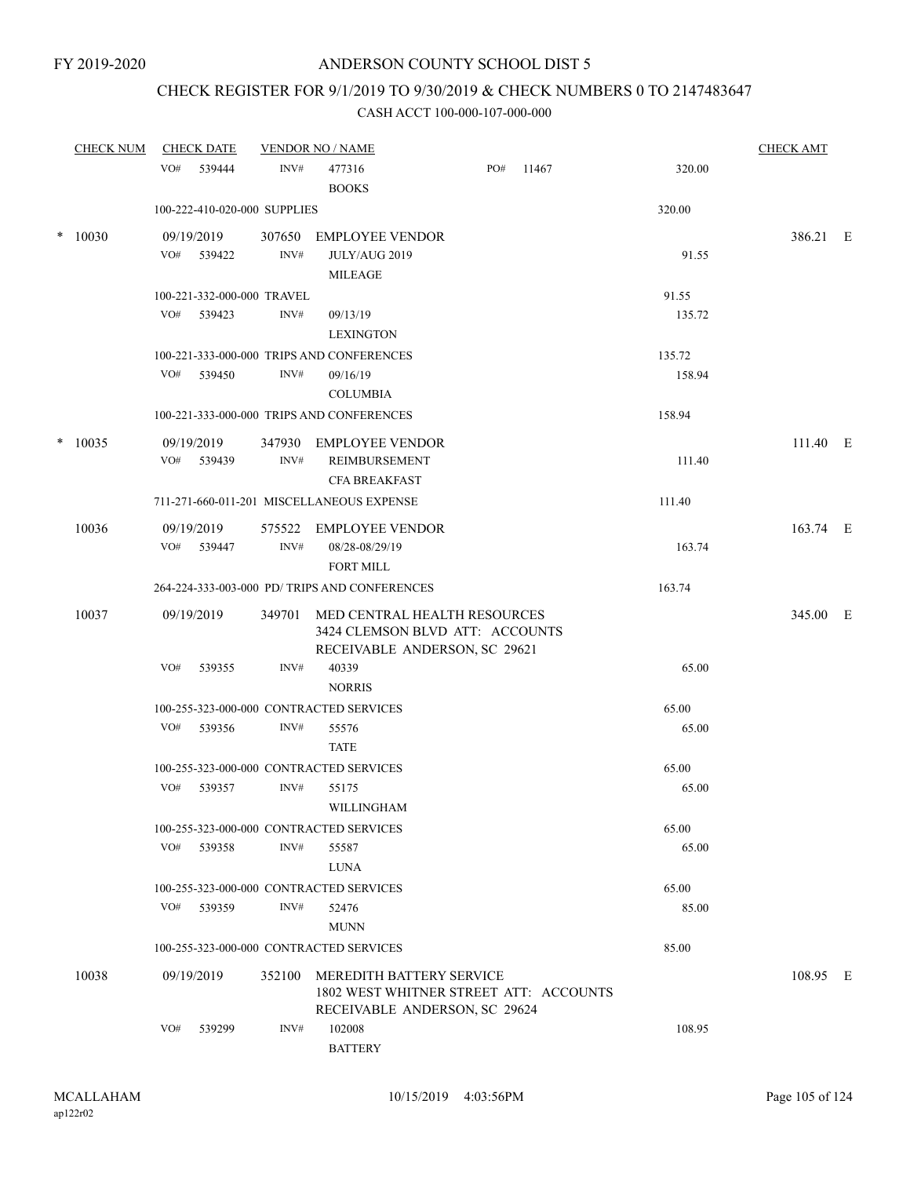FY 2019-2020

# ANDERSON COUNTY SCHOOL DIST 5

## CHECK REGISTER FOR 9/1/2019 TO 9/30/2019 & CHECK NUMBERS 0 TO 2147483647

### CASH ACCT 100-000-107-000-000

| CHECK NUM | CHECK DATE | VENDOR NO / NAME | | | CHECK AMT |
|---|---|---|---|---|---|
| | VO# 539444 | INV# 477316 BOOKS | PO# 11467 | 320.00 | |
| | 100-222-410-020-000 SUPPLIES | | | 320.00 | |
| * 10030 | 09/19/2019 | 307650 EMPLOYEE VENDOR | | | 386.21 E |
| | VO# 539422 | INV# JULY/AUG 2019 MILEAGE | | 91.55 | |
| | 100-221-332-000-000 TRAVEL | | | 91.55 | |
| | VO# 539423 | INV# 09/13/19 LEXINGTON | | 135.72 | |
| | 100-221-333-000-000 TRIPS AND CONFERENCES | | | 135.72 | |
| | VO# 539450 | INV# 09/16/19 COLUMBIA | | 158.94 | |
| | 100-221-333-000-000 TRIPS AND CONFERENCES | | | 158.94 | |
| * 10035 | 09/19/2019 | 347930 EMPLOYEE VENDOR | | | 111.40 E |
| | VO# 539439 | INV# REIMBURSEMENT CFA BREAKFAST | | 111.40 | |
| | 711-271-660-011-201 MISCELLANEOUS EXPENSE | | | 111.40 | |
| 10036 | 09/19/2019 | 575522 EMPLOYEE VENDOR | | | 163.74 E |
| | VO# 539447 | INV# 08/28-08/29/19 FORT MILL | | 163.74 | |
| | 264-224-333-003-000 PD/ TRIPS AND CONFERENCES | | | 163.74 | |
| 10037 | 09/19/2019 | 349701 MED CENTRAL HEALTH RESOURCES 3424 CLEMSON BLVD ATT: ACCOUNTS RECEIVABLE ANDERSON, SC 29621 | | | 345.00 E |
| | VO# 539355 | INV# 40339 NORRIS | | 65.00 | |
| | 100-255-323-000-000 CONTRACTED SERVICES | | | 65.00 | |
| | VO# 539356 | INV# 55576 TATE | | 65.00 | |
| | 100-255-323-000-000 CONTRACTED SERVICES | | | 65.00 | |
| | VO# 539357 | INV# 55175 WILLINGHAM | | 65.00 | |
| | 100-255-323-000-000 CONTRACTED SERVICES | | | 65.00 | |
| | VO# 539358 | INV# 55587 LUNA | | 65.00 | |
| | 100-255-323-000-000 CONTRACTED SERVICES | | | 65.00 | |
| | VO# 539359 | INV# 52476 MUNN | | 85.00 | |
| | 100-255-323-000-000 CONTRACTED SERVICES | | | 85.00 | |
| 10038 | 09/19/2019 | 352100 MEREDITH BATTERY SERVICE 1802 WEST WHITNER STREET ATT: ACCOUNTS RECEIVABLE ANDERSON, SC 29624 | | | 108.95 E |
| | VO# 539299 | INV# 102008 BATTERY | | 108.95 | |

MCALLAHAM
ap122r02

10/15/2019 4:03:56PM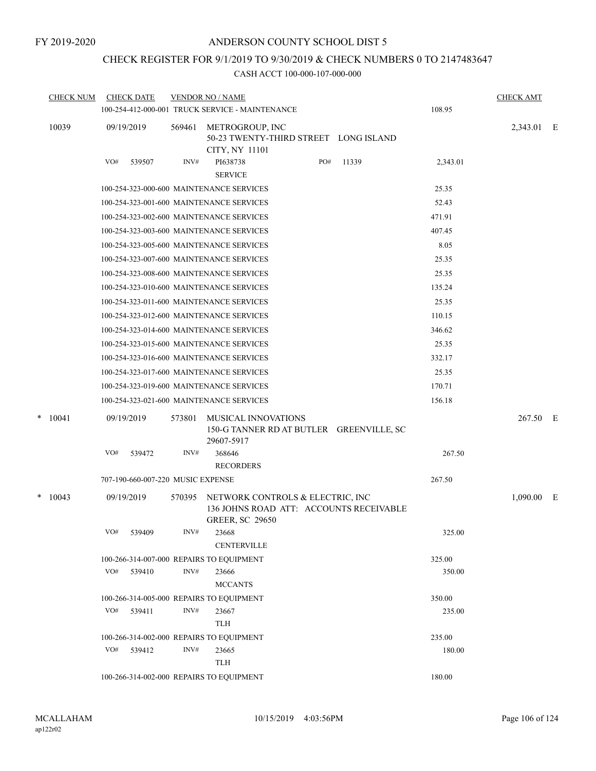FY 2019-2020

# ANDERSON COUNTY SCHOOL DIST 5

## CHECK REGISTER FOR 9/1/2019 TO 9/30/2019 & CHECK NUMBERS 0 TO 2147483647

CASH ACCT 100-000-107-000-000

| CHECK NUM | CHECK DATE | VENDOR NO / NAME | | CHECK AMT | |
|---|---|---|---|---|---|
| | | 100-254-412-000-001 TRUCK SERVICE - MAINTENANCE | 108.95 | | |
| 10039 | 09/19/2019 | 569461 METROGROUP, INC<br>50-23 TWENTY-THIRD STREET LONG ISLAND CITY, NY 11101 | | 2,343.01 | E |
| | VO# 539507 | INV# PI638738 PO# 11339<br>SERVICE | 2,343.01 | | |
| | | 100-254-323-000-600 MAINTENANCE SERVICES | 25.35 | | |
| | | 100-254-323-001-600 MAINTENANCE SERVICES | 52.43 | | |
| | | 100-254-323-002-600 MAINTENANCE SERVICES | 471.91 | | |
| | | 100-254-323-003-600 MAINTENANCE SERVICES | 407.45 | | |
| | | 100-254-323-005-600 MAINTENANCE SERVICES | 8.05 | | |
| | | 100-254-323-007-600 MAINTENANCE SERVICES | 25.35 | | |
| | | 100-254-323-008-600 MAINTENANCE SERVICES | 25.35 | | |
| | | 100-254-323-010-600 MAINTENANCE SERVICES | 135.24 | | |
| | | 100-254-323-011-600 MAINTENANCE SERVICES | 25.35 | | |
| | | 100-254-323-012-600 MAINTENANCE SERVICES | 110.15 | | |
| | | 100-254-323-014-600 MAINTENANCE SERVICES | 346.62 | | |
| | | 100-254-323-015-600 MAINTENANCE SERVICES | 25.35 | | |
| | | 100-254-323-016-600 MAINTENANCE SERVICES | 332.17 | | |
| | | 100-254-323-017-600 MAINTENANCE SERVICES | 25.35 | | |
| | | 100-254-323-019-600 MAINTENANCE SERVICES | 170.71 | | |
| | | 100-254-323-021-600 MAINTENANCE SERVICES | 156.18 | | |
| * 10041 | 09/19/2019 | 573801 MUSICAL INNOVATIONS<br>150-G TANNER RD AT BUTLER GREENVILLE, SC 29607-5917 | | 267.50 | E |
| | VO# 539472 | INV# 368646<br>RECORDERS | 267.50 | | |
| | | 707-190-660-007-220 MUSIC EXPENSE | 267.50 | | |
| * 10043 | 09/19/2019 | 570395 NETWORK CONTROLS & ELECTRIC, INC<br>136 JOHNS ROAD ATT: ACCOUNTS RECEIVABLE GREER, SC 29650 | | 1,090.00 | E |
| | VO# 539409 | INV# 23668<br>CENTERVILLE | 325.00 | | |
| | | 100-266-314-007-000 REPAIRS TO EQUIPMENT | 325.00 | | |
| | VO# 539410 | INV# 23666<br>MCCANTS | 350.00 | | |
| | | 100-266-314-005-000 REPAIRS TO EQUIPMENT | 350.00 | | |
| | VO# 539411 | INV# 23667<br>TLH | 235.00 | | |
| | | 100-266-314-002-000 REPAIRS TO EQUIPMENT | 235.00 | | |
| | VO# 539412 | INV# 23665<br>TLH | 180.00 | | |
| | | 100-266-314-002-000 REPAIRS TO EQUIPMENT | 180.00 | | |

MCALLAHAM
ap122r02

10/15/2019 4:03:56PM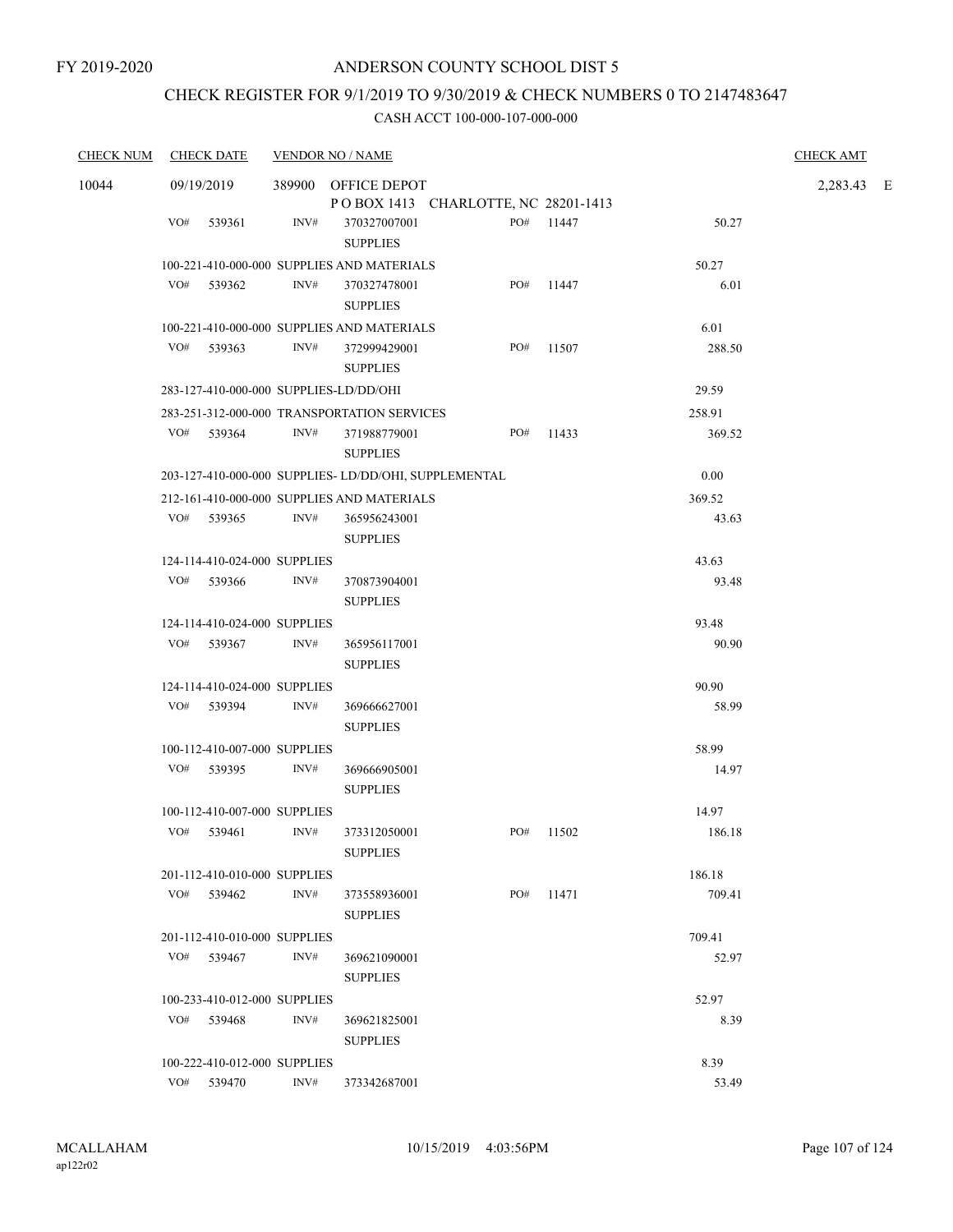FY 2019-2020

# ANDERSON COUNTY SCHOOL DIST 5

## CHECK REGISTER FOR 9/1/2019 TO 9/30/2019 & CHECK NUMBERS 0 TO 2147483647

### CASH ACCT 100-000-107-000-000

| CHECK NUM | CHECK DATE | VENDOR NO / NAME | | | | CHECK AMT |
|---|---|---|---|---|---|---|
| 10044 | 09/19/2019 | 389900 OFFICE DEPOT<br>P O BOX 1413 CHARLOTTE, NC 28201-1413 | | | | 2,283.43 E |
| | VO# 539361 | INV# 370327007001<br>SUPPLIES | PO# 11447 | | 50.27 | |
| | 100-221-410-000-000 SUPPLIES AND MATERIALS | | | 50.27 | | |
| | VO# 539362 | INV# 370327478001<br>SUPPLIES | PO# 11447 | | 6.01 | |
| | 100-221-410-000-000 SUPPLIES AND MATERIALS | | | 6.01 | | |
| | VO# 539363 | INV# 372999429001<br>SUPPLIES | PO# 11507 | | 288.50 | |
| | 283-127-410-000-000 SUPPLIES-LD/DD/OHI | | | 29.59 | | |
| | 283-251-312-000-000 TRANSPORTATION SERVICES | | | 258.91 | | |
| | VO# 539364 | INV# 371988779001<br>SUPPLIES | PO# 11433 | | 369.52 | |
| | 203-127-410-000-000 SUPPLIES- LD/DD/OHI, SUPPLEMENTAL | | | 0.00 | | |
| | 212-161-410-000-000 SUPPLIES AND MATERIALS | | | 369.52 | | |
| | VO# 539365 | INV# 365956243001<br>SUPPLIES | | | 43.63 | |
| | 124-114-410-024-000 SUPPLIES | | | 43.63 | | |
| | VO# 539366 | INV# 370873904001<br>SUPPLIES | | | 93.48 | |
| | 124-114-410-024-000 SUPPLIES | | | 93.48 | | |
| | VO# 539367 | INV# 365956117001<br>SUPPLIES | | | 90.90 | |
| | 124-114-410-024-000 SUPPLIES | | | 90.90 | | |
| | VO# 539394 | INV# 369666627001<br>SUPPLIES | | | 58.99 | |
| | 100-112-410-007-000 SUPPLIES | | | 58.99 | | |
| | VO# 539395 | INV# 369666905001<br>SUPPLIES | | | 14.97 | |
| | 100-112-410-007-000 SUPPLIES | | | 14.97 | | |
| | VO# 539461 | INV# 373312050001<br>SUPPLIES | PO# 11502 | | 186.18 | |
| | 201-112-410-010-000 SUPPLIES | | | 186.18 | | |
| | VO# 539462 | INV# 373558936001<br>SUPPLIES | PO# 11471 | | 709.41 | |
| | 201-112-410-010-000 SUPPLIES | | | 709.41 | | |
| | VO# 539467 | INV# 369621090001<br>SUPPLIES | | | 52.97 | |
| | 100-233-410-012-000 SUPPLIES | | | 52.97 | | |
| | VO# 539468 | INV# 369621825001<br>SUPPLIES | | | 8.39 | |
| | 100-222-410-012-000 SUPPLIES | | | 8.39 | | |
| | VO# 539470 | INV# 373342687001 | | | 53.49 | |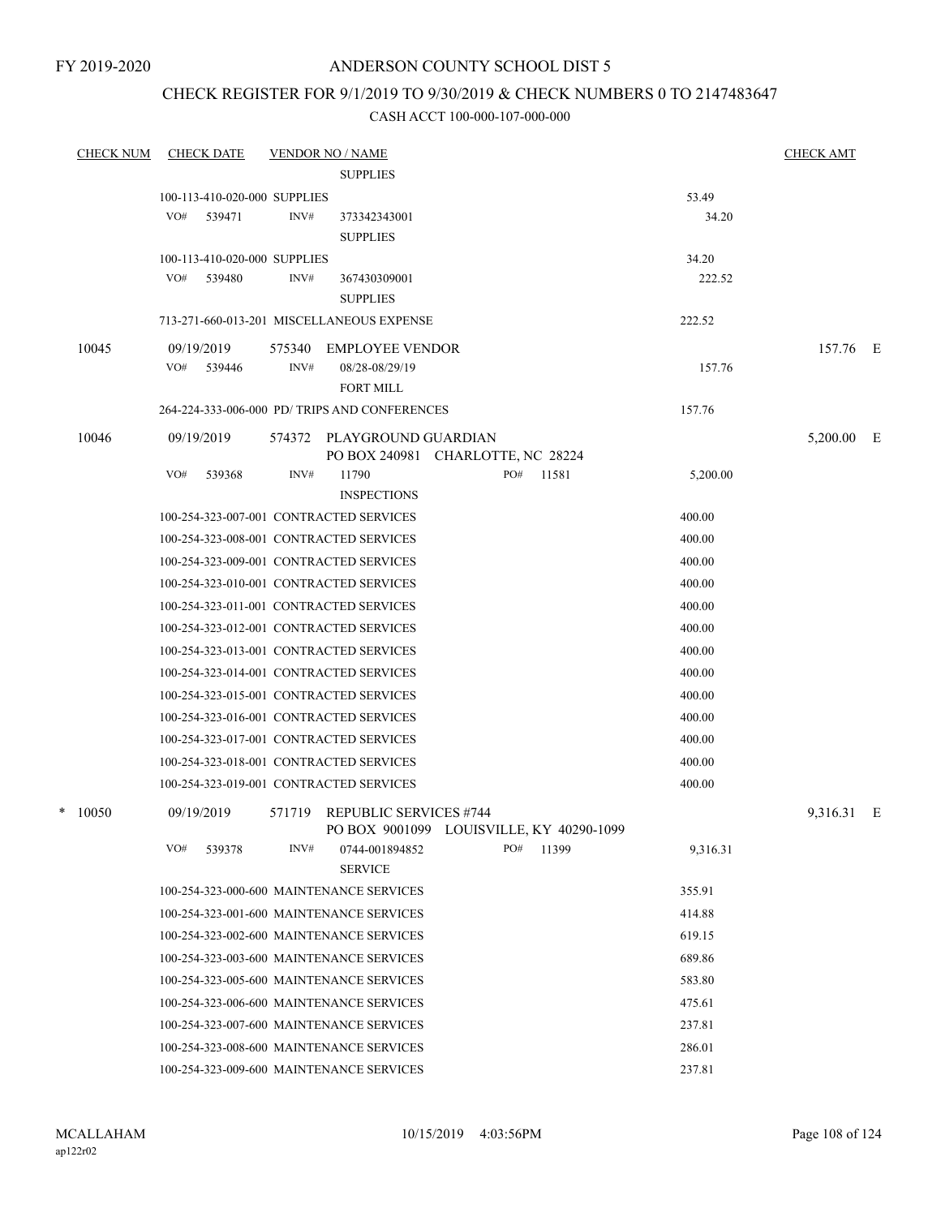FY 2019-2020

# ANDERSON COUNTY SCHOOL DIST 5

## CHECK REGISTER FOR 9/1/2019 TO 9/30/2019 & CHECK NUMBERS 0 TO 2147483647

### CASH ACCT 100-000-107-000-000

| CHECK NUM | CHECK DATE | VENDOR NO / NAME | | CHECK AMT |
|---|---|---|---|---|
| | | SUPPLIES | | |
| | 100-113-410-020-000 SUPPLIES | | 53.49 | |
| | VO# 539471 | INV# 373342343001 SUPPLIES | 34.20 | |
| | 100-113-410-020-000 SUPPLIES | | 34.20 | |
| | VO# 539480 | INV# 367430309001 SUPPLIES | 222.52 | |
| | 713-271-660-013-201 MISCELLANEOUS EXPENSE | | 222.52 | |
| 10045 | 09/19/2019 | 575340 EMPLOYEE VENDOR | | 157.76 E |
| | VO# 539446 | INV# 08/28-08/29/19 FORT MILL | 157.76 | |
| | 264-224-333-006-000 PD/ TRIPS AND CONFERENCES | | 157.76 | |
| 10046 | 09/19/2019 | 574372 PLAYGROUND GUARDIAN PO BOX 240981 CHARLOTTE, NC 28224 | | 5,200.00 E |
| | VO# 539368 | INV# 11790 PO# 11581 INSPECTIONS | 5,200.00 | |
| | 100-254-323-007-001 CONTRACTED SERVICES | | 400.00 | |
| | 100-254-323-008-001 CONTRACTED SERVICES | | 400.00 | |
| | 100-254-323-009-001 CONTRACTED SERVICES | | 400.00 | |
| | 100-254-323-010-001 CONTRACTED SERVICES | | 400.00 | |
| | 100-254-323-011-001 CONTRACTED SERVICES | | 400.00 | |
| | 100-254-323-012-001 CONTRACTED SERVICES | | 400.00 | |
| | 100-254-323-013-001 CONTRACTED SERVICES | | 400.00 | |
| | 100-254-323-014-001 CONTRACTED SERVICES | | 400.00 | |
| | 100-254-323-015-001 CONTRACTED SERVICES | | 400.00 | |
| | 100-254-323-016-001 CONTRACTED SERVICES | | 400.00 | |
| | 100-254-323-017-001 CONTRACTED SERVICES | | 400.00 | |
| | 100-254-323-018-001 CONTRACTED SERVICES | | 400.00 | |
| | 100-254-323-019-001 CONTRACTED SERVICES | | 400.00 | |
| * 10050 | 09/19/2019 | 571719 REPUBLIC SERVICES #744 PO BOX 9001099 LOUISVILLE, KY 40290-1099 | | 9,316.31 E |
| | VO# 539378 | INV# 0744-001894852 PO# 11399 SERVICE | 9,316.31 | |
| | 100-254-323-000-600 MAINTENANCE SERVICES | | 355.91 | |
| | 100-254-323-001-600 MAINTENANCE SERVICES | | 414.88 | |
| | 100-254-323-002-600 MAINTENANCE SERVICES | | 619.15 | |
| | 100-254-323-003-600 MAINTENANCE SERVICES | | 689.86 | |
| | 100-254-323-005-600 MAINTENANCE SERVICES | | 583.80 | |
| | 100-254-323-006-600 MAINTENANCE SERVICES | | 475.61 | |
| | 100-254-323-007-600 MAINTENANCE SERVICES | | 237.81 | |
| | 100-254-323-008-600 MAINTENANCE SERVICES | | 286.01 | |
| | 100-254-323-009-600 MAINTENANCE SERVICES | | 237.81 | |

MCALLAHAM
ap122r02

10/15/2019 4:03:56PM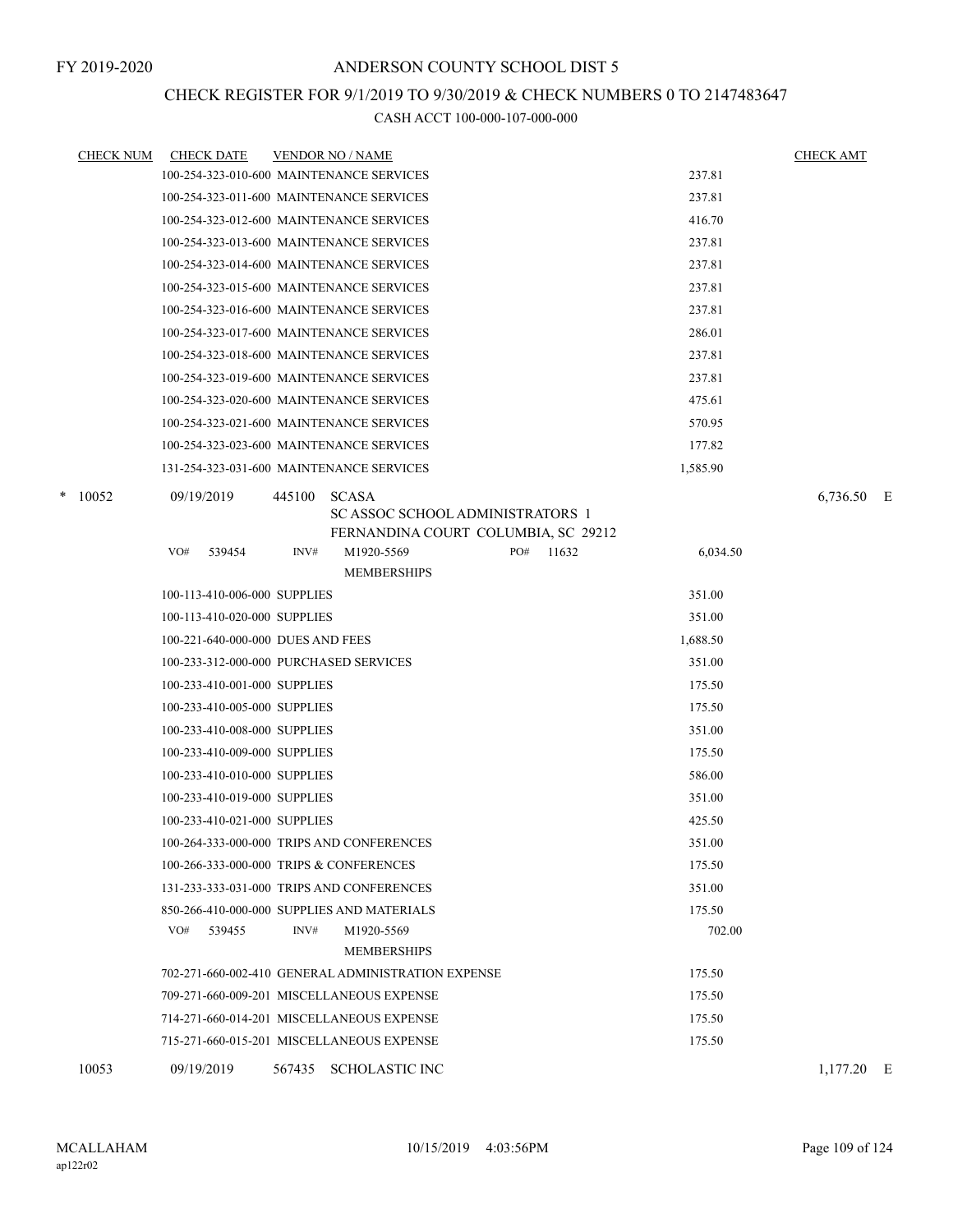FY 2019-2020

# ANDERSON COUNTY SCHOOL DIST 5

## CHECK REGISTER FOR 9/1/2019 TO 9/30/2019 & CHECK NUMBERS 0 TO 2147483647

### CASH ACCT 100-000-107-000-000

| CHECK NUM | CHECK DATE | VENDOR NO / NAME | | CHECK AMT |
|---|---|---|---|---|
| | | 100-254-323-010-600 MAINTENANCE SERVICES | 237.81 | |
| | | 100-254-323-011-600 MAINTENANCE SERVICES | 237.81 | |
| | | 100-254-323-012-600 MAINTENANCE SERVICES | 416.70 | |
| | | 100-254-323-013-600 MAINTENANCE SERVICES | 237.81 | |
| | | 100-254-323-014-600 MAINTENANCE SERVICES | 237.81 | |
| | | 100-254-323-015-600 MAINTENANCE SERVICES | 237.81 | |
| | | 100-254-323-016-600 MAINTENANCE SERVICES | 237.81 | |
| | | 100-254-323-017-600 MAINTENANCE SERVICES | 286.01 | |
| | | 100-254-323-018-600 MAINTENANCE SERVICES | 237.81 | |
| | | 100-254-323-019-600 MAINTENANCE SERVICES | 237.81 | |
| | | 100-254-323-020-600 MAINTENANCE SERVICES | 475.61 | |
| | | 100-254-323-021-600 MAINTENANCE SERVICES | 570.95 | |
| | | 100-254-323-023-600 MAINTENANCE SERVICES | 177.82 | |
| | | 131-254-323-031-600 MAINTENANCE SERVICES | 1,585.90 | |
| * 10052 | 09/19/2019 | 445100 SCASA<br>SC ASSOC SCHOOL ADMINISTRATORS 1<br>FERNANDINA COURT COLUMBIA, SC 29212 | | 6,736.50 E |
| | | VO# 539454 INV# M1920-5569 PO# 11632<br>MEMBERSHIPS | 6,034.50 | |
| | | 100-113-410-006-000 SUPPLIES | 351.00 | |
| | | 100-113-410-020-000 SUPPLIES | 351.00 | |
| | | 100-221-640-000-000 DUES AND FEES | 1,688.50 | |
| | | 100-233-312-000-000 PURCHASED SERVICES | 351.00 | |
| | | 100-233-410-001-000 SUPPLIES | 175.50 | |
| | | 100-233-410-005-000 SUPPLIES | 175.50 | |
| | | 100-233-410-008-000 SUPPLIES | 351.00 | |
| | | 100-233-410-009-000 SUPPLIES | 175.50 | |
| | | 100-233-410-010-000 SUPPLIES | 586.00 | |
| | | 100-233-410-019-000 SUPPLIES | 351.00 | |
| | | 100-233-410-021-000 SUPPLIES | 425.50 | |
| | | 100-264-333-000-000 TRIPS AND CONFERENCES | 351.00 | |
| | | 100-266-333-000-000 TRIPS & CONFERENCES | 175.50 | |
| | | 131-233-333-031-000 TRIPS AND CONFERENCES | 351.00 | |
| | | 850-266-410-000-000 SUPPLIES AND MATERIALS | 175.50 | |
| | | VO# 539455 INV# M1920-5569<br>MEMBERSHIPS | 702.00 | |
| | | 702-271-660-002-410 GENERAL ADMINISTRATION EXPENSE | 175.50 | |
| | | 709-271-660-009-201 MISCELLANEOUS EXPENSE | 175.50 | |
| | | 714-271-660-014-201 MISCELLANEOUS EXPENSE | 175.50 | |
| | | 715-271-660-015-201 MISCELLANEOUS EXPENSE | 175.50 | |
| 10053 | 09/19/2019 | 567435 SCHOLASTIC INC | | 1,177.20 E |

MCALLAHAM
ap122r02
10/15/2019 4:03:56PM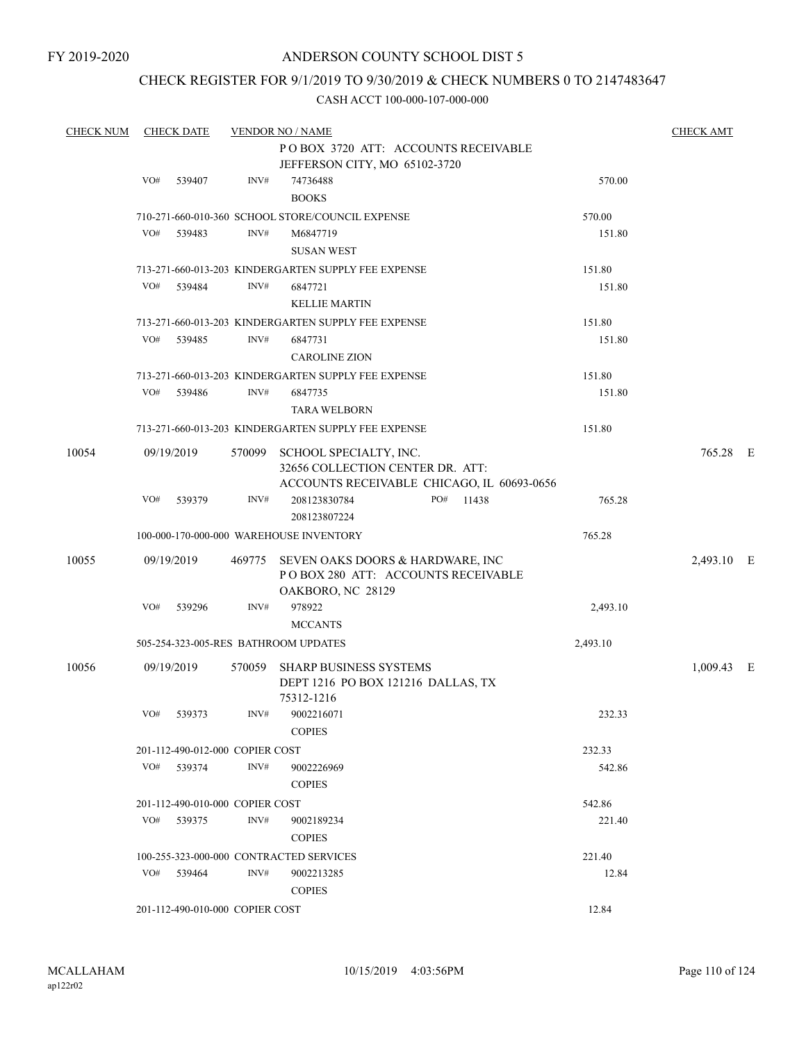FY 2019-2020

# ANDERSON COUNTY SCHOOL DIST 5

## CHECK REGISTER FOR 9/1/2019 TO 9/30/2019 & CHECK NUMBERS 0 TO 2147483647

CASH ACCT 100-000-107-000-000

| CHECK NUM | CHECK DATE | VENDOR NO / NAME | | | CHECK AMT |
|---|---|---|---|---|---|
| | | | P O BOX 3720 ATT: ACCOUNTS RECEIVABLE JEFFERSON CITY, MO 65102-3720 | | |
| | VO# 539407 | INV# | 74736488 BOOKS | 570.00 | |
| | | 710-271-660-010-360 SCHOOL STORE/COUNCIL EXPENSE | | 570.00 | |
| | VO# 539483 | INV# | M6847719 SUSAN WEST | 151.80 | |
| | | 713-271-660-013-203 KINDERGARTEN SUPPLY FEE EXPENSE | | 151.80 | |
| | VO# 539484 | INV# | 6847721 KELLIE MARTIN | 151.80 | |
| | | 713-271-660-013-203 KINDERGARTEN SUPPLY FEE EXPENSE | | 151.80 | |
| | VO# 539485 | INV# | 6847731 CAROLINE ZION | 151.80 | |
| | | 713-271-660-013-203 KINDERGARTEN SUPPLY FEE EXPENSE | | 151.80 | |
| | VO# 539486 | INV# | 6847735 TARA WELBORN | 151.80 | |
| | | 713-271-660-013-203 KINDERGARTEN SUPPLY FEE EXPENSE | | 151.80 | |
| 10054 | 09/19/2019 | 570099 | SCHOOL SPECIALTY, INC. 32656 COLLECTION CENTER DR. ATT: ACCOUNTS RECEIVABLE CHICAGO, IL 60693-0656 | | 765.28 E |
| | VO# 539379 | INV# | 208123830784 PO# 11438 208123807224 | 765.28 | |
| | | 100-000-170-000-000 WAREHOUSE INVENTORY | | 765.28 | |
| 10055 | 09/19/2019 | 469775 | SEVEN OAKS DOORS & HARDWARE, INC P O BOX 280 ATT: ACCOUNTS RECEIVABLE OAKBORO, NC 28129 | | 2,493.10 E |
| | VO# 539296 | INV# | 978922 MCCANTS | 2,493.10 | |
| | | 505-254-323-005-RES BATHROOM UPDATES | | 2,493.10 | |
| 10056 | 09/19/2019 | 570059 | SHARP BUSINESS SYSTEMS DEPT 1216 PO BOX 121216 DALLAS, TX 75312-1216 | | 1,009.43 E |
| | VO# 539373 | INV# | 9002216071 COPIES | 232.33 | |
| | | 201-112-490-012-000 COPIER COST | | 232.33 | |
| | VO# 539374 | INV# | 9002226969 COPIES | 542.86 | |
| | | 201-112-490-010-000 COPIER COST | | 542.86 | |
| | VO# 539375 | INV# | 9002189234 COPIES | 221.40 | |
| | | 100-255-323-000-000 CONTRACTED SERVICES | | 221.40 | |
| | VO# 539464 | INV# | 9002213285 COPIES | 12.84 | |
| | | 201-112-490-010-000 COPIER COST | | 12.84 | |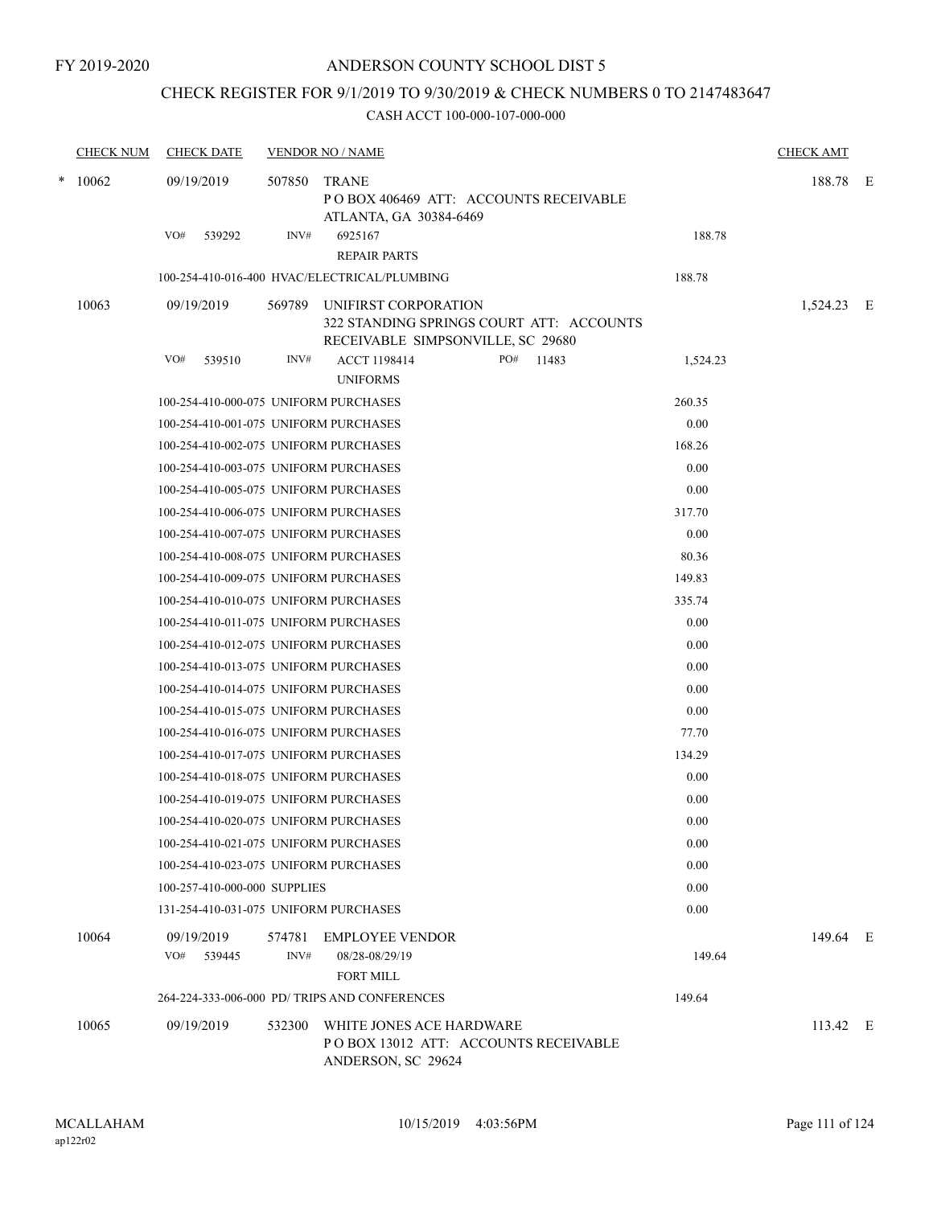FY 2019-2020

# ANDERSON COUNTY SCHOOL DIST 5

## CHECK REGISTER FOR 9/1/2019 TO 9/30/2019 & CHECK NUMBERS 0 TO 2147483647

### CASH ACCT 100-000-107-000-000

| CHECK NUM | CHECK DATE | VENDOR NO / NAME | | | CHECK AMT | |
|---|---|---|---|---|---|---|
| * 10062 | 09/19/2019 | 507850 | TRANE<br>P O BOX 406469 ATT: ACCOUNTS RECEIVABLE<br>ATLANTA, GA 30384-6469 | | 188.78 | E |
| | VO# 539292 | INV# | 6925167<br>REPAIR PARTS | 188.78 | | |
| | 100-254-410-016-400 HVAC/ELECTRICAL/PLUMBING | | | 188.78 | | |
| 10063 | 09/19/2019 | 569789 | UNIFIRST CORPORATION<br>322 STANDING SPRINGS COURT ATT: ACCOUNTS<br>RECEIVABLE SIMPSONVILLE, SC 29680 | | 1,524.23 | E |
| | VO# 539510 | INV# | ACCT 1198414 PO# 11483<br>UNIFORMS | 1,524.23 | | |
| | 100-254-410-000-075 UNIFORM PURCHASES | | | 260.35 | | |
| | 100-254-410-001-075 UNIFORM PURCHASES | | | 0.00 | | |
| | 100-254-410-002-075 UNIFORM PURCHASES | | | 168.26 | | |
| | 100-254-410-003-075 UNIFORM PURCHASES | | | 0.00 | | |
| | 100-254-410-005-075 UNIFORM PURCHASES | | | 0.00 | | |
| | 100-254-410-006-075 UNIFORM PURCHASES | | | 317.70 | | |
| | 100-254-410-007-075 UNIFORM PURCHASES | | | 0.00 | | |
| | 100-254-410-008-075 UNIFORM PURCHASES | | | 80.36 | | |
| | 100-254-410-009-075 UNIFORM PURCHASES | | | 149.83 | | |
| | 100-254-410-010-075 UNIFORM PURCHASES | | | 335.74 | | |
| | 100-254-410-011-075 UNIFORM PURCHASES | | | 0.00 | | |
| | 100-254-410-012-075 UNIFORM PURCHASES | | | 0.00 | | |
| | 100-254-410-013-075 UNIFORM PURCHASES | | | 0.00 | | |
| | 100-254-410-014-075 UNIFORM PURCHASES | | | 0.00 | | |
| | 100-254-410-015-075 UNIFORM PURCHASES | | | 0.00 | | |
| | 100-254-410-016-075 UNIFORM PURCHASES | | | 77.70 | | |
| | 100-254-410-017-075 UNIFORM PURCHASES | | | 134.29 | | |
| | 100-254-410-018-075 UNIFORM PURCHASES | | | 0.00 | | |
| | 100-254-410-019-075 UNIFORM PURCHASES | | | 0.00 | | |
| | 100-254-410-020-075 UNIFORM PURCHASES | | | 0.00 | | |
| | 100-254-410-021-075 UNIFORM PURCHASES | | | 0.00 | | |
| | 100-254-410-023-075 UNIFORM PURCHASES | | | 0.00 | | |
| | 100-257-410-000-000 SUPPLIES | | | 0.00 | | |
| | 131-254-410-031-075 UNIFORM PURCHASES | | | 0.00 | | |
| 10064 | 09/19/2019 | 574781 | EMPLOYEE VENDOR | | 149.64 | E |
| | VO# 539445 | INV# | 08/28-08/29/19<br>FORT MILL | 149.64 | | |
| | 264-224-333-006-000 PD/ TRIPS AND CONFERENCES | | | 149.64 | | |
| 10065 | 09/19/2019 | 532300 | WHITE JONES ACE HARDWARE<br>P O BOX 13012 ATT: ACCOUNTS RECEIVABLE<br>ANDERSON, SC 29624 | | 113.42 | E |

MCALLAHAM
ap122r02

10/15/2019 4:03:56PM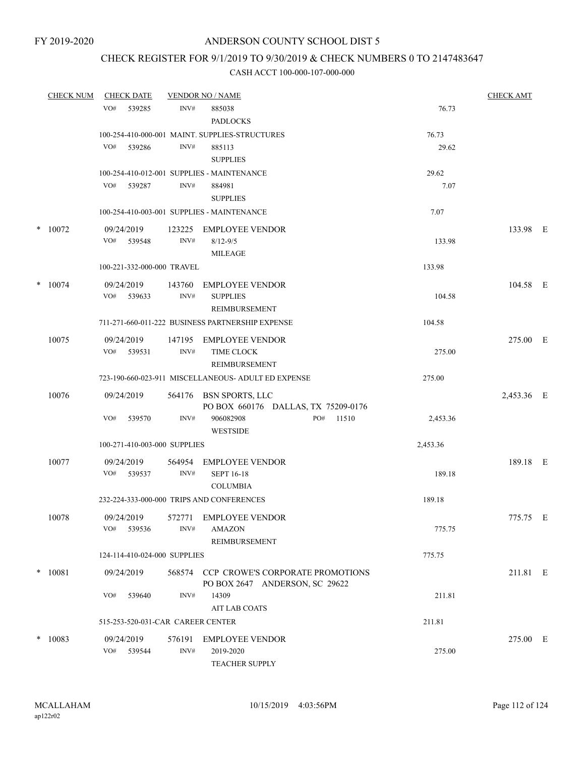FY 2019-2020

# ANDERSON COUNTY SCHOOL DIST 5

## CHECK REGISTER FOR 9/1/2019 TO 9/30/2019 & CHECK NUMBERS 0 TO 2147483647

### CASH ACCT 100-000-107-000-000

| CHECK NUM | CHECK DATE | VENDOR NO / NAME | | CHECK AMT |
|---|---|---|---|---|
| | VO# 539285 | INV# 885038<br>PADLOCKS | 76.73 | |
| | 100-254-410-000-001 MAINT. SUPPLIES-STRUCTURES | | 76.73 | |
| | VO# 539286 | INV# 885113<br>SUPPLIES | 29.62 | |
| | 100-254-410-012-001 SUPPLIES - MAINTENANCE | | 29.62 | |
| | VO# 539287 | INV# 884981<br>SUPPLIES | 7.07 | |
| | 100-254-410-003-001 SUPPLIES - MAINTENANCE | | 7.07 | |
| * 10072 | 09/24/2019 | 123225 EMPLOYEE VENDOR | | 133.98 E |
| | VO# 539548 | INV# 8/12-9/5<br>MILEAGE | 133.98 | |
| | 100-221-332-000-000 TRAVEL | | 133.98 | |
| * 10074 | 09/24/2019 | 143760 EMPLOYEE VENDOR | | 104.58 E |
| | VO# 539633 | INV# SUPPLIES<br>REIMBURSEMENT | 104.58 | |
| | 711-271-660-011-222 BUSINESS PARTNERSHIP EXPENSE | | 104.58 | |
| 10075 | 09/24/2019 | 147195 EMPLOYEE VENDOR | | 275.00 E |
| | VO# 539531 | INV# TIME CLOCK<br>REIMBURSEMENT | 275.00 | |
| | 723-190-660-023-911 MISCELLANEOUS- ADULT ED EXPENSE | | 275.00 | |
| 10076 | 09/24/2019 | 564176 BSN SPORTS, LLC<br>PO BOX 660176 DALLAS, TX 75209-0176 | | 2,453.36 E |
| | VO# 539570 | INV# 906082908 PO# 11510<br>WESTSIDE | 2,453.36 | |
| | 100-271-410-003-000 SUPPLIES | | 2,453.36 | |
| 10077 | 09/24/2019 | 564954 EMPLOYEE VENDOR | | 189.18 E |
| | VO# 539537 | INV# SEPT 16-18<br>COLUMBIA | 189.18 | |
| | 232-224-333-000-000 TRIPS AND CONFERENCES | | 189.18 | |
| 10078 | 09/24/2019 | 572771 EMPLOYEE VENDOR | | 775.75 E |
| | VO# 539536 | INV# AMAZON<br>REIMBURSEMENT | 775.75 | |
| | 124-114-410-024-000 SUPPLIES | | 775.75 | |
| * 10081 | 09/24/2019 | 568574 CCP CROWE'S CORPORATE PROMOTIONS<br>PO BOX 2647 ANDERSON, SC 29622 | | 211.81 E |
| | VO# 539640 | INV# 14309<br>AIT LAB COATS | 211.81 | |
| | 515-253-520-031-CAR CAREER CENTER | | 211.81 | |
| * 10083 | 09/24/2019 | 576191 EMPLOYEE VENDOR | | 275.00 E |
| | VO# 539544 | INV# 2019-2020<br>TEACHER SUPPLY | 275.00 | |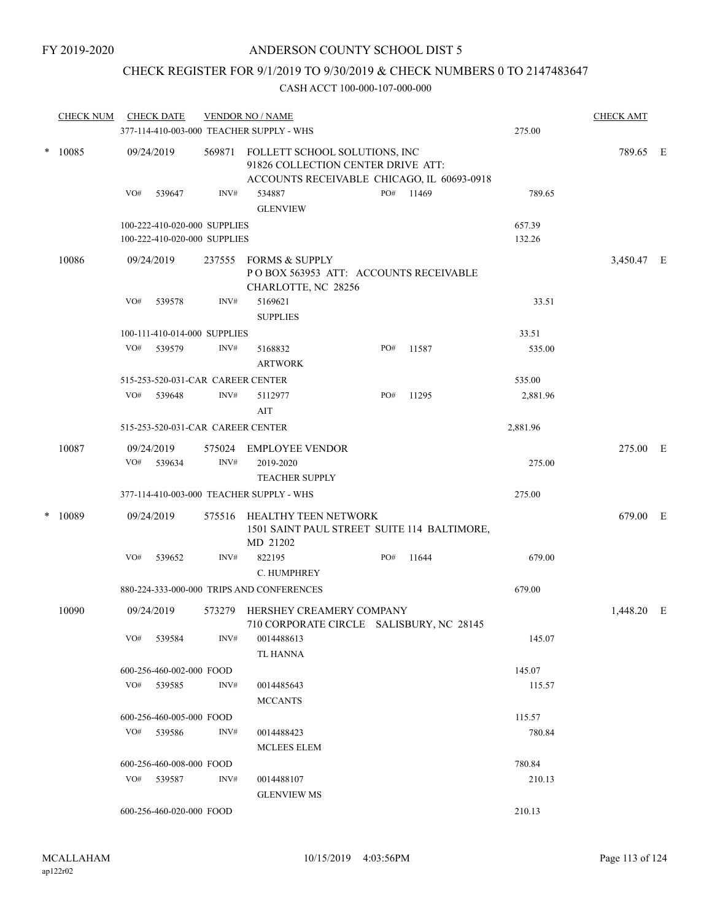FY 2019-2020

# ANDERSON COUNTY SCHOOL DIST 5

## CHECK REGISTER FOR 9/1/2019 TO 9/30/2019 & CHECK NUMBERS 0 TO 2147483647

CASH ACCT 100-000-107-000-000

| CHECK NUM | CHECK DATE | VENDOR NO / NAME | | | | CHECK AMT | |
|---|---|---|---|---|---|---|---|
| | 377-114-410-003-000 TEACHER SUPPLY - WHS | | | | 275.00 | | |
| * 10085 | 09/24/2019 | 569871 | FOLLETT SCHOOL SOLUTIONS, INC 91826 COLLECTION CENTER DRIVE ATT: ACCOUNTS RECEIVABLE CHICAGO, IL 60693-0918 | | | 789.65 | E |
| | VO# 539647 | INV# | 534887 GLENVIEW | PO# 11469 | 789.65 | | |
| | 100-222-410-020-000 SUPPLIES | | | | 657.39 | | |
| | 100-222-410-020-000 SUPPLIES | | | | 132.26 | | |
| 10086 | 09/24/2019 | 237555 | FORMS & SUPPLY P O BOX 563953 ATT: ACCOUNTS RECEIVABLE CHARLOTTE, NC 28256 | | | 3,450.47 | E |
| | VO# 539578 | INV# | 5169621 SUPPLIES | | 33.51 | | |
| | 100-111-410-014-000 SUPPLIES | | | | 33.51 | | |
| | VO# 539579 | INV# | 5168832 ARTWORK | PO# 11587 | 535.00 | | |
| | 515-253-520-031-CAR CAREER CENTER | | | | 535.00 | | |
| | VO# 539648 | INV# | 5112977 AIT | PO# 11295 | 2,881.96 | | |
| | 515-253-520-031-CAR CAREER CENTER | | | | 2,881.96 | | |
| 10087 | 09/24/2019 | 575024 | EMPLOYEE VENDOR | | | 275.00 | E |
| | VO# 539634 | INV# | 2019-2020 TEACHER SUPPLY | | 275.00 | | |
| | 377-114-410-003-000 TEACHER SUPPLY - WHS | | | | 275.00 | | |
| * 10089 | 09/24/2019 | 575516 | HEALTHY TEEN NETWORK 1501 SAINT PAUL STREET SUITE 114 BALTIMORE, MD 21202 | | | 679.00 | E |
| | VO# 539652 | INV# | 822195 C. HUMPHREY | PO# 11644 | 679.00 | | |
| | 880-224-333-000-000 TRIPS AND CONFERENCES | | | | 679.00 | | |
| 10090 | 09/24/2019 | 573279 | HERSHEY CREAMERY COMPANY 710 CORPORATE CIRCLE SALISBURY, NC 28145 | | | 1,448.20 | E |
| | VO# 539584 | INV# | 0014488613 TL HANNA | | 145.07 | | |
| | 600-256-460-002-000 FOOD | | | | 145.07 | | |
| | VO# 539585 | INV# | 0014485643 MCCANTS | | 115.57 | | |
| | 600-256-460-005-000 FOOD | | | | 115.57 | | |
| | VO# 539586 | INV# | 0014488423 MCLEES ELEM | | 780.84 | | |
| | 600-256-460-008-000 FOOD | | | | 780.84 | | |
| | VO# 539587 | INV# | 0014488107 GLENVIEW MS | | 210.13 | | |
| | 600-256-460-020-000 FOOD | | | | 210.13 | | |

MCALLAHAM
ap122r02

10/15/2019 4:03:56PM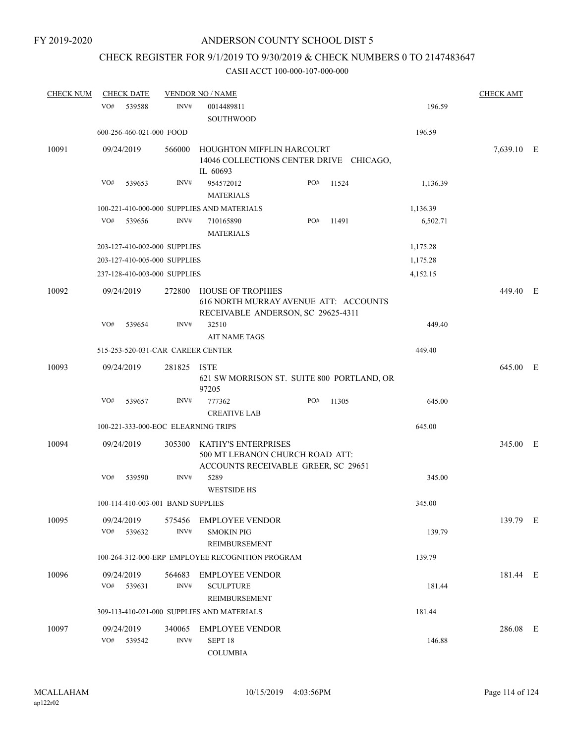FY 2019-2020

# ANDERSON COUNTY SCHOOL DIST 5

## CHECK REGISTER FOR 9/1/2019 TO 9/30/2019 & CHECK NUMBERS 0 TO 2147483647

CASH ACCT 100-000-107-000-000

| CHECK NUM | CHECK DATE | VENDOR NO / NAME | | | CHECK AMT |
|---|---|---|---|---|---|
| | VO# 539588 | INV# 0014489811 SOUTHWOOD | | 196.59 | |
| | 600-256-460-021-000 FOOD | | | 196.59 | |
| 10091 | 09/24/2019 | 566000 HOUGHTON MIFFLIN HARCOURT 14046 COLLECTIONS CENTER DRIVE CHICAGO, IL 60693 | | | 7,639.10 E |
| | VO# 539653 | INV# 954572012 MATERIALS | PO# 11524 | 1,136.39 | |
| | 100-221-410-000-000 SUPPLIES AND MATERIALS | | | 1,136.39 | |
| | VO# 539656 | INV# 710165890 MATERIALS | PO# 11491 | 6,502.71 | |
| | 203-127-410-002-000 SUPPLIES | | | 1,175.28 | |
| | 203-127-410-005-000 SUPPLIES | | | 1,175.28 | |
| | 237-128-410-003-000 SUPPLIES | | | 4,152.15 | |
| 10092 | 09/24/2019 | 272800 HOUSE OF TROPHIES 616 NORTH MURRAY AVENUE ATT: ACCOUNTS RECEIVABLE ANDERSON, SC 29625-4311 | | | 449.40 E |
| | VO# 539654 | INV# 32510 AIT NAME TAGS | | 449.40 | |
| | 515-253-520-031-CAR CAREER CENTER | | | 449.40 | |
| 10093 | 09/24/2019 | 281825 ISTE 621 SW MORRISON ST. SUITE 800 PORTLAND, OR 97205 | | | 645.00 E |
| | VO# 539657 | INV# 777362 CREATIVE LAB | PO# 11305 | 645.00 | |
| | 100-221-333-000-EOC ELEARNING TRIPS | | | 645.00 | |
| 10094 | 09/24/2019 | 305300 KATHY'S ENTERPRISES 500 MT LEBANON CHURCH ROAD ATT: ACCOUNTS RECEIVABLE GREER, SC 29651 | | | 345.00 E |
| | VO# 539590 | INV# 5289 WESTSIDE HS | | 345.00 | |
| | 100-114-410-003-001 BAND SUPPLIES | | | 345.00 | |
| 10095 | 09/24/2019 | 575456 EMPLOYEE VENDOR | | | 139.79 E |
| | VO# 539632 | INV# SMOKIN PIG REIMBURSEMENT | | 139.79 | |
| | 100-264-312-000-ERP EMPLOYEE RECOGNITION PROGRAM | | | 139.79 | |
| 10096 | 09/24/2019 | 564683 EMPLOYEE VENDOR | | | 181.44 E |
| | VO# 539631 | INV# SCULPTURE REIMBURSEMENT | | 181.44 | |
| | 309-113-410-021-000 SUPPLIES AND MATERIALS | | | 181.44 | |
| 10097 | 09/24/2019 | 340065 EMPLOYEE VENDOR | | | 286.08 E |
| | VO# 539542 | INV# SEPT 18 COLUMBIA | | 146.88 | |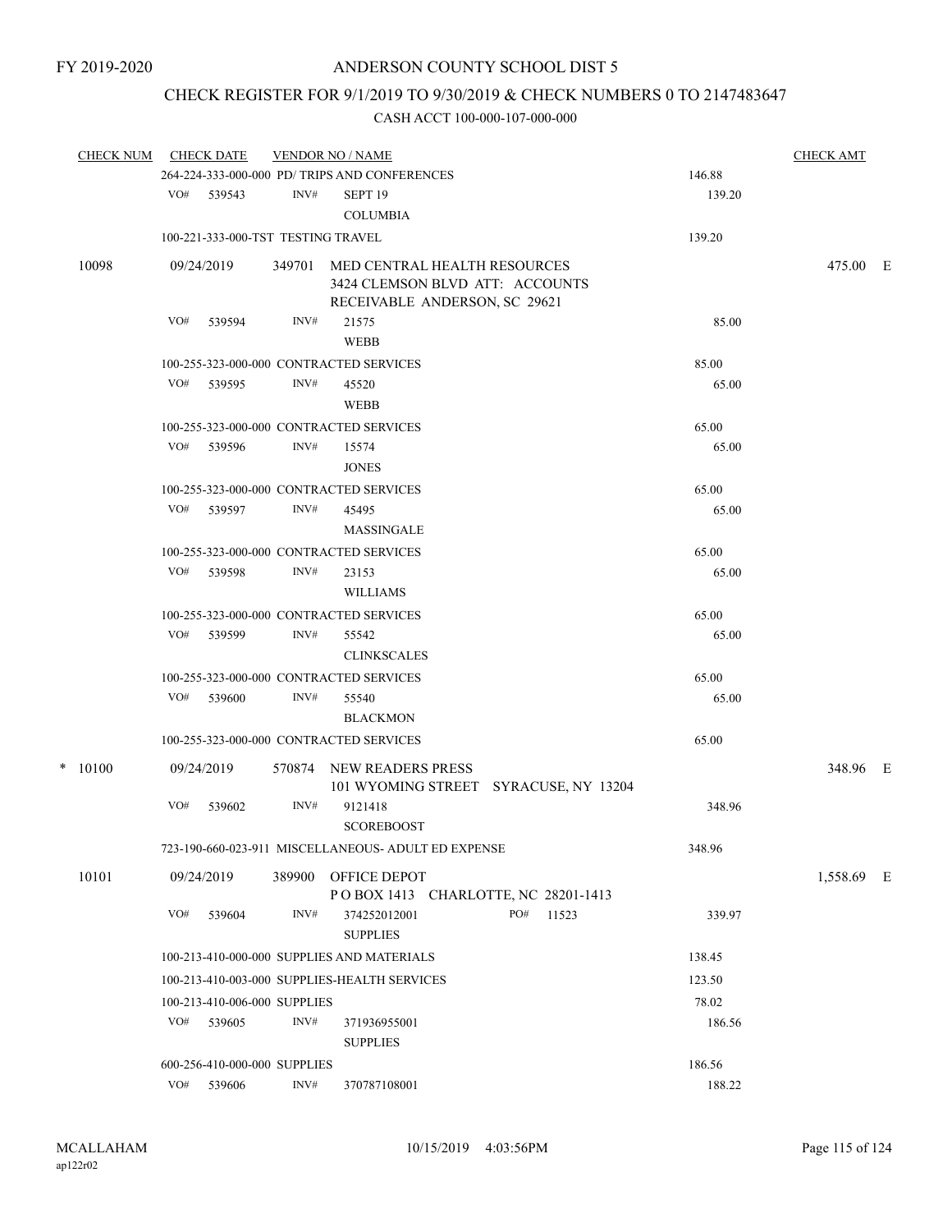FY 2019-2020

# ANDERSON COUNTY SCHOOL DIST 5

## CHECK REGISTER FOR 9/1/2019 TO 9/30/2019 & CHECK NUMBERS 0 TO 2147483647

### CASH ACCT 100-000-107-000-000

| CHECK NUM | CHECK DATE | VENDOR NO / NAME | | CHECK AMT |
|---|---|---|---|---|
| | 264-224-333-000-000 PD/ TRIPS AND CONFERENCES | | 146.88 | |
| | VO# 539543 | INV# SEPT 19 COLUMBIA | 139.20 | |
| | 100-221-333-000-TST TESTING TRAVEL | | 139.20 | |
| 10098 | 09/24/2019 | 349701 MED CENTRAL HEALTH RESOURCES 3424 CLEMSON BLVD ATT: ACCOUNTS RECEIVABLE ANDERSON, SC 29621 | | 475.00 E |
| | VO# 539594 | INV# 21575 WEBB | 85.00 | |
| | 100-255-323-000-000 CONTRACTED SERVICES | | 85.00 | |
| | VO# 539595 | INV# 45520 WEBB | 65.00 | |
| | 100-255-323-000-000 CONTRACTED SERVICES | | 65.00 | |
| | VO# 539596 | INV# 15574 JONES | 65.00 | |
| | 100-255-323-000-000 CONTRACTED SERVICES | | 65.00 | |
| | VO# 539597 | INV# 45495 MASSINGALE | 65.00 | |
| | 100-255-323-000-000 CONTRACTED SERVICES | | 65.00 | |
| | VO# 539598 | INV# 23153 WILLIAMS | 65.00 | |
| | 100-255-323-000-000 CONTRACTED SERVICES | | 65.00 | |
| | VO# 539599 | INV# 55542 CLINKSCALES | 65.00 | |
| | 100-255-323-000-000 CONTRACTED SERVICES | | 65.00 | |
| | VO# 539600 | INV# 55540 BLACKMON | 65.00 | |
| | 100-255-323-000-000 CONTRACTED SERVICES | | 65.00 | |
| * 10100 | 09/24/2019 | 570874 NEW READERS PRESS 101 WYOMING STREET SYRACUSE, NY 13204 | | 348.96 E |
| | VO# 539602 | INV# 9121418 SCOREBOOST | 348.96 | |
| | 723-190-660-023-911 MISCELLANEOUS- ADULT ED EXPENSE | | 348.96 | |
| 10101 | 09/24/2019 | 389900 OFFICE DEPOT P O BOX 1413 CHARLOTTE, NC 28201-1413 | | 1,558.69 E |
| | VO# 539604 | INV# 374252012001 PO# 11523 SUPPLIES | 339.97 | |
| | 100-213-410-000-000 SUPPLIES AND MATERIALS | | 138.45 | |
| | 100-213-410-003-000 SUPPLIES-HEALTH SERVICES | | 123.50 | |
| | 100-213-410-006-000 SUPPLIES | | 78.02 | |
| | VO# 539605 | INV# 371936955001 SUPPLIES | 186.56 | |
| | 600-256-410-000-000 SUPPLIES | | 186.56 | |
| | VO# 539606 | INV# 370787108001 | 188.22 | |

MCALLAHAM ap122r02 — 10/15/2019 4:03:56PM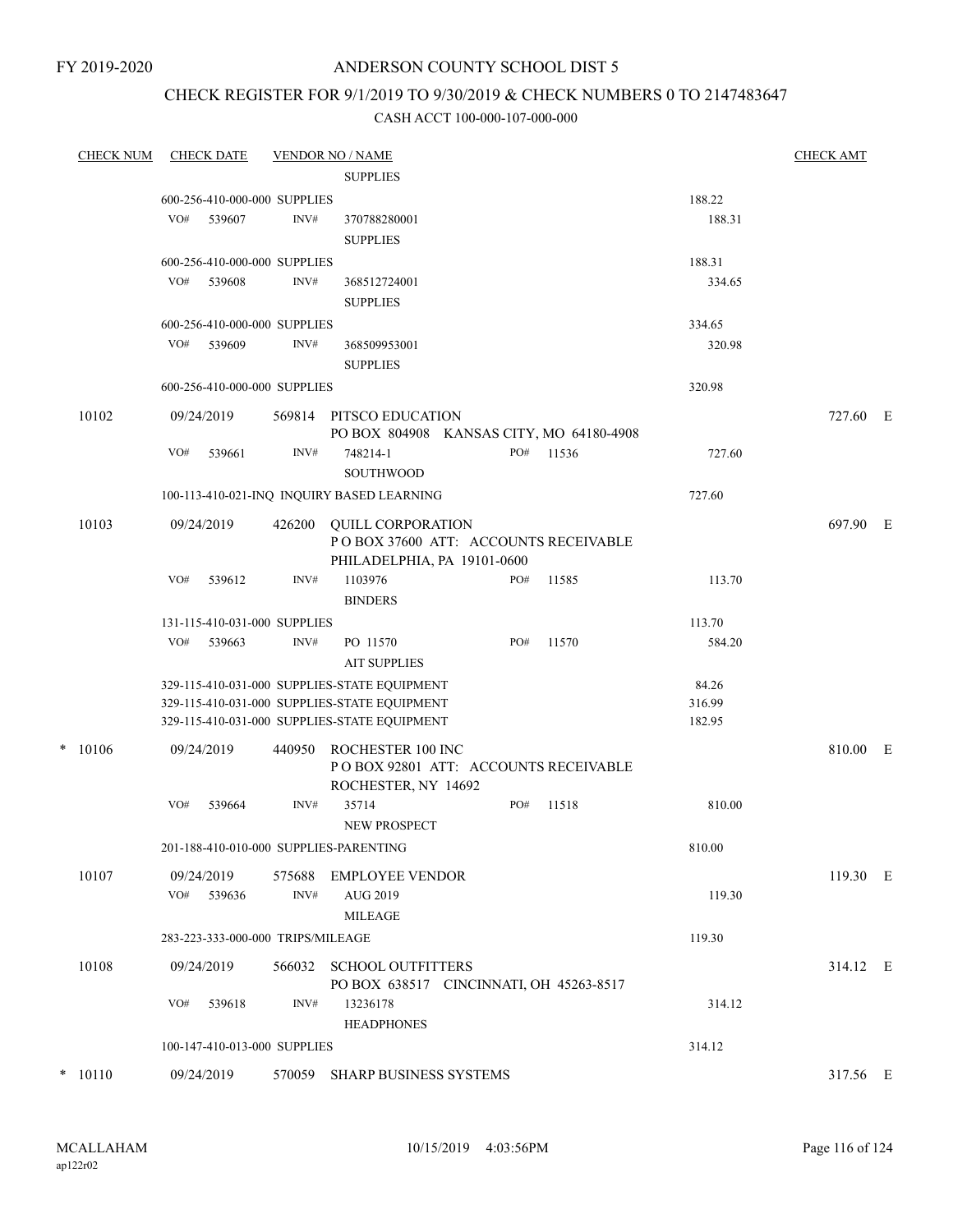FY 2019-2020

# ANDERSON COUNTY SCHOOL DIST 5

## CHECK REGISTER FOR 9/1/2019 TO 9/30/2019 & CHECK NUMBERS 0 TO 2147483647

### CASH ACCT 100-000-107-000-000

| CHECK NUM | CHECK DATE | VENDOR NO / NAME | | CHECK AMT | |
|---|---|---|---|---|---|
| | | SUPPLIES | | | |
| | 600-256-410-000-000 SUPPLIES | | 188.22 | | |
| | VO# 539607 | INV# 370788280001<br>SUPPLIES | 188.31 | | |
| | 600-256-410-000-000 SUPPLIES | | 188.31 | | |
| | VO# 539608 | INV# 368512724001<br>SUPPLIES | 334.65 | | |
| | 600-256-410-000-000 SUPPLIES | | 334.65 | | |
| | VO# 539609 | INV# 368509953001<br>SUPPLIES | 320.98 | | |
| | 600-256-410-000-000 SUPPLIES | | 320.98 | | |
| 10102 | 09/24/2019 | 569814 PITSCO EDUCATION<br>PO BOX 804908 KANSAS CITY, MO 64180-4908 | | 727.60 | E |
| | VO# 539661 | INV# 748214-1 PO# 11536<br>SOUTHWOOD | 727.60 | | |
| | 100-113-410-021-INQ INQUIRY BASED LEARNING | | 727.60 | | |
| 10103 | 09/24/2019 | 426200 QUILL CORPORATION<br>P O BOX 37600 ATT: ACCOUNTS RECEIVABLE<br>PHILADELPHIA, PA 19101-0600 | | 697.90 | E |
| | VO# 539612 | INV# 1103976 PO# 11585<br>BINDERS | 113.70 | | |
| | 131-115-410-031-000 SUPPLIES | | 113.70 | | |
| | VO# 539663 | INV# PO 11570 PO# 11570<br>AIT SUPPLIES | 584.20 | | |
| | 329-115-410-031-000 SUPPLIES-STATE EQUIPMENT | | 84.26 | | |
| | 329-115-410-031-000 SUPPLIES-STATE EQUIPMENT | | 316.99 | | |
| | 329-115-410-031-000 SUPPLIES-STATE EQUIPMENT | | 182.95 | | |
| * 10106 | 09/24/2019 | 440950 ROCHESTER 100 INC<br>P O BOX 92801 ATT: ACCOUNTS RECEIVABLE<br>ROCHESTER, NY 14692 | | 810.00 | E |
| | VO# 539664 | INV# 35714 PO# 11518<br>NEW PROSPECT | 810.00 | | |
| | 201-188-410-010-000 SUPPLIES-PARENTING | | 810.00 | | |
| 10107 | 09/24/2019 | 575688 EMPLOYEE VENDOR | | 119.30 | E |
| | VO# 539636 | INV# AUG 2019<br>MILEAGE | 119.30 | | |
| | 283-223-333-000-000 TRIPS/MILEAGE | | 119.30 | | |
| 10108 | 09/24/2019 | 566032 SCHOOL OUTFITTERS<br>PO BOX 638517 CINCINNATI, OH 45263-8517 | | 314.12 | E |
| | VO# 539618 | INV# 13236178<br>HEADPHONES | 314.12 | | |
| | 100-147-410-013-000 SUPPLIES | | 314.12 | | |
| * 10110 | 09/24/2019 | 570059 SHARP BUSINESS SYSTEMS | | 317.56 | E |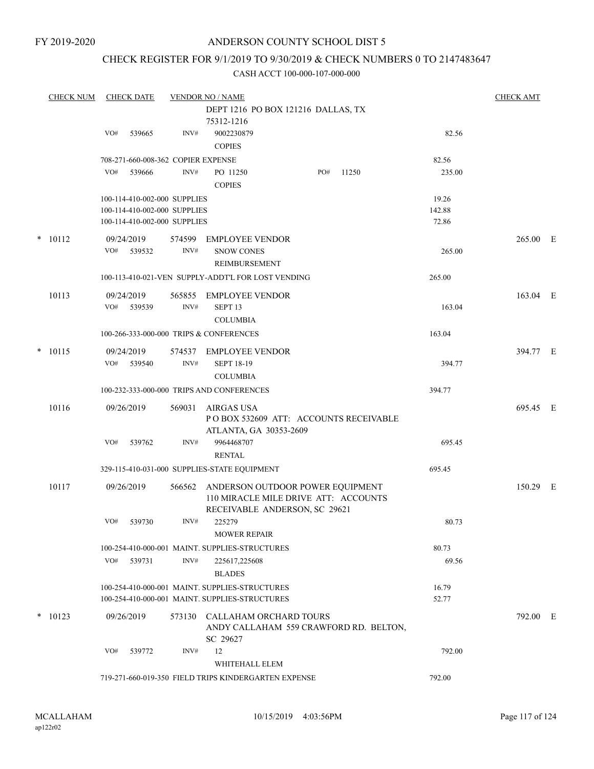FY 2019-2020

# ANDERSON COUNTY SCHOOL DIST 5

## CHECK REGISTER FOR 9/1/2019 TO 9/30/2019 & CHECK NUMBERS 0 TO 2147483647

CASH ACCT 100-000-107-000-000

| CHECK NUM | CHECK DATE | VENDOR NO / NAME | | CHECK AMT |
|---|---|---|---|---|
| | | DEPT 1216 PO BOX 121216 DALLAS, TX 75312-1216 | | |
| | VO# 539665 | INV# 9002230879 COPIES | 82.56 | |
| | | 708-271-660-008-362 COPIER EXPENSE | 82.56 | |
| | VO# 539666 | INV# PO 11250 PO# 11250 COPIES | 235.00 | |
| | | 100-114-410-002-000 SUPPLIES | 19.26 | |
| | | 100-114-410-002-000 SUPPLIES | 142.88 | |
| | | 100-114-410-002-000 SUPPLIES | 72.86 | |
| * 10112 | 09/24/2019 | 574599 EMPLOYEE VENDOR | | 265.00 E |
| | VO# 539532 | INV# SNOW CONES REIMBURSEMENT | 265.00 | |
| | | 100-113-410-021-VEN SUPPLY-ADDT'L FOR LOST VENDING | 265.00 | |
| 10113 | 09/24/2019 | 565855 EMPLOYEE VENDOR | | 163.04 E |
| | VO# 539539 | INV# SEPT 13 COLUMBIA | 163.04 | |
| | | 100-266-333-000-000 TRIPS & CONFERENCES | 163.04 | |
| * 10115 | 09/24/2019 | 574537 EMPLOYEE VENDOR | | 394.77 E |
| | VO# 539540 | INV# SEPT 18-19 COLUMBIA | 394.77 | |
| | | 100-232-333-000-000 TRIPS AND CONFERENCES | 394.77 | |
| 10116 | 09/26/2019 | 569031 AIRGAS USA P O BOX 532609 ATT: ACCOUNTS RECEIVABLE ATLANTA, GA 30353-2609 | | 695.45 E |
| | VO# 539762 | INV# 9964468707 RENTAL | 695.45 | |
| | | 329-115-410-031-000 SUPPLIES-STATE EQUIPMENT | 695.45 | |
| 10117 | 09/26/2019 | 566562 ANDERSON OUTDOOR POWER EQUIPMENT 110 MIRACLE MILE DRIVE ATT: ACCOUNTS RECEIVABLE ANDERSON, SC 29621 | | 150.29 E |
| | VO# 539730 | INV# 225279 MOWER REPAIR | 80.73 | |
| | | 100-254-410-000-001 MAINT. SUPPLIES-STRUCTURES | 80.73 | |
| | VO# 539731 | INV# 225617,225608 BLADES | 69.56 | |
| | | 100-254-410-000-001 MAINT. SUPPLIES-STRUCTURES | 16.79 | |
| | | 100-254-410-000-001 MAINT. SUPPLIES-STRUCTURES | 52.77 | |
| * 10123 | 09/26/2019 | 573130 CALLAHAM ORCHARD TOURS ANDY CALLAHAM 559 CRAWFORD RD. BELTON, SC 29627 | | 792.00 E |
| | VO# 539772 | INV# 12 WHITEHALL ELEM | 792.00 | |
| | | 719-271-660-019-350 FIELD TRIPS KINDERGARTEN EXPENSE | 792.00 | |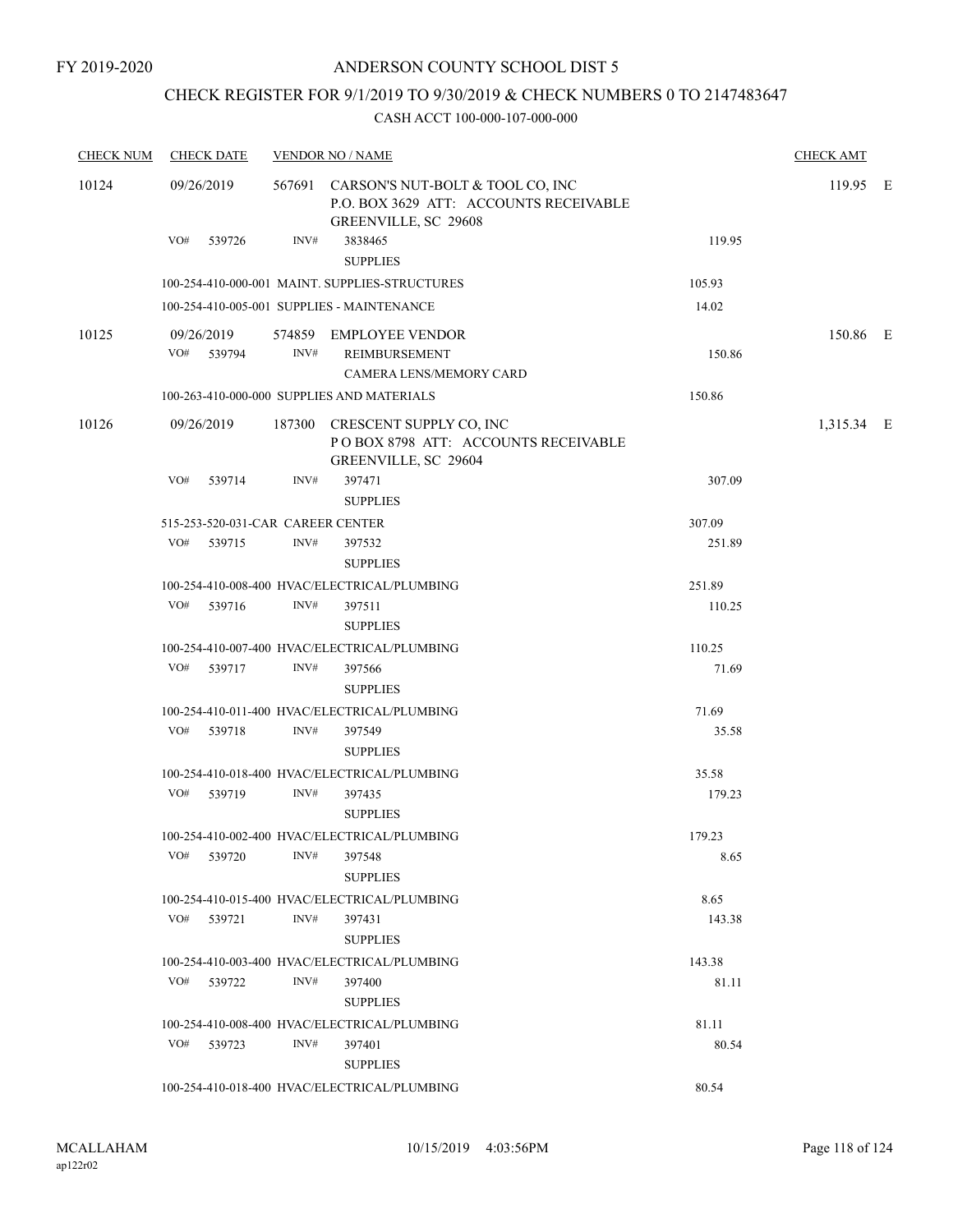FY 2019-2020

# ANDERSON COUNTY SCHOOL DIST 5

## CHECK REGISTER FOR 9/1/2019 TO 9/30/2019 & CHECK NUMBERS 0 TO 2147483647

### CASH ACCT 100-000-107-000-000

| CHECK NUM | CHECK DATE | VENDOR NO / NAME | | CHECK AMT | |
|---|---|---|---|---|---|
| 10124 | 09/26/2019 | 567691 CARSON'S NUT-BOLT & TOOL CO, INC<br>P.O. BOX 3629 ATT: ACCOUNTS RECEIVABLE<br>GREENVILLE, SC 29608 | | 119.95 | E |
| | VO# 539726 | INV# 3838465<br>SUPPLIES | 119.95 | | |
| | | 100-254-410-000-001 MAINT. SUPPLIES-STRUCTURES | 105.93 | | |
| | | 100-254-410-005-001 SUPPLIES - MAINTENANCE | 14.02 | | |
| 10125 | 09/26/2019 | 574859 EMPLOYEE VENDOR | | 150.86 | E |
| | VO# 539794 | INV# REIMBURSEMENT<br>CAMERA LENS/MEMORY CARD | 150.86 | | |
| | | 100-263-410-000-000 SUPPLIES AND MATERIALS | 150.86 | | |
| 10126 | 09/26/2019 | 187300 CRESCENT SUPPLY CO, INC<br>P O BOX 8798 ATT: ACCOUNTS RECEIVABLE<br>GREENVILLE, SC 29604 | | 1,315.34 | E |
| | VO# 539714 | INV# 397471<br>SUPPLIES | 307.09 | | |
| | | 515-253-520-031-CAR CAREER CENTER | 307.09 | | |
| | VO# 539715 | INV# 397532<br>SUPPLIES | 251.89 | | |
| | | 100-254-410-008-400 HVAC/ELECTRICAL/PLUMBING | 251.89 | | |
| | VO# 539716 | INV# 397511<br>SUPPLIES | 110.25 | | |
| | | 100-254-410-007-400 HVAC/ELECTRICAL/PLUMBING | 110.25 | | |
| | VO# 539717 | INV# 397566<br>SUPPLIES | 71.69 | | |
| | | 100-254-410-011-400 HVAC/ELECTRICAL/PLUMBING | 71.69 | | |
| | VO# 539718 | INV# 397549<br>SUPPLIES | 35.58 | | |
| | | 100-254-410-018-400 HVAC/ELECTRICAL/PLUMBING | 35.58 | | |
| | VO# 539719 | INV# 397435<br>SUPPLIES | 179.23 | | |
| | | 100-254-410-002-400 HVAC/ELECTRICAL/PLUMBING | 179.23 | | |
| | VO# 539720 | INV# 397548<br>SUPPLIES | 8.65 | | |
| | | 100-254-410-015-400 HVAC/ELECTRICAL/PLUMBING | 8.65 | | |
| | VO# 539721 | INV# 397431<br>SUPPLIES | 143.38 | | |
| | | 100-254-410-003-400 HVAC/ELECTRICAL/PLUMBING | 143.38 | | |
| | VO# 539722 | INV# 397400<br>SUPPLIES | 81.11 | | |
| | | 100-254-410-008-400 HVAC/ELECTRICAL/PLUMBING | 81.11 | | |
| | VO# 539723 | INV# 397401<br>SUPPLIES | 80.54 | | |
| | | 100-254-410-018-400 HVAC/ELECTRICAL/PLUMBING | 80.54 | | |

MCALLAHAM
ap122r02

10/15/2019 4:03:56PM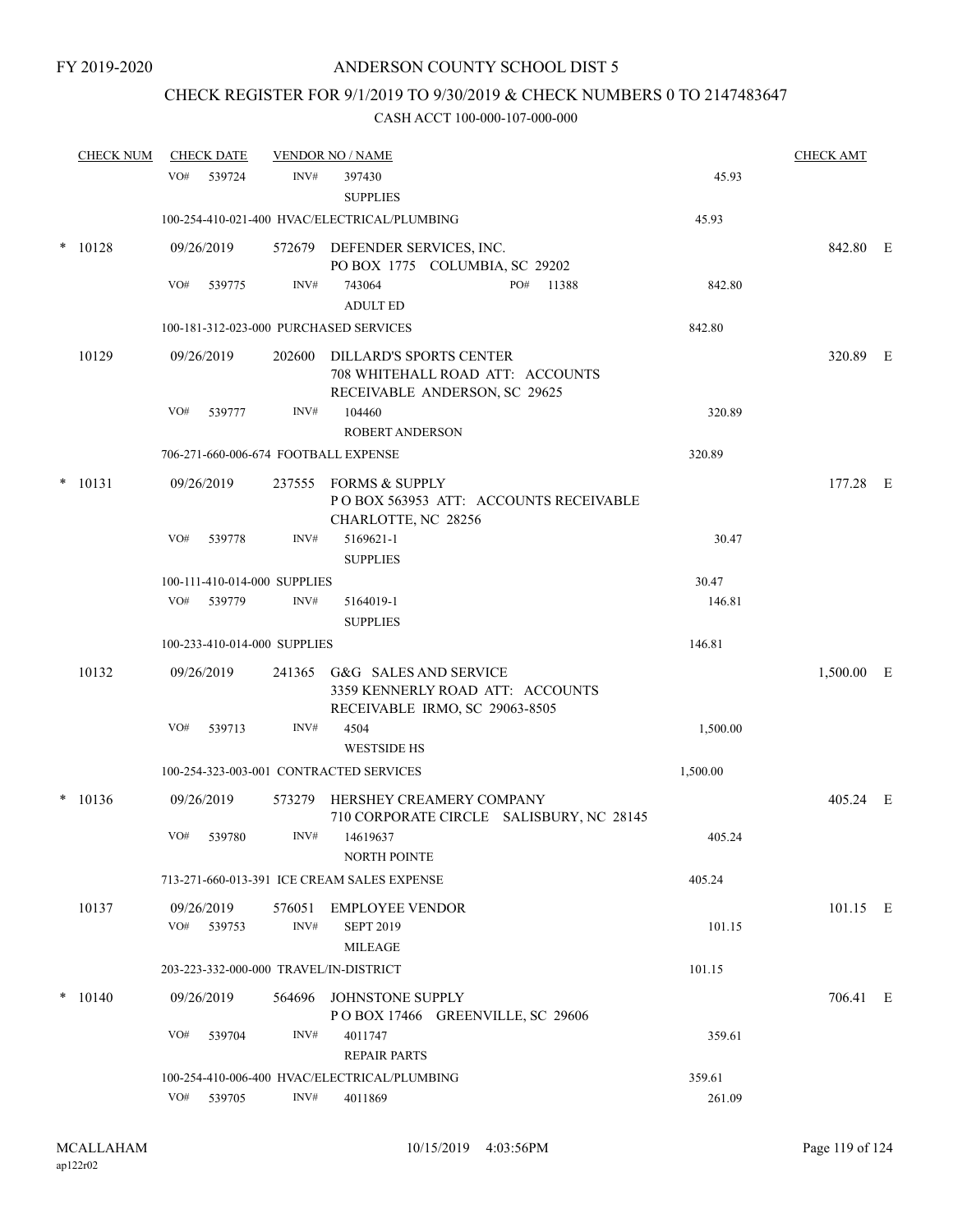FY 2019-2020

# ANDERSON COUNTY SCHOOL DIST 5

## CHECK REGISTER FOR 9/1/2019 TO 9/30/2019 & CHECK NUMBERS 0 TO 2147483647

### CASH ACCT 100-000-107-000-000

| CHECK NUM | CHECK DATE | VENDOR NO / NAME | | CHECK AMT | |
|---|---|---|---|---|---|
| | VO# 539724 INV# | 397430 SUPPLIES | 45.93 | | |
| | 100-254-410-021-400 HVAC/ELECTRICAL/PLUMBING | | 45.93 | | |
| * 10128 | 09/26/2019 | 572679 DEFENDER SERVICES, INC. PO BOX 1775 COLUMBIA, SC 29202 | | 842.80 | E |
| | VO# 539775 INV# | 743064 PO# 11388 ADULT ED | 842.80 | | |
| | 100-181-312-023-000 PURCHASED SERVICES | | 842.80 | | |
| 10129 | 09/26/2019 | 202600 DILLARD'S SPORTS CENTER 708 WHITEHALL ROAD ATT: ACCOUNTS RECEIVABLE ANDERSON, SC 29625 | | 320.89 | E |
| | VO# 539777 INV# | 104460 ROBERT ANDERSON | 320.89 | | |
| | 706-271-660-006-674 FOOTBALL EXPENSE | | 320.89 | | |
| * 10131 | 09/26/2019 | 237555 FORMS & SUPPLY P O BOX 563953 ATT: ACCOUNTS RECEIVABLE CHARLOTTE, NC 28256 | | 177.28 | E |
| | VO# 539778 INV# | 5169621-1 SUPPLIES | 30.47 | | |
| | 100-111-410-014-000 SUPPLIES | | 30.47 | | |
| | VO# 539779 INV# | 5164019-1 SUPPLIES | 146.81 | | |
| | 100-233-410-014-000 SUPPLIES | | 146.81 | | |
| 10132 | 09/26/2019 | 241365 G&G SALES AND SERVICE 3359 KENNERLY ROAD ATT: ACCOUNTS RECEIVABLE IRMO, SC 29063-8505 | | 1,500.00 | E |
| | VO# 539713 INV# | 4504 WESTSIDE HS | 1,500.00 | | |
| | 100-254-323-003-001 CONTRACTED SERVICES | | 1,500.00 | | |
| * 10136 | 09/26/2019 | 573279 HERSHEY CREAMERY COMPANY 710 CORPORATE CIRCLE SALISBURY, NC 28145 | | 405.24 | E |
| | VO# 539780 INV# | 14619637 NORTH POINTE | 405.24 | | |
| | 713-271-660-013-391 ICE CREAM SALES EXPENSE | | 405.24 | | |
| 10137 | 09/26/2019 | 576051 EMPLOYEE VENDOR | | 101.15 | E |
| | VO# 539753 INV# | SEPT 2019 MILEAGE | 101.15 | | |
| | 203-223-332-000-000 TRAVEL/IN-DISTRICT | | 101.15 | | |
| * 10140 | 09/26/2019 | 564696 JOHNSTONE SUPPLY P O BOX 17466 GREENVILLE, SC 29606 | | 706.41 | E |
| | VO# 539704 INV# | 4011747 REPAIR PARTS | 359.61 | | |
| | 100-254-410-006-400 HVAC/ELECTRICAL/PLUMBING | | 359.61 | | |
| | VO# 539705 INV# | 4011869 | 261.09 | | |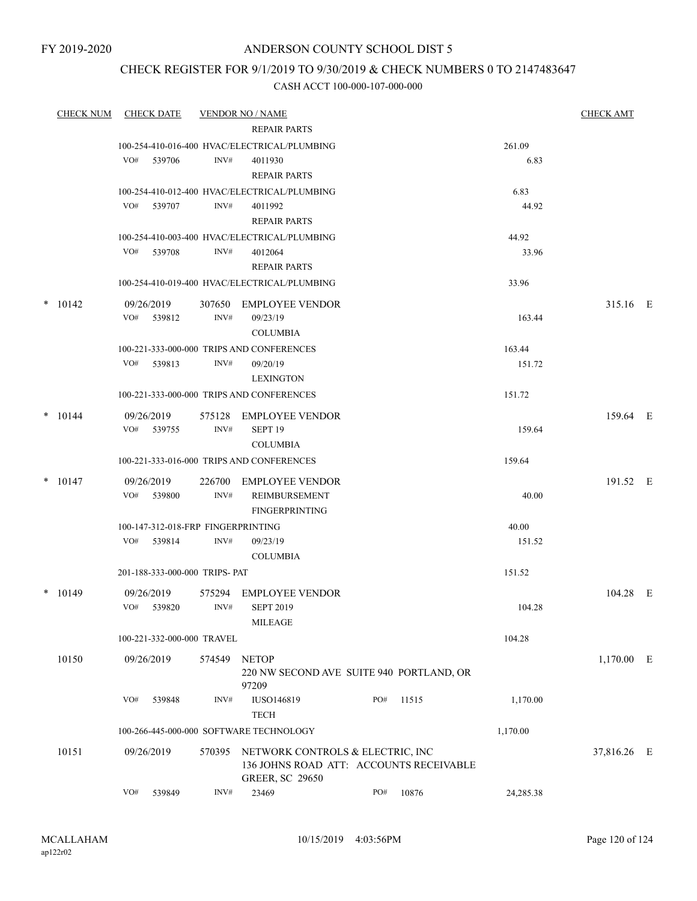FY 2019-2020

# ANDERSON COUNTY SCHOOL DIST 5

## CHECK REGISTER FOR 9/1/2019 TO 9/30/2019 & CHECK NUMBERS 0 TO 2147483647

### CASH ACCT 100-000-107-000-000

| CHECK NUM | CHECK DATE | VENDOR NO / NAME | | CHECK AMT |
|---|---|---|---|---|
| | | REPAIR PARTS | | |
| | 100-254-410-016-400 HVAC/ELECTRICAL/PLUMBING | | 261.09 | |
| | VO# 539706 | INV# 4011930 | 6.83 | |
| | | REPAIR PARTS | | |
| | 100-254-410-012-400 HVAC/ELECTRICAL/PLUMBING | | 6.83 | |
| | VO# 539707 | INV# 4011992 | 44.92 | |
| | | REPAIR PARTS | | |
| | 100-254-410-003-400 HVAC/ELECTRICAL/PLUMBING | | 44.92 | |
| | VO# 539708 | INV# 4012064 | 33.96 | |
| | | REPAIR PARTS | | |
| | 100-254-410-019-400 HVAC/ELECTRICAL/PLUMBING | | 33.96 | |
| * 10142 | 09/26/2019 | 307650 EMPLOYEE VENDOR | | 315.16 E |
| | VO# 539812 | INV# 09/23/19 | 163.44 | |
| | | COLUMBIA | | |
| | 100-221-333-000-000 TRIPS AND CONFERENCES | | 163.44 | |
| | VO# 539813 | INV# 09/20/19 | 151.72 | |
| | | LEXINGTON | | |
| | 100-221-333-000-000 TRIPS AND CONFERENCES | | 151.72 | |
| * 10144 | 09/26/2019 | 575128 EMPLOYEE VENDOR | | 159.64 E |
| | VO# 539755 | INV# SEPT 19 | 159.64 | |
| | | COLUMBIA | | |
| | 100-221-333-016-000 TRIPS AND CONFERENCES | | 159.64 | |
| * 10147 | 09/26/2019 | 226700 EMPLOYEE VENDOR | | 191.52 E |
| | VO# 539800 | INV# REIMBURSEMENT | 40.00 | |
| | | FINGERPRINTING | | |
| | 100-147-312-018-FRP FINGERPRINTING | | 40.00 | |
| | VO# 539814 | INV# 09/23/19 | 151.52 | |
| | | COLUMBIA | | |
| | 201-188-333-000-000 TRIPS- PAT | | 151.52 | |
| * 10149 | 09/26/2019 | 575294 EMPLOYEE VENDOR | | 104.28 E |
| | VO# 539820 | INV# SEPT 2019 | 104.28 | |
| | | MILEAGE | | |
| | 100-221-332-000-000 TRAVEL | | 104.28 | |
| 10150 | 09/26/2019 | 574549 NETOP<br>220 NW SECOND AVE SUITE 940 PORTLAND, OR 97209 | | 1,170.00 E |
| | VO# 539848 | INV# IUSO146819 PO# 11515 | 1,170.00 | |
| | | TECH | | |
| | 100-266-445-000-000 SOFTWARE TECHNOLOGY | | 1,170.00 | |
| 10151 | 09/26/2019 | 570395 NETWORK CONTROLS & ELECTRIC, INC<br>136 JOHNS ROAD ATT: ACCOUNTS RECEIVABLE<br>GREER, SC 29650 | | 37,816.26 E |
| | VO# 539849 | INV# 23469 PO# 10876 | 24,285.38 | |

MCALLAHAM
ap122r02

10/15/2019 4:03:56PM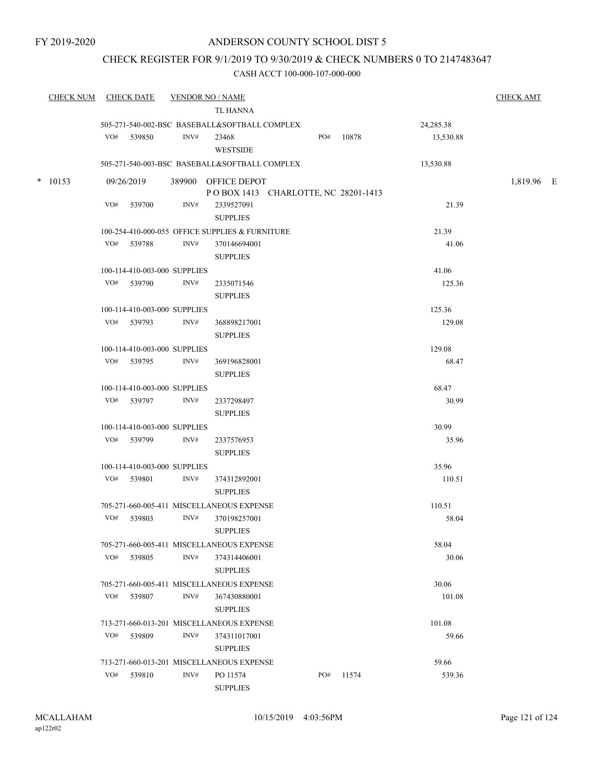FY 2019-2020

# ANDERSON COUNTY SCHOOL DIST 5

## CHECK REGISTER FOR 9/1/2019 TO 9/30/2019 & CHECK NUMBERS 0 TO 2147483647

### CASH ACCT 100-000-107-000-000

| CHECK NUM | CHECK DATE | VENDOR NO / NAME | | | CHECK AMT |
|---|---|---|---|---|---|
| | | TL HANNA | | | |
| | 505-271-540-002-BSC BASEBALL&SOFTBALL COMPLEX | | | 24,285.38 | |
| | VO# 539850 | INV# 23468 WESTSIDE | PO# 10878 | 13,530.88 | |
| | 505-271-540-003-BSC BASEBALL&SOFTBALL COMPLEX | | | 13,530.88 | |
| * 10153 | 09/26/2019 | 389900 OFFICE DEPOT P O BOX 1413 CHARLOTTE, NC 28201-1413 | | | 1,819.96 E |
| | VO# 539700 | INV# 2339527091 SUPPLIES | | 21.39 | |
| | 100-254-410-000-055 OFFICE SUPPLIES & FURNITURE | | | 21.39 | |
| | VO# 539788 | INV# 370146694001 SUPPLIES | | 41.06 | |
| | 100-114-410-003-000 SUPPLIES | | | 41.06 | |
| | VO# 539790 | INV# 2335071546 SUPPLIES | | 125.36 | |
| | 100-114-410-003-000 SUPPLIES | | | 125.36 | |
| | VO# 539793 | INV# 368898217001 SUPPLIES | | 129.08 | |
| | 100-114-410-003-000 SUPPLIES | | | 129.08 | |
| | VO# 539795 | INV# 369196828001 SUPPLIES | | 68.47 | |
| | 100-114-410-003-000 SUPPLIES | | | 68.47 | |
| | VO# 539797 | INV# 2337298497 SUPPLIES | | 30.99 | |
| | 100-114-410-003-000 SUPPLIES | | | 30.99 | |
| | VO# 539799 | INV# 2337576953 SUPPLIES | | 35.96 | |
| | 100-114-410-003-000 SUPPLIES | | | 35.96 | |
| | VO# 539801 | INV# 374312892001 SUPPLIES | | 110.51 | |
| | 705-271-660-005-411 MISCELLANEOUS EXPENSE | | | 110.51 | |
| | VO# 539803 | INV# 370198257001 SUPPLIES | | 58.04 | |
| | 705-271-660-005-411 MISCELLANEOUS EXPENSE | | | 58.04 | |
| | VO# 539805 | INV# 374314406001 SUPPLIES | | 30.06 | |
| | 705-271-660-005-411 MISCELLANEOUS EXPENSE | | | 30.06 | |
| | VO# 539807 | INV# 367430880001 SUPPLIES | | 101.08 | |
| | 713-271-660-013-201 MISCELLANEOUS EXPENSE | | | 101.08 | |
| | VO# 539809 | INV# 374311017001 SUPPLIES | | 59.66 | |
| | 713-271-660-013-201 MISCELLANEOUS EXPENSE | | | 59.66 | |
| | VO# 539810 | INV# PO 11574 SUPPLIES | PO# 11574 | 539.36 | |

MCALLAHAM
ap122r02

10/15/2019 4:03:56PM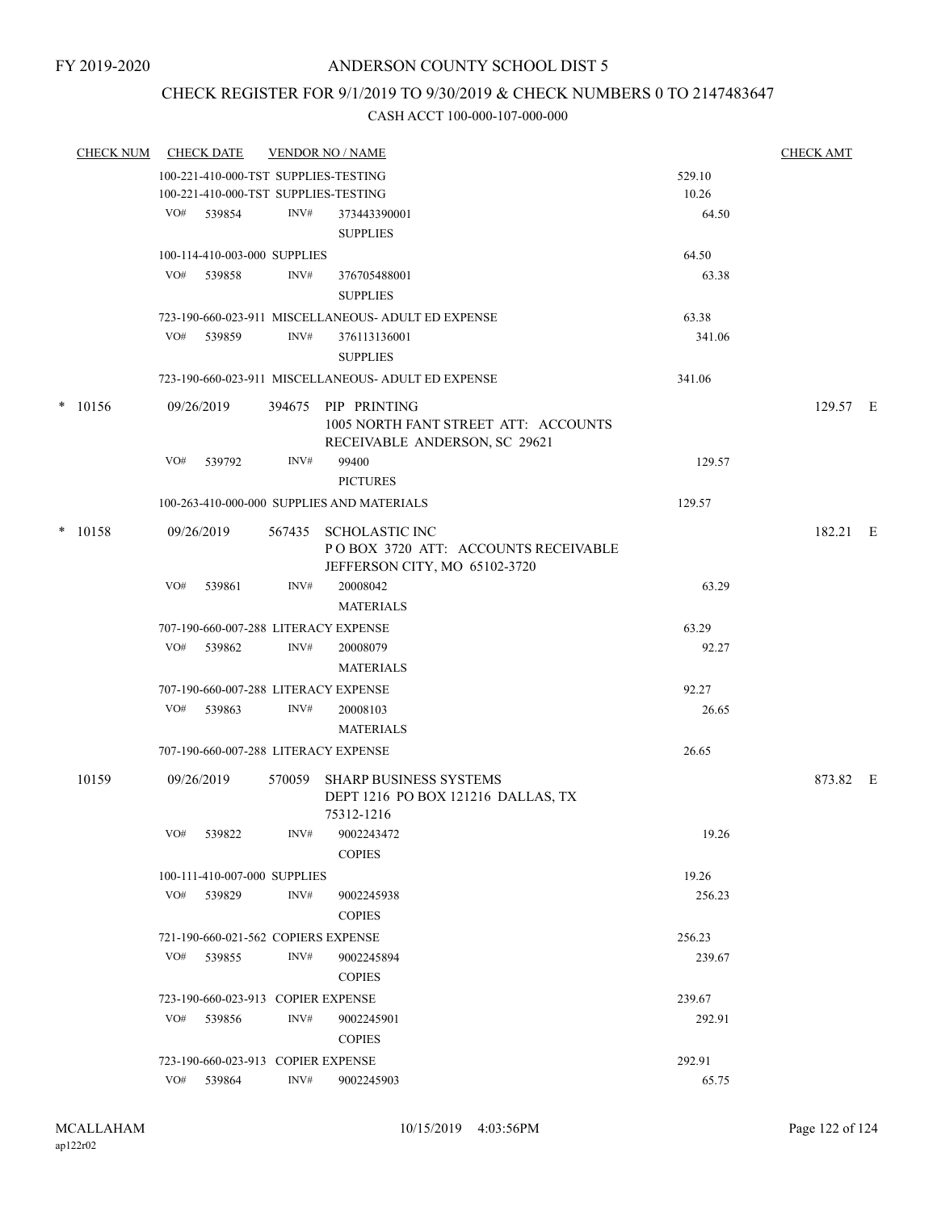FY 2019-2020

# ANDERSON COUNTY SCHOOL DIST 5

## CHECK REGISTER FOR 9/1/2019 TO 9/30/2019 & CHECK NUMBERS 0 TO 2147483647

### CASH ACCT 100-000-107-000-000

| CHECK NUM | CHECK DATE | VENDOR NO / NAME | | CHECK AMT |
|---|---|---|---|---|
| | 100-221-410-000-TST SUPPLIES-TESTING | | 529.10 | |
| | 100-221-410-000-TST SUPPLIES-TESTING | | 10.26 | |
| | VO# 539854 | INV# 373443390001 SUPPLIES | 64.50 | |
| | 100-114-410-003-000 SUPPLIES | | 64.50 | |
| | VO# 539858 | INV# 376705488001 SUPPLIES | 63.38 | |
| | 723-190-660-023-911 MISCELLANEOUS- ADULT ED EXPENSE | | 63.38 | |
| | VO# 539859 | INV# 376113136001 SUPPLIES | 341.06 | |
| | 723-190-660-023-911 MISCELLANEOUS- ADULT ED EXPENSE | | 341.06 | |
| * 10156 | 09/26/2019 | 394675 PIP PRINTING 1005 NORTH FANT STREET ATT: ACCOUNTS RECEIVABLE ANDERSON, SC 29621 | | 129.57 E |
| | VO# 539792 | INV# 99400 PICTURES | 129.57 | |
| | 100-263-410-000-000 SUPPLIES AND MATERIALS | | 129.57 | |
| * 10158 | 09/26/2019 | 567435 SCHOLASTIC INC P O BOX 3720 ATT: ACCOUNTS RECEIVABLE JEFFERSON CITY, MO 65102-3720 | | 182.21 E |
| | VO# 539861 | INV# 20008042 MATERIALS | 63.29 | |
| | 707-190-660-007-288 LITERACY EXPENSE | | 63.29 | |
| | VO# 539862 | INV# 20008079 MATERIALS | 92.27 | |
| | 707-190-660-007-288 LITERACY EXPENSE | | 92.27 | |
| | VO# 539863 | INV# 20008103 MATERIALS | 26.65 | |
| | 707-190-660-007-288 LITERACY EXPENSE | | 26.65 | |
| 10159 | 09/26/2019 | 570059 SHARP BUSINESS SYSTEMS DEPT 1216 PO BOX 121216 DALLAS, TX 75312-1216 | | 873.82 E |
| | VO# 539822 | INV# 9002243472 COPIES | 19.26 | |
| | 100-111-410-007-000 SUPPLIES | | 19.26 | |
| | VO# 539829 | INV# 9002245938 COPIES | 256.23 | |
| | 721-190-660-021-562 COPIERS EXPENSE | | 256.23 | |
| | VO# 539855 | INV# 9002245894 COPIES | 239.67 | |
| | 723-190-660-023-913 COPIER EXPENSE | | 239.67 | |
| | VO# 539856 | INV# 9002245901 COPIES | 292.91 | |
| | 723-190-660-023-913 COPIER EXPENSE | | 292.91 | |
| | VO# 539864 | INV# 9002245903 | 65.75 | |

MCALLAHAM ap122r02 10/15/2019 4:03:56PM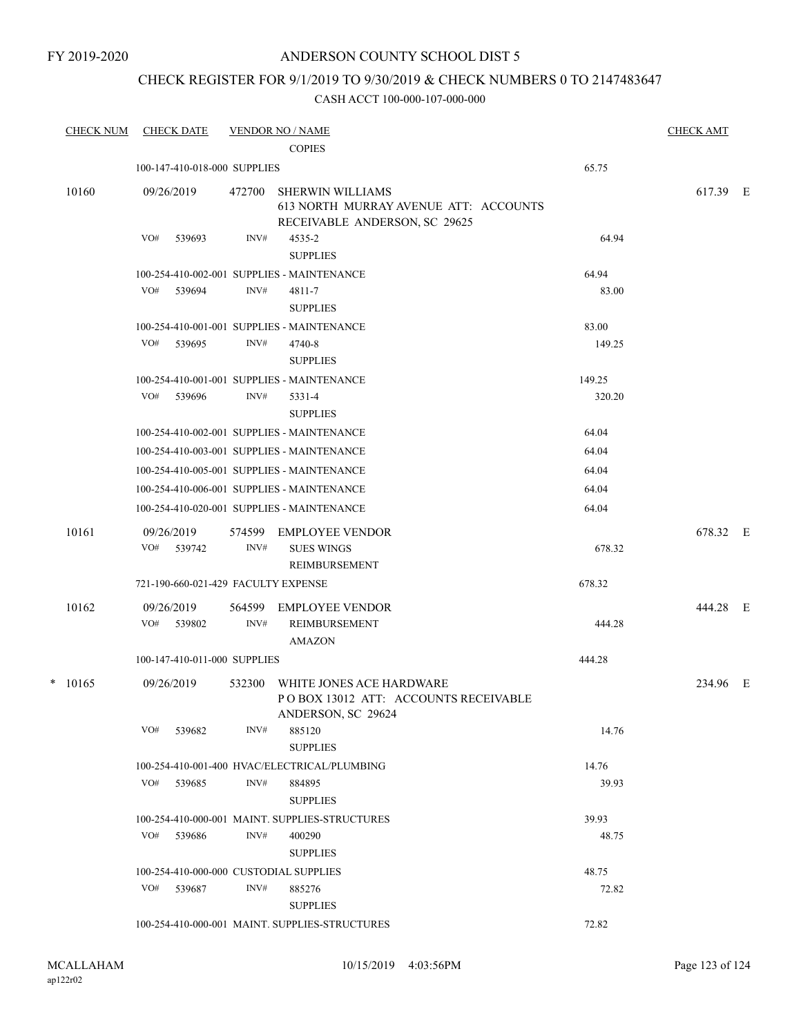FY 2019-2020

ANDERSON COUNTY SCHOOL DIST 5

CHECK REGISTER FOR 9/1/2019 TO 9/30/2019 & CHECK NUMBERS 0 TO 2147483647

CASH ACCT 100-000-107-000-000

| CHECK NUM | CHECK DATE | VENDOR NO / NAME | | CHECK AMT |
|---|---|---|---|---|
| | | COPIES | | |
| | 100-147-410-018-000 SUPPLIES | | 65.75 | |
| 10160 | 09/26/2019 | 472700 SHERWIN WILLIAMS 613 NORTH MURRAY AVENUE ATT: ACCOUNTS RECEIVABLE ANDERSON, SC 29625 | | 617.39 E |
| | VO# 539693 | INV# 4535-2 SUPPLIES | 64.94 | |
| | 100-254-410-002-001 SUPPLIES - MAINTENANCE | | 64.94 | |
| | VO# 539694 | INV# 4811-7 SUPPLIES | 83.00 | |
| | 100-254-410-001-001 SUPPLIES - MAINTENANCE | | 83.00 | |
| | VO# 539695 | INV# 4740-8 SUPPLIES | 149.25 | |
| | 100-254-410-001-001 SUPPLIES - MAINTENANCE | | 149.25 | |
| | VO# 539696 | INV# 5331-4 SUPPLIES | 320.20 | |
| | 100-254-410-002-001 SUPPLIES - MAINTENANCE | | 64.04 | |
| | 100-254-410-003-001 SUPPLIES - MAINTENANCE | | 64.04 | |
| | 100-254-410-005-001 SUPPLIES - MAINTENANCE | | 64.04 | |
| | 100-254-410-006-001 SUPPLIES - MAINTENANCE | | 64.04 | |
| | 100-254-410-020-001 SUPPLIES - MAINTENANCE | | 64.04 | |
| 10161 | 09/26/2019 | 574599 EMPLOYEE VENDOR | | 678.32 E |
| | VO# 539742 | INV# SUES WINGS REIMBURSEMENT | 678.32 | |
| | 721-190-660-021-429 FACULTY EXPENSE | | 678.32 | |
| 10162 | 09/26/2019 | 564599 EMPLOYEE VENDOR | | 444.28 E |
| | VO# 539802 | INV# REIMBURSEMENT AMAZON | 444.28 | |
| | 100-147-410-011-000 SUPPLIES | | 444.28 | |
| * 10165 | 09/26/2019 | 532300 WHITE JONES ACE HARDWARE P O BOX 13012 ATT: ACCOUNTS RECEIVABLE ANDERSON, SC 29624 | | 234.96 E |
| | VO# 539682 | INV# 885120 SUPPLIES | 14.76 | |
| | 100-254-410-001-400 HVAC/ELECTRICAL/PLUMBING | | 14.76 | |
| | VO# 539685 | INV# 884895 SUPPLIES | 39.93 | |
| | 100-254-410-000-001 MAINT. SUPPLIES-STRUCTURES | | 39.93 | |
| | VO# 539686 | INV# 400290 SUPPLIES | 48.75 | |
| | 100-254-410-000-000 CUSTODIAL SUPPLIES | | 48.75 | |
| | VO# 539687 | INV# 885276 SUPPLIES | 72.82 | |
| | 100-254-410-000-001 MAINT. SUPPLIES-STRUCTURES | | 72.82 | |

MCALLAHAM
ap122r02

10/15/2019 4:03:56PM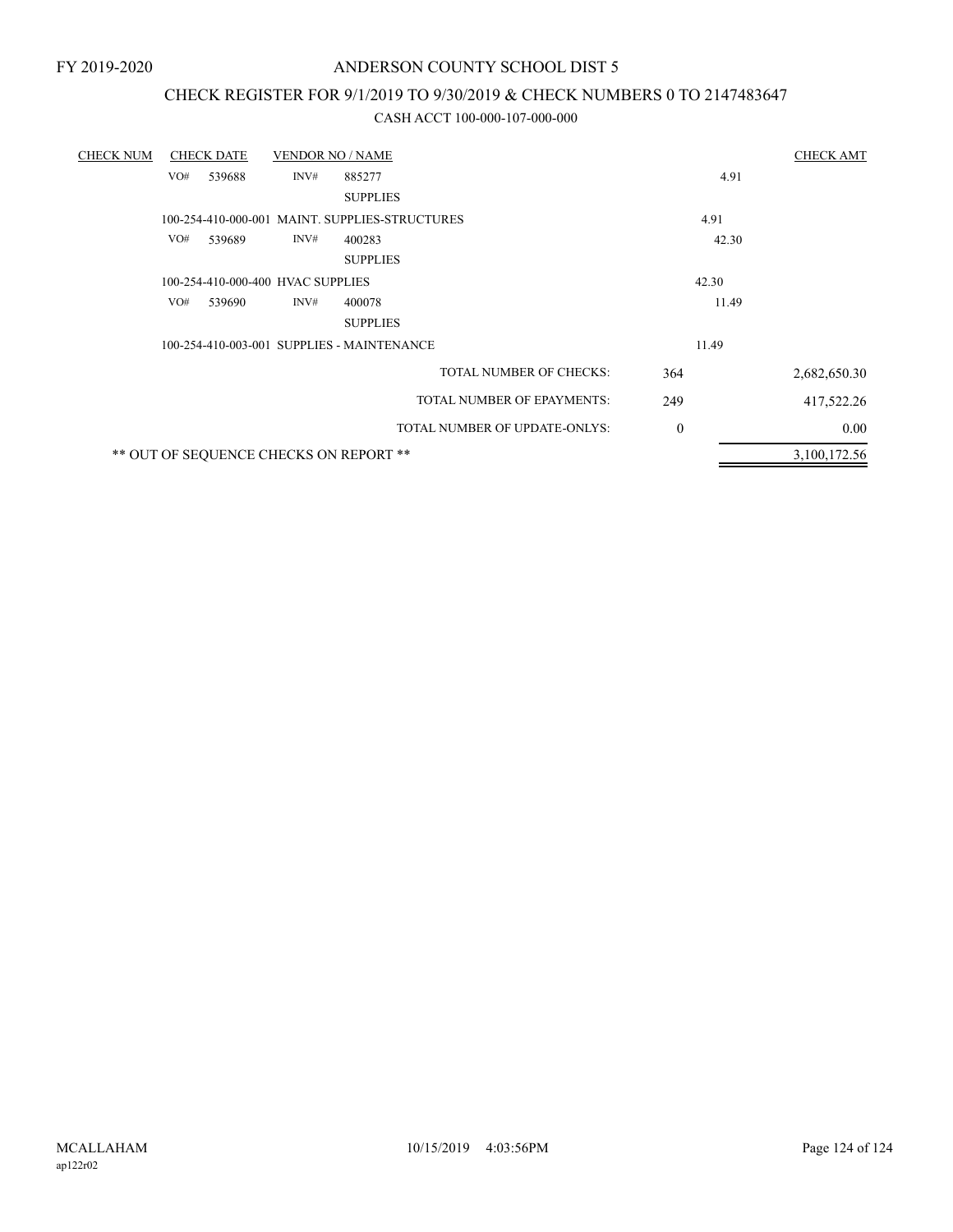FY 2019-2020

# ANDERSON COUNTY SCHOOL DIST 5

## CHECK REGISTER FOR 9/1/2019 TO 9/30/2019 & CHECK NUMBERS 0 TO 2147483647

### CASH ACCT 100-000-107-000-000

| CHECK NUM | CHECK DATE | VENDOR NO / NAME | | | CHECK AMT |
|---|---|---|---|---|---|
| | VO# 539688 | INV# 885277 | | 4.91 | |
| | | SUPPLIES | | | |
| | 100-254-410-000-001 MAINT. SUPPLIES-STRUCTURES | | | 4.91 | |
| | VO# 539689 | INV# 400283 | | 42.30 | |
| | | SUPPLIES | | | |
| | 100-254-410-000-400 HVAC SUPPLIES | | | 42.30 | |
| | VO# 539690 | INV# 400078 | | 11.49 | |
| | | SUPPLIES | | | |
| | 100-254-410-003-001 SUPPLIES - MAINTENANCE | | | 11.49 | |
| | | | TOTAL NUMBER OF CHECKS: | 364 | 2,682,650.30 |
| | | | TOTAL NUMBER OF EPAYMENTS: | 249 | 417,522.26 |
| | | | TOTAL NUMBER OF UPDATE-ONLYS: | 0 | 0.00 |
| | ** OUT OF SEQUENCE CHECKS ON REPORT ** | | | | 3,100,172.56 |

MCALLAHAM
ap122r02

10/15/2019 4:03:56PM